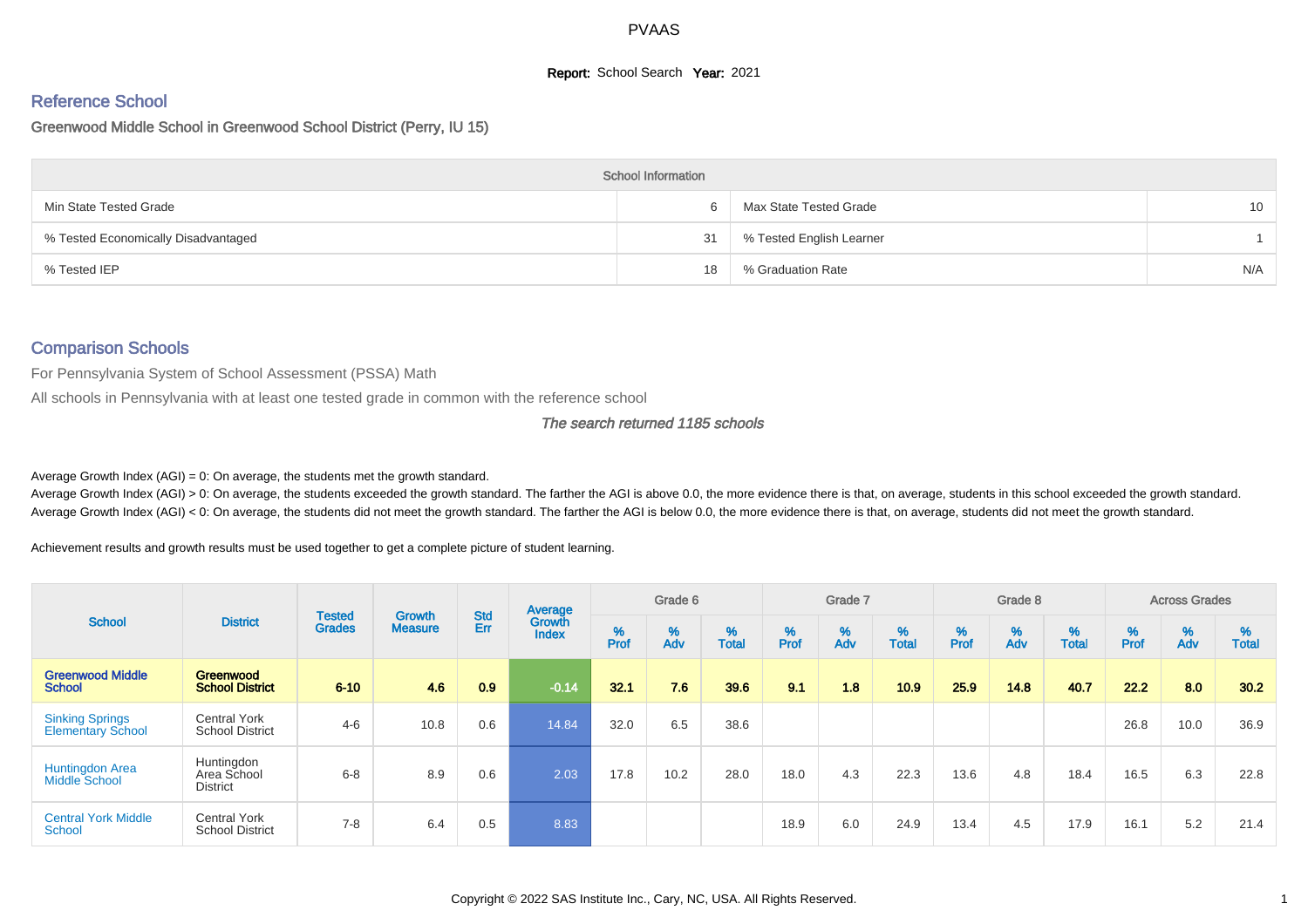PVAAS

**Report:** School Search **Year:** 2021

## Reference School

Greenwood Middle School in Greenwood School District (Perry, IU 15)

| School Information | | | |
|---|---|---|---|
| Min State Tested Grade | 6 | Max State Tested Grade | 10 |
| % Tested Economically Disadvantaged | 31 | % Tested English Learner | 1 |
| % Tested IEP | 18 | % Graduation Rate | N/A |

## Comparison Schools

For Pennsylvania System of School Assessment (PSSA) Math

All schools in Pennsylvania with at least one tested grade in common with the reference school

*The search returned 1185 schools*

Average Growth Index (AGI) = 0: On average, the students met the growth standard.

Average Growth Index (AGI) > 0: On average, the students exceeded the growth standard. The farther the AGI is above 0.0, the more evidence there is that, on average, students in this school exceeded the growth standard.

Average Growth Index (AGI) < 0: On average, the students did not meet the growth standard. The farther the AGI is below 0.0, the more evidence there is that, on average, students did not meet the growth standard.

Achievement results and growth results must be used together to get a complete picture of student learning.

| School | District | Tested Grades | Growth Measure | Std Err | Average Growth Index | Grade 6 | | | Grade 7 | | | Grade 8 | | | Across Grades | | |
|---|---|---|---|---|---|---|---|---|---|---|---|---|---|---|---|---|---|
| | | | | | | % Prof | % Adv | % Total | % Prof | % Adv | % Total | % Prof | % Adv | % Total | % Prof | % Adv | % Total |
| **Greenwood Middle School** | **Greenwood School District** | **6-10** | **4.6** | **0.9** | **-0.14** | **32.1** | **7.6** | **39.6** | **9.1** | **1.8** | **10.9** | **25.9** | **14.8** | **40.7** | **22.2** | **8.0** | **30.2** |
| Sinking Springs Elementary School | Central York School District | 4-6 | 10.8 | 0.6 | 14.84 | 32.0 | 6.5 | 38.6 | | | | | | | 26.8 | 10.0 | 36.9 |
| Huntingdon Area Middle School | Huntingdon Area School District | 6-8 | 8.9 | 0.6 | 2.03 | 17.8 | 10.2 | 28.0 | 18.0 | 4.3 | 22.3 | 13.6 | 4.8 | 18.4 | 16.5 | 6.3 | 22.8 |
| Central York Middle School | Central York School District | 7-8 | 6.4 | 0.5 | 8.83 | | | | 18.9 | 6.0 | 24.9 | 13.4 | 4.5 | 17.9 | 16.1 | 5.2 | 21.4 |

Copyright © 2022 SAS Institute Inc., Cary, NC, USA. All Rights Reserved.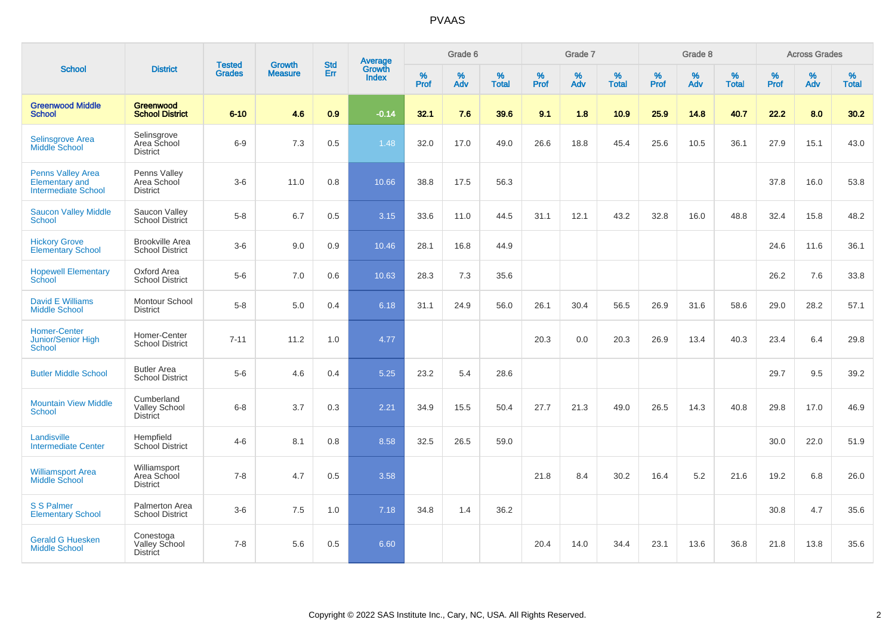# PVAAS

| School | District | Tested Grades | Growth Measure | Std Err | Average Growth Index | Grade 6 | | | Grade 7 | | | Grade 8 | | | Across Grades | | |
|---|---|---|---|---|---|---|---|---|---|---|---|---|---|---|---|---|---|
| | | | | | | % Prof | % Adv | % Total | % Prof | % Adv | % Total | % Prof | % Adv | % Total | % Prof | % Adv | % Total |
| **Greenwood Middle School** | **Greenwood School District** | **6-10** | **4.6** | **0.9** | **-0.14** | **32.1** | **7.6** | **39.6** | **9.1** | **1.8** | **10.9** | **25.9** | **14.8** | **40.7** | **22.2** | **8.0** | **30.2** |
| Selinsgrove Area Middle School | Selinsgrove Area School District | 6-9 | 7.3 | 0.5 | 1.48 | 32.0 | 17.0 | 49.0 | 26.6 | 18.8 | 45.4 | 25.6 | 10.5 | 36.1 | 27.9 | 15.1 | 43.0 |
| Penns Valley Area Elementary and Intermediate School | Penns Valley Area School District | 3-6 | 11.0 | 0.8 | 10.66 | 38.8 | 17.5 | 56.3 | | | | | | | 37.8 | 16.0 | 53.8 |
| Saucon Valley Middle School | Saucon Valley School District | 5-8 | 6.7 | 0.5 | 3.15 | 33.6 | 11.0 | 44.5 | 31.1 | 12.1 | 43.2 | 32.8 | 16.0 | 48.8 | 32.4 | 15.8 | 48.2 |
| Hickory Grove Elementary School | Brookville Area School District | 3-6 | 9.0 | 0.9 | 10.46 | 28.1 | 16.8 | 44.9 | | | | | | | 24.6 | 11.6 | 36.1 |
| Hopewell Elementary School | Oxford Area School District | 5-6 | 7.0 | 0.6 | 10.63 | 28.3 | 7.3 | 35.6 | | | | | | | 26.2 | 7.6 | 33.8 |
| David E Williams Middle School | Montour School District | 5-8 | 5.0 | 0.4 | 6.18 | 31.1 | 24.9 | 56.0 | 26.1 | 30.4 | 56.5 | 26.9 | 31.6 | 58.6 | 29.0 | 28.2 | 57.1 |
| Homer-Center Junior/Senior High School | Homer-Center School District | 7-11 | 11.2 | 1.0 | 4.77 | | | | 20.3 | 0.0 | 20.3 | 26.9 | 13.4 | 40.3 | 23.4 | 6.4 | 29.8 |
| Butler Middle School | Butler Area School District | 5-6 | 4.6 | 0.4 | 5.25 | 23.2 | 5.4 | 28.6 | | | | | | | 29.7 | 9.5 | 39.2 |
| Mountain View Middle School | Cumberland Valley School District | 6-8 | 3.7 | 0.3 | 2.21 | 34.9 | 15.5 | 50.4 | 27.7 | 21.3 | 49.0 | 26.5 | 14.3 | 40.8 | 29.8 | 17.0 | 46.9 |
| Landisville Intermediate Center | Hempfield School District | 4-6 | 8.1 | 0.8 | 8.58 | 32.5 | 26.5 | 59.0 | | | | | | | 30.0 | 22.0 | 51.9 |
| Williamsport Area Middle School | Williamsport Area School District | 7-8 | 4.7 | 0.5 | 3.58 | | | | 21.8 | 8.4 | 30.2 | 16.4 | 5.2 | 21.6 | 19.2 | 6.8 | 26.0 |
| S S Palmer Elementary School | Palmerton Area School District | 3-6 | 7.5 | 1.0 | 7.18 | 34.8 | 1.4 | 36.2 | | | | | | | 30.8 | 4.7 | 35.6 |
| Gerald G Huesken Middle School | Conestoga Valley School District | 7-8 | 5.6 | 0.5 | 6.60 | | | | 20.4 | 14.0 | 34.4 | 23.1 | 13.6 | 36.8 | 21.8 | 13.8 | 35.6 |

Copyright © 2022 SAS Institute Inc., Cary, NC, USA. All Rights Reserved.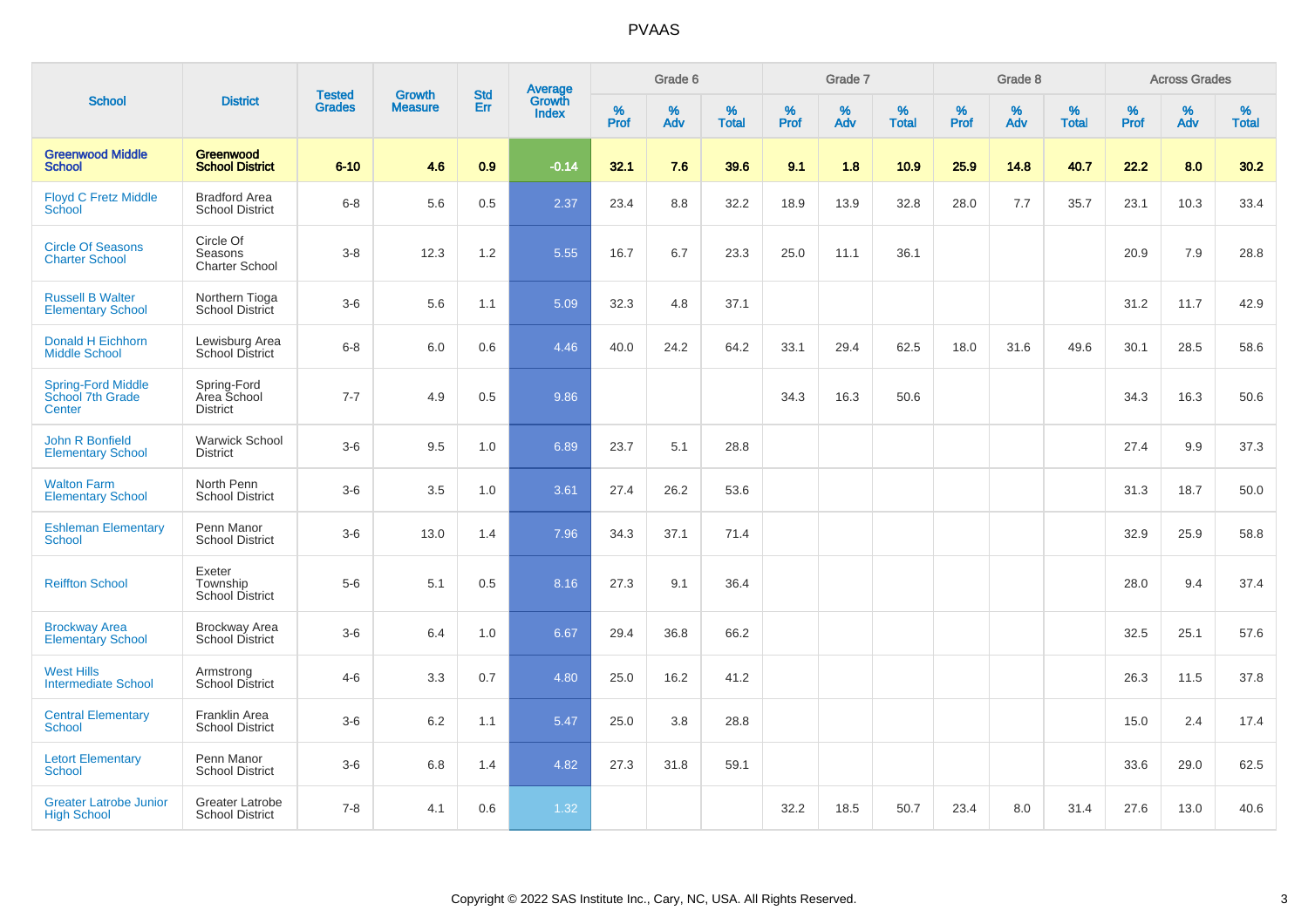# PVAAS

| School | District | Tested Grades | Growth Measure | Std Err | Average Growth Index | Grade 6 | | | Grade 7 | | | Grade 8 | | | Across Grades | | |
|---|---|---|---|---|---|---|---|---|---|---|---|---|---|---|---|---|---|
| | | | | | | % Prof | % Adv | % Total | % Prof | % Adv | % Total | % Prof | % Adv | % Total | % Prof | % Adv | % Total |
| **Greenwood Middle School** | **Greenwood School District** | **6-10** | **4.6** | **0.9** | **-0.14** | **32.1** | **7.6** | **39.6** | **9.1** | **1.8** | **10.9** | **25.9** | **14.8** | **40.7** | **22.2** | **8.0** | **30.2** |
| Floyd C Fretz Middle School | Bradford Area School District | 6-8 | 5.6 | 0.5 | 2.37 | 23.4 | 8.8 | 32.2 | 18.9 | 13.9 | 32.8 | 28.0 | 7.7 | 35.7 | 23.1 | 10.3 | 33.4 |
| Circle Of Seasons Charter School | Circle Of Seasons Charter School | 3-8 | 12.3 | 1.2 | 5.55 | 16.7 | 6.7 | 23.3 | 25.0 | 11.1 | 36.1 | | | | 20.9 | 7.9 | 28.8 |
| Russell B Walter Elementary School | Northern Tioga School District | 3-6 | 5.6 | 1.1 | 5.09 | 32.3 | 4.8 | 37.1 | | | | | | | 31.2 | 11.7 | 42.9 |
| Donald H Eichhorn Middle School | Lewisburg Area School District | 6-8 | 6.0 | 0.6 | 4.46 | 40.0 | 24.2 | 64.2 | 33.1 | 29.4 | 62.5 | 18.0 | 31.6 | 49.6 | 30.1 | 28.5 | 58.6 |
| Spring-Ford Middle School 7th Grade Center | Spring-Ford Area School District | 7-7 | 4.9 | 0.5 | 9.86 | | | | 34.3 | 16.3 | 50.6 | | | | 34.3 | 16.3 | 50.6 |
| John R Bonfield Elementary School | Warwick School District | 3-6 | 9.5 | 1.0 | 6.89 | 23.7 | 5.1 | 28.8 | | | | | | | 27.4 | 9.9 | 37.3 |
| Walton Farm Elementary School | North Penn School District | 3-6 | 3.5 | 1.0 | 3.61 | 27.4 | 26.2 | 53.6 | | | | | | | 31.3 | 18.7 | 50.0 |
| Eshleman Elementary School | Penn Manor School District | 3-6 | 13.0 | 1.4 | 7.96 | 34.3 | 37.1 | 71.4 | | | | | | | 32.9 | 25.9 | 58.8 |
| Reiffton School | Exeter Township School District | 5-6 | 5.1 | 0.5 | 8.16 | 27.3 | 9.1 | 36.4 | | | | | | | 28.0 | 9.4 | 37.4 |
| Brockway Area Elementary School | Brockway Area School District | 3-6 | 6.4 | 1.0 | 6.67 | 29.4 | 36.8 | 66.2 | | | | | | | 32.5 | 25.1 | 57.6 |
| West Hills Intermediate School | Armstrong School District | 4-6 | 3.3 | 0.7 | 4.80 | 25.0 | 16.2 | 41.2 | | | | | | | 26.3 | 11.5 | 37.8 |
| Central Elementary School | Franklin Area School District | 3-6 | 6.2 | 1.1 | 5.47 | 25.0 | 3.8 | 28.8 | | | | | | | 15.0 | 2.4 | 17.4 |
| Letort Elementary School | Penn Manor School District | 3-6 | 6.8 | 1.4 | 4.82 | 27.3 | 31.8 | 59.1 | | | | | | | 33.6 | 29.0 | 62.5 |
| Greater Latrobe Junior High School | Greater Latrobe School District | 7-8 | 4.1 | 0.6 | 1.32 | | | | 32.2 | 18.5 | 50.7 | 23.4 | 8.0 | 31.4 | 27.6 | 13.0 | 40.6 |

Copyright © 2022 SAS Institute Inc., Cary, NC, USA. All Rights Reserved.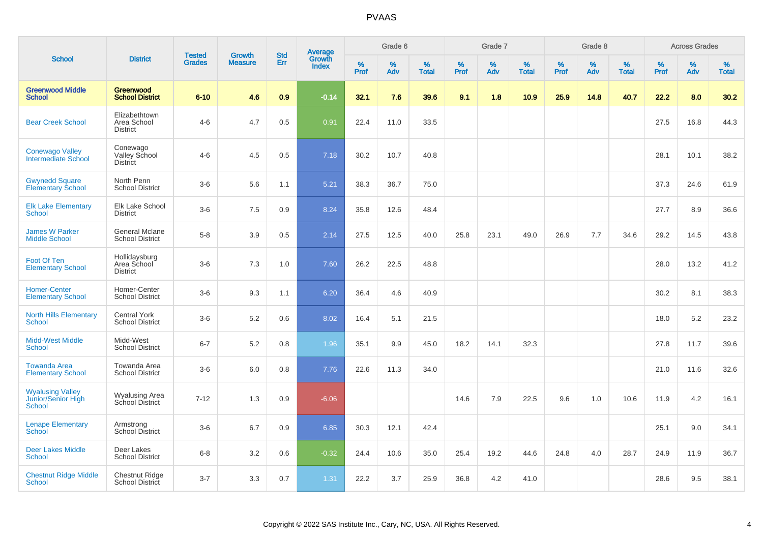# PVAAS

| School | District | Tested Grades | Growth Measure | Std Err | Average Growth Index | Grade 6 | | | Grade 7 | | | Grade 8 | | | Across Grades | | |
|---|---|---|---|---|---|---|---|---|---|---|---|---|---|---|---|---|---|
| | | | | | | % Prof | % Adv | % Total | % Prof | % Adv | % Total | % Prof | % Adv | % Total | % Prof | % Adv | % Total |
| **Greenwood Middle School** | **Greenwood School District** | **6-10** | **4.6** | **0.9** | **-0.14** | **32.1** | **7.6** | **39.6** | **9.1** | **1.8** | **10.9** | **25.9** | **14.8** | **40.7** | **22.2** | **8.0** | **30.2** |
| Bear Creek School | Elizabethtown Area School District | 4-6 | 4.7 | 0.5 | 0.91 | 22.4 | 11.0 | 33.5 | | | | | | | 27.5 | 16.8 | 44.3 |
| Conewago Valley Intermediate School | Conewago Valley School District | 4-6 | 4.5 | 0.5 | 7.18 | 30.2 | 10.7 | 40.8 | | | | | | | 28.1 | 10.1 | 38.2 |
| Gwynedd Square Elementary School | North Penn School District | 3-6 | 5.6 | 1.1 | 5.21 | 38.3 | 36.7 | 75.0 | | | | | | | 37.3 | 24.6 | 61.9 |
| Elk Lake Elementary School | Elk Lake School District | 3-6 | 7.5 | 0.9 | 8.24 | 35.8 | 12.6 | 48.4 | | | | | | | 27.7 | 8.9 | 36.6 |
| James W Parker Middle School | General Mclane School District | 5-8 | 3.9 | 0.5 | 2.14 | 27.5 | 12.5 | 40.0 | 25.8 | 23.1 | 49.0 | 26.9 | 7.7 | 34.6 | 29.2 | 14.5 | 43.8 |
| Foot Of Ten Elementary School | Hollidaysburg Area School District | 3-6 | 7.3 | 1.0 | 7.60 | 26.2 | 22.5 | 48.8 | | | | | | | 28.0 | 13.2 | 41.2 |
| Homer-Center Elementary School | Homer-Center School District | 3-6 | 9.3 | 1.1 | 6.20 | 36.4 | 4.6 | 40.9 | | | | | | | 30.2 | 8.1 | 38.3 |
| North Hills Elementary School | Central York School District | 3-6 | 5.2 | 0.6 | 8.02 | 16.4 | 5.1 | 21.5 | | | | | | | 18.0 | 5.2 | 23.2 |
| Midd-West Middle School | Midd-West School District | 6-7 | 5.2 | 0.8 | 1.96 | 35.1 | 9.9 | 45.0 | 18.2 | 14.1 | 32.3 | | | | 27.8 | 11.7 | 39.6 |
| Towanda Area Elementary School | Towanda Area School District | 3-6 | 6.0 | 0.8 | 7.76 | 22.6 | 11.3 | 34.0 | | | | | | | 21.0 | 11.6 | 32.6 |
| Wyalusing Valley Junior/Senior High School | Wyalusing Area School District | 7-12 | 1.3 | 0.9 | -6.06 | | | | 14.6 | 7.9 | 22.5 | 9.6 | 1.0 | 10.6 | 11.9 | 4.2 | 16.1 |
| Lenape Elementary School | Armstrong School District | 3-6 | 6.7 | 0.9 | 6.85 | 30.3 | 12.1 | 42.4 | | | | | | | 25.1 | 9.0 | 34.1 |
| Deer Lakes Middle School | Deer Lakes School District | 6-8 | 3.2 | 0.6 | -0.32 | 24.4 | 10.6 | 35.0 | 25.4 | 19.2 | 44.6 | 24.8 | 4.0 | 28.7 | 24.9 | 11.9 | 36.7 |
| Chestnut Ridge Middle School | Chestnut Ridge School District | 3-7 | 3.3 | 0.7 | 1.31 | 22.2 | 3.7 | 25.9 | 36.8 | 4.2 | 41.0 | | | | 28.6 | 9.5 | 38.1 |

Copyright © 2022 SAS Institute Inc., Cary, NC, USA. All Rights Reserved.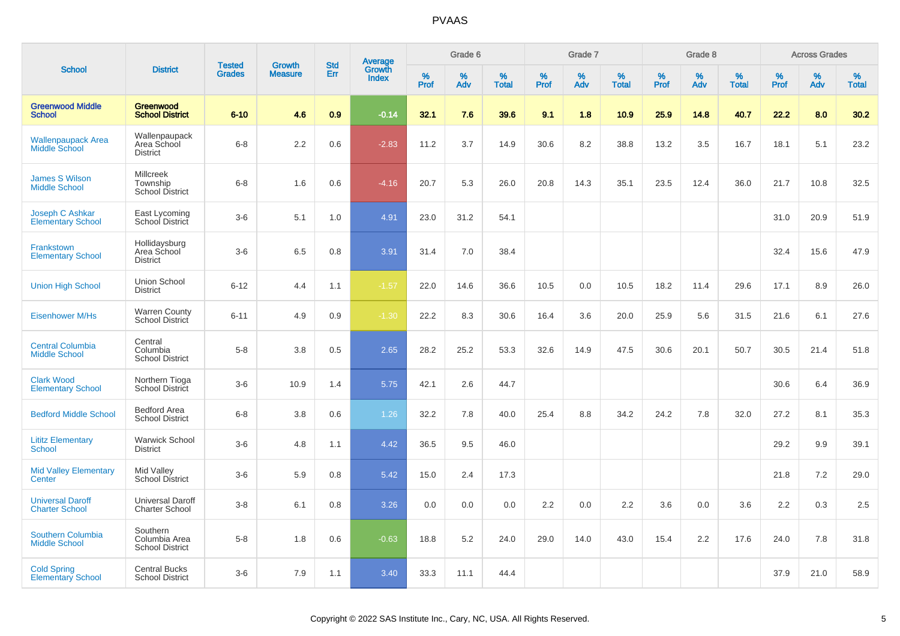# PVAAS

| School | District | Tested Grades | Growth Measure | Std Err | Average Growth Index | Grade 6 | | | Grade 7 | | | Grade 8 | | | Across Grades | | |
|---|---|---|---|---|---|---|---|---|---|---|---|---|---|---|---|---|---|
| | | | | | | % Prof | % Adv | % Total | % Prof | % Adv | % Total | % Prof | % Adv | % Total | % Prof | % Adv | % Total |
| **Greenwood Middle School** | **Greenwood School District** | **6-10** | **4.6** | **0.9** | **-0.14** | **32.1** | **7.6** | **39.6** | **9.1** | **1.8** | **10.9** | **25.9** | **14.8** | **40.7** | **22.2** | **8.0** | **30.2** |
| Wallenpaupack Area Middle School | Wallenpaupack Area School District | 6-8 | 2.2 | 0.6 | -2.83 | 11.2 | 3.7 | 14.9 | 30.6 | 8.2 | 38.8 | 13.2 | 3.5 | 16.7 | 18.1 | 5.1 | 23.2 |
| James S Wilson Middle School | Millcreek Township School District | 6-8 | 1.6 | 0.6 | -4.16 | 20.7 | 5.3 | 26.0 | 20.8 | 14.3 | 35.1 | 23.5 | 12.4 | 36.0 | 21.7 | 10.8 | 32.5 |
| Joseph C Ashkar Elementary School | East Lycoming School District | 3-6 | 5.1 | 1.0 | 4.91 | 23.0 | 31.2 | 54.1 | | | | | | | 31.0 | 20.9 | 51.9 |
| Frankstown Elementary School | Hollidaysburg Area School District | 3-6 | 6.5 | 0.8 | 3.91 | 31.4 | 7.0 | 38.4 | | | | | | | 32.4 | 15.6 | 47.9 |
| Union High School | Union School District | 6-12 | 4.4 | 1.1 | -1.57 | 22.0 | 14.6 | 36.6 | 10.5 | 0.0 | 10.5 | 18.2 | 11.4 | 29.6 | 17.1 | 8.9 | 26.0 |
| Eisenhower M/Hs | Warren County School District | 6-11 | 4.9 | 0.9 | -1.30 | 22.2 | 8.3 | 30.6 | 16.4 | 3.6 | 20.0 | 25.9 | 5.6 | 31.5 | 21.6 | 6.1 | 27.6 |
| Central Columbia Middle School | Central Columbia School District | 5-8 | 3.8 | 0.5 | 2.65 | 28.2 | 25.2 | 53.3 | 32.6 | 14.9 | 47.5 | 30.6 | 20.1 | 50.7 | 30.5 | 21.4 | 51.8 |
| Clark Wood Elementary School | Northern Tioga School District | 3-6 | 10.9 | 1.4 | 5.75 | 42.1 | 2.6 | 44.7 | | | | | | | 30.6 | 6.4 | 36.9 |
| Bedford Middle School | Bedford Area School District | 6-8 | 3.8 | 0.6 | 1.26 | 32.2 | 7.8 | 40.0 | 25.4 | 8.8 | 34.2 | 24.2 | 7.8 | 32.0 | 27.2 | 8.1 | 35.3 |
| Lititz Elementary School | Warwick School District | 3-6 | 4.8 | 1.1 | 4.42 | 36.5 | 9.5 | 46.0 | | | | | | | 29.2 | 9.9 | 39.1 |
| Mid Valley Elementary Center | Mid Valley School District | 3-6 | 5.9 | 0.8 | 5.42 | 15.0 | 2.4 | 17.3 | | | | | | | 21.8 | 7.2 | 29.0 |
| Universal Daroff Charter School | Universal Daroff Charter School | 3-8 | 6.1 | 0.8 | 3.26 | 0.0 | 0.0 | 0.0 | 2.2 | 0.0 | 2.2 | 3.6 | 0.0 | 3.6 | 2.2 | 0.3 | 2.5 |
| Southern Columbia Middle School | Southern Columbia Area School District | 5-8 | 1.8 | 0.6 | -0.63 | 18.8 | 5.2 | 24.0 | 29.0 | 14.0 | 43.0 | 15.4 | 2.2 | 17.6 | 24.0 | 7.8 | 31.8 |
| Cold Spring Elementary School | Central Bucks School District | 3-6 | 7.9 | 1.1 | 3.40 | 33.3 | 11.1 | 44.4 | | | | | | | 37.9 | 21.0 | 58.9 |

Copyright © 2022 SAS Institute Inc., Cary, NC, USA. All Rights Reserved.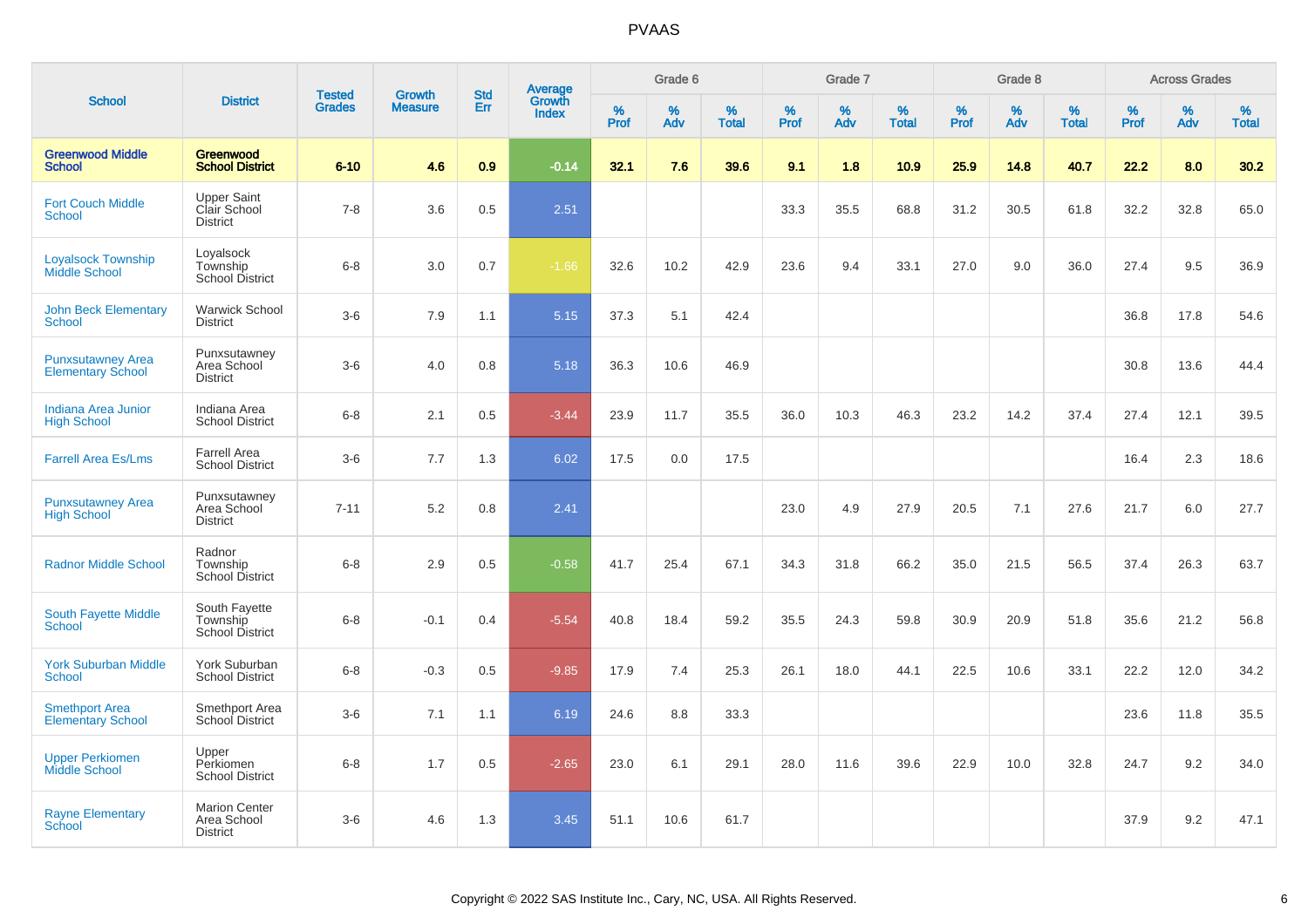# PVAAS

| School | District | Tested Grades | Growth Measure | Std Err | Average Growth Index | Grade 6 | | | Grade 7 | | | Grade 8 | | | Across Grades | | |
|---|---|---|---|---|---|---|---|---|---|---|---|---|---|---|---|---|---|
| | | | | | | % Prof | % Adv | % Total | % Prof | % Adv | % Total | % Prof | % Adv | % Total | % Prof | % Adv | % Total |
| **Greenwood Middle School** | **Greenwood School District** | **6-10** | **4.6** | **0.9** | **-0.14** | **32.1** | **7.6** | **39.6** | **9.1** | **1.8** | **10.9** | **25.9** | **14.8** | **40.7** | **22.2** | **8.0** | **30.2** |
| Fort Couch Middle School | Upper Saint Clair School District | 7-8 | 3.6 | 0.5 | 2.51 | | | | 33.3 | 35.5 | 68.8 | 31.2 | 30.5 | 61.8 | 32.2 | 32.8 | 65.0 |
| Loyalsock Township Middle School | Loyalsock Township School District | 6-8 | 3.0 | 0.7 | -1.66 | 32.6 | 10.2 | 42.9 | 23.6 | 9.4 | 33.1 | 27.0 | 9.0 | 36.0 | 27.4 | 9.5 | 36.9 |
| John Beck Elementary School | Warwick School District | 3-6 | 7.9 | 1.1 | 5.15 | 37.3 | 5.1 | 42.4 | | | | | | | 36.8 | 17.8 | 54.6 |
| Punxsutawney Area Elementary School | Punxsutawney Area School District | 3-6 | 4.0 | 0.8 | 5.18 | 36.3 | 10.6 | 46.9 | | | | | | | 30.8 | 13.6 | 44.4 |
| Indiana Area Junior High School | Indiana Area School District | 6-8 | 2.1 | 0.5 | -3.44 | 23.9 | 11.7 | 35.5 | 36.0 | 10.3 | 46.3 | 23.2 | 14.2 | 37.4 | 27.4 | 12.1 | 39.5 |
| Farrell Area Es/Lms | Farrell Area School District | 3-6 | 7.7 | 1.3 | 6.02 | 17.5 | 0.0 | 17.5 | | | | | | | 16.4 | 2.3 | 18.6 |
| Punxsutawney Area High School | Punxsutawney Area School District | 7-11 | 5.2 | 0.8 | 2.41 | | | | 23.0 | 4.9 | 27.9 | 20.5 | 7.1 | 27.6 | 21.7 | 6.0 | 27.7 |
| Radnor Middle School | Radnor Township School District | 6-8 | 2.9 | 0.5 | -0.58 | 41.7 | 25.4 | 67.1 | 34.3 | 31.8 | 66.2 | 35.0 | 21.5 | 56.5 | 37.4 | 26.3 | 63.7 |
| South Fayette Middle School | South Fayette Township School District | 6-8 | -0.1 | 0.4 | -5.54 | 40.8 | 18.4 | 59.2 | 35.5 | 24.3 | 59.8 | 30.9 | 20.9 | 51.8 | 35.6 | 21.2 | 56.8 |
| York Suburban Middle School | York Suburban School District | 6-8 | -0.3 | 0.5 | -9.85 | 17.9 | 7.4 | 25.3 | 26.1 | 18.0 | 44.1 | 22.5 | 10.6 | 33.1 | 22.2 | 12.0 | 34.2 |
| Smethport Area Elementary School | Smethport Area School District | 3-6 | 7.1 | 1.1 | 6.19 | 24.6 | 8.8 | 33.3 | | | | | | | 23.6 | 11.8 | 35.5 |
| Upper Perkiomen Middle School | Upper Perkiomen School District | 6-8 | 1.7 | 0.5 | -2.65 | 23.0 | 6.1 | 29.1 | 28.0 | 11.6 | 39.6 | 22.9 | 10.0 | 32.8 | 24.7 | 9.2 | 34.0 |
| Rayne Elementary School | Marion Center Area School District | 3-6 | 4.6 | 1.3 | 3.45 | 51.1 | 10.6 | 61.7 | | | | | | | 37.9 | 9.2 | 47.1 |

Copyright © 2022 SAS Institute Inc., Cary, NC, USA. All Rights Reserved.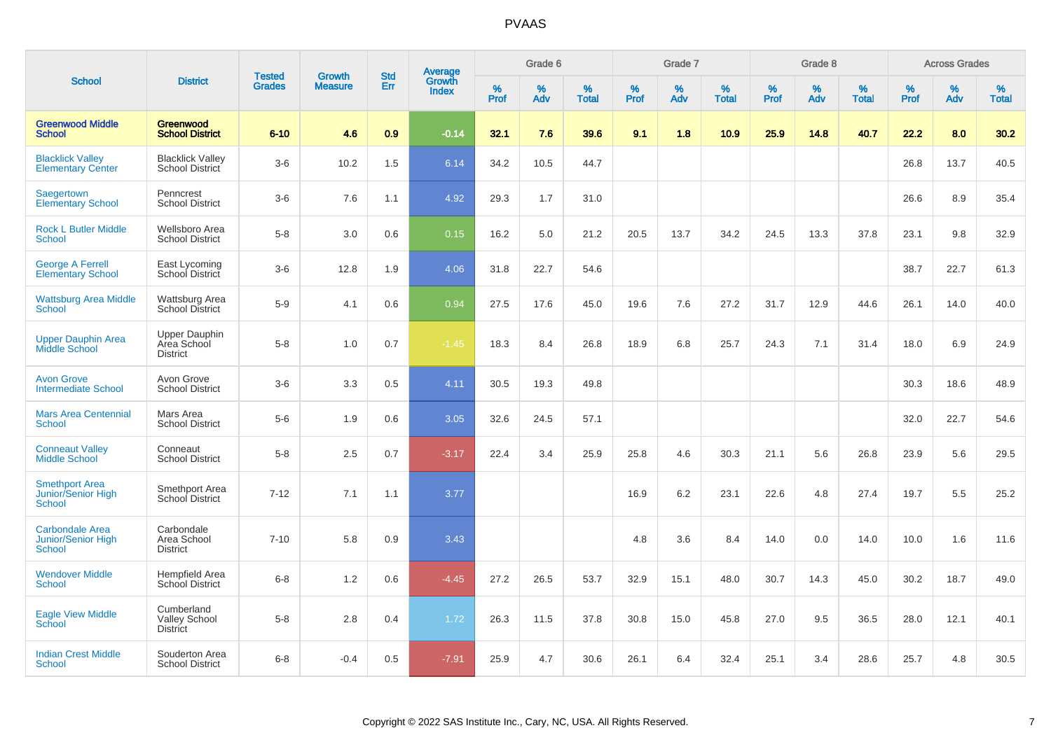# PVAAS

| School | District | Tested Grades | Growth Measure | Std Err | Average Growth Index | Grade 6 | | | Grade 7 | | | Grade 8 | | | Across Grades | | |
|---|---|---|---|---|---|---|---|---|---|---|---|---|---|---|---|---|---|
| | | | | | | % Prof | % Adv | % Total | % Prof | % Adv | % Total | % Prof | % Adv | % Total | % Prof | % Adv | % Total |
| **Greenwood Middle School** | **Greenwood School District** | **6-10** | **4.6** | **0.9** | **-0.14** | **32.1** | **7.6** | **39.6** | **9.1** | **1.8** | **10.9** | **25.9** | **14.8** | **40.7** | **22.2** | **8.0** | **30.2** |
| Blacklick Valley Elementary Center | Blacklick Valley School District | 3-6 | 10.2 | 1.5 | 6.14 | 34.2 | 10.5 | 44.7 | | | | | | | 26.8 | 13.7 | 40.5 |
| Saegertown Elementary School | Penncrest School District | 3-6 | 7.6 | 1.1 | 4.92 | 29.3 | 1.7 | 31.0 | | | | | | | 26.6 | 8.9 | 35.4 |
| Rock L Butler Middle School | Wellsboro Area School District | 5-8 | 3.0 | 0.6 | 0.15 | 16.2 | 5.0 | 21.2 | 20.5 | 13.7 | 34.2 | 24.5 | 13.3 | 37.8 | 23.1 | 9.8 | 32.9 |
| George A Ferrell Elementary School | East Lycoming School District | 3-6 | 12.8 | 1.9 | 4.06 | 31.8 | 22.7 | 54.6 | | | | | | | 38.7 | 22.7 | 61.3 |
| Wattsburg Area Middle School | Wattsburg Area School District | 5-9 | 4.1 | 0.6 | 0.94 | 27.5 | 17.6 | 45.0 | 19.6 | 7.6 | 27.2 | 31.7 | 12.9 | 44.6 | 26.1 | 14.0 | 40.0 |
| Upper Dauphin Area Middle School | Upper Dauphin Area School District | 5-8 | 1.0 | 0.7 | -1.45 | 18.3 | 8.4 | 26.8 | 18.9 | 6.8 | 25.7 | 24.3 | 7.1 | 31.4 | 18.0 | 6.9 | 24.9 |
| Avon Grove Intermediate School | Avon Grove School District | 3-6 | 3.3 | 0.5 | 4.11 | 30.5 | 19.3 | 49.8 | | | | | | | 30.3 | 18.6 | 48.9 |
| Mars Area Centennial School | Mars Area School District | 5-6 | 1.9 | 0.6 | 3.05 | 32.6 | 24.5 | 57.1 | | | | | | | 32.0 | 22.7 | 54.6 |
| Conneaut Valley Middle School | Conneaut School District | 5-8 | 2.5 | 0.7 | -3.17 | 22.4 | 3.4 | 25.9 | 25.8 | 4.6 | 30.3 | 21.1 | 5.6 | 26.8 | 23.9 | 5.6 | 29.5 |
| Smethport Area Junior/Senior High School | Smethport Area School District | 7-12 | 7.1 | 1.1 | 3.77 | | | | 16.9 | 6.2 | 23.1 | 22.6 | 4.8 | 27.4 | 19.7 | 5.5 | 25.2 |
| Carbondale Area Junior/Senior High School | Carbondale Area School District | 7-10 | 5.8 | 0.9 | 3.43 | | | | 4.8 | 3.6 | 8.4 | 14.0 | 0.0 | 14.0 | 10.0 | 1.6 | 11.6 |
| Wendover Middle School | Hempfield Area School District | 6-8 | 1.2 | 0.6 | -4.45 | 27.2 | 26.5 | 53.7 | 32.9 | 15.1 | 48.0 | 30.7 | 14.3 | 45.0 | 30.2 | 18.7 | 49.0 |
| Eagle View Middle School | Cumberland Valley School District | 5-8 | 2.8 | 0.4 | 1.72 | 26.3 | 11.5 | 37.8 | 30.8 | 15.0 | 45.8 | 27.0 | 9.5 | 36.5 | 28.0 | 12.1 | 40.1 |
| Indian Crest Middle School | Souderton Area School District | 6-8 | -0.4 | 0.5 | -7.91 | 25.9 | 4.7 | 30.6 | 26.1 | 6.4 | 32.4 | 25.1 | 3.4 | 28.6 | 25.7 | 4.8 | 30.5 |

Copyright © 2022 SAS Institute Inc., Cary, NC, USA. All Rights Reserved.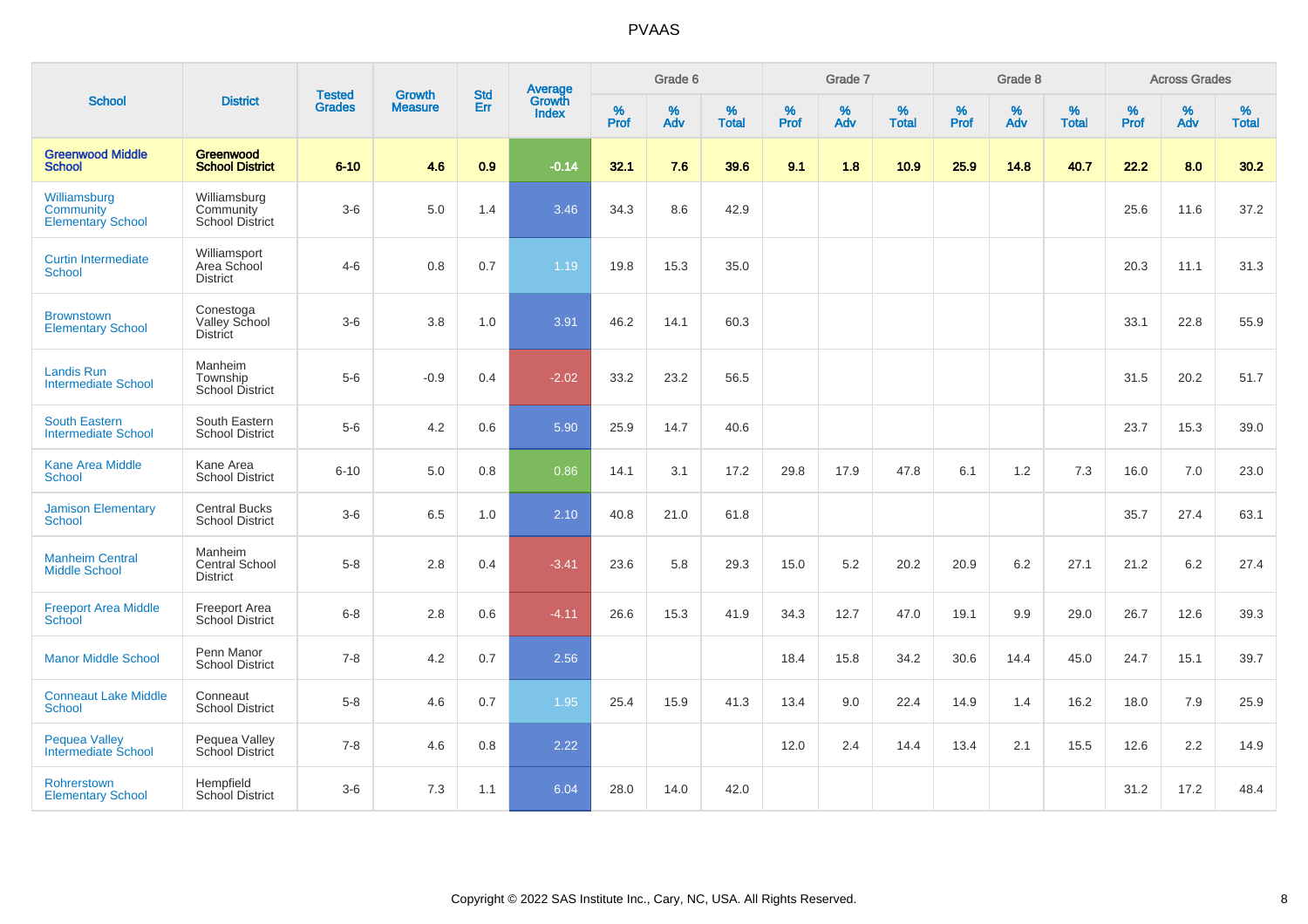# PVAAS

| School | District | Tested Grades | Growth Measure | Std Err | Average Growth Index | Grade 6 | | | Grade 7 | | | Grade 8 | | | Across Grades | | |
|---|---|---|---|---|---|---|---|---|---|---|---|---|---|---|---|---|---|
| | | | | | | % Prof | % Adv | % Total | % Prof | % Adv | % Total | % Prof | % Adv | % Total | % Prof | % Adv | % Total |
| **Greenwood Middle School** | **Greenwood School District** | **6-10** | **4.6** | **0.9** | **-0.14** | **32.1** | **7.6** | **39.6** | **9.1** | **1.8** | **10.9** | **25.9** | **14.8** | **40.7** | **22.2** | **8.0** | **30.2** |
| Williamsburg Community Elementary School | Williamsburg Community School District | 3-6 | 5.0 | 1.4 | 3.46 | 34.3 | 8.6 | 42.9 | | | | | | | 25.6 | 11.6 | 37.2 |
| Curtin Intermediate School | Williamsport Area School District | 4-6 | 0.8 | 0.7 | 1.19 | 19.8 | 15.3 | 35.0 | | | | | | | 20.3 | 11.1 | 31.3 |
| Brownstown Elementary School | Conestoga Valley School District | 3-6 | 3.8 | 1.0 | 3.91 | 46.2 | 14.1 | 60.3 | | | | | | | 33.1 | 22.8 | 55.9 |
| Landis Run Intermediate School | Manheim Township School District | 5-6 | -0.9 | 0.4 | -2.02 | 33.2 | 23.2 | 56.5 | | | | | | | 31.5 | 20.2 | 51.7 |
| South Eastern Intermediate School | South Eastern School District | 5-6 | 4.2 | 0.6 | 5.90 | 25.9 | 14.7 | 40.6 | | | | | | | 23.7 | 15.3 | 39.0 |
| Kane Area Middle School | Kane Area School District | 6-10 | 5.0 | 0.8 | 0.86 | 14.1 | 3.1 | 17.2 | 29.8 | 17.9 | 47.8 | 6.1 | 1.2 | 7.3 | 16.0 | 7.0 | 23.0 |
| Jamison Elementary School | Central Bucks School District | 3-6 | 6.5 | 1.0 | 2.10 | 40.8 | 21.0 | 61.8 | | | | | | | 35.7 | 27.4 | 63.1 |
| Manheim Central Middle School | Manheim Central School District | 5-8 | 2.8 | 0.4 | -3.41 | 23.6 | 5.8 | 29.3 | 15.0 | 5.2 | 20.2 | 20.9 | 6.2 | 27.1 | 21.2 | 6.2 | 27.4 |
| Freeport Area Middle School | Freeport Area School District | 6-8 | 2.8 | 0.6 | -4.11 | 26.6 | 15.3 | 41.9 | 34.3 | 12.7 | 47.0 | 19.1 | 9.9 | 29.0 | 26.7 | 12.6 | 39.3 |
| Manor Middle School | Penn Manor School District | 7-8 | 4.2 | 0.7 | 2.56 | | | | 18.4 | 15.8 | 34.2 | 30.6 | 14.4 | 45.0 | 24.7 | 15.1 | 39.7 |
| Conneaut Lake Middle School | Conneaut School District | 5-8 | 4.6 | 0.7 | 1.95 | 25.4 | 15.9 | 41.3 | 13.4 | 9.0 | 22.4 | 14.9 | 1.4 | 16.2 | 18.0 | 7.9 | 25.9 |
| Pequea Valley Intermediate School | Pequea Valley School District | 7-8 | 4.6 | 0.8 | 2.22 | | | | 12.0 | 2.4 | 14.4 | 13.4 | 2.1 | 15.5 | 12.6 | 2.2 | 14.9 |
| Rohrerstown Elementary School | Hempfield School District | 3-6 | 7.3 | 1.1 | 6.04 | 28.0 | 14.0 | 42.0 | | | | | | | 31.2 | 17.2 | 48.4 |

Copyright © 2022 SAS Institute Inc., Cary, NC, USA. All Rights Reserved.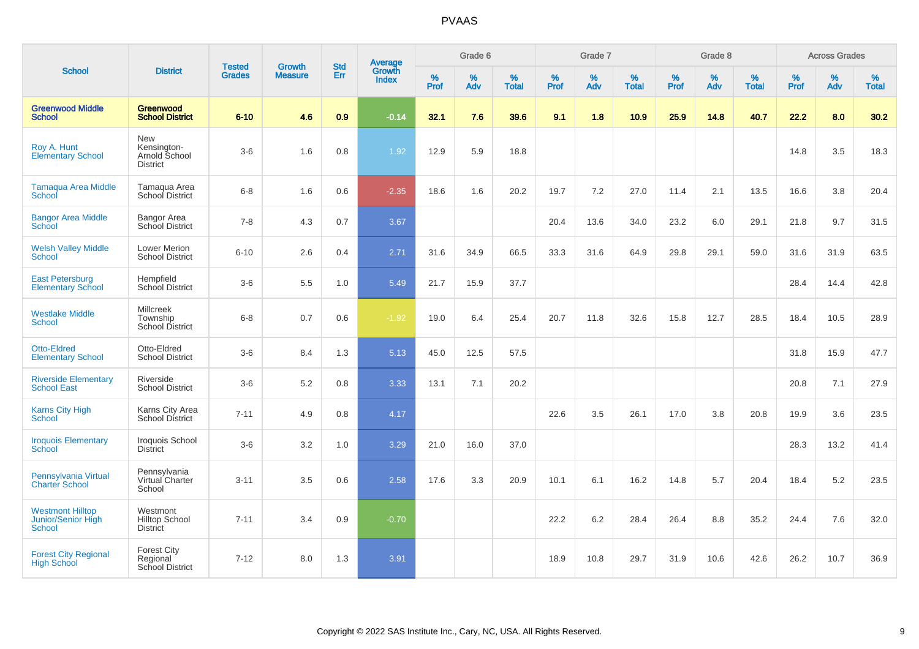# PVAAS

| School | District | Tested Grades | Growth Measure | Std Err | Average Growth Index | Grade 6 | | | Grade 7 | | | Grade 8 | | | Across Grades | | |
|---|---|---|---|---|---|---|---|---|---|---|---|---|---|---|---|---|---|
| | | | | | | % Prof | % Adv | % Total | % Prof | % Adv | % Total | % Prof | % Adv | % Total | % Prof | % Adv | % Total |
| **Greenwood Middle School** | **Greenwood School District** | **6-10** | **4.6** | **0.9** | **-0.14** | **32.1** | **7.6** | **39.6** | **9.1** | **1.8** | **10.9** | **25.9** | **14.8** | **40.7** | **22.2** | **8.0** | **30.2** |
| Roy A. Hunt Elementary School | New Kensington-Arnold School District | 3-6 | 1.6 | 0.8 | 1.92 | 12.9 | 5.9 | 18.8 | | | | | | | 14.8 | 3.5 | 18.3 |
| Tamaqua Area Middle School | Tamaqua Area School District | 6-8 | 1.6 | 0.6 | -2.35 | 18.6 | 1.6 | 20.2 | 19.7 | 7.2 | 27.0 | 11.4 | 2.1 | 13.5 | 16.6 | 3.8 | 20.4 |
| Bangor Area Middle School | Bangor Area School District | 7-8 | 4.3 | 0.7 | 3.67 | | | | 20.4 | 13.6 | 34.0 | 23.2 | 6.0 | 29.1 | 21.8 | 9.7 | 31.5 |
| Welsh Valley Middle School | Lower Merion School District | 6-10 | 2.6 | 0.4 | 2.71 | 31.6 | 34.9 | 66.5 | 33.3 | 31.6 | 64.9 | 29.8 | 29.1 | 59.0 | 31.6 | 31.9 | 63.5 |
| East Petersburg Elementary School | Hempfield School District | 3-6 | 5.5 | 1.0 | 5.49 | 21.7 | 15.9 | 37.7 | | | | | | | 28.4 | 14.4 | 42.8 |
| Westlake Middle School | Millcreek Township School District | 6-8 | 0.7 | 0.6 | -1.92 | 19.0 | 6.4 | 25.4 | 20.7 | 11.8 | 32.6 | 15.8 | 12.7 | 28.5 | 18.4 | 10.5 | 28.9 |
| Otto-Eldred Elementary School | Otto-Eldred School District | 3-6 | 8.4 | 1.3 | 5.13 | 45.0 | 12.5 | 57.5 | | | | | | | 31.8 | 15.9 | 47.7 |
| Riverside Elementary School East | Riverside School District | 3-6 | 5.2 | 0.8 | 3.33 | 13.1 | 7.1 | 20.2 | | | | | | | 20.8 | 7.1 | 27.9 |
| Karns City High School | Karns City Area School District | 7-11 | 4.9 | 0.8 | 4.17 | | | | 22.6 | 3.5 | 26.1 | 17.0 | 3.8 | 20.8 | 19.9 | 3.6 | 23.5 |
| Iroquois Elementary School | Iroquois School District | 3-6 | 3.2 | 1.0 | 3.29 | 21.0 | 16.0 | 37.0 | | | | | | | 28.3 | 13.2 | 41.4 |
| Pennsylvania Virtual Charter School | Pennsylvania Virtual Charter School | 3-11 | 3.5 | 0.6 | 2.58 | 17.6 | 3.3 | 20.9 | 10.1 | 6.1 | 16.2 | 14.8 | 5.7 | 20.4 | 18.4 | 5.2 | 23.5 |
| Westmont Hilltop Junior/Senior High School | Westmont Hilltop School District | 7-11 | 3.4 | 0.9 | -0.70 | | | | 22.2 | 6.2 | 28.4 | 26.4 | 8.8 | 35.2 | 24.4 | 7.6 | 32.0 |
| Forest City Regional High School | Forest City Regional School District | 7-12 | 8.0 | 1.3 | 3.91 | | | | 18.9 | 10.8 | 29.7 | 31.9 | 10.6 | 42.6 | 26.2 | 10.7 | 36.9 |

Copyright © 2022 SAS Institute Inc., Cary, NC, USA. All Rights Reserved.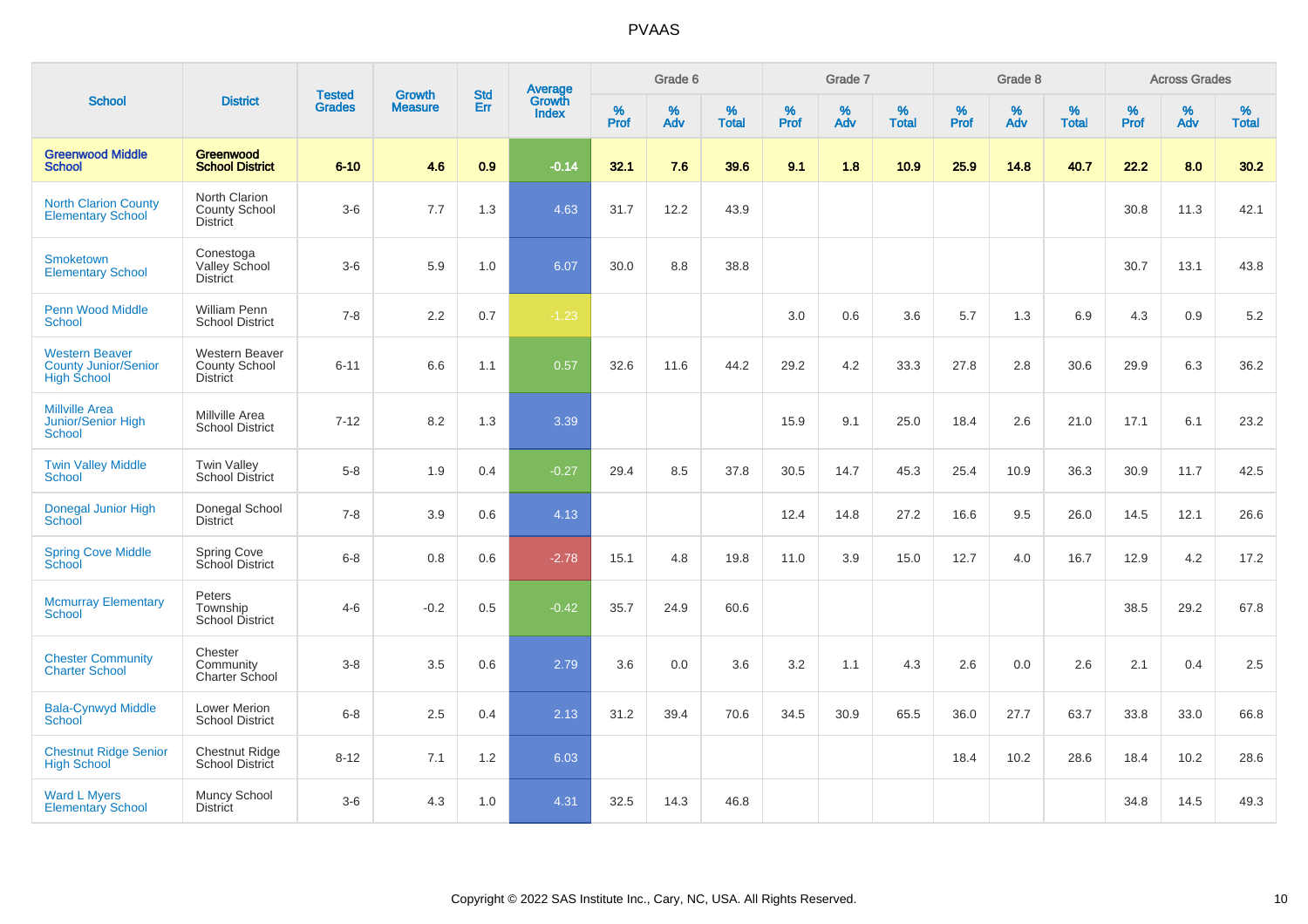# PVAAS

| School | District | Tested Grades | Growth Measure | Std Err | Average Growth Index | Grade 6 | | | Grade 7 | | | Grade 8 | | | Across Grades | | |
|---|---|---|---|---|---|---|---|---|---|---|---|---|---|---|---|---|---|
| | | | | | | % Prof | % Adv | % Total | % Prof | % Adv | % Total | % Prof | % Adv | % Total | % Prof | % Adv | % Total |
| **Greenwood Middle School** | **Greenwood School District** | **6-10** | **4.6** | **0.9** | **-0.14** | **32.1** | **7.6** | **39.6** | **9.1** | **1.8** | **10.9** | **25.9** | **14.8** | **40.7** | **22.2** | **8.0** | **30.2** |
| North Clarion County Elementary School | North Clarion County School District | 3-6 | 7.7 | 1.3 | 4.63 | 31.7 | 12.2 | 43.9 | | | | | | | 30.8 | 11.3 | 42.1 |
| Smoketown Elementary School | Conestoga Valley School District | 3-6 | 5.9 | 1.0 | 6.07 | 30.0 | 8.8 | 38.8 | | | | | | | 30.7 | 13.1 | 43.8 |
| Penn Wood Middle School | William Penn School District | 7-8 | 2.2 | 0.7 | -1.23 | | | | 3.0 | 0.6 | 3.6 | 5.7 | 1.3 | 6.9 | 4.3 | 0.9 | 5.2 |
| Western Beaver County Junior/Senior High School | Western Beaver County School District | 6-11 | 6.6 | 1.1 | 0.57 | 32.6 | 11.6 | 44.2 | 29.2 | 4.2 | 33.3 | 27.8 | 2.8 | 30.6 | 29.9 | 6.3 | 36.2 |
| Millville Area Junior/Senior High School | Millville Area School District | 7-12 | 8.2 | 1.3 | 3.39 | | | | 15.9 | 9.1 | 25.0 | 18.4 | 2.6 | 21.0 | 17.1 | 6.1 | 23.2 |
| Twin Valley Middle School | Twin Valley School District | 5-8 | 1.9 | 0.4 | -0.27 | 29.4 | 8.5 | 37.8 | 30.5 | 14.7 | 45.3 | 25.4 | 10.9 | 36.3 | 30.9 | 11.7 | 42.5 |
| Donegal Junior High School | Donegal School District | 7-8 | 3.9 | 0.6 | 4.13 | | | | 12.4 | 14.8 | 27.2 | 16.6 | 9.5 | 26.0 | 14.5 | 12.1 | 26.6 |
| Spring Cove Middle School | Spring Cove School District | 6-8 | 0.8 | 0.6 | -2.78 | 15.1 | 4.8 | 19.8 | 11.0 | 3.9 | 15.0 | 12.7 | 4.0 | 16.7 | 12.9 | 4.2 | 17.2 |
| Mcmurray Elementary School | Peters Township School District | 4-6 | -0.2 | 0.5 | -0.42 | 35.7 | 24.9 | 60.6 | | | | | | | 38.5 | 29.2 | 67.8 |
| Chester Community Charter School | Chester Community Charter School | 3-8 | 3.5 | 0.6 | 2.79 | 3.6 | 0.0 | 3.6 | 3.2 | 1.1 | 4.3 | 2.6 | 0.0 | 2.6 | 2.1 | 0.4 | 2.5 |
| Bala-Cynwyd Middle School | Lower Merion School District | 6-8 | 2.5 | 0.4 | 2.13 | 31.2 | 39.4 | 70.6 | 34.5 | 30.9 | 65.5 | 36.0 | 27.7 | 63.7 | 33.8 | 33.0 | 66.8 |
| Chestnut Ridge Senior High School | Chestnut Ridge School District | 8-12 | 7.1 | 1.2 | 6.03 | | | | | | | 18.4 | 10.2 | 28.6 | 18.4 | 10.2 | 28.6 |
| Ward L Myers Elementary School | Muncy School District | 3-6 | 4.3 | 1.0 | 4.31 | 32.5 | 14.3 | 46.8 | | | | | | | 34.8 | 14.5 | 49.3 |

Copyright © 2022 SAS Institute Inc., Cary, NC, USA. All Rights Reserved.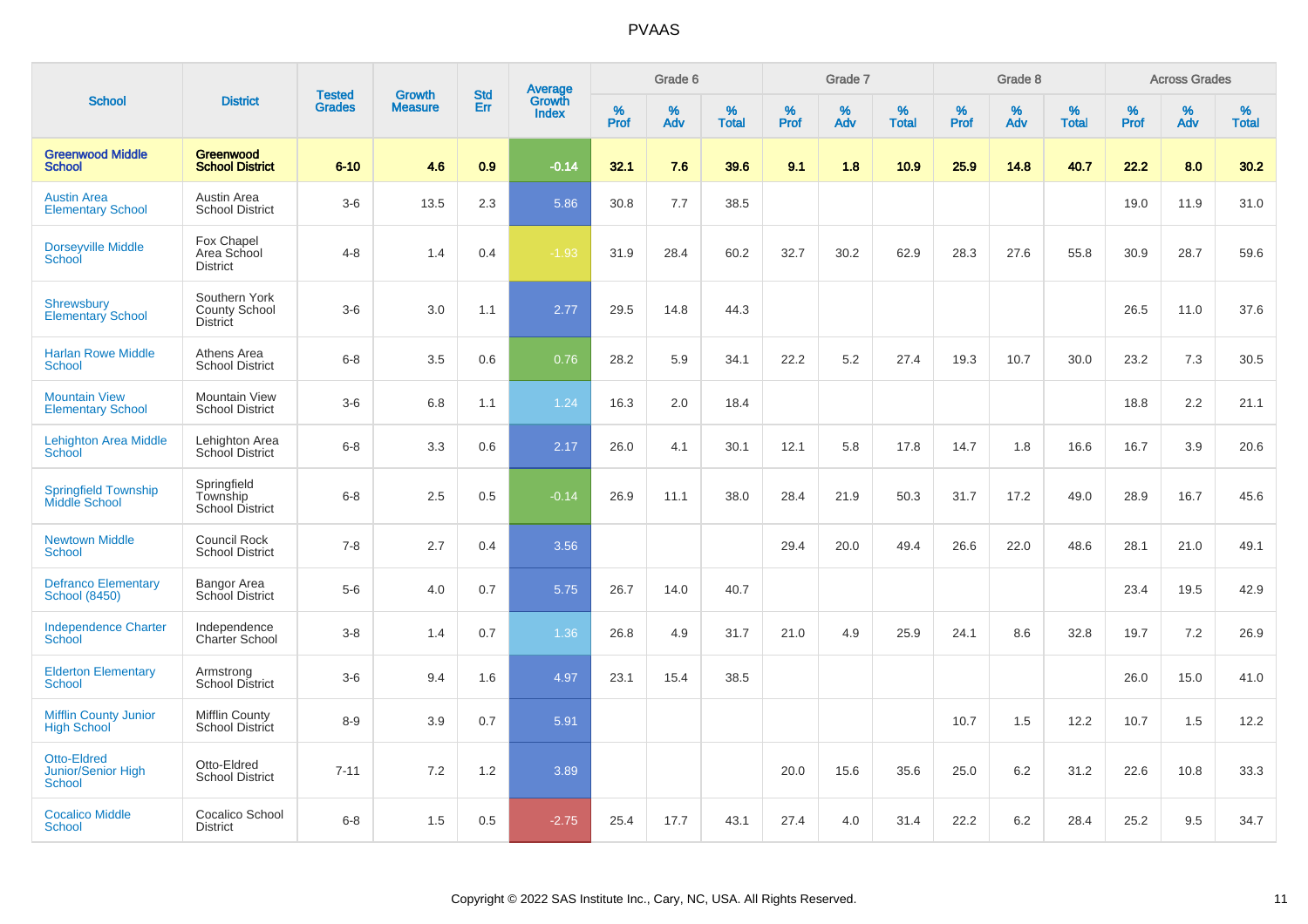# PVAAS

| School | District | Tested Grades | Growth Measure | Std Err | Average Growth Index | Grade 6 | | | Grade 7 | | | Grade 8 | | | Across Grades | | |
|---|---|---|---|---|---|---|---|---|---|---|---|---|---|---|---|---|---|
| | | | | | | % Prof | % Adv | % Total | % Prof | % Adv | % Total | % Prof | % Adv | % Total | % Prof | % Adv | % Total |
| **Greenwood Middle School** | **Greenwood School District** | **6-10** | **4.6** | **0.9** | **-0.14** | **32.1** | **7.6** | **39.6** | **9.1** | **1.8** | **10.9** | **25.9** | **14.8** | **40.7** | **22.2** | **8.0** | **30.2** |
| Austin Area Elementary School | Austin Area School District | 3-6 | 13.5 | 2.3 | 5.86 | 30.8 | 7.7 | 38.5 | | | | | | | 19.0 | 11.9 | 31.0 |
| Dorseyville Middle School | Fox Chapel Area School District | 4-8 | 1.4 | 0.4 | -1.93 | 31.9 | 28.4 | 60.2 | 32.7 | 30.2 | 62.9 | 28.3 | 27.6 | 55.8 | 30.9 | 28.7 | 59.6 |
| Shrewsbury Elementary School | Southern York County School District | 3-6 | 3.0 | 1.1 | 2.77 | 29.5 | 14.8 | 44.3 | | | | | | | 26.5 | 11.0 | 37.6 |
| Harlan Rowe Middle School | Athens Area School District | 6-8 | 3.5 | 0.6 | 0.76 | 28.2 | 5.9 | 34.1 | 22.2 | 5.2 | 27.4 | 19.3 | 10.7 | 30.0 | 23.2 | 7.3 | 30.5 |
| Mountain View Elementary School | Mountain View School District | 3-6 | 6.8 | 1.1 | 1.24 | 16.3 | 2.0 | 18.4 | | | | | | | 18.8 | 2.2 | 21.1 |
| Lehighton Area Middle School | Lehighton Area School District | 6-8 | 3.3 | 0.6 | 2.17 | 26.0 | 4.1 | 30.1 | 12.1 | 5.8 | 17.8 | 14.7 | 1.8 | 16.6 | 16.7 | 3.9 | 20.6 |
| Springfield Township Middle School | Springfield Township School District | 6-8 | 2.5 | 0.5 | -0.14 | 26.9 | 11.1 | 38.0 | 28.4 | 21.9 | 50.3 | 31.7 | 17.2 | 49.0 | 28.9 | 16.7 | 45.6 |
| Newtown Middle School | Council Rock School District | 7-8 | 2.7 | 0.4 | 3.56 | | | | 29.4 | 20.0 | 49.4 | 26.6 | 22.0 | 48.6 | 28.1 | 21.0 | 49.1 |
| Defranco Elementary School (8450) | Bangor Area School District | 5-6 | 4.0 | 0.7 | 5.75 | 26.7 | 14.0 | 40.7 | | | | | | | 23.4 | 19.5 | 42.9 |
| Independence Charter School | Independence Charter School | 3-8 | 1.4 | 0.7 | 1.36 | 26.8 | 4.9 | 31.7 | 21.0 | 4.9 | 25.9 | 24.1 | 8.6 | 32.8 | 19.7 | 7.2 | 26.9 |
| Elderton Elementary School | Armstrong School District | 3-6 | 9.4 | 1.6 | 4.97 | 23.1 | 15.4 | 38.5 | | | | | | | 26.0 | 15.0 | 41.0 |
| Mifflin County Junior High School | Mifflin County School District | 8-9 | 3.9 | 0.7 | 5.91 | | | | | | | 10.7 | 1.5 | 12.2 | 10.7 | 1.5 | 12.2 |
| Otto-Eldred Junior/Senior High School | Otto-Eldred School District | 7-11 | 7.2 | 1.2 | 3.89 | | | | 20.0 | 15.6 | 35.6 | 25.0 | 6.2 | 31.2 | 22.6 | 10.8 | 33.3 |
| Cocalico Middle School | Cocalico School District | 6-8 | 1.5 | 0.5 | -2.75 | 25.4 | 17.7 | 43.1 | 27.4 | 4.0 | 31.4 | 22.2 | 6.2 | 28.4 | 25.2 | 9.5 | 34.7 |

Copyright © 2022 SAS Institute Inc., Cary, NC, USA. All Rights Reserved.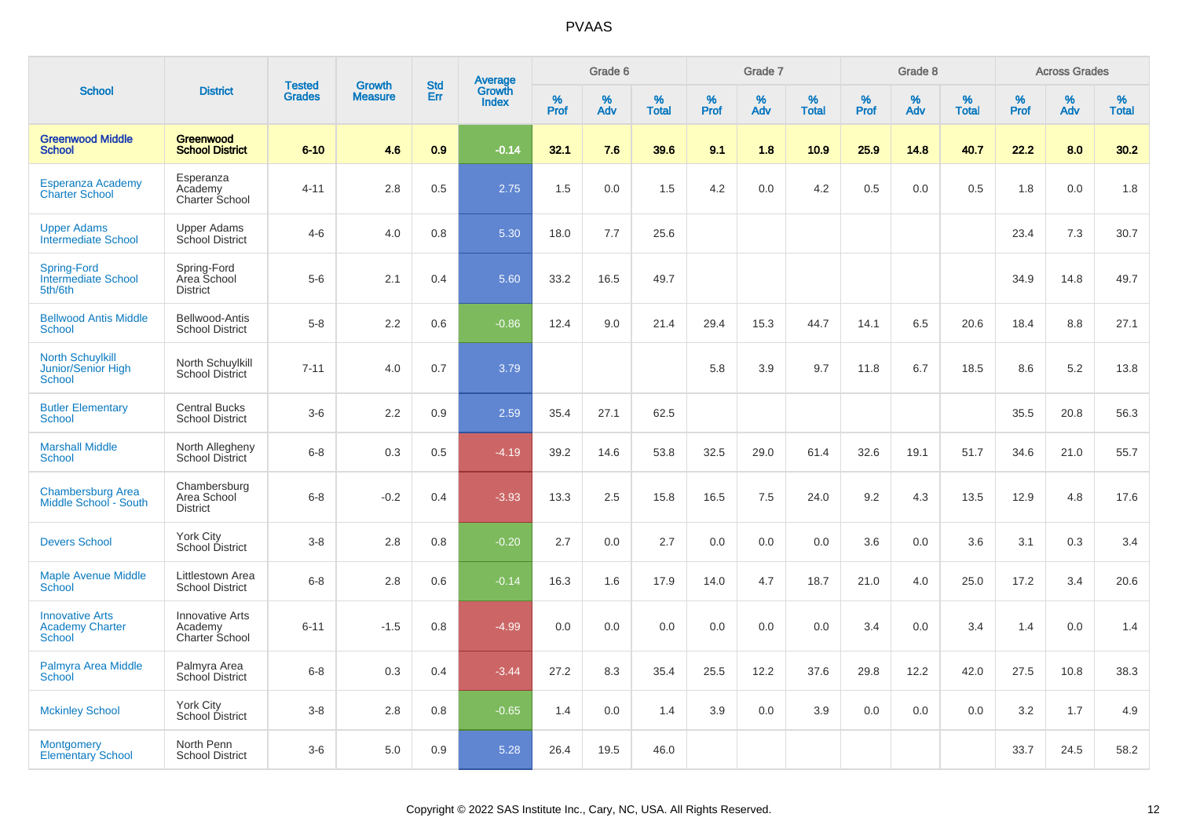# PVAAS

| School | District | Tested Grades | Growth Measure | Std Err | Average Growth Index | Grade 6 | | | Grade 7 | | | Grade 8 | | | Across Grades | | |
|---|---|---|---|---|---|---|---|---|---|---|---|---|---|---|---|---|---|
| | | | | | | % Prof | % Adv | % Total | % Prof | % Adv | % Total | % Prof | % Adv | % Total | % Prof | % Adv | % Total |
| **Greenwood Middle School** | **Greenwood School District** | **6-10** | **4.6** | **0.9** | **-0.14** | **32.1** | **7.6** | **39.6** | **9.1** | **1.8** | **10.9** | **25.9** | **14.8** | **40.7** | **22.2** | **8.0** | **30.2** |
| Esperanza Academy Charter School | Esperanza Academy Charter School | 4-11 | 2.8 | 0.5 | 2.75 | 1.5 | 0.0 | 1.5 | 4.2 | 0.0 | 4.2 | 0.5 | 0.0 | 0.5 | 1.8 | 0.0 | 1.8 |
| Upper Adams Intermediate School | Upper Adams School District | 4-6 | 4.0 | 0.8 | 5.30 | 18.0 | 7.7 | 25.6 | | | | | | | 23.4 | 7.3 | 30.7 |
| Spring-Ford Intermediate School 5th/6th | Spring-Ford Area School District | 5-6 | 2.1 | 0.4 | 5.60 | 33.2 | 16.5 | 49.7 | | | | | | | 34.9 | 14.8 | 49.7 |
| Bellwood Antis Middle School | Bellwood-Antis School District | 5-8 | 2.2 | 0.6 | -0.86 | 12.4 | 9.0 | 21.4 | 29.4 | 15.3 | 44.7 | 14.1 | 6.5 | 20.6 | 18.4 | 8.8 | 27.1 |
| North Schuylkill Junior/Senior High School | North Schuylkill School District | 7-11 | 4.0 | 0.7 | 3.79 | | | | 5.8 | 3.9 | 9.7 | 11.8 | 6.7 | 18.5 | 8.6 | 5.2 | 13.8 |
| Butler Elementary School | Central Bucks School District | 3-6 | 2.2 | 0.9 | 2.59 | 35.4 | 27.1 | 62.5 | | | | | | | 35.5 | 20.8 | 56.3 |
| Marshall Middle School | North Allegheny School District | 6-8 | 0.3 | 0.5 | -4.19 | 39.2 | 14.6 | 53.8 | 32.5 | 29.0 | 61.4 | 32.6 | 19.1 | 51.7 | 34.6 | 21.0 | 55.7 |
| Chambersburg Area Middle School - South | Chambersburg Area School District | 6-8 | -0.2 | 0.4 | -3.93 | 13.3 | 2.5 | 15.8 | 16.5 | 7.5 | 24.0 | 9.2 | 4.3 | 13.5 | 12.9 | 4.8 | 17.6 |
| Devers School | York City School District | 3-8 | 2.8 | 0.8 | -0.20 | 2.7 | 0.0 | 2.7 | 0.0 | 0.0 | 0.0 | 3.6 | 0.0 | 3.6 | 3.1 | 0.3 | 3.4 |
| Maple Avenue Middle School | Littlestown Area School District | 6-8 | 2.8 | 0.6 | -0.14 | 16.3 | 1.6 | 17.9 | 14.0 | 4.7 | 18.7 | 21.0 | 4.0 | 25.0 | 17.2 | 3.4 | 20.6 |
| Innovative Arts Academy Charter School | Innovative Arts Academy Charter School | 6-11 | -1.5 | 0.8 | -4.99 | 0.0 | 0.0 | 0.0 | 0.0 | 0.0 | 0.0 | 3.4 | 0.0 | 3.4 | 1.4 | 0.0 | 1.4 |
| Palmyra Area Middle School | Palmyra Area School District | 6-8 | 0.3 | 0.4 | -3.44 | 27.2 | 8.3 | 35.4 | 25.5 | 12.2 | 37.6 | 29.8 | 12.2 | 42.0 | 27.5 | 10.8 | 38.3 |
| Mckinley School | York City School District | 3-8 | 2.8 | 0.8 | -0.65 | 1.4 | 0.0 | 1.4 | 3.9 | 0.0 | 3.9 | 0.0 | 0.0 | 0.0 | 3.2 | 1.7 | 4.9 |
| Montgomery Elementary School | North Penn School District | 3-6 | 5.0 | 0.9 | 5.28 | 26.4 | 19.5 | 46.0 | | | | | | | 33.7 | 24.5 | 58.2 |

Copyright © 2022 SAS Institute Inc., Cary, NC, USA. All Rights Reserved.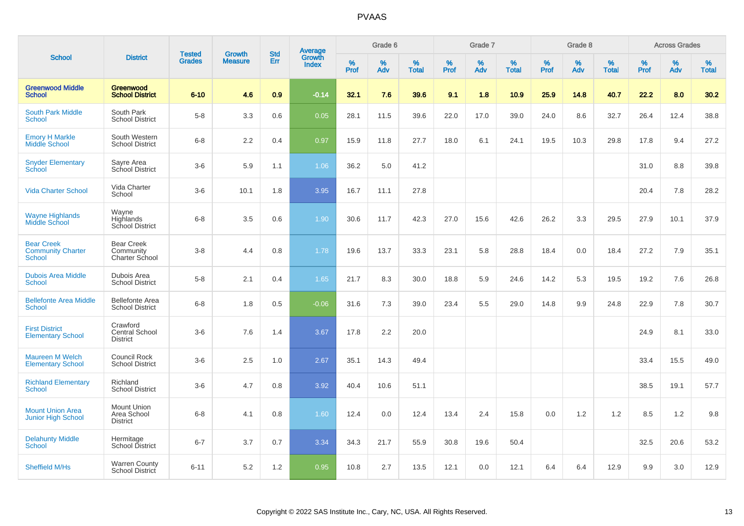# PVAAS

| School | District | Tested Grades | Growth Measure | Std Err | Average Growth Index | Grade 6 | | | Grade 7 | | | Grade 8 | | | Across Grades | | |
|---|---|---|---|---|---|---|---|---|---|---|---|---|---|---|---|---|---|
| | | | | | | % Prof | % Adv | % Total | % Prof | % Adv | % Total | % Prof | % Adv | % Total | % Prof | % Adv | % Total |
| **Greenwood Middle School** | **Greenwood School District** | **6-10** | **4.6** | **0.9** | **-0.14** | **32.1** | **7.6** | **39.6** | **9.1** | **1.8** | **10.9** | **25.9** | **14.8** | **40.7** | **22.2** | **8.0** | **30.2** |
| South Park Middle School | South Park School District | 5-8 | 3.3 | 0.6 | 0.05 | 28.1 | 11.5 | 39.6 | 22.0 | 17.0 | 39.0 | 24.0 | 8.6 | 32.7 | 26.4 | 12.4 | 38.8 |
| Emory H Markle Middle School | South Western School District | 6-8 | 2.2 | 0.4 | 0.97 | 15.9 | 11.8 | 27.7 | 18.0 | 6.1 | 24.1 | 19.5 | 10.3 | 29.8 | 17.8 | 9.4 | 27.2 |
| Snyder Elementary School | Sayre Area School District | 3-6 | 5.9 | 1.1 | 1.06 | 36.2 | 5.0 | 41.2 | | | | | | | 31.0 | 8.8 | 39.8 |
| Vida Charter School | Vida Charter School | 3-6 | 10.1 | 1.8 | 3.95 | 16.7 | 11.1 | 27.8 | | | | | | | 20.4 | 7.8 | 28.2 |
| Wayne Highlands Middle School | Wayne Highlands School District | 6-8 | 3.5 | 0.6 | 1.90 | 30.6 | 11.7 | 42.3 | 27.0 | 15.6 | 42.6 | 26.2 | 3.3 | 29.5 | 27.9 | 10.1 | 37.9 |
| Bear Creek Community Charter School | Bear Creek Community Charter School | 3-8 | 4.4 | 0.8 | 1.78 | 19.6 | 13.7 | 33.3 | 23.1 | 5.8 | 28.8 | 18.4 | 0.0 | 18.4 | 27.2 | 7.9 | 35.1 |
| Dubois Area Middle School | Dubois Area School District | 5-8 | 2.1 | 0.4 | 1.65 | 21.7 | 8.3 | 30.0 | 18.8 | 5.9 | 24.6 | 14.2 | 5.3 | 19.5 | 19.2 | 7.6 | 26.8 |
| Bellefonte Area Middle School | Bellefonte Area School District | 6-8 | 1.8 | 0.5 | -0.06 | 31.6 | 7.3 | 39.0 | 23.4 | 5.5 | 29.0 | 14.8 | 9.9 | 24.8 | 22.9 | 7.8 | 30.7 |
| First District Elementary School | Crawford Central School District | 3-6 | 7.6 | 1.4 | 3.67 | 17.8 | 2.2 | 20.0 | | | | | | | 24.9 | 8.1 | 33.0 |
| Maureen M Welch Elementary School | Council Rock School District | 3-6 | 2.5 | 1.0 | 2.67 | 35.1 | 14.3 | 49.4 | | | | | | | 33.4 | 15.5 | 49.0 |
| Richland Elementary School | Richland School District | 3-6 | 4.7 | 0.8 | 3.92 | 40.4 | 10.6 | 51.1 | | | | | | | 38.5 | 19.1 | 57.7 |
| Mount Union Area Junior High School | Mount Union Area School District | 6-8 | 4.1 | 0.8 | 1.60 | 12.4 | 0.0 | 12.4 | 13.4 | 2.4 | 15.8 | 0.0 | 1.2 | 1.2 | 8.5 | 1.2 | 9.8 |
| Delahunty Middle School | Hermitage School District | 6-7 | 3.7 | 0.7 | 3.34 | 34.3 | 21.7 | 55.9 | 30.8 | 19.6 | 50.4 | | | | 32.5 | 20.6 | 53.2 |
| Sheffield M/Hs | Warren County School District | 6-11 | 5.2 | 1.2 | 0.95 | 10.8 | 2.7 | 13.5 | 12.1 | 0.0 | 12.1 | 6.4 | 6.4 | 12.9 | 9.9 | 3.0 | 12.9 |

Copyright © 2022 SAS Institute Inc., Cary, NC, USA. All Rights Reserved.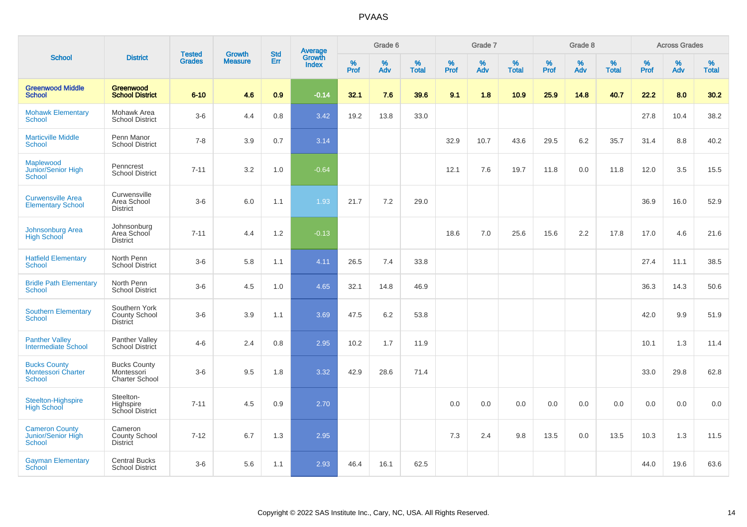# PVAAS

| School | District | Tested Grades | Growth Measure | Std Err | Average Growth Index | Grade 6 | | | Grade 7 | | | Grade 8 | | | Across Grades | | |
|---|---|---|---|---|---|---|---|---|---|---|---|---|---|---|---|---|---|
| | | | | | | % Prof | % Adv | % Total | % Prof | % Adv | % Total | % Prof | % Adv | % Total | % Prof | % Adv | % Total |
| **Greenwood Middle School** | **Greenwood School District** | **6-10** | **4.6** | **0.9** | **-0.14** | **32.1** | **7.6** | **39.6** | **9.1** | **1.8** | **10.9** | **25.9** | **14.8** | **40.7** | **22.2** | **8.0** | **30.2** |
| Mohawk Elementary School | Mohawk Area School District | 3-6 | 4.4 | 0.8 | 3.42 | 19.2 | 13.8 | 33.0 | | | | | | | 27.8 | 10.4 | 38.2 |
| Marticville Middle School | Penn Manor School District | 7-8 | 3.9 | 0.7 | 3.14 | | | | 32.9 | 10.7 | 43.6 | 29.5 | 6.2 | 35.7 | 31.4 | 8.8 | 40.2 |
| Maplewood Junior/Senior High School | Penncrest School District | 7-11 | 3.2 | 1.0 | -0.64 | | | | 12.1 | 7.6 | 19.7 | 11.8 | 0.0 | 11.8 | 12.0 | 3.5 | 15.5 |
| Curwensville Area Elementary School | Curwensville Area School District | 3-6 | 6.0 | 1.1 | 1.93 | 21.7 | 7.2 | 29.0 | | | | | | | 36.9 | 16.0 | 52.9 |
| Johnsonburg Area High School | Johnsonburg Area School District | 7-11 | 4.4 | 1.2 | -0.13 | | | | 18.6 | 7.0 | 25.6 | 15.6 | 2.2 | 17.8 | 17.0 | 4.6 | 21.6 |
| Hatfield Elementary School | North Penn School District | 3-6 | 5.8 | 1.1 | 4.11 | 26.5 | 7.4 | 33.8 | | | | | | | 27.4 | 11.1 | 38.5 |
| Bridle Path Elementary School | North Penn School District | 3-6 | 4.5 | 1.0 | 4.65 | 32.1 | 14.8 | 46.9 | | | | | | | 36.3 | 14.3 | 50.6 |
| Southern Elementary School | Southern York County School District | 3-6 | 3.9 | 1.1 | 3.69 | 47.5 | 6.2 | 53.8 | | | | | | | 42.0 | 9.9 | 51.9 |
| Panther Valley Intermediate School | Panther Valley School District | 4-6 | 2.4 | 0.8 | 2.95 | 10.2 | 1.7 | 11.9 | | | | | | | 10.1 | 1.3 | 11.4 |
| Bucks County Montessori Charter School | Bucks County Montessori Charter School | 3-6 | 9.5 | 1.8 | 3.32 | 42.9 | 28.6 | 71.4 | | | | | | | 33.0 | 29.8 | 62.8 |
| Steelton-Highspire High School | Steelton-Highspire School District | 7-11 | 4.5 | 0.9 | 2.70 | | | | 0.0 | 0.0 | 0.0 | 0.0 | 0.0 | 0.0 | 0.0 | 0.0 | 0.0 |
| Cameron County Junior/Senior High School | Cameron County School District | 7-12 | 6.7 | 1.3 | 2.95 | | | | 7.3 | 2.4 | 9.8 | 13.5 | 0.0 | 13.5 | 10.3 | 1.3 | 11.5 |
| Gayman Elementary School | Central Bucks School District | 3-6 | 5.6 | 1.1 | 2.93 | 46.4 | 16.1 | 62.5 | | | | | | | 44.0 | 19.6 | 63.6 |

Copyright © 2022 SAS Institute Inc., Cary, NC, USA. All Rights Reserved.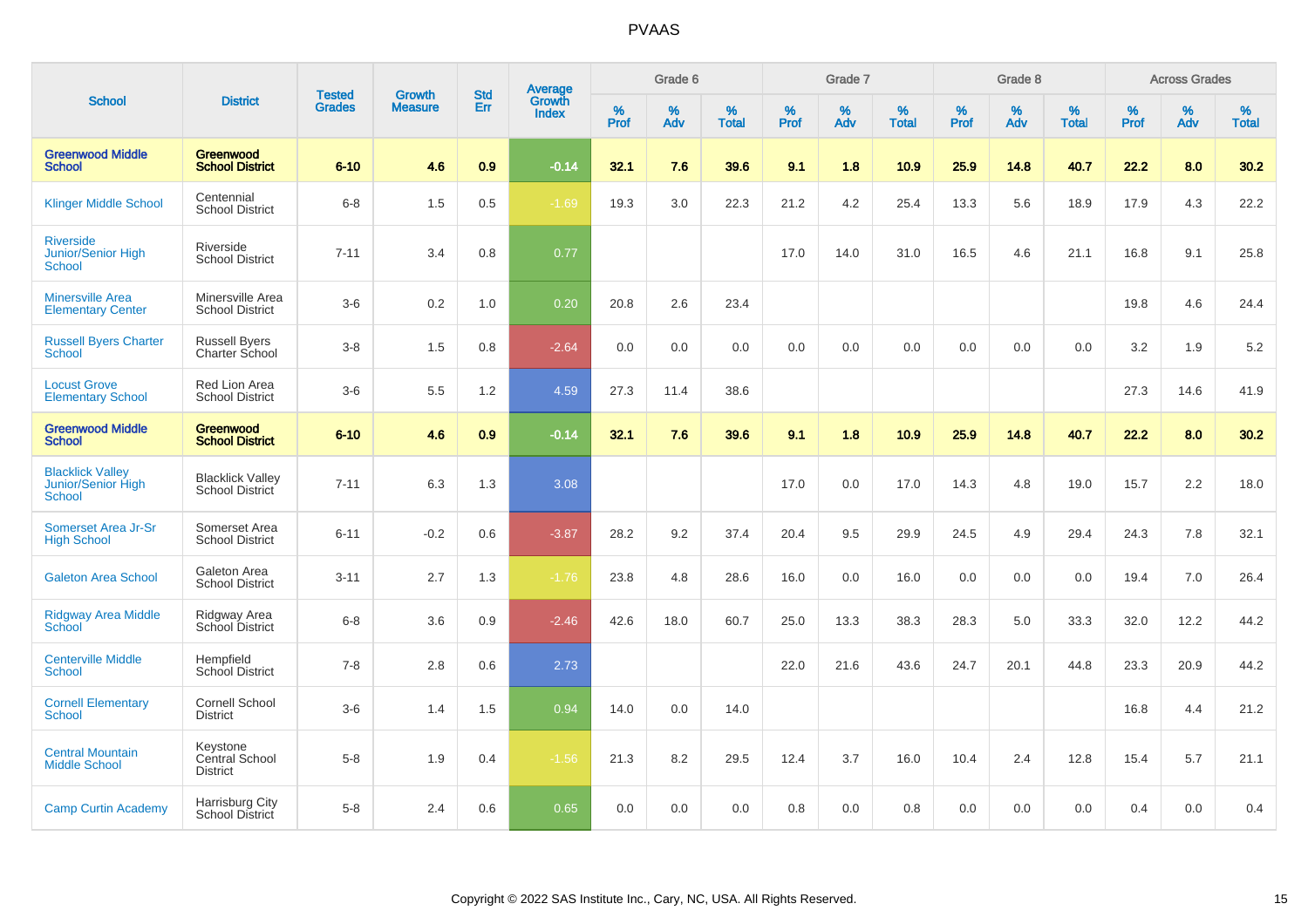# PVAAS

| School | District | Tested Grades | Growth Measure | Std Err | Average Growth Index | Grade 6 | | | Grade 7 | | | Grade 8 | | | Across Grades | | |
|---|---|---|---|---|---|---|---|---|---|---|---|---|---|---|---|---|---|
| | | | | | | % Prof | % Adv | % Total | % Prof | % Adv | % Total | % Prof | % Adv | % Total | % Prof | % Adv | % Total |
| **Greenwood Middle School** | **Greenwood School District** | **6-10** | **4.6** | **0.9** | **-0.14** | **32.1** | **7.6** | **39.6** | **9.1** | **1.8** | **10.9** | **25.9** | **14.8** | **40.7** | **22.2** | **8.0** | **30.2** |
| Klinger Middle School | Centennial School District | 6-8 | 1.5 | 0.5 | -1.69 | 19.3 | 3.0 | 22.3 | 21.2 | 4.2 | 25.4 | 13.3 | 5.6 | 18.9 | 17.9 | 4.3 | 22.2 |
| Riverside Junior/Senior High School | Riverside School District | 7-11 | 3.4 | 0.8 | 0.77 | | | | 17.0 | 14.0 | 31.0 | 16.5 | 4.6 | 21.1 | 16.8 | 9.1 | 25.8 |
| Minersville Area Elementary Center | Minersville Area School District | 3-6 | 0.2 | 1.0 | 0.20 | 20.8 | 2.6 | 23.4 | | | | | | | 19.8 | 4.6 | 24.4 |
| Russell Byers Charter School | Russell Byers Charter School | 3-8 | 1.5 | 0.8 | -2.64 | 0.0 | 0.0 | 0.0 | 0.0 | 0.0 | 0.0 | 0.0 | 0.0 | 0.0 | 3.2 | 1.9 | 5.2 |
| Locust Grove Elementary School | Red Lion Area School District | 3-6 | 5.5 | 1.2 | 4.59 | 27.3 | 11.4 | 38.6 | | | | | | | 27.3 | 14.6 | 41.9 |
| **Greenwood Middle School** | **Greenwood School District** | **6-10** | **4.6** | **0.9** | **-0.14** | **32.1** | **7.6** | **39.6** | **9.1** | **1.8** | **10.9** | **25.9** | **14.8** | **40.7** | **22.2** | **8.0** | **30.2** |
| Blacklick Valley Junior/Senior High School | Blacklick Valley School District | 7-11 | 6.3 | 1.3 | 3.08 | | | | 17.0 | 0.0 | 17.0 | 14.3 | 4.8 | 19.0 | 15.7 | 2.2 | 18.0 |
| Somerset Area Jr-Sr High School | Somerset Area School District | 6-11 | -0.2 | 0.6 | -3.87 | 28.2 | 9.2 | 37.4 | 20.4 | 9.5 | 29.9 | 24.5 | 4.9 | 29.4 | 24.3 | 7.8 | 32.1 |
| Galeton Area School | Galeton Area School District | 3-11 | 2.7 | 1.3 | -1.76 | 23.8 | 4.8 | 28.6 | 16.0 | 0.0 | 16.0 | 0.0 | 0.0 | 0.0 | 19.4 | 7.0 | 26.4 |
| Ridgway Area Middle School | Ridgway Area School District | 6-8 | 3.6 | 0.9 | -2.46 | 42.6 | 18.0 | 60.7 | 25.0 | 13.3 | 38.3 | 28.3 | 5.0 | 33.3 | 32.0 | 12.2 | 44.2 |
| Centerville Middle School | Hempfield School District | 7-8 | 2.8 | 0.6 | 2.73 | | | | 22.0 | 21.6 | 43.6 | 24.7 | 20.1 | 44.8 | 23.3 | 20.9 | 44.2 |
| Cornell Elementary School | Cornell School District | 3-6 | 1.4 | 1.5 | 0.94 | 14.0 | 0.0 | 14.0 | | | | | | | 16.8 | 4.4 | 21.2 |
| Central Mountain Middle School | Keystone Central School District | 5-8 | 1.9 | 0.4 | -1.56 | 21.3 | 8.2 | 29.5 | 12.4 | 3.7 | 16.0 | 10.4 | 2.4 | 12.8 | 15.4 | 5.7 | 21.1 |
| Camp Curtin Academy | Harrisburg City School District | 5-8 | 2.4 | 0.6 | 0.65 | 0.0 | 0.0 | 0.0 | 0.8 | 0.0 | 0.8 | 0.0 | 0.0 | 0.0 | 0.4 | 0.0 | 0.4 |

Copyright © 2022 SAS Institute Inc., Cary, NC, USA. All Rights Reserved.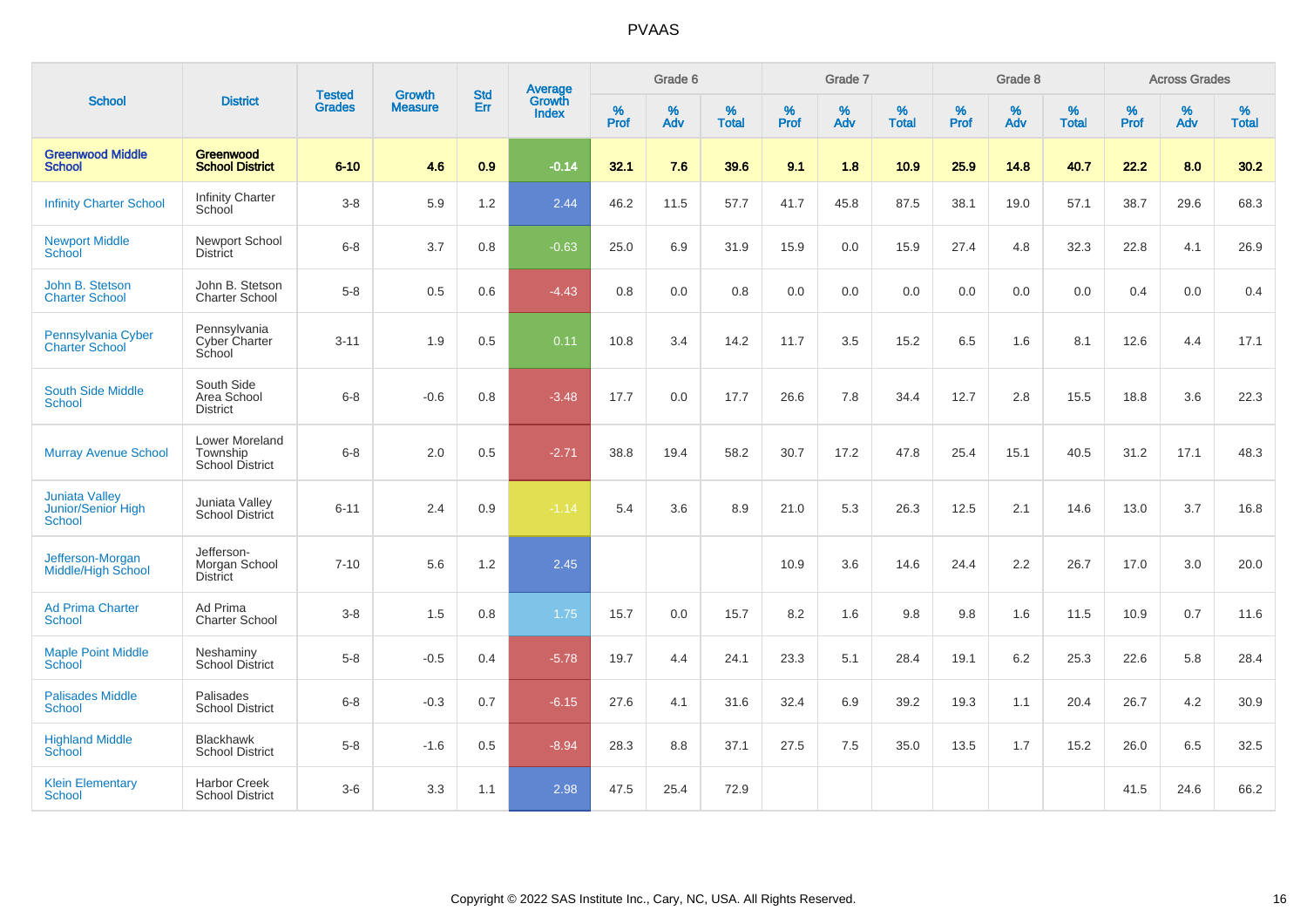# PVAAS

| School | District | Tested Grades | Growth Measure | Std Err | Average Growth Index | Grade 6 | | | Grade 7 | | | Grade 8 | | | Across Grades | | |
|---|---|---|---|---|---|---|---|---|---|---|---|---|---|---|---|---|---|
| | | | | | | % Prof | % Adv | % Total | % Prof | % Adv | % Total | % Prof | % Adv | % Total | % Prof | % Adv | % Total |
| **Greenwood Middle School** | **Greenwood School District** | **6-10** | **4.6** | **0.9** | **-0.14** | **32.1** | **7.6** | **39.6** | **9.1** | **1.8** | **10.9** | **25.9** | **14.8** | **40.7** | **22.2** | **8.0** | **30.2** |
| Infinity Charter School | Infinity Charter School | 3-8 | 5.9 | 1.2 | 2.44 | 46.2 | 11.5 | 57.7 | 41.7 | 45.8 | 87.5 | 38.1 | 19.0 | 57.1 | 38.7 | 29.6 | 68.3 |
| Newport Middle School | Newport School District | 6-8 | 3.7 | 0.8 | -0.63 | 25.0 | 6.9 | 31.9 | 15.9 | 0.0 | 15.9 | 27.4 | 4.8 | 32.3 | 22.8 | 4.1 | 26.9 |
| John B. Stetson Charter School | John B. Stetson Charter School | 5-8 | 0.5 | 0.6 | -4.43 | 0.8 | 0.0 | 0.8 | 0.0 | 0.0 | 0.0 | 0.0 | 0.0 | 0.0 | 0.4 | 0.0 | 0.4 |
| Pennsylvania Cyber Charter School | Pennsylvania Cyber Charter School | 3-11 | 1.9 | 0.5 | 0.11 | 10.8 | 3.4 | 14.2 | 11.7 | 3.5 | 15.2 | 6.5 | 1.6 | 8.1 | 12.6 | 4.4 | 17.1 |
| South Side Middle School | South Side Area School District | 6-8 | -0.6 | 0.8 | -3.48 | 17.7 | 0.0 | 17.7 | 26.6 | 7.8 | 34.4 | 12.7 | 2.8 | 15.5 | 18.8 | 3.6 | 22.3 |
| Murray Avenue School | Lower Moreland Township School District | 6-8 | 2.0 | 0.5 | -2.71 | 38.8 | 19.4 | 58.2 | 30.7 | 17.2 | 47.8 | 25.4 | 15.1 | 40.5 | 31.2 | 17.1 | 48.3 |
| Juniata Valley Junior/Senior High School | Juniata Valley School District | 6-11 | 2.4 | 0.9 | -1.14 | 5.4 | 3.6 | 8.9 | 21.0 | 5.3 | 26.3 | 12.5 | 2.1 | 14.6 | 13.0 | 3.7 | 16.8 |
| Jefferson-Morgan Middle/High School | Jefferson-Morgan School District | 7-10 | 5.6 | 1.2 | 2.45 | | | | 10.9 | 3.6 | 14.6 | 24.4 | 2.2 | 26.7 | 17.0 | 3.0 | 20.0 |
| Ad Prima Charter School | Ad Prima Charter School | 3-8 | 1.5 | 0.8 | 1.75 | 15.7 | 0.0 | 15.7 | 8.2 | 1.6 | 9.8 | 9.8 | 1.6 | 11.5 | 10.9 | 0.7 | 11.6 |
| Maple Point Middle School | Neshaminy School District | 5-8 | -0.5 | 0.4 | -5.78 | 19.7 | 4.4 | 24.1 | 23.3 | 5.1 | 28.4 | 19.1 | 6.2 | 25.3 | 22.6 | 5.8 | 28.4 |
| Palisades Middle School | Palisades School District | 6-8 | -0.3 | 0.7 | -6.15 | 27.6 | 4.1 | 31.6 | 32.4 | 6.9 | 39.2 | 19.3 | 1.1 | 20.4 | 26.7 | 4.2 | 30.9 |
| Highland Middle School | Blackhawk School District | 5-8 | -1.6 | 0.5 | -8.94 | 28.3 | 8.8 | 37.1 | 27.5 | 7.5 | 35.0 | 13.5 | 1.7 | 15.2 | 26.0 | 6.5 | 32.5 |
| Klein Elementary School | Harbor Creek School District | 3-6 | 3.3 | 1.1 | 2.98 | 47.5 | 25.4 | 72.9 | | | | | | | 41.5 | 24.6 | 66.2 |

Copyright © 2022 SAS Institute Inc., Cary, NC, USA. All Rights Reserved.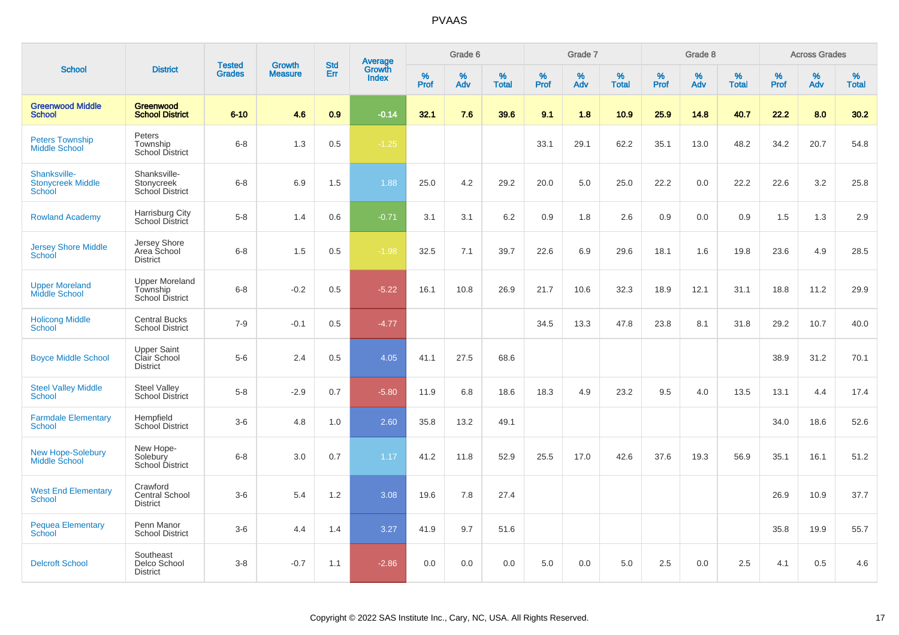# PVAAS

| School | District | Tested Grades | Growth Measure | Std Err | Average Growth Index | Grade 6 | | | Grade 7 | | | Grade 8 | | | Across Grades | | |
|---|---|---|---|---|---|---|---|---|---|---|---|---|---|---|---|---|---|
| | | | | | | % Prof | % Adv | % Total | % Prof | % Adv | % Total | % Prof | % Adv | % Total | % Prof | % Adv | % Total |
| **Greenwood Middle School** | **Greenwood School District** | **6-10** | **4.6** | **0.9** | **-0.14** | **32.1** | **7.6** | **39.6** | **9.1** | **1.8** | **10.9** | **25.9** | **14.8** | **40.7** | **22.2** | **8.0** | **30.2** |
| Peters Township Middle School | Peters Township School District | 6-8 | 1.3 | 0.5 | -1.25 | | | | 33.1 | 29.1 | 62.2 | 35.1 | 13.0 | 48.2 | 34.2 | 20.7 | 54.8 |
| Shanksville-Stonycreek Middle School | Shanksville-Stonycreek School District | 6-8 | 6.9 | 1.5 | 1.88 | 25.0 | 4.2 | 29.2 | 20.0 | 5.0 | 25.0 | 22.2 | 0.0 | 22.2 | 22.6 | 3.2 | 25.8 |
| Rowland Academy | Harrisburg City School District | 5-8 | 1.4 | 0.6 | -0.71 | 3.1 | 3.1 | 6.2 | 0.9 | 1.8 | 2.6 | 0.9 | 0.0 | 0.9 | 1.5 | 1.3 | 2.9 |
| Jersey Shore Middle School | Jersey Shore Area School District | 6-8 | 1.5 | 0.5 | -1.98 | 32.5 | 7.1 | 39.7 | 22.6 | 6.9 | 29.6 | 18.1 | 1.6 | 19.8 | 23.6 | 4.9 | 28.5 |
| Upper Moreland Middle School | Upper Moreland Township School District | 6-8 | -0.2 | 0.5 | -5.22 | 16.1 | 10.8 | 26.9 | 21.7 | 10.6 | 32.3 | 18.9 | 12.1 | 31.1 | 18.8 | 11.2 | 29.9 |
| Holicong Middle School | Central Bucks School District | 7-9 | -0.1 | 0.5 | -4.77 | | | | 34.5 | 13.3 | 47.8 | 23.8 | 8.1 | 31.8 | 29.2 | 10.7 | 40.0 |
| Boyce Middle School | Upper Saint Clair School District | 5-6 | 2.4 | 0.5 | 4.05 | 41.1 | 27.5 | 68.6 | | | | | | | 38.9 | 31.2 | 70.1 |
| Steel Valley Middle School | Steel Valley School District | 5-8 | -2.9 | 0.7 | -5.80 | 11.9 | 6.8 | 18.6 | 18.3 | 4.9 | 23.2 | 9.5 | 4.0 | 13.5 | 13.1 | 4.4 | 17.4 |
| Farmdale Elementary School | Hempfield School District | 3-6 | 4.8 | 1.0 | 2.60 | 35.8 | 13.2 | 49.1 | | | | | | | 34.0 | 18.6 | 52.6 |
| New Hope-Solebury Middle School | New Hope-Solebury School District | 6-8 | 3.0 | 0.7 | 1.17 | 41.2 | 11.8 | 52.9 | 25.5 | 17.0 | 42.6 | 37.6 | 19.3 | 56.9 | 35.1 | 16.1 | 51.2 |
| West End Elementary School | Crawford Central School District | 3-6 | 5.4 | 1.2 | 3.08 | 19.6 | 7.8 | 27.4 | | | | | | | 26.9 | 10.9 | 37.7 |
| Pequea Elementary School | Penn Manor School District | 3-6 | 4.4 | 1.4 | 3.27 | 41.9 | 9.7 | 51.6 | | | | | | | 35.8 | 19.9 | 55.7 |
| Delcroft School | Southeast Delco School District | 3-8 | -0.7 | 1.1 | -2.86 | 0.0 | 0.0 | 0.0 | 5.0 | 0.0 | 5.0 | 2.5 | 0.0 | 2.5 | 4.1 | 0.5 | 4.6 |

Copyright © 2022 SAS Institute Inc., Cary, NC, USA. All Rights Reserved.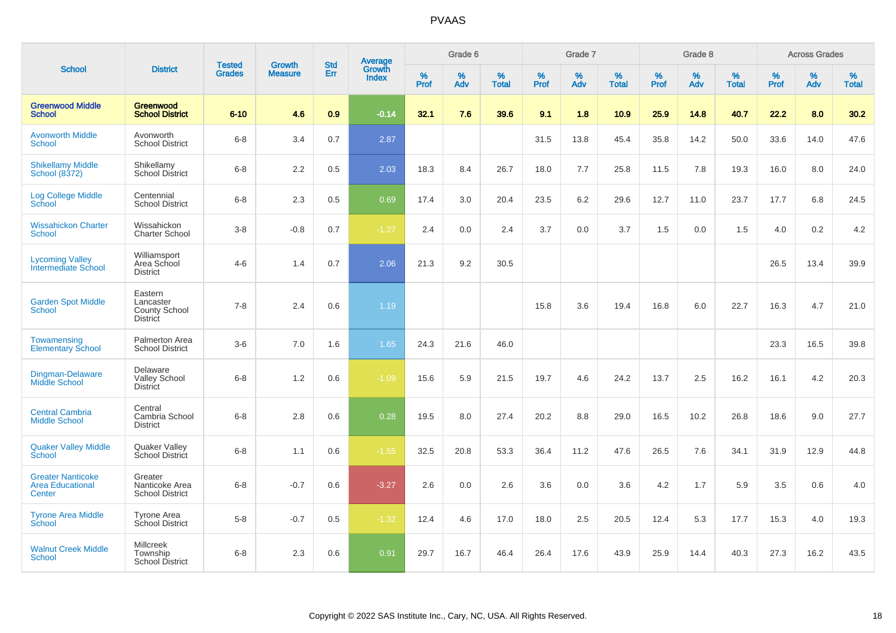# PVAAS

| School | District | Tested Grades | Growth Measure | Std Err | Average Growth Index | Grade 6 | | | Grade 7 | | | Grade 8 | | | Across Grades | | |
|---|---|---|---|---|---|---|---|---|---|---|---|---|---|---|---|---|---|
| | | | | | | % Prof | % Adv | % Total | % Prof | % Adv | % Total | % Prof | % Adv | % Total | % Prof | % Adv | % Total |
| **Greenwood Middle School** | **Greenwood School District** | **6-10** | **4.6** | **0.9** | **-0.14** | **32.1** | **7.6** | **39.6** | **9.1** | **1.8** | **10.9** | **25.9** | **14.8** | **40.7** | **22.2** | **8.0** | **30.2** |
| Avonworth Middle School | Avonworth School District | 6-8 | 3.4 | 0.7 | 2.87 | | | | 31.5 | 13.8 | 45.4 | 35.8 | 14.2 | 50.0 | 33.6 | 14.0 | 47.6 |
| Shikellamy Middle School (8372) | Shikellamy School District | 6-8 | 2.2 | 0.5 | 2.03 | 18.3 | 8.4 | 26.7 | 18.0 | 7.7 | 25.8 | 11.5 | 7.8 | 19.3 | 16.0 | 8.0 | 24.0 |
| Log College Middle School | Centennial School District | 6-8 | 2.3 | 0.5 | 0.69 | 17.4 | 3.0 | 20.4 | 23.5 | 6.2 | 29.6 | 12.7 | 11.0 | 23.7 | 17.7 | 6.8 | 24.5 |
| Wissahickon Charter School | Wissahickon Charter School | 3-8 | -0.8 | 0.7 | -1.27 | 2.4 | 0.0 | 2.4 | 3.7 | 0.0 | 3.7 | 1.5 | 0.0 | 1.5 | 4.0 | 0.2 | 4.2 |
| Lycoming Valley Intermediate School | Williamsport Area School District | 4-6 | 1.4 | 0.7 | 2.06 | 21.3 | 9.2 | 30.5 | | | | | | | 26.5 | 13.4 | 39.9 |
| Garden Spot Middle School | Eastern Lancaster County School District | 7-8 | 2.4 | 0.6 | 1.19 | | | | 15.8 | 3.6 | 19.4 | 16.8 | 6.0 | 22.7 | 16.3 | 4.7 | 21.0 |
| Towamensing Elementary School | Palmerton Area School District | 3-6 | 7.0 | 1.6 | 1.65 | 24.3 | 21.6 | 46.0 | | | | | | | 23.3 | 16.5 | 39.8 |
| Dingman-Delaware Middle School | Delaware Valley School District | 6-8 | 1.2 | 0.6 | -1.09 | 15.6 | 5.9 | 21.5 | 19.7 | 4.6 | 24.2 | 13.7 | 2.5 | 16.2 | 16.1 | 4.2 | 20.3 |
| Central Cambria Middle School | Central Cambria School District | 6-8 | 2.8 | 0.6 | 0.28 | 19.5 | 8.0 | 27.4 | 20.2 | 8.8 | 29.0 | 16.5 | 10.2 | 26.8 | 18.6 | 9.0 | 27.7 |
| Quaker Valley Middle School | Quaker Valley School District | 6-8 | 1.1 | 0.6 | -1.55 | 32.5 | 20.8 | 53.3 | 36.4 | 11.2 | 47.6 | 26.5 | 7.6 | 34.1 | 31.9 | 12.9 | 44.8 |
| Greater Nanticoke Area Educational Center | Greater Nanticoke Area School District | 6-8 | -0.7 | 0.6 | -3.27 | 2.6 | 0.0 | 2.6 | 3.6 | 0.0 | 3.6 | 4.2 | 1.7 | 5.9 | 3.5 | 0.6 | 4.0 |
| Tyrone Area Middle School | Tyrone Area School District | 5-8 | -0.7 | 0.5 | -1.32 | 12.4 | 4.6 | 17.0 | 18.0 | 2.5 | 20.5 | 12.4 | 5.3 | 17.7 | 15.3 | 4.0 | 19.3 |
| Walnut Creek Middle School | Millcreek Township School District | 6-8 | 2.3 | 0.6 | 0.91 | 29.7 | 16.7 | 46.4 | 26.4 | 17.6 | 43.9 | 25.9 | 14.4 | 40.3 | 27.3 | 16.2 | 43.5 |

Copyright © 2022 SAS Institute Inc., Cary, NC, USA. All Rights Reserved.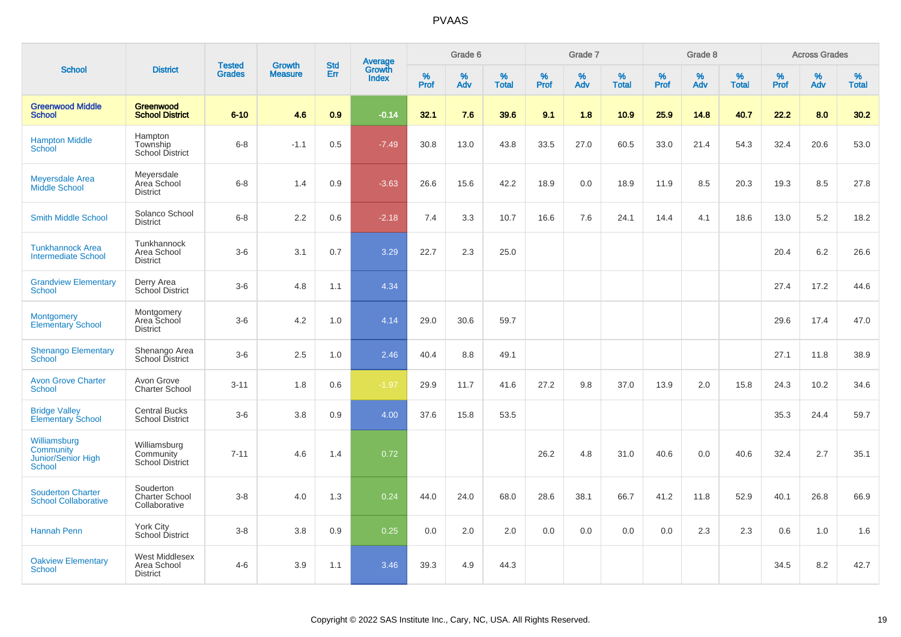# PVAAS

| School | District | Tested Grades | Growth Measure | Std Err | Average Growth Index | Grade 6 | | | Grade 7 | | | Grade 8 | | | Across Grades | | |
|---|---|---|---|---|---|---|---|---|---|---|---|---|---|---|---|---|---|
| | | | | | | % Prof | % Adv | % Total | % Prof | % Adv | % Total | % Prof | % Adv | % Total | % Prof | % Adv | % Total |
| **Greenwood Middle School** | **Greenwood School District** | **6-10** | **4.6** | **0.9** | **-0.14** | **32.1** | **7.6** | **39.6** | **9.1** | **1.8** | **10.9** | **25.9** | **14.8** | **40.7** | **22.2** | **8.0** | **30.2** |
| Hampton Middle School | Hampton Township School District | 6-8 | -1.1 | 0.5 | -7.49 | 30.8 | 13.0 | 43.8 | 33.5 | 27.0 | 60.5 | 33.0 | 21.4 | 54.3 | 32.4 | 20.6 | 53.0 |
| Meyersdale Area Middle School | Meyersdale Area School District | 6-8 | 1.4 | 0.9 | -3.63 | 26.6 | 15.6 | 42.2 | 18.9 | 0.0 | 18.9 | 11.9 | 8.5 | 20.3 | 19.3 | 8.5 | 27.8 |
| Smith Middle School | Solanco School District | 6-8 | 2.2 | 0.6 | -2.18 | 7.4 | 3.3 | 10.7 | 16.6 | 7.6 | 24.1 | 14.4 | 4.1 | 18.6 | 13.0 | 5.2 | 18.2 |
| Tunkhannock Area Intermediate School | Tunkhannock Area School District | 3-6 | 3.1 | 0.7 | 3.29 | 22.7 | 2.3 | 25.0 | | | | | | | 20.4 | 6.2 | 26.6 |
| Grandview Elementary School | Derry Area School District | 3-6 | 4.8 | 1.1 | 4.34 | | | | | | | | | | 27.4 | 17.2 | 44.6 |
| Montgomery Elementary School | Montgomery Area School District | 3-6 | 4.2 | 1.0 | 4.14 | 29.0 | 30.6 | 59.7 | | | | | | | 29.6 | 17.4 | 47.0 |
| Shenango Elementary School | Shenango Area School District | 3-6 | 2.5 | 1.0 | 2.46 | 40.4 | 8.8 | 49.1 | | | | | | | 27.1 | 11.8 | 38.9 |
| Avon Grove Charter School | Avon Grove Charter School | 3-11 | 1.8 | 0.6 | -1.97 | 29.9 | 11.7 | 41.6 | 27.2 | 9.8 | 37.0 | 13.9 | 2.0 | 15.8 | 24.3 | 10.2 | 34.6 |
| Bridge Valley Elementary School | Central Bucks School District | 3-6 | 3.8 | 0.9 | 4.00 | 37.6 | 15.8 | 53.5 | | | | | | | 35.3 | 24.4 | 59.7 |
| Williamsburg Community Junior/Senior High School | Williamsburg Community School District | 7-11 | 4.6 | 1.4 | 0.72 | | | | 26.2 | 4.8 | 31.0 | 40.6 | 0.0 | 40.6 | 32.4 | 2.7 | 35.1 |
| Souderton Charter School Collaborative | Souderton Charter School Collaborative | 3-8 | 4.0 | 1.3 | 0.24 | 44.0 | 24.0 | 68.0 | 28.6 | 38.1 | 66.7 | 41.2 | 11.8 | 52.9 | 40.1 | 26.8 | 66.9 |
| Hannah Penn | York City School District | 3-8 | 3.8 | 0.9 | 0.25 | 0.0 | 2.0 | 2.0 | 0.0 | 0.0 | 0.0 | 0.0 | 2.3 | 2.3 | 0.6 | 1.0 | 1.6 |
| Oakview Elementary School | West Middlesex Area School District | 4-6 | 3.9 | 1.1 | 3.46 | 39.3 | 4.9 | 44.3 | | | | | | | 34.5 | 8.2 | 42.7 |

Copyright © 2022 SAS Institute Inc., Cary, NC, USA. All Rights Reserved.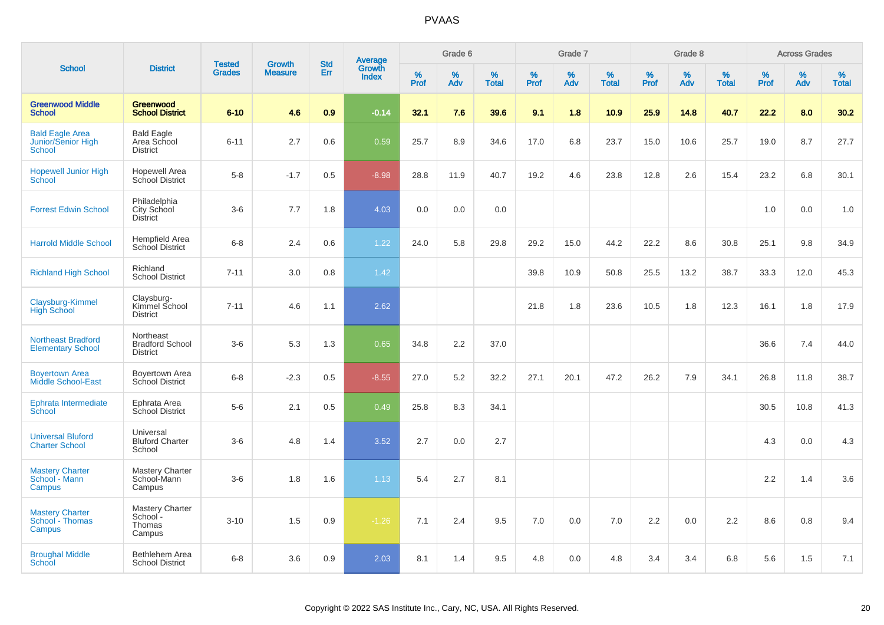# PVAAS

| School | District | Tested Grades | Growth Measure | Std Err | Average Growth Index | Grade 6 | | | Grade 7 | | | Grade 8 | | | Across Grades | | |
|---|---|---|---|---|---|---|---|---|---|---|---|---|---|---|---|---|---|
| | | | | | | % Prof | % Adv | % Total | % Prof | % Adv | % Total | % Prof | % Adv | % Total | % Prof | % Adv | % Total |
| **Greenwood Middle School** | **Greenwood School District** | **6-10** | **4.6** | **0.9** | **-0.14** | **32.1** | **7.6** | **39.6** | **9.1** | **1.8** | **10.9** | **25.9** | **14.8** | **40.7** | **22.2** | **8.0** | **30.2** |
| Bald Eagle Area Junior/Senior High School | Bald Eagle Area School District | 6-11 | 2.7 | 0.6 | 0.59 | 25.7 | 8.9 | 34.6 | 17.0 | 6.8 | 23.7 | 15.0 | 10.6 | 25.7 | 19.0 | 8.7 | 27.7 |
| Hopewell Junior High School | Hopewell Area School District | 5-8 | -1.7 | 0.5 | -8.98 | 28.8 | 11.9 | 40.7 | 19.2 | 4.6 | 23.8 | 12.8 | 2.6 | 15.4 | 23.2 | 6.8 | 30.1 |
| Forrest Edwin School | Philadelphia City School District | 3-6 | 7.7 | 1.8 | 4.03 | 0.0 | 0.0 | 0.0 | | | | | | | 1.0 | 0.0 | 1.0 |
| Harrold Middle School | Hempfield Area School District | 6-8 | 2.4 | 0.6 | 1.22 | 24.0 | 5.8 | 29.8 | 29.2 | 15.0 | 44.2 | 22.2 | 8.6 | 30.8 | 25.1 | 9.8 | 34.9 |
| Richland High School | Richland School District | 7-11 | 3.0 | 0.8 | 1.42 | | | | 39.8 | 10.9 | 50.8 | 25.5 | 13.2 | 38.7 | 33.3 | 12.0 | 45.3 |
| Claysburg-Kimmel High School | Claysburg-Kimmel School District | 7-11 | 4.6 | 1.1 | 2.62 | | | | 21.8 | 1.8 | 23.6 | 10.5 | 1.8 | 12.3 | 16.1 | 1.8 | 17.9 |
| Northeast Bradford Elementary School | Northeast Bradford School District | 3-6 | 5.3 | 1.3 | 0.65 | 34.8 | 2.2 | 37.0 | | | | | | | 36.6 | 7.4 | 44.0 |
| Boyertown Area Middle School-East | Boyertown Area School District | 6-8 | -2.3 | 0.5 | -8.55 | 27.0 | 5.2 | 32.2 | 27.1 | 20.1 | 47.2 | 26.2 | 7.9 | 34.1 | 26.8 | 11.8 | 38.7 |
| Ephrata Intermediate School | Ephrata Area School District | 5-6 | 2.1 | 0.5 | 0.49 | 25.8 | 8.3 | 34.1 | | | | | | | 30.5 | 10.8 | 41.3 |
| Universal Bluford Charter School | Universal Bluford Charter School | 3-6 | 4.8 | 1.4 | 3.52 | 2.7 | 0.0 | 2.7 | | | | | | | 4.3 | 0.0 | 4.3 |
| Mastery Charter School - Mann Campus | Mastery Charter School-Mann Campus | 3-6 | 1.8 | 1.6 | 1.13 | 5.4 | 2.7 | 8.1 | | | | | | | 2.2 | 1.4 | 3.6 |
| Mastery Charter School - Thomas Campus | Mastery Charter School - Thomas Campus | 3-10 | 1.5 | 0.9 | -1.26 | 7.1 | 2.4 | 9.5 | 7.0 | 0.0 | 7.0 | 2.2 | 0.0 | 2.2 | 8.6 | 0.8 | 9.4 |
| Broughal Middle School | Bethlehem Area School District | 6-8 | 3.6 | 0.9 | 2.03 | 8.1 | 1.4 | 9.5 | 4.8 | 0.0 | 4.8 | 3.4 | 3.4 | 6.8 | 5.6 | 1.5 | 7.1 |

Copyright © 2022 SAS Institute Inc., Cary, NC, USA. All Rights Reserved.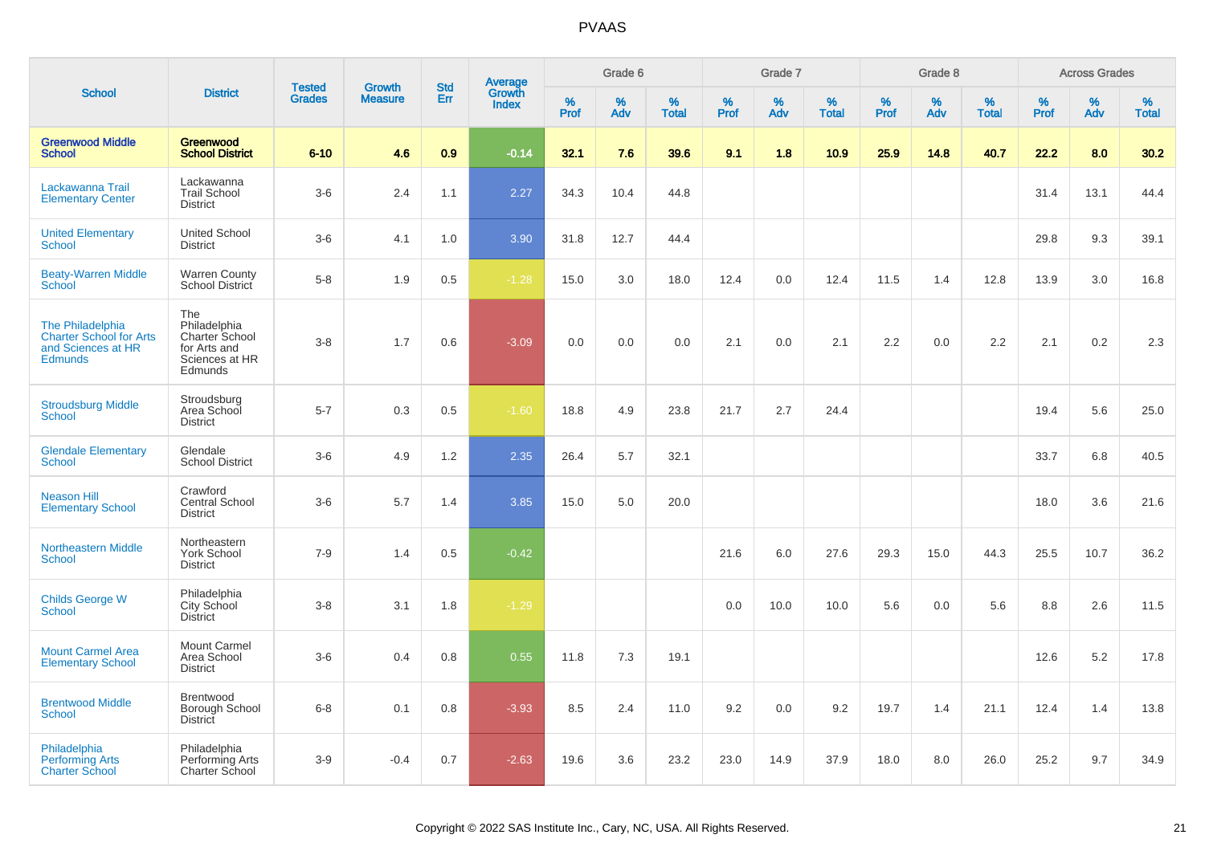# PVAAS

| School | District | Tested Grades | Growth Measure | Std Err | Average Growth Index | Grade 6 | | | Grade 7 | | | Grade 8 | | | Across Grades | | |
|---|---|---|---|---|---|---|---|---|---|---|---|---|---|---|---|---|---|
| | | | | | | % Prof | % Adv | % Total | % Prof | % Adv | % Total | % Prof | % Adv | % Total | % Prof | % Adv | % Total |
| **Greenwood Middle School** | **Greenwood School District** | **6-10** | **4.6** | **0.9** | **-0.14** | **32.1** | **7.6** | **39.6** | **9.1** | **1.8** | **10.9** | **25.9** | **14.8** | **40.7** | **22.2** | **8.0** | **30.2** |
| Lackawanna Trail Elementary Center | Lackawanna Trail School District | 3-6 | 2.4 | 1.1 | 2.27 | 34.3 | 10.4 | 44.8 | | | | | | | 31.4 | 13.1 | 44.4 |
| United Elementary School | United School District | 3-6 | 4.1 | 1.0 | 3.90 | 31.8 | 12.7 | 44.4 | | | | | | | 29.8 | 9.3 | 39.1 |
| Beaty-Warren Middle School | Warren County School District | 5-8 | 1.9 | 0.5 | -1.28 | 15.0 | 3.0 | 18.0 | 12.4 | 0.0 | 12.4 | 11.5 | 1.4 | 12.8 | 13.9 | 3.0 | 16.8 |
| The Philadelphia Charter School for Arts and Sciences at HR Edmunds | The Philadelphia Charter School for Arts and Sciences at HR Edmunds | 3-8 | 1.7 | 0.6 | -3.09 | 0.0 | 0.0 | 0.0 | 2.1 | 0.0 | 2.1 | 2.2 | 0.0 | 2.2 | 2.1 | 0.2 | 2.3 |
| Stroudsburg Middle School | Stroudsburg Area School District | 5-7 | 0.3 | 0.5 | -1.60 | 18.8 | 4.9 | 23.8 | 21.7 | 2.7 | 24.4 | | | | 19.4 | 5.6 | 25.0 |
| Glendale Elementary School | Glendale School District | 3-6 | 4.9 | 1.2 | 2.35 | 26.4 | 5.7 | 32.1 | | | | | | | 33.7 | 6.8 | 40.5 |
| Neason Hill Elementary School | Crawford Central School District | 3-6 | 5.7 | 1.4 | 3.85 | 15.0 | 5.0 | 20.0 | | | | | | | 18.0 | 3.6 | 21.6 |
| Northeastern Middle School | Northeastern York School District | 7-9 | 1.4 | 0.5 | -0.42 | | | | 21.6 | 6.0 | 27.6 | 29.3 | 15.0 | 44.3 | 25.5 | 10.7 | 36.2 |
| Childs George W School | Philadelphia City School District | 3-8 | 3.1 | 1.8 | -1.29 | | | | 0.0 | 10.0 | 10.0 | 5.6 | 0.0 | 5.6 | 8.8 | 2.6 | 11.5 |
| Mount Carmel Area Elementary School | Mount Carmel Area School District | 3-6 | 0.4 | 0.8 | 0.55 | 11.8 | 7.3 | 19.1 | | | | | | | 12.6 | 5.2 | 17.8 |
| Brentwood Middle School | Brentwood Borough School District | 6-8 | 0.1 | 0.8 | -3.93 | 8.5 | 2.4 | 11.0 | 9.2 | 0.0 | 9.2 | 19.7 | 1.4 | 21.1 | 12.4 | 1.4 | 13.8 |
| Philadelphia Performing Arts Charter School | Philadelphia Performing Arts Charter School | 3-9 | -0.4 | 0.7 | -2.63 | 19.6 | 3.6 | 23.2 | 23.0 | 14.9 | 37.9 | 18.0 | 8.0 | 26.0 | 25.2 | 9.7 | 34.9 |

Copyright © 2022 SAS Institute Inc., Cary, NC, USA. All Rights Reserved.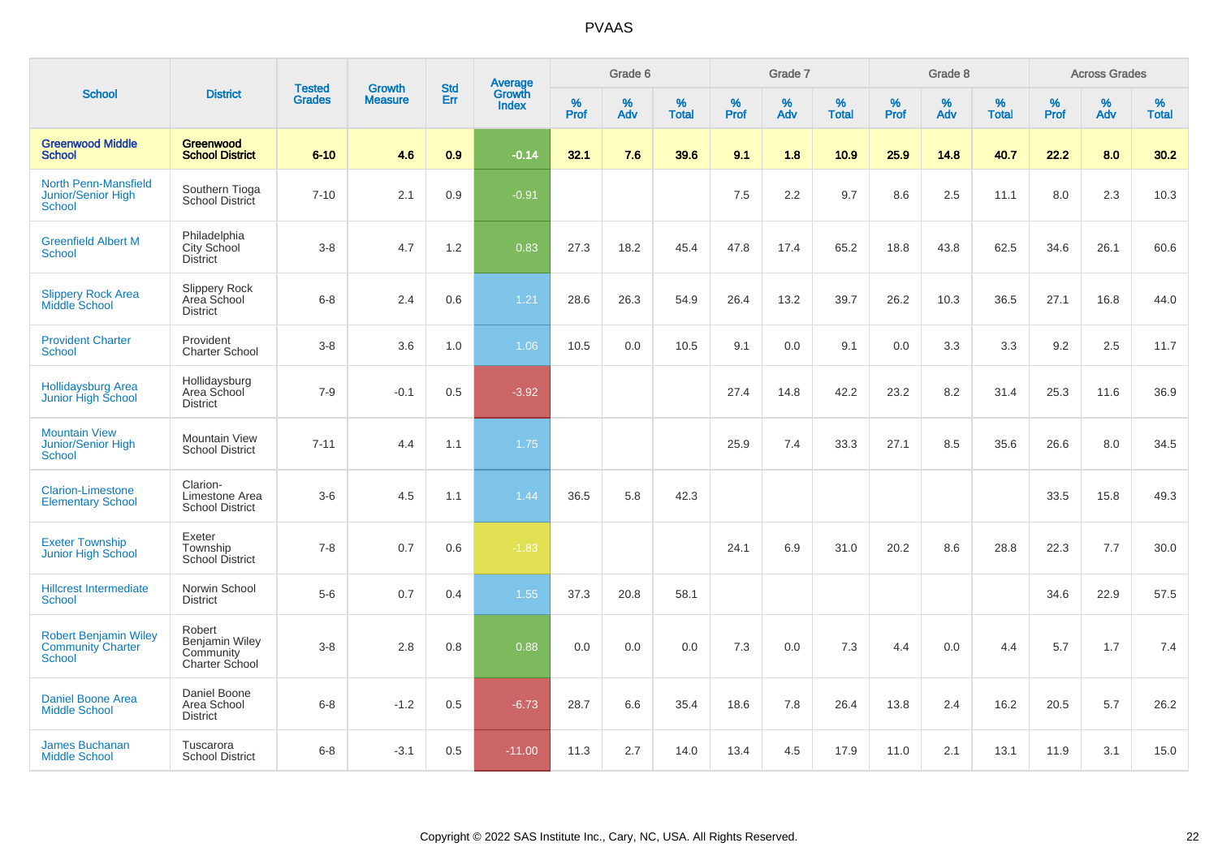# PVAAS

| School | District | Tested Grades | Growth Measure | Std Err | Average Growth Index | Grade 6 | | | Grade 7 | | | Grade 8 | | | Across Grades | | |
|---|---|---|---|---|---|---|---|---|---|---|---|---|---|---|---|---|---|
| | | | | | | % Prof | % Adv | % Total | % Prof | % Adv | % Total | % Prof | % Adv | % Total | % Prof | % Adv | % Total |
| **Greenwood Middle School** | **Greenwood School District** | **6-10** | **4.6** | **0.9** | **-0.14** | **32.1** | **7.6** | **39.6** | **9.1** | **1.8** | **10.9** | **25.9** | **14.8** | **40.7** | **22.2** | **8.0** | **30.2** |
| North Penn-Mansfield Junior/Senior High School | Southern Tioga School District | 7-10 | 2.1 | 0.9 | -0.91 | | | | 7.5 | 2.2 | 9.7 | 8.6 | 2.5 | 11.1 | 8.0 | 2.3 | 10.3 |
| Greenfield Albert M School | Philadelphia City School District | 3-8 | 4.7 | 1.2 | 0.83 | 27.3 | 18.2 | 45.4 | 47.8 | 17.4 | 65.2 | 18.8 | 43.8 | 62.5 | 34.6 | 26.1 | 60.6 |
| Slippery Rock Area Middle School | Slippery Rock Area School District | 6-8 | 2.4 | 0.6 | 1.21 | 28.6 | 26.3 | 54.9 | 26.4 | 13.2 | 39.7 | 26.2 | 10.3 | 36.5 | 27.1 | 16.8 | 44.0 |
| Provident Charter School | Provident Charter School | 3-8 | 3.6 | 1.0 | 1.06 | 10.5 | 0.0 | 10.5 | 9.1 | 0.0 | 9.1 | 0.0 | 3.3 | 3.3 | 9.2 | 2.5 | 11.7 |
| Hollidaysburg Area Junior High School | Hollidaysburg Area School District | 7-9 | -0.1 | 0.5 | -3.92 | | | | 27.4 | 14.8 | 42.2 | 23.2 | 8.2 | 31.4 | 25.3 | 11.6 | 36.9 |
| Mountain View Junior/Senior High School | Mountain View School District | 7-11 | 4.4 | 1.1 | 1.75 | | | | 25.9 | 7.4 | 33.3 | 27.1 | 8.5 | 35.6 | 26.6 | 8.0 | 34.5 |
| Clarion-Limestone Elementary School | Clarion-Limestone Area School District | 3-6 | 4.5 | 1.1 | 1.44 | 36.5 | 5.8 | 42.3 | | | | | | | 33.5 | 15.8 | 49.3 |
| Exeter Township Junior High School | Exeter Township School District | 7-8 | 0.7 | 0.6 | -1.83 | | | | 24.1 | 6.9 | 31.0 | 20.2 | 8.6 | 28.8 | 22.3 | 7.7 | 30.0 |
| Hillcrest Intermediate School | Norwin School District | 5-6 | 0.7 | 0.4 | 1.55 | 37.3 | 20.8 | 58.1 | | | | | | | 34.6 | 22.9 | 57.5 |
| Robert Benjamin Wiley Community Charter School | Robert Benjamin Wiley Community Charter School | 3-8 | 2.8 | 0.8 | 0.88 | 0.0 | 0.0 | 0.0 | 7.3 | 0.0 | 7.3 | 4.4 | 0.0 | 4.4 | 5.7 | 1.7 | 7.4 |
| Daniel Boone Area Middle School | Daniel Boone Area School District | 6-8 | -1.2 | 0.5 | -6.73 | 28.7 | 6.6 | 35.4 | 18.6 | 7.8 | 26.4 | 13.8 | 2.4 | 16.2 | 20.5 | 5.7 | 26.2 |
| James Buchanan Middle School | Tuscarora School District | 6-8 | -3.1 | 0.5 | -11.00 | 11.3 | 2.7 | 14.0 | 13.4 | 4.5 | 17.9 | 11.0 | 2.1 | 13.1 | 11.9 | 3.1 | 15.0 |

Copyright © 2022 SAS Institute Inc., Cary, NC, USA. All Rights Reserved.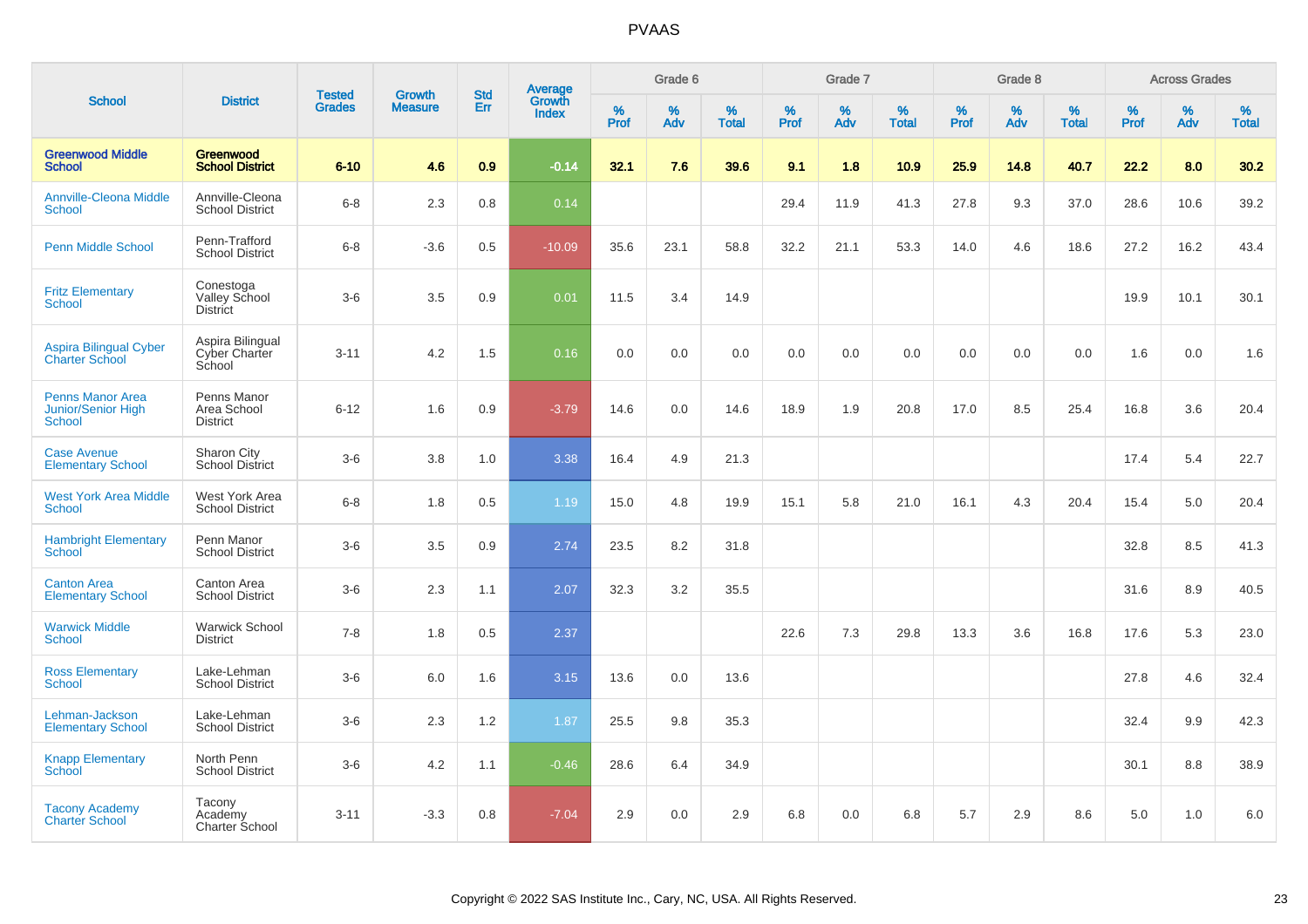# PVAAS

| School | District | Tested Grades | Growth Measure | Std Err | Average Growth Index | Grade 6 | | | Grade 7 | | | Grade 8 | | | Across Grades | | |
|---|---|---|---|---|---|---|---|---|---|---|---|---|---|---|---|---|---|
| | | | | | | % Prof | % Adv | % Total | % Prof | % Adv | % Total | % Prof | % Adv | % Total | % Prof | % Adv | % Total |
| **Greenwood Middle School** | **Greenwood School District** | **6-10** | **4.6** | **0.9** | **-0.14** | **32.1** | **7.6** | **39.6** | **9.1** | **1.8** | **10.9** | **25.9** | **14.8** | **40.7** | **22.2** | **8.0** | **30.2** |
| Annville-Cleona Middle School | Annville-Cleona School District | 6-8 | 2.3 | 0.8 | 0.14 | | | | 29.4 | 11.9 | 41.3 | 27.8 | 9.3 | 37.0 | 28.6 | 10.6 | 39.2 |
| Penn Middle School | Penn-Trafford School District | 6-8 | -3.6 | 0.5 | -10.09 | 35.6 | 23.1 | 58.8 | 32.2 | 21.1 | 53.3 | 14.0 | 4.6 | 18.6 | 27.2 | 16.2 | 43.4 |
| Fritz Elementary School | Conestoga Valley School District | 3-6 | 3.5 | 0.9 | 0.01 | 11.5 | 3.4 | 14.9 | | | | | | | 19.9 | 10.1 | 30.1 |
| Aspira Bilingual Cyber Charter School | Aspira Bilingual Cyber Charter School | 3-11 | 4.2 | 1.5 | 0.16 | 0.0 | 0.0 | 0.0 | 0.0 | 0.0 | 0.0 | 0.0 | 0.0 | 0.0 | 1.6 | 0.0 | 1.6 |
| Penns Manor Area Junior/Senior High School | Penns Manor Area School District | 6-12 | 1.6 | 0.9 | -3.79 | 14.6 | 0.0 | 14.6 | 18.9 | 1.9 | 20.8 | 17.0 | 8.5 | 25.4 | 16.8 | 3.6 | 20.4 |
| Case Avenue Elementary School | Sharon City School District | 3-6 | 3.8 | 1.0 | 3.38 | 16.4 | 4.9 | 21.3 | | | | | | | 17.4 | 5.4 | 22.7 |
| West York Area Middle School | West York Area School District | 6-8 | 1.8 | 0.5 | 1.19 | 15.0 | 4.8 | 19.9 | 15.1 | 5.8 | 21.0 | 16.1 | 4.3 | 20.4 | 15.4 | 5.0 | 20.4 |
| Hambright Elementary School | Penn Manor School District | 3-6 | 3.5 | 0.9 | 2.74 | 23.5 | 8.2 | 31.8 | | | | | | | 32.8 | 8.5 | 41.3 |
| Canton Area Elementary School | Canton Area School District | 3-6 | 2.3 | 1.1 | 2.07 | 32.3 | 3.2 | 35.5 | | | | | | | 31.6 | 8.9 | 40.5 |
| Warwick Middle School | Warwick School District | 7-8 | 1.8 | 0.5 | 2.37 | | | | 22.6 | 7.3 | 29.8 | 13.3 | 3.6 | 16.8 | 17.6 | 5.3 | 23.0 |
| Ross Elementary School | Lake-Lehman School District | 3-6 | 6.0 | 1.6 | 3.15 | 13.6 | 0.0 | 13.6 | | | | | | | 27.8 | 4.6 | 32.4 |
| Lehman-Jackson Elementary School | Lake-Lehman School District | 3-6 | 2.3 | 1.2 | 1.87 | 25.5 | 9.8 | 35.3 | | | | | | | 32.4 | 9.9 | 42.3 |
| Knapp Elementary School | North Penn School District | 3-6 | 4.2 | 1.1 | -0.46 | 28.6 | 6.4 | 34.9 | | | | | | | 30.1 | 8.8 | 38.9 |
| Tacony Academy Charter School | Tacony Academy Charter School | 3-11 | -3.3 | 0.8 | -7.04 | 2.9 | 0.0 | 2.9 | 6.8 | 0.0 | 6.8 | 5.7 | 2.9 | 8.6 | 5.0 | 1.0 | 6.0 |

Copyright © 2022 SAS Institute Inc., Cary, NC, USA. All Rights Reserved.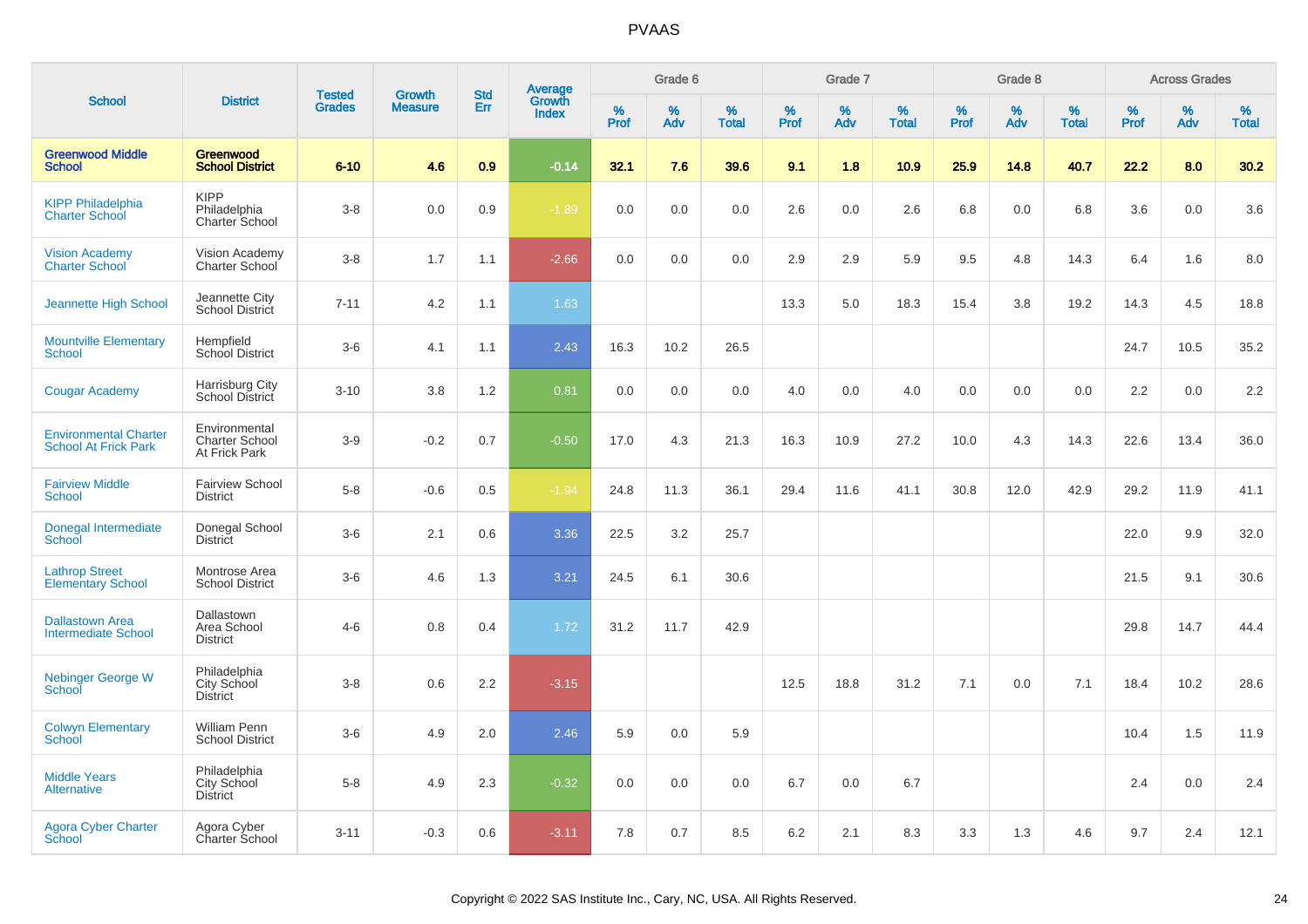## PVAAS

| School | District | Tested Grades | Growth Measure | Std Err | Average Growth Index | Grade 6 | | | Grade 7 | | | Grade 8 | | | Across Grades | | |
|---|---|---|---|---|---|---|---|---|---|---|---|---|---|---|---|---|---|
| | | | | | | % Prof | % Adv | % Total | % Prof | % Adv | % Total | % Prof | % Adv | % Total | % Prof | % Adv | % Total |
| **Greenwood Middle School** | **Greenwood School District** | **6-10** | **4.6** | **0.9** | **-0.14** | **32.1** | **7.6** | **39.6** | **9.1** | **1.8** | **10.9** | **25.9** | **14.8** | **40.7** | **22.2** | **8.0** | **30.2** |
| KIPP Philadelphia Charter School | KIPP Philadelphia Charter School | 3-8 | 0.0 | 0.9 | -1.89 | 0.0 | 0.0 | 0.0 | 2.6 | 0.0 | 2.6 | 6.8 | 0.0 | 6.8 | 3.6 | 0.0 | 3.6 |
| Vision Academy Charter School | Vision Academy Charter School | 3-8 | 1.7 | 1.1 | -2.66 | 0.0 | 0.0 | 0.0 | 2.9 | 2.9 | 5.9 | 9.5 | 4.8 | 14.3 | 6.4 | 1.6 | 8.0 |
| Jeannette High School | Jeannette City School District | 7-11 | 4.2 | 1.1 | 1.63 | | | | 13.3 | 5.0 | 18.3 | 15.4 | 3.8 | 19.2 | 14.3 | 4.5 | 18.8 |
| Mountville Elementary School | Hempfield School District | 3-6 | 4.1 | 1.1 | 2.43 | 16.3 | 10.2 | 26.5 | | | | | | | 24.7 | 10.5 | 35.2 |
| Cougar Academy | Harrisburg City School District | 3-10 | 3.8 | 1.2 | 0.81 | 0.0 | 0.0 | 0.0 | 4.0 | 0.0 | 4.0 | 0.0 | 0.0 | 0.0 | 2.2 | 0.0 | 2.2 |
| Environmental Charter School At Frick Park | Environmental Charter School At Frick Park | 3-9 | -0.2 | 0.7 | -0.50 | 17.0 | 4.3 | 21.3 | 16.3 | 10.9 | 27.2 | 10.0 | 4.3 | 14.3 | 22.6 | 13.4 | 36.0 |
| Fairview Middle School | Fairview School District | 5-8 | -0.6 | 0.5 | -1.94 | 24.8 | 11.3 | 36.1 | 29.4 | 11.6 | 41.1 | 30.8 | 12.0 | 42.9 | 29.2 | 11.9 | 41.1 |
| Donegal Intermediate School | Donegal School District | 3-6 | 2.1 | 0.6 | 3.36 | 22.5 | 3.2 | 25.7 | | | | | | | 22.0 | 9.9 | 32.0 |
| Lathrop Street Elementary School | Montrose Area School District | 3-6 | 4.6 | 1.3 | 3.21 | 24.5 | 6.1 | 30.6 | | | | | | | 21.5 | 9.1 | 30.6 |
| Dallastown Area Intermediate School | Dallastown Area School District | 4-6 | 0.8 | 0.4 | 1.72 | 31.2 | 11.7 | 42.9 | | | | | | | 29.8 | 14.7 | 44.4 |
| Nebinger George W School | Philadelphia City School District | 3-8 | 0.6 | 2.2 | -3.15 | | | | 12.5 | 18.8 | 31.2 | 7.1 | 0.0 | 7.1 | 18.4 | 10.2 | 28.6 |
| Colwyn Elementary School | William Penn School District | 3-6 | 4.9 | 2.0 | 2.46 | 5.9 | 0.0 | 5.9 | | | | | | | 10.4 | 1.5 | 11.9 |
| Middle Years Alternative | Philadelphia City School District | 5-8 | 4.9 | 2.3 | -0.32 | 0.0 | 0.0 | 0.0 | 6.7 | 0.0 | 6.7 | | | | 2.4 | 0.0 | 2.4 |
| Agora Cyber Charter School | Agora Cyber Charter School | 3-11 | -0.3 | 0.6 | -3.11 | 7.8 | 0.7 | 8.5 | 6.2 | 2.1 | 8.3 | 3.3 | 1.3 | 4.6 | 9.7 | 2.4 | 12.1 |

Copyright © 2022 SAS Institute Inc., Cary, NC, USA. All Rights Reserved.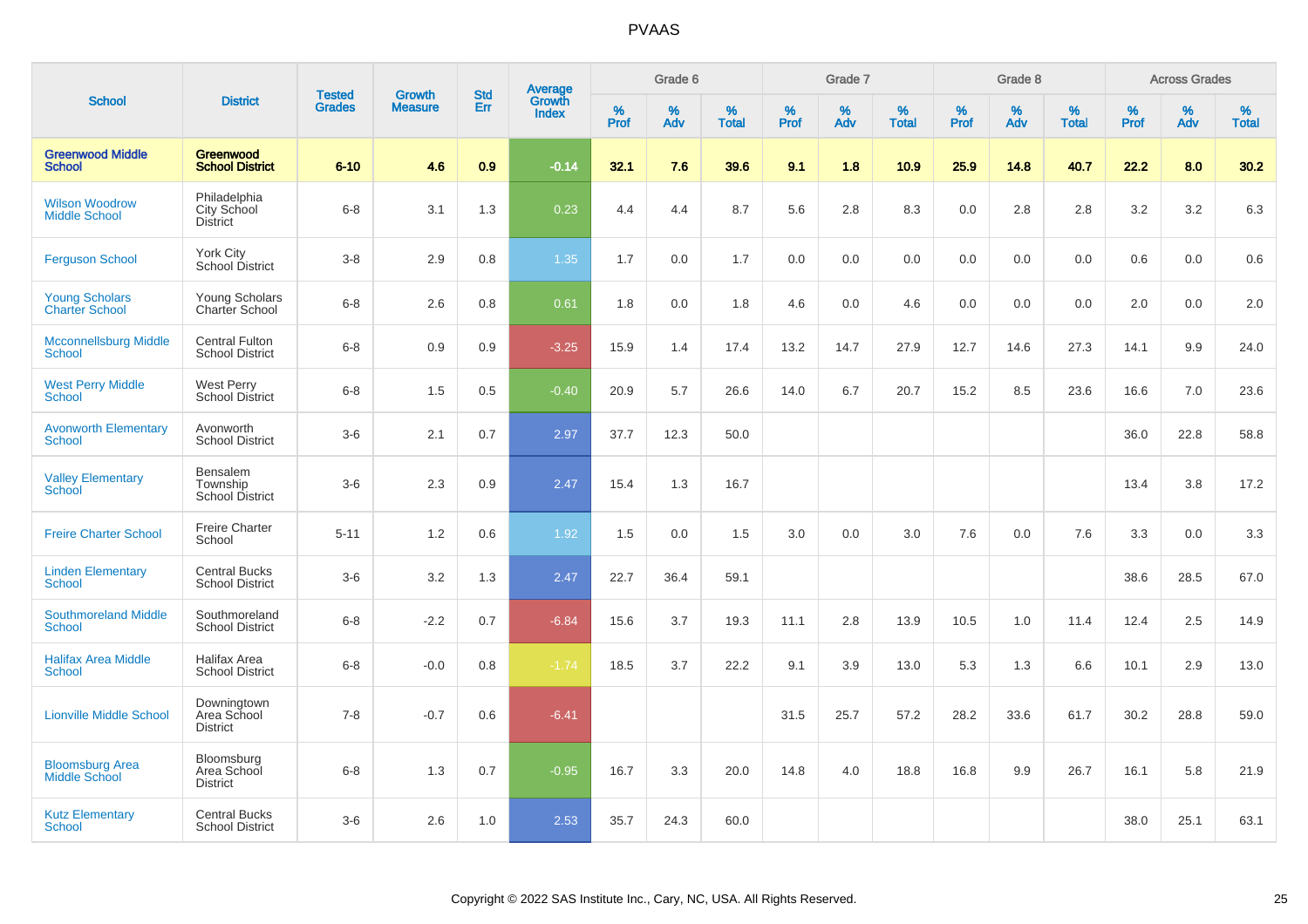# PVAAS

| School | District | Tested Grades | Growth Measure | Std Err | Average Growth Index | Grade 6 | | | Grade 7 | | | Grade 8 | | | Across Grades | | |
|---|---|---|---|---|---|---|---|---|---|---|---|---|---|---|---|---|---|
| | | | | | | % Prof | % Adv | % Total | % Prof | % Adv | % Total | % Prof | % Adv | % Total | % Prof | % Adv | % Total |
| **Greenwood Middle School** | **Greenwood School District** | **6-10** | **4.6** | **0.9** | **-0.14** | **32.1** | **7.6** | **39.6** | **9.1** | **1.8** | **10.9** | **25.9** | **14.8** | **40.7** | **22.2** | **8.0** | **30.2** |
| Wilson Woodrow Middle School | Philadelphia City School District | 6-8 | 3.1 | 1.3 | 0.23 | 4.4 | 4.4 | 8.7 | 5.6 | 2.8 | 8.3 | 0.0 | 2.8 | 2.8 | 3.2 | 3.2 | 6.3 |
| Ferguson School | York City School District | 3-8 | 2.9 | 0.8 | 1.35 | 1.7 | 0.0 | 1.7 | 0.0 | 0.0 | 0.0 | 0.0 | 0.0 | 0.0 | 0.6 | 0.0 | 0.6 |
| Young Scholars Charter School | Young Scholars Charter School | 6-8 | 2.6 | 0.8 | 0.61 | 1.8 | 0.0 | 1.8 | 4.6 | 0.0 | 4.6 | 0.0 | 0.0 | 0.0 | 2.0 | 0.0 | 2.0 |
| Mcconnellsburg Middle School | Central Fulton School District | 6-8 | 0.9 | 0.9 | -3.25 | 15.9 | 1.4 | 17.4 | 13.2 | 14.7 | 27.9 | 12.7 | 14.6 | 27.3 | 14.1 | 9.9 | 24.0 |
| West Perry Middle School | West Perry School District | 6-8 | 1.5 | 0.5 | -0.40 | 20.9 | 5.7 | 26.6 | 14.0 | 6.7 | 20.7 | 15.2 | 8.5 | 23.6 | 16.6 | 7.0 | 23.6 |
| Avonworth Elementary School | Avonworth School District | 3-6 | 2.1 | 0.7 | 2.97 | 37.7 | 12.3 | 50.0 | | | | | | | 36.0 | 22.8 | 58.8 |
| Valley Elementary School | Bensalem Township School District | 3-6 | 2.3 | 0.9 | 2.47 | 15.4 | 1.3 | 16.7 | | | | | | | 13.4 | 3.8 | 17.2 |
| Freire Charter School | Freire Charter School | 5-11 | 1.2 | 0.6 | 1.92 | 1.5 | 0.0 | 1.5 | 3.0 | 0.0 | 3.0 | 7.6 | 0.0 | 7.6 | 3.3 | 0.0 | 3.3 |
| Linden Elementary School | Central Bucks School District | 3-6 | 3.2 | 1.3 | 2.47 | 22.7 | 36.4 | 59.1 | | | | | | | 38.6 | 28.5 | 67.0 |
| Southmoreland Middle School | Southmoreland School District | 6-8 | -2.2 | 0.7 | -6.84 | 15.6 | 3.7 | 19.3 | 11.1 | 2.8 | 13.9 | 10.5 | 1.0 | 11.4 | 12.4 | 2.5 | 14.9 |
| Halifax Area Middle School | Halifax Area School District | 6-8 | -0.0 | 0.8 | -1.74 | 18.5 | 3.7 | 22.2 | 9.1 | 3.9 | 13.0 | 5.3 | 1.3 | 6.6 | 10.1 | 2.9 | 13.0 |
| Lionville Middle School | Downingtown Area School District | 7-8 | -0.7 | 0.6 | -6.41 | | | | 31.5 | 25.7 | 57.2 | 28.2 | 33.6 | 61.7 | 30.2 | 28.8 | 59.0 |
| Bloomsburg Area Middle School | Bloomsburg Area School District | 6-8 | 1.3 | 0.7 | -0.95 | 16.7 | 3.3 | 20.0 | 14.8 | 4.0 | 18.8 | 16.8 | 9.9 | 26.7 | 16.1 | 5.8 | 21.9 |
| Kutz Elementary School | Central Bucks School District | 3-6 | 2.6 | 1.0 | 2.53 | 35.7 | 24.3 | 60.0 | | | | | | | 38.0 | 25.1 | 63.1 |

Copyright © 2022 SAS Institute Inc., Cary, NC, USA. All Rights Reserved.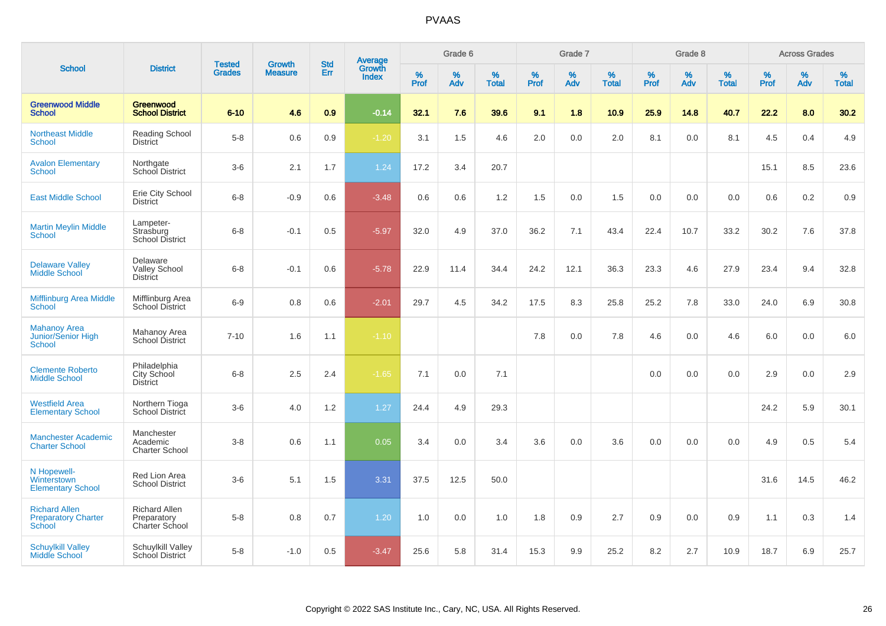| School | District | Tested Grades | Growth Measure | Std Err | Average Growth Index | Grade 6 | | | Grade 7 | | | Grade 8 | | | Across Grades | | |
|---|---|---|---|---|---|---|---|---|---|---|---|---|---|---|---|---|---|
| | | | | | | % Prof | % Adv | % Total | % Prof | % Adv | % Total | % Prof | % Adv | % Total | % Prof | % Adv | % Total |
| **Greenwood Middle School** | **Greenwood School District** | **6-10** | **4.6** | **0.9** | **-0.14** | **32.1** | **7.6** | **39.6** | **9.1** | **1.8** | **10.9** | **25.9** | **14.8** | **40.7** | **22.2** | **8.0** | **30.2** |
| Northeast Middle School | Reading School District | 5-8 | 0.6 | 0.9 | -1.20 | 3.1 | 1.5 | 4.6 | 2.0 | 0.0 | 2.0 | 8.1 | 0.0 | 8.1 | 4.5 | 0.4 | 4.9 |
| Avalon Elementary School | Northgate School District | 3-6 | 2.1 | 1.7 | 1.24 | 17.2 | 3.4 | 20.7 | | | | | | | 15.1 | 8.5 | 23.6 |
| East Middle School | Erie City School District | 6-8 | -0.9 | 0.6 | -3.48 | 0.6 | 0.6 | 1.2 | 1.5 | 0.0 | 1.5 | 0.0 | 0.0 | 0.0 | 0.6 | 0.2 | 0.9 |
| Martin Meylin Middle School | Lampeter-Strasburg School District | 6-8 | -0.1 | 0.5 | -5.97 | 32.0 | 4.9 | 37.0 | 36.2 | 7.1 | 43.4 | 22.4 | 10.7 | 33.2 | 30.2 | 7.6 | 37.8 |
| Delaware Valley Middle School | Delaware Valley School District | 6-8 | -0.1 | 0.6 | -5.78 | 22.9 | 11.4 | 34.4 | 24.2 | 12.1 | 36.3 | 23.3 | 4.6 | 27.9 | 23.4 | 9.4 | 32.8 |
| Mifflinburg Area Middle School | Mifflinburg Area School District | 6-9 | 0.8 | 0.6 | -2.01 | 29.7 | 4.5 | 34.2 | 17.5 | 8.3 | 25.8 | 25.2 | 7.8 | 33.0 | 24.0 | 6.9 | 30.8 |
| Mahanoy Area Junior/Senior High School | Mahanoy Area School District | 7-10 | 1.6 | 1.1 | -1.10 | | | | 7.8 | 0.0 | 7.8 | 4.6 | 0.0 | 4.6 | 6.0 | 0.0 | 6.0 |
| Clemente Roberto Middle School | Philadelphia City School District | 6-8 | 2.5 | 2.4 | -1.65 | 7.1 | 0.0 | 7.1 | | | | 0.0 | 0.0 | 0.0 | 2.9 | 0.0 | 2.9 |
| Westfield Area Elementary School | Northern Tioga School District | 3-6 | 4.0 | 1.2 | 1.27 | 24.4 | 4.9 | 29.3 | | | | | | | 24.2 | 5.9 | 30.1 |
| Manchester Academic Charter School | Manchester Academic Charter School | 3-8 | 0.6 | 1.1 | 0.05 | 3.4 | 0.0 | 3.4 | 3.6 | 0.0 | 3.6 | 0.0 | 0.0 | 0.0 | 4.9 | 0.5 | 5.4 |
| N Hopewell-Winterstown Elementary School | Red Lion Area School District | 3-6 | 5.1 | 1.5 | 3.31 | 37.5 | 12.5 | 50.0 | | | | | | | 31.6 | 14.5 | 46.2 |
| Richard Allen Preparatory Charter School | Richard Allen Preparatory Charter School | 5-8 | 0.8 | 0.7 | 1.20 | 1.0 | 0.0 | 1.0 | 1.8 | 0.9 | 2.7 | 0.9 | 0.0 | 0.9 | 1.1 | 0.3 | 1.4 |
| Schuylkill Valley Middle School | Schuylkill Valley School District | 5-8 | -1.0 | 0.5 | -3.47 | 25.6 | 5.8 | 31.4 | 15.3 | 9.9 | 25.2 | 8.2 | 2.7 | 10.9 | 18.7 | 6.9 | 25.7 |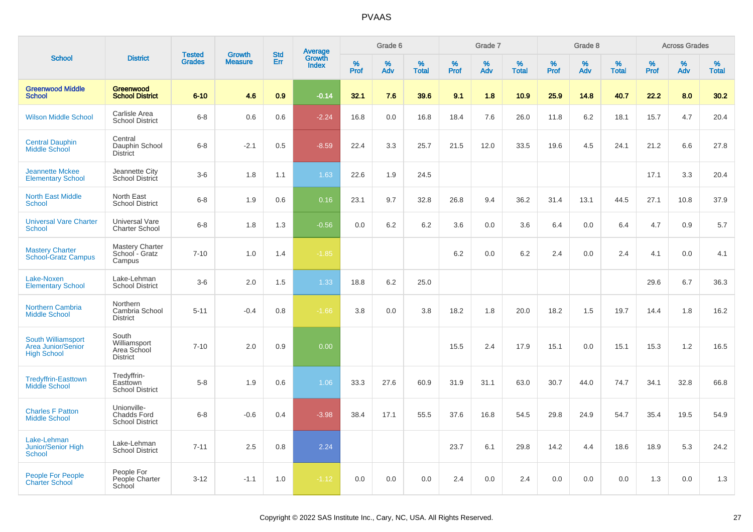# PVAAS

| School | District | Tested Grades | Growth Measure | Std Err | Average Growth Index | Grade 6 | | | Grade 7 | | | Grade 8 | | | Across Grades | | |
|---|---|---|---|---|---|---|---|---|---|---|---|---|---|---|---|---|---|
| | | | | | | % Prof | % Adv | % Total | % Prof | % Adv | % Total | % Prof | % Adv | % Total | % Prof | % Adv | % Total |
| **Greenwood Middle School** | **Greenwood School District** | **6-10** | **4.6** | **0.9** | **-0.14** | **32.1** | **7.6** | **39.6** | **9.1** | **1.8** | **10.9** | **25.9** | **14.8** | **40.7** | **22.2** | **8.0** | **30.2** |
| Wilson Middle School | Carlisle Area School District | 6-8 | 0.6 | 0.6 | -2.24 | 16.8 | 0.0 | 16.8 | 18.4 | 7.6 | 26.0 | 11.8 | 6.2 | 18.1 | 15.7 | 4.7 | 20.4 |
| Central Dauphin Middle School | Central Dauphin School District | 6-8 | -2.1 | 0.5 | -8.59 | 22.4 | 3.3 | 25.7 | 21.5 | 12.0 | 33.5 | 19.6 | 4.5 | 24.1 | 21.2 | 6.6 | 27.8 |
| Jeannette Mckee Elementary School | Jeannette City School District | 3-6 | 1.8 | 1.1 | 1.63 | 22.6 | 1.9 | 24.5 | | | | | | | 17.1 | 3.3 | 20.4 |
| North East Middle School | North East School District | 6-8 | 1.9 | 0.6 | 0.16 | 23.1 | 9.7 | 32.8 | 26.8 | 9.4 | 36.2 | 31.4 | 13.1 | 44.5 | 27.1 | 10.8 | 37.9 |
| Universal Vare Charter School | Universal Vare Charter School | 6-8 | 1.8 | 1.3 | -0.56 | 0.0 | 6.2 | 6.2 | 3.6 | 0.0 | 3.6 | 6.4 | 0.0 | 6.4 | 4.7 | 0.9 | 5.7 |
| Mastery Charter School-Gratz Campus | Mastery Charter School - Gratz Campus | 7-10 | 1.0 | 1.4 | -1.85 | | | | 6.2 | 0.0 | 6.2 | 2.4 | 0.0 | 2.4 | 4.1 | 0.0 | 4.1 |
| Lake-Noxen Elementary School | Lake-Lehman School District | 3-6 | 2.0 | 1.5 | 1.33 | 18.8 | 6.2 | 25.0 | | | | | | | 29.6 | 6.7 | 36.3 |
| Northern Cambria Middle School | Northern Cambria School District | 5-11 | -0.4 | 0.8 | -1.66 | 3.8 | 0.0 | 3.8 | 18.2 | 1.8 | 20.0 | 18.2 | 1.5 | 19.7 | 14.4 | 1.8 | 16.2 |
| South Williamsport Area Junior/Senior High School | South Williamsport Area School District | 7-10 | 2.0 | 0.9 | 0.00 | | | | 15.5 | 2.4 | 17.9 | 15.1 | 0.0 | 15.1 | 15.3 | 1.2 | 16.5 |
| Tredyffrin-Easttown Middle School | Tredyffrin-Easttown School District | 5-8 | 1.9 | 0.6 | 1.06 | 33.3 | 27.6 | 60.9 | 31.9 | 31.1 | 63.0 | 30.7 | 44.0 | 74.7 | 34.1 | 32.8 | 66.8 |
| Charles F Patton Middle School | Unionville-Chadds Ford School District | 6-8 | -0.6 | 0.4 | -3.98 | 38.4 | 17.1 | 55.5 | 37.6 | 16.8 | 54.5 | 29.8 | 24.9 | 54.7 | 35.4 | 19.5 | 54.9 |
| Lake-Lehman Junior/Senior High School | Lake-Lehman School District | 7-11 | 2.5 | 0.8 | 2.24 | | | | 23.7 | 6.1 | 29.8 | 14.2 | 4.4 | 18.6 | 18.9 | 5.3 | 24.2 |
| People For People Charter School | People For People Charter School | 3-12 | -1.1 | 1.0 | -1.12 | 0.0 | 0.0 | 0.0 | 2.4 | 0.0 | 2.4 | 0.0 | 0.0 | 0.0 | 1.3 | 0.0 | 1.3 |

Copyright © 2022 SAS Institute Inc., Cary, NC, USA. All Rights Reserved.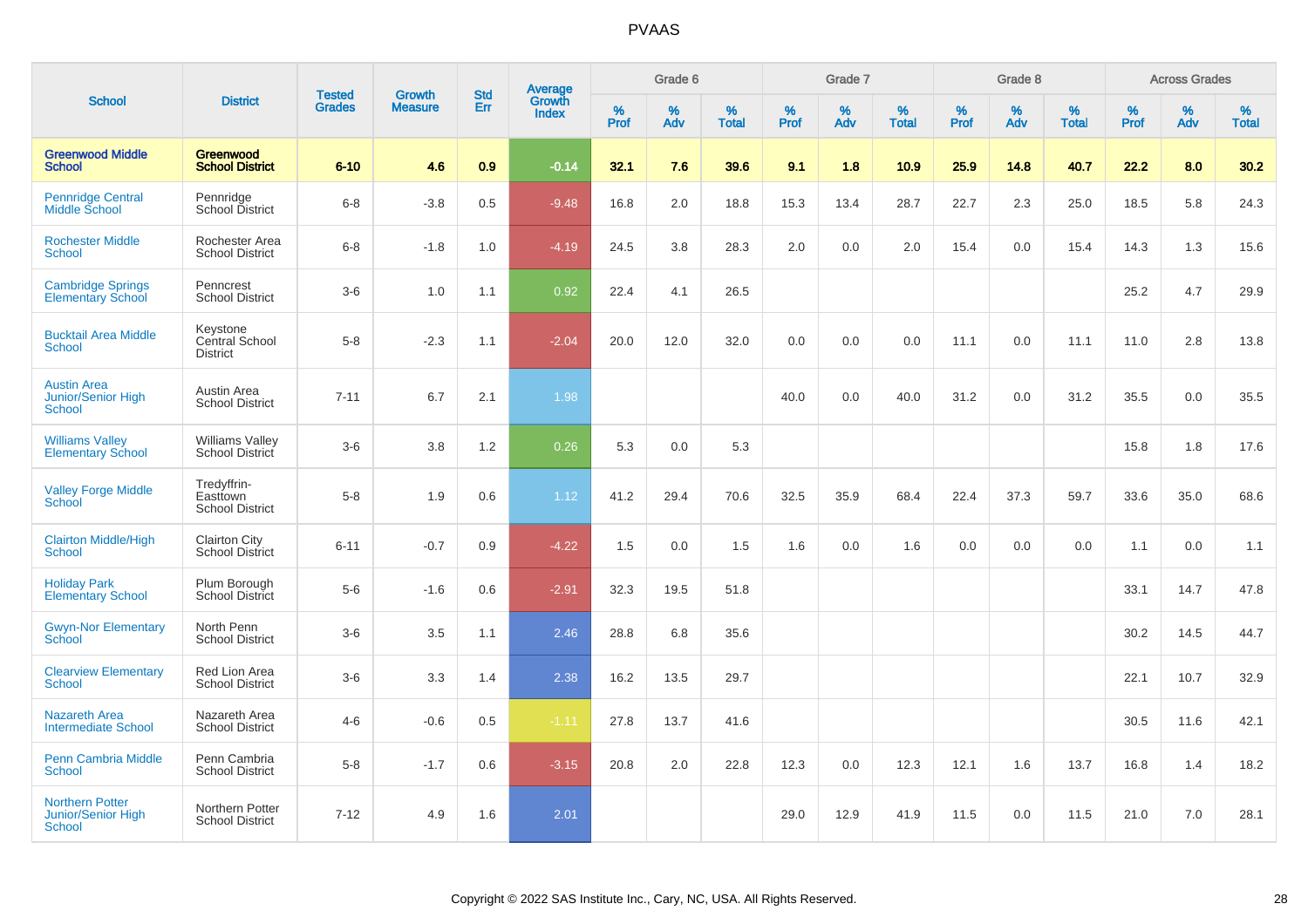# PVAAS

| School | District | Tested Grades | Growth Measure | Std Err | Average Growth Index | Grade 6 | | | Grade 7 | | | Grade 8 | | | Across Grades | | |
|---|---|---|---|---|---|---|---|---|---|---|---|---|---|---|---|---|---|
| | | | | | | % Prof | % Adv | % Total | % Prof | % Adv | % Total | % Prof | % Adv | % Total | % Prof | % Adv | % Total |
| **Greenwood Middle School** | **Greenwood School District** | **6-10** | **4.6** | **0.9** | **-0.14** | **32.1** | **7.6** | **39.6** | **9.1** | **1.8** | **10.9** | **25.9** | **14.8** | **40.7** | **22.2** | **8.0** | **30.2** |
| Pennridge Central Middle School | Pennridge School District | 6-8 | -3.8 | 0.5 | -9.48 | 16.8 | 2.0 | 18.8 | 15.3 | 13.4 | 28.7 | 22.7 | 2.3 | 25.0 | 18.5 | 5.8 | 24.3 |
| Rochester Middle School | Rochester Area School District | 6-8 | -1.8 | 1.0 | -4.19 | 24.5 | 3.8 | 28.3 | 2.0 | 0.0 | 2.0 | 15.4 | 0.0 | 15.4 | 14.3 | 1.3 | 15.6 |
| Cambridge Springs Elementary School | Penncrest School District | 3-6 | 1.0 | 1.1 | 0.92 | 22.4 | 4.1 | 26.5 | | | | | | | 25.2 | 4.7 | 29.9 |
| Bucktail Area Middle School | Keystone Central School District | 5-8 | -2.3 | 1.1 | -2.04 | 20.0 | 12.0 | 32.0 | 0.0 | 0.0 | 0.0 | 11.1 | 0.0 | 11.1 | 11.0 | 2.8 | 13.8 |
| Austin Area Junior/Senior High School | Austin Area School District | 7-11 | 6.7 | 2.1 | 1.98 | | | | 40.0 | 0.0 | 40.0 | 31.2 | 0.0 | 31.2 | 35.5 | 0.0 | 35.5 |
| Williams Valley Elementary School | Williams Valley School District | 3-6 | 3.8 | 1.2 | 0.26 | 5.3 | 0.0 | 5.3 | | | | | | | 15.8 | 1.8 | 17.6 |
| Valley Forge Middle School | Tredyffrin-Easttown School District | 5-8 | 1.9 | 0.6 | 1.12 | 41.2 | 29.4 | 70.6 | 32.5 | 35.9 | 68.4 | 22.4 | 37.3 | 59.7 | 33.6 | 35.0 | 68.6 |
| Clairton Middle/High School | Clairton City School District | 6-11 | -0.7 | 0.9 | -4.22 | 1.5 | 0.0 | 1.5 | 1.6 | 0.0 | 1.6 | 0.0 | 0.0 | 0.0 | 1.1 | 0.0 | 1.1 |
| Holiday Park Elementary School | Plum Borough School District | 5-6 | -1.6 | 0.6 | -2.91 | 32.3 | 19.5 | 51.8 | | | | | | | 33.1 | 14.7 | 47.8 |
| Gwyn-Nor Elementary School | North Penn School District | 3-6 | 3.5 | 1.1 | 2.46 | 28.8 | 6.8 | 35.6 | | | | | | | 30.2 | 14.5 | 44.7 |
| Clearview Elementary School | Red Lion Area School District | 3-6 | 3.3 | 1.4 | 2.38 | 16.2 | 13.5 | 29.7 | | | | | | | 22.1 | 10.7 | 32.9 |
| Nazareth Area Intermediate School | Nazareth Area School District | 4-6 | -0.6 | 0.5 | -1.11 | 27.8 | 13.7 | 41.6 | | | | | | | 30.5 | 11.6 | 42.1 |
| Penn Cambria Middle School | Penn Cambria School District | 5-8 | -1.7 | 0.6 | -3.15 | 20.8 | 2.0 | 22.8 | 12.3 | 0.0 | 12.3 | 12.1 | 1.6 | 13.7 | 16.8 | 1.4 | 18.2 |
| Northern Potter Junior/Senior High School | Northern Potter School District | 7-12 | 4.9 | 1.6 | 2.01 | | | | 29.0 | 12.9 | 41.9 | 11.5 | 0.0 | 11.5 | 21.0 | 7.0 | 28.1 |

Copyright © 2022 SAS Institute Inc., Cary, NC, USA. All Rights Reserved.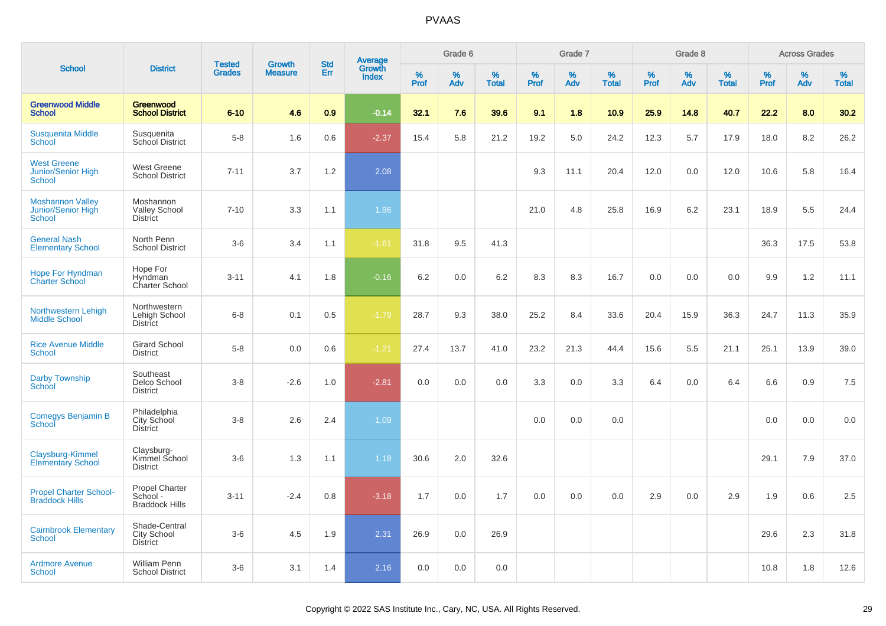# PVAAS

| School | District | Tested Grades | Growth Measure | Std Err | Average Growth Index | Grade 6 | | | Grade 7 | | | Grade 8 | | | Across Grades | | |
|---|---|---|---|---|---|---|---|---|---|---|---|---|---|---|---|---|---|
| | | | | | | % Prof | % Adv | % Total | % Prof | % Adv | % Total | % Prof | % Adv | % Total | % Prof | % Adv | % Total |
| **Greenwood Middle School** | **Greenwood School District** | **6-10** | **4.6** | **0.9** | **-0.14** | **32.1** | **7.6** | **39.6** | **9.1** | **1.8** | **10.9** | **25.9** | **14.8** | **40.7** | **22.2** | **8.0** | **30.2** |
| Susquenita Middle School | Susquenita School District | 5-8 | 1.6 | 0.6 | -2.37 | 15.4 | 5.8 | 21.2 | 19.2 | 5.0 | 24.2 | 12.3 | 5.7 | 17.9 | 18.0 | 8.2 | 26.2 |
| West Greene Junior/Senior High School | West Greene School District | 7-11 | 3.7 | 1.2 | 2.08 | | | | 9.3 | 11.1 | 20.4 | 12.0 | 0.0 | 12.0 | 10.6 | 5.8 | 16.4 |
| Moshannon Valley Junior/Senior High School | Moshannon Valley School District | 7-10 | 3.3 | 1.1 | 1.96 | | | | 21.0 | 4.8 | 25.8 | 16.9 | 6.2 | 23.1 | 18.9 | 5.5 | 24.4 |
| General Nash Elementary School | North Penn School District | 3-6 | 3.4 | 1.1 | -1.61 | 31.8 | 9.5 | 41.3 | | | | | | | 36.3 | 17.5 | 53.8 |
| Hope For Hyndman Charter School | Hope For Hyndman Charter School | 3-11 | 4.1 | 1.8 | -0.16 | 6.2 | 0.0 | 6.2 | 8.3 | 8.3 | 16.7 | 0.0 | 0.0 | 0.0 | 9.9 | 1.2 | 11.1 |
| Northwestern Lehigh Middle School | Northwestern Lehigh School District | 6-8 | 0.1 | 0.5 | -1.79 | 28.7 | 9.3 | 38.0 | 25.2 | 8.4 | 33.6 | 20.4 | 15.9 | 36.3 | 24.7 | 11.3 | 35.9 |
| Rice Avenue Middle School | Girard School District | 5-8 | 0.0 | 0.6 | -1.21 | 27.4 | 13.7 | 41.0 | 23.2 | 21.3 | 44.4 | 15.6 | 5.5 | 21.1 | 25.1 | 13.9 | 39.0 |
| Darby Township School | Southeast Delco School District | 3-8 | -2.6 | 1.0 | -2.81 | 0.0 | 0.0 | 0.0 | 3.3 | 0.0 | 3.3 | 6.4 | 0.0 | 6.4 | 6.6 | 0.9 | 7.5 |
| Comegys Benjamin B School | Philadelphia City School District | 3-8 | 2.6 | 2.4 | 1.09 | | | | 0.0 | 0.0 | 0.0 | | | | 0.0 | 0.0 | 0.0 |
| Claysburg-Kimmel Elementary School | Claysburg-Kimmel School District | 3-6 | 1.3 | 1.1 | 1.18 | 30.6 | 2.0 | 32.6 | | | | | | | 29.1 | 7.9 | 37.0 |
| Propel Charter School-Braddock Hills | Propel Charter School - Braddock Hills | 3-11 | -2.4 | 0.8 | -3.18 | 1.7 | 0.0 | 1.7 | 0.0 | 0.0 | 0.0 | 2.9 | 0.0 | 2.9 | 1.9 | 0.6 | 2.5 |
| Cairnbrook Elementary School | Shade-Central City School District | 3-6 | 4.5 | 1.9 | 2.31 | 26.9 | 0.0 | 26.9 | | | | | | | 29.6 | 2.3 | 31.8 |
| Ardmore Avenue School | William Penn School District | 3-6 | 3.1 | 1.4 | 2.16 | 0.0 | 0.0 | 0.0 | | | | | | | 10.8 | 1.8 | 12.6 |

Copyright © 2022 SAS Institute Inc., Cary, NC, USA. All Rights Reserved.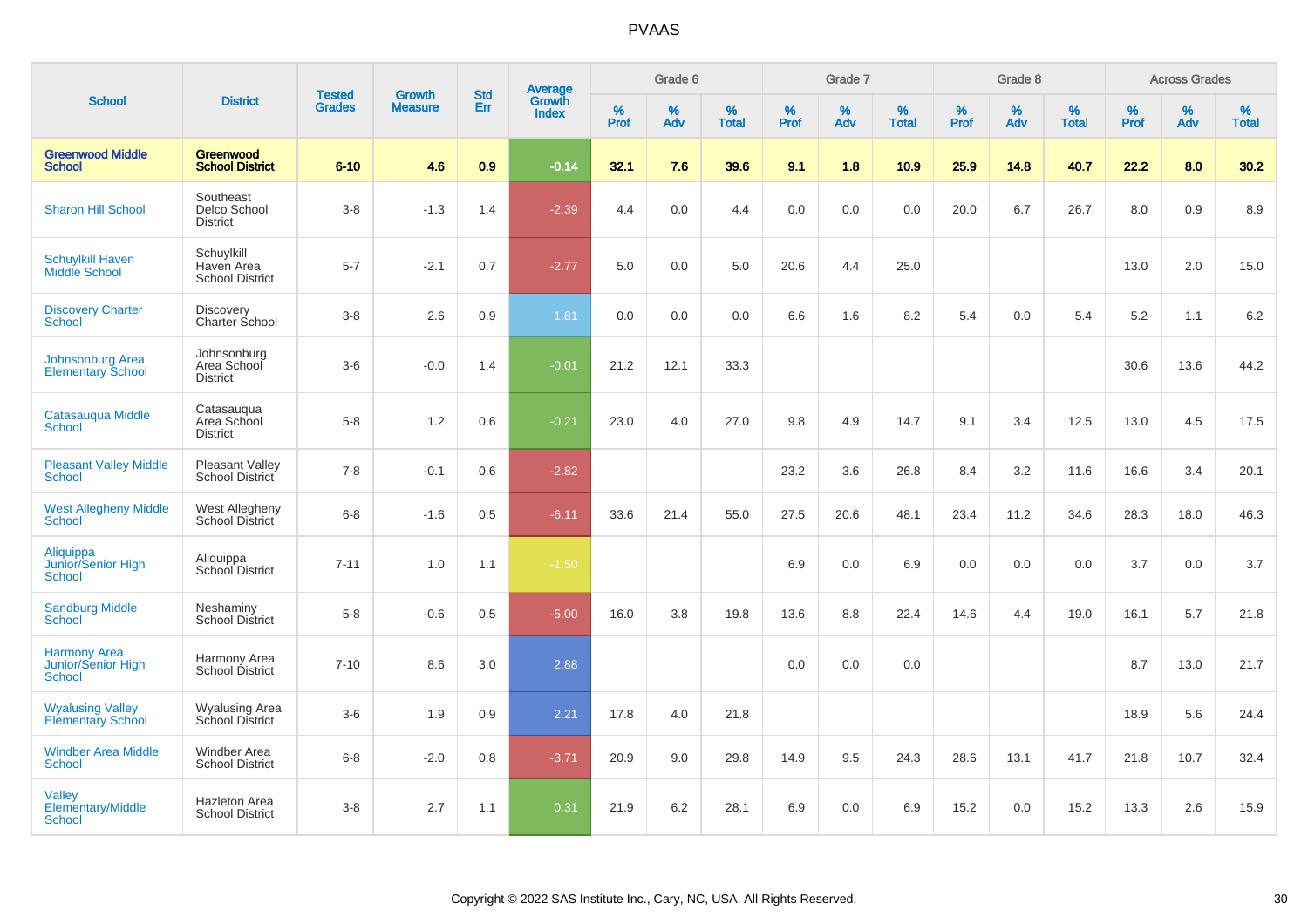# PVAAS

| School | District | Tested Grades | Growth Measure | Std Err | Average Growth Index | Grade 6 | | | Grade 7 | | | Grade 8 | | | Across Grades | | |
|---|---|---|---|---|---|---|---|---|---|---|---|---|---|---|---|---|---|
| | | | | | | % Prof | % Adv | % Total | % Prof | % Adv | % Total | % Prof | % Adv | % Total | % Prof | % Adv | % Total |
| **Greenwood Middle School** | **Greenwood School District** | **6-10** | **4.6** | **0.9** | **-0.14** | **32.1** | **7.6** | **39.6** | **9.1** | **1.8** | **10.9** | **25.9** | **14.8** | **40.7** | **22.2** | **8.0** | **30.2** |
| Sharon Hill School | Southeast Delco School District | 3-8 | -1.3 | 1.4 | -2.39 | 4.4 | 0.0 | 4.4 | 0.0 | 0.0 | 0.0 | 20.0 | 6.7 | 26.7 | 8.0 | 0.9 | 8.9 |
| Schuylkill Haven Middle School | Schuylkill Haven Area School District | 5-7 | -2.1 | 0.7 | -2.77 | 5.0 | 0.0 | 5.0 | 20.6 | 4.4 | 25.0 | | | | 13.0 | 2.0 | 15.0 |
| Discovery Charter School | Discovery Charter School | 3-8 | 2.6 | 0.9 | 1.81 | 0.0 | 0.0 | 0.0 | 6.6 | 1.6 | 8.2 | 5.4 | 0.0 | 5.4 | 5.2 | 1.1 | 6.2 |
| Johnsonburg Area Elementary School | Johnsonburg Area School District | 3-6 | -0.0 | 1.4 | -0.01 | 21.2 | 12.1 | 33.3 | | | | | | | 30.6 | 13.6 | 44.2 |
| Catasauqua Middle School | Catasauqua Area School District | 5-8 | 1.2 | 0.6 | -0.21 | 23.0 | 4.0 | 27.0 | 9.8 | 4.9 | 14.7 | 9.1 | 3.4 | 12.5 | 13.0 | 4.5 | 17.5 |
| Pleasant Valley Middle School | Pleasant Valley School District | 7-8 | -0.1 | 0.6 | -2.82 | | | | 23.2 | 3.6 | 26.8 | 8.4 | 3.2 | 11.6 | 16.6 | 3.4 | 20.1 |
| West Allegheny Middle School | West Allegheny School District | 6-8 | -1.6 | 0.5 | -6.11 | 33.6 | 21.4 | 55.0 | 27.5 | 20.6 | 48.1 | 23.4 | 11.2 | 34.6 | 28.3 | 18.0 | 46.3 |
| Aliquippa Junior/Senior High School | Aliquippa School District | 7-11 | 1.0 | 1.1 | -1.50 | | | | 6.9 | 0.0 | 6.9 | 0.0 | 0.0 | 0.0 | 3.7 | 0.0 | 3.7 |
| Sandburg Middle School | Neshaminy School District | 5-8 | -0.6 | 0.5 | -5.00 | 16.0 | 3.8 | 19.8 | 13.6 | 8.8 | 22.4 | 14.6 | 4.4 | 19.0 | 16.1 | 5.7 | 21.8 |
| Harmony Area Junior/Senior High School | Harmony Area School District | 7-10 | 8.6 | 3.0 | 2.88 | | | | 0.0 | 0.0 | 0.0 | | | | 8.7 | 13.0 | 21.7 |
| Wyalusing Valley Elementary School | Wyalusing Area School District | 3-6 | 1.9 | 0.9 | 2.21 | 17.8 | 4.0 | 21.8 | | | | | | | 18.9 | 5.6 | 24.4 |
| Windber Area Middle School | Windber Area School District | 6-8 | -2.0 | 0.8 | -3.71 | 20.9 | 9.0 | 29.8 | 14.9 | 9.5 | 24.3 | 28.6 | 13.1 | 41.7 | 21.8 | 10.7 | 32.4 |
| Valley Elementary/Middle School | Hazleton Area School District | 3-8 | 2.7 | 1.1 | 0.31 | 21.9 | 6.2 | 28.1 | 6.9 | 0.0 | 6.9 | 15.2 | 0.0 | 15.2 | 13.3 | 2.6 | 15.9 |

Copyright © 2022 SAS Institute Inc., Cary, NC, USA. All Rights Reserved.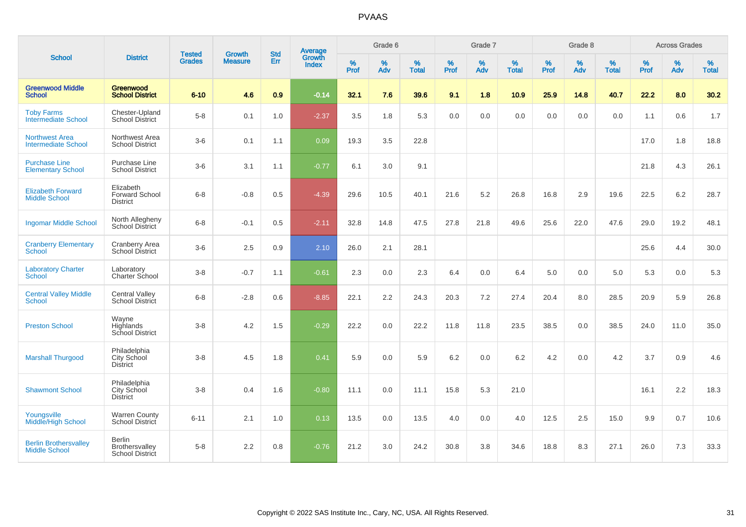# PVAAS

| School | District | Tested Grades | Growth Measure | Std Err | Average Growth Index | Grade 6 | | | Grade 7 | | | Grade 8 | | | Across Grades | | |
|---|---|---|---|---|---|---|---|---|---|---|---|---|---|---|---|---|---|
| | | | | | | % Prof | % Adv | % Total | % Prof | % Adv | % Total | % Prof | % Adv | % Total | % Prof | % Adv | % Total |
| **Greenwood Middle School** | **Greenwood School District** | **6-10** | **4.6** | **0.9** | **-0.14** | **32.1** | **7.6** | **39.6** | **9.1** | **1.8** | **10.9** | **25.9** | **14.8** | **40.7** | **22.2** | **8.0** | **30.2** |
| Toby Farms Intermediate School | Chester-Upland School District | 5-8 | 0.1 | 1.0 | -2.37 | 3.5 | 1.8 | 5.3 | 0.0 | 0.0 | 0.0 | 0.0 | 0.0 | 0.0 | 1.1 | 0.6 | 1.7 |
| Northwest Area Intermediate School | Northwest Area School District | 3-6 | 0.1 | 1.1 | 0.09 | 19.3 | 3.5 | 22.8 | | | | | | | 17.0 | 1.8 | 18.8 |
| Purchase Line Elementary School | Purchase Line School District | 3-6 | 3.1 | 1.1 | -0.77 | 6.1 | 3.0 | 9.1 | | | | | | | 21.8 | 4.3 | 26.1 |
| Elizabeth Forward Middle School | Elizabeth Forward School District | 6-8 | -0.8 | 0.5 | -4.39 | 29.6 | 10.5 | 40.1 | 21.6 | 5.2 | 26.8 | 16.8 | 2.9 | 19.6 | 22.5 | 6.2 | 28.7 |
| Ingomar Middle School | North Allegheny School District | 6-8 | -0.1 | 0.5 | -2.11 | 32.8 | 14.8 | 47.5 | 27.8 | 21.8 | 49.6 | 25.6 | 22.0 | 47.6 | 29.0 | 19.2 | 48.1 |
| Cranberry Elementary School | Cranberry Area School District | 3-6 | 2.5 | 0.9 | 2.10 | 26.0 | 2.1 | 28.1 | | | | | | | 25.6 | 4.4 | 30.0 |
| Laboratory Charter School | Laboratory Charter School | 3-8 | -0.7 | 1.1 | -0.61 | 2.3 | 0.0 | 2.3 | 6.4 | 0.0 | 6.4 | 5.0 | 0.0 | 5.0 | 5.3 | 0.0 | 5.3 |
| Central Valley Middle School | Central Valley School District | 6-8 | -2.8 | 0.6 | -8.85 | 22.1 | 2.2 | 24.3 | 20.3 | 7.2 | 27.4 | 20.4 | 8.0 | 28.5 | 20.9 | 5.9 | 26.8 |
| Preston School | Wayne Highlands School District | 3-8 | 4.2 | 1.5 | -0.29 | 22.2 | 0.0 | 22.2 | 11.8 | 11.8 | 23.5 | 38.5 | 0.0 | 38.5 | 24.0 | 11.0 | 35.0 |
| Marshall Thurgood | Philadelphia City School District | 3-8 | 4.5 | 1.8 | 0.41 | 5.9 | 0.0 | 5.9 | 6.2 | 0.0 | 6.2 | 4.2 | 0.0 | 4.2 | 3.7 | 0.9 | 4.6 |
| Shawmont School | Philadelphia City School District | 3-8 | 0.4 | 1.6 | -0.80 | 11.1 | 0.0 | 11.1 | 15.8 | 5.3 | 21.0 | | | | 16.1 | 2.2 | 18.3 |
| Youngsville Middle/High School | Warren County School District | 6-11 | 2.1 | 1.0 | 0.13 | 13.5 | 0.0 | 13.5 | 4.0 | 0.0 | 4.0 | 12.5 | 2.5 | 15.0 | 9.9 | 0.7 | 10.6 |
| Berlin Brothersvalley Middle School | Berlin Brothersvalley School District | 5-8 | 2.2 | 0.8 | -0.76 | 21.2 | 3.0 | 24.2 | 30.8 | 3.8 | 34.6 | 18.8 | 8.3 | 27.1 | 26.0 | 7.3 | 33.3 |

Copyright © 2022 SAS Institute Inc., Cary, NC, USA. All Rights Reserved.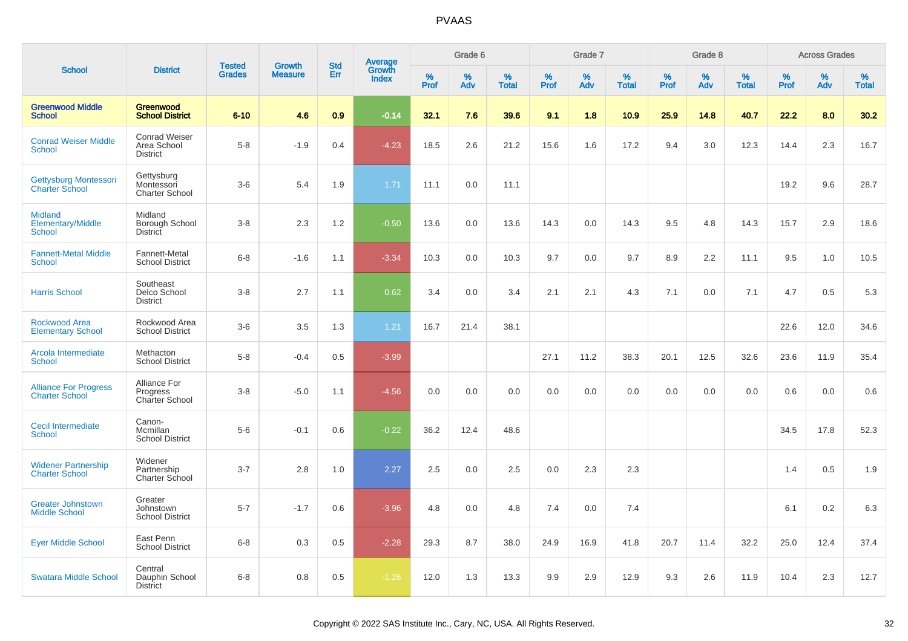# PVAAS

| School | District | Tested Grades | Growth Measure | Std Err | Average Growth Index | Grade 6 | | | Grade 7 | | | Grade 8 | | | Across Grades | | |
|---|---|---|---|---|---|---|---|---|---|---|---|---|---|---|---|---|---|
| | | | | | | % Prof | % Adv | % Total | % Prof | % Adv | % Total | % Prof | % Adv | % Total | % Prof | % Adv | % Total |
| **Greenwood Middle School** | **Greenwood School District** | **6-10** | **4.6** | **0.9** | **-0.14** | **32.1** | **7.6** | **39.6** | **9.1** | **1.8** | **10.9** | **25.9** | **14.8** | **40.7** | **22.2** | **8.0** | **30.2** |
| Conrad Weiser Middle School | Conrad Weiser Area School District | 5-8 | -1.9 | 0.4 | -4.23 | 18.5 | 2.6 | 21.2 | 15.6 | 1.6 | 17.2 | 9.4 | 3.0 | 12.3 | 14.4 | 2.3 | 16.7 |
| Gettysburg Montessori Charter School | Gettysburg Montessori Charter School | 3-6 | 5.4 | 1.9 | 1.71 | 11.1 | 0.0 | 11.1 | | | | | | | 19.2 | 9.6 | 28.7 |
| Midland Elementary/Middle School | Midland Borough School District | 3-8 | 2.3 | 1.2 | -0.50 | 13.6 | 0.0 | 13.6 | 14.3 | 0.0 | 14.3 | 9.5 | 4.8 | 14.3 | 15.7 | 2.9 | 18.6 |
| Fannett-Metal Middle School | Fannett-Metal School District | 6-8 | -1.6 | 1.1 | -3.34 | 10.3 | 0.0 | 10.3 | 9.7 | 0.0 | 9.7 | 8.9 | 2.2 | 11.1 | 9.5 | 1.0 | 10.5 |
| Harris School | Southeast Delco School District | 3-8 | 2.7 | 1.1 | 0.62 | 3.4 | 0.0 | 3.4 | 2.1 | 2.1 | 4.3 | 7.1 | 0.0 | 7.1 | 4.7 | 0.5 | 5.3 |
| Rockwood Area Elementary School | Rockwood Area School District | 3-6 | 3.5 | 1.3 | 1.21 | 16.7 | 21.4 | 38.1 | | | | | | | 22.6 | 12.0 | 34.6 |
| Arcola Intermediate School | Methacton School District | 5-8 | -0.4 | 0.5 | -3.99 | | | | 27.1 | 11.2 | 38.3 | 20.1 | 12.5 | 32.6 | 23.6 | 11.9 | 35.4 |
| Alliance For Progress Charter School | Alliance For Progress Charter School | 3-8 | -5.0 | 1.1 | -4.56 | 0.0 | 0.0 | 0.0 | 0.0 | 0.0 | 0.0 | 0.0 | 0.0 | 0.0 | 0.6 | 0.0 | 0.6 |
| Cecil Intermediate School | Canon-Mcmillan School District | 5-6 | -0.1 | 0.6 | -0.22 | 36.2 | 12.4 | 48.6 | | | | | | | 34.5 | 17.8 | 52.3 |
| Widener Partnership Charter School | Widener Partnership Charter School | 3-7 | 2.8 | 1.0 | 2.27 | 2.5 | 0.0 | 2.5 | 0.0 | 2.3 | 2.3 | | | | 1.4 | 0.5 | 1.9 |
| Greater Johnstown Middle School | Greater Johnstown School District | 5-7 | -1.7 | 0.6 | -3.96 | 4.8 | 0.0 | 4.8 | 7.4 | 0.0 | 7.4 | | | | 6.1 | 0.2 | 6.3 |
| Eyer Middle School | East Penn School District | 6-8 | 0.3 | 0.5 | -2.28 | 29.3 | 8.7 | 38.0 | 24.9 | 16.9 | 41.8 | 20.7 | 11.4 | 32.2 | 25.0 | 12.4 | 37.4 |
| Swatara Middle School | Central Dauphin School District | 6-8 | 0.8 | 0.5 | -1.26 | 12.0 | 1.3 | 13.3 | 9.9 | 2.9 | 12.9 | 9.3 | 2.6 | 11.9 | 10.4 | 2.3 | 12.7 |

Copyright © 2022 SAS Institute Inc., Cary, NC, USA. All Rights Reserved.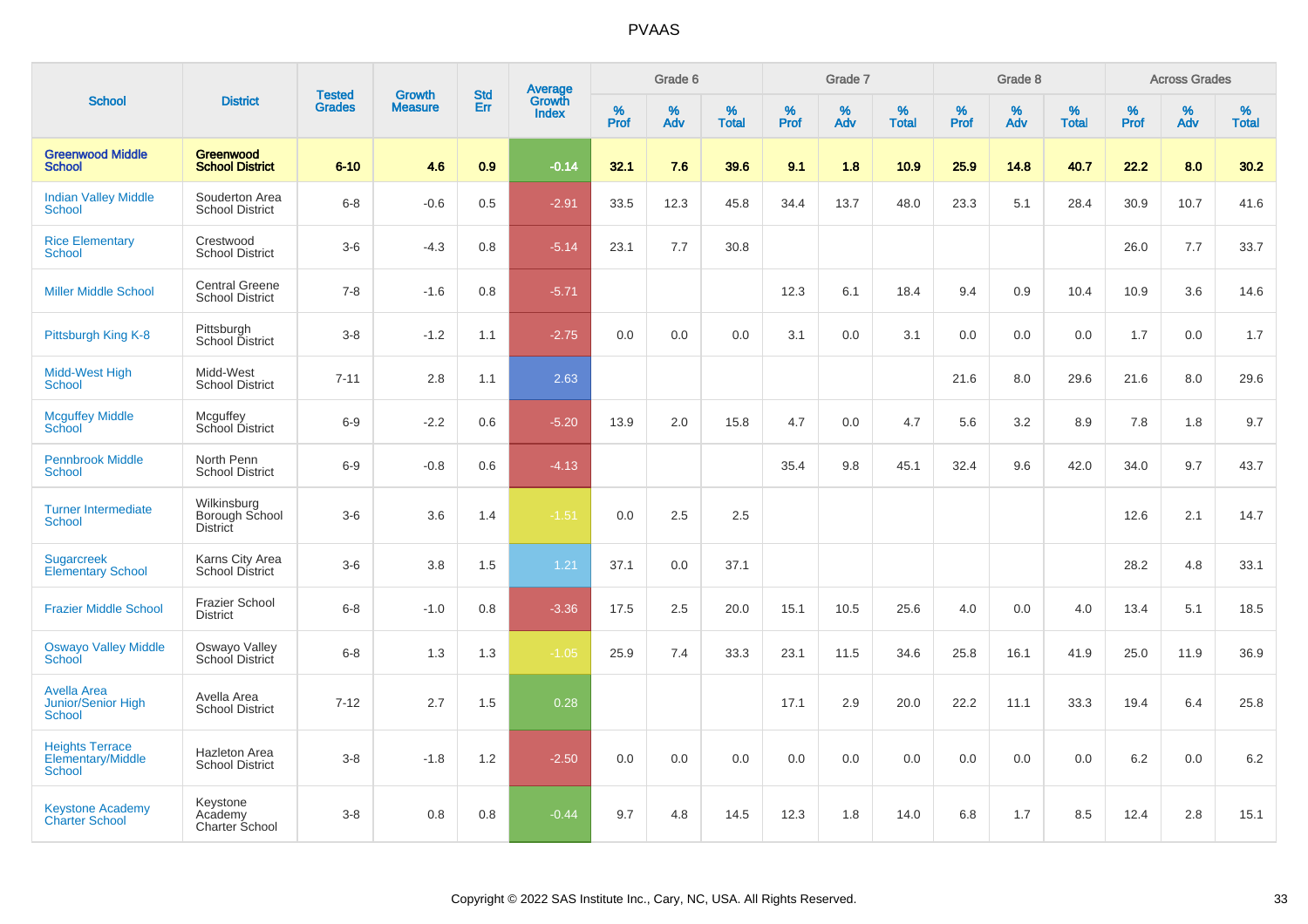| School | District | Tested Grades | Growth Measure | Std Err | Average Growth Index | Grade 6 | | | Grade 7 | | | Grade 8 | | | Across Grades | | |
|---|---|---|---|---|---|---|---|---|---|---|---|---|---|---|---|---|---|
| | | | | | | % Prof | % Adv | % Total | % Prof | % Adv | % Total | % Prof | % Adv | % Total | % Prof | % Adv | % Total |
| **Greenwood Middle School** | **Greenwood School District** | **6-10** | **4.6** | **0.9** | **-0.14** | **32.1** | **7.6** | **39.6** | **9.1** | **1.8** | **10.9** | **25.9** | **14.8** | **40.7** | **22.2** | **8.0** | **30.2** |
| Indian Valley Middle School | Souderton Area School District | 6-8 | -0.6 | 0.5 | -2.91 | 33.5 | 12.3 | 45.8 | 34.4 | 13.7 | 48.0 | 23.3 | 5.1 | 28.4 | 30.9 | 10.7 | 41.6 |
| Rice Elementary School | Crestwood School District | 3-6 | -4.3 | 0.8 | -5.14 | 23.1 | 7.7 | 30.8 | | | | | | | 26.0 | 7.7 | 33.7 |
| Miller Middle School | Central Greene School District | 7-8 | -1.6 | 0.8 | -5.71 | | | | 12.3 | 6.1 | 18.4 | 9.4 | 0.9 | 10.4 | 10.9 | 3.6 | 14.6 |
| Pittsburgh King K-8 | Pittsburgh School District | 3-8 | -1.2 | 1.1 | -2.75 | 0.0 | 0.0 | 0.0 | 3.1 | 0.0 | 3.1 | 0.0 | 0.0 | 0.0 | 1.7 | 0.0 | 1.7 |
| Midd-West High School | Midd-West School District | 7-11 | 2.8 | 1.1 | 2.63 | | | | | | | 21.6 | 8.0 | 29.6 | 21.6 | 8.0 | 29.6 |
| Mcguffey Middle School | Mcguffey School District | 6-9 | -2.2 | 0.6 | -5.20 | 13.9 | 2.0 | 15.8 | 4.7 | 0.0 | 4.7 | 5.6 | 3.2 | 8.9 | 7.8 | 1.8 | 9.7 |
| Pennbrook Middle School | North Penn School District | 6-9 | -0.8 | 0.6 | -4.13 | | | | 35.4 | 9.8 | 45.1 | 32.4 | 9.6 | 42.0 | 34.0 | 9.7 | 43.7 |
| Turner Intermediate School | Wilkinsburg Borough School District | 3-6 | 3.6 | 1.4 | -1.51 | 0.0 | 2.5 | 2.5 | | | | | | | 12.6 | 2.1 | 14.7 |
| Sugarcreek Elementary School | Karns City Area School District | 3-6 | 3.8 | 1.5 | 1.21 | 37.1 | 0.0 | 37.1 | | | | | | | 28.2 | 4.8 | 33.1 |
| Frazier Middle School | Frazier School District | 6-8 | -1.0 | 0.8 | -3.36 | 17.5 | 2.5 | 20.0 | 15.1 | 10.5 | 25.6 | 4.0 | 0.0 | 4.0 | 13.4 | 5.1 | 18.5 |
| Oswayo Valley Middle School | Oswayo Valley School District | 6-8 | 1.3 | 1.3 | -1.05 | 25.9 | 7.4 | 33.3 | 23.1 | 11.5 | 34.6 | 25.8 | 16.1 | 41.9 | 25.0 | 11.9 | 36.9 |
| Avella Area Junior/Senior High School | Avella Area School District | 7-12 | 2.7 | 1.5 | 0.28 | | | | 17.1 | 2.9 | 20.0 | 22.2 | 11.1 | 33.3 | 19.4 | 6.4 | 25.8 |
| Heights Terrace Elementary/Middle School | Hazleton Area School District | 3-8 | -1.8 | 1.2 | -2.50 | 0.0 | 0.0 | 0.0 | 0.0 | 0.0 | 0.0 | 0.0 | 0.0 | 0.0 | 6.2 | 0.0 | 6.2 |
| Keystone Academy Charter School | Keystone Academy Charter School | 3-8 | 0.8 | 0.8 | -0.44 | 9.7 | 4.8 | 14.5 | 12.3 | 1.8 | 14.0 | 6.8 | 1.7 | 8.5 | 12.4 | 2.8 | 15.1 |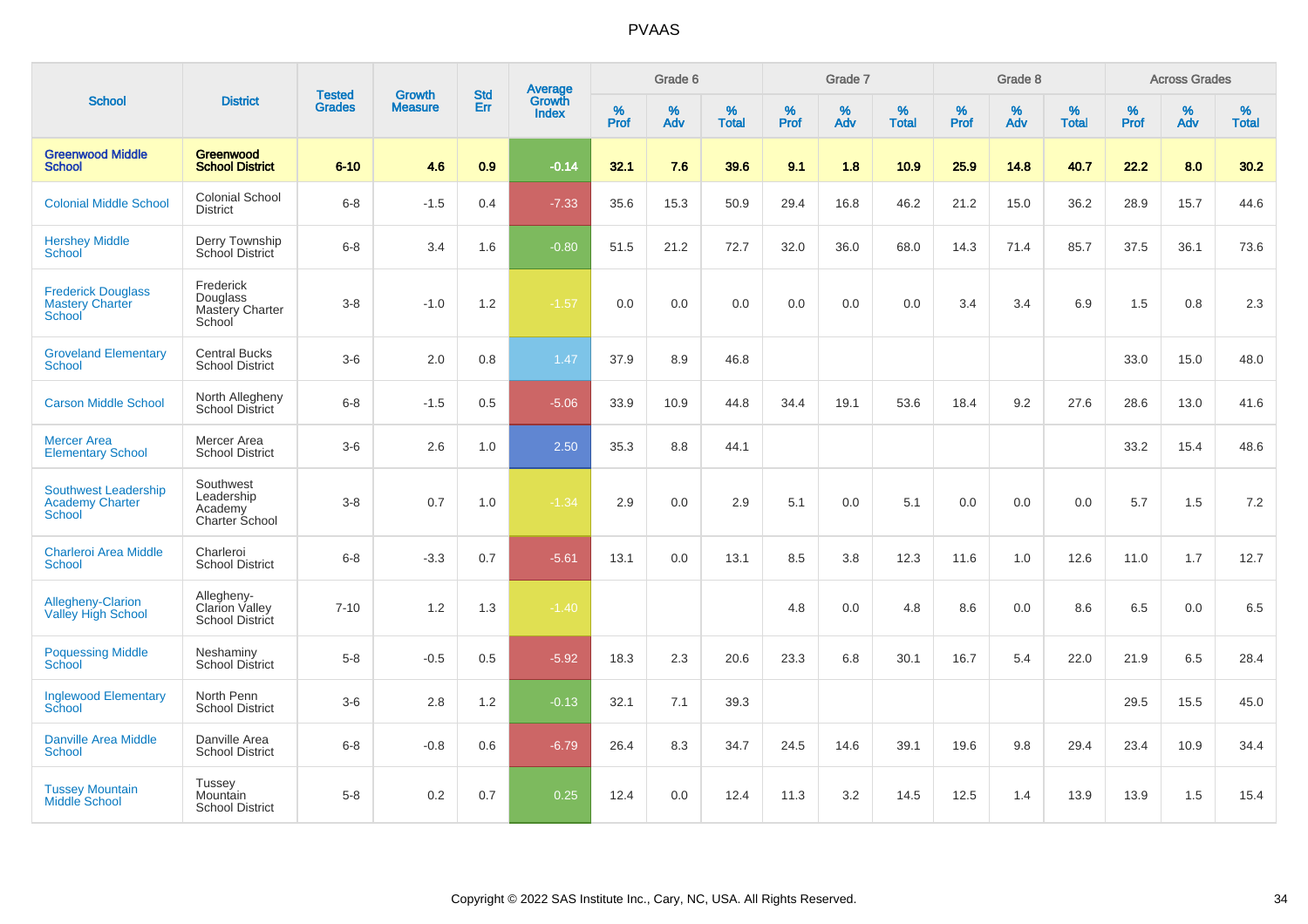# PVAAS

| School | District | Tested Grades | Growth Measure | Std Err | Average Growth Index | Grade 6 | | | Grade 7 | | | Grade 8 | | | Across Grades | | |
|---|---|---|---|---|---|---|---|---|---|---|---|---|---|---|---|---|---|
| | | | | | | % Prof | % Adv | % Total | % Prof | % Adv | % Total | % Prof | % Adv | % Total | % Prof | % Adv | % Total |
| **Greenwood Middle School** | **Greenwood School District** | **6-10** | **4.6** | **0.9** | **-0.14** | **32.1** | **7.6** | **39.6** | **9.1** | **1.8** | **10.9** | **25.9** | **14.8** | **40.7** | **22.2** | **8.0** | **30.2** |
| Colonial Middle School | Colonial School District | 6-8 | -1.5 | 0.4 | -7.33 | 35.6 | 15.3 | 50.9 | 29.4 | 16.8 | 46.2 | 21.2 | 15.0 | 36.2 | 28.9 | 15.7 | 44.6 |
| Hershey Middle School | Derry Township School District | 6-8 | 3.4 | 1.6 | -0.80 | 51.5 | 21.2 | 72.7 | 32.0 | 36.0 | 68.0 | 14.3 | 71.4 | 85.7 | 37.5 | 36.1 | 73.6 |
| Frederick Douglass Mastery Charter School | Frederick Douglass Mastery Charter School | 3-8 | -1.0 | 1.2 | -1.57 | 0.0 | 0.0 | 0.0 | 0.0 | 0.0 | 0.0 | 3.4 | 3.4 | 6.9 | 1.5 | 0.8 | 2.3 |
| Groveland Elementary School | Central Bucks School District | 3-6 | 2.0 | 0.8 | 1.47 | 37.9 | 8.9 | 46.8 | | | | | | | 33.0 | 15.0 | 48.0 |
| Carson Middle School | North Allegheny School District | 6-8 | -1.5 | 0.5 | -5.06 | 33.9 | 10.9 | 44.8 | 34.4 | 19.1 | 53.6 | 18.4 | 9.2 | 27.6 | 28.6 | 13.0 | 41.6 |
| Mercer Area Elementary School | Mercer Area School District | 3-6 | 2.6 | 1.0 | 2.50 | 35.3 | 8.8 | 44.1 | | | | | | | 33.2 | 15.4 | 48.6 |
| Southwest Leadership Academy Charter School | Southwest Leadership Academy Charter School | 3-8 | 0.7 | 1.0 | -1.34 | 2.9 | 0.0 | 2.9 | 5.1 | 0.0 | 5.1 | 0.0 | 0.0 | 0.0 | 5.7 | 1.5 | 7.2 |
| Charleroi Area Middle School | Charleroi School District | 6-8 | -3.3 | 0.7 | -5.61 | 13.1 | 0.0 | 13.1 | 8.5 | 3.8 | 12.3 | 11.6 | 1.0 | 12.6 | 11.0 | 1.7 | 12.7 |
| Allegheny-Clarion Valley High School | Allegheny-Clarion Valley School District | 7-10 | 1.2 | 1.3 | -1.40 | | | | 4.8 | 0.0 | 4.8 | 8.6 | 0.0 | 8.6 | 6.5 | 0.0 | 6.5 |
| Poquessing Middle School | Neshaminy School District | 5-8 | -0.5 | 0.5 | -5.92 | 18.3 | 2.3 | 20.6 | 23.3 | 6.8 | 30.1 | 16.7 | 5.4 | 22.0 | 21.9 | 6.5 | 28.4 |
| Inglewood Elementary School | North Penn School District | 3-6 | 2.8 | 1.2 | -0.13 | 32.1 | 7.1 | 39.3 | | | | | | | 29.5 | 15.5 | 45.0 |
| Danville Area Middle School | Danville Area School District | 6-8 | -0.8 | 0.6 | -6.79 | 26.4 | 8.3 | 34.7 | 24.5 | 14.6 | 39.1 | 19.6 | 9.8 | 29.4 | 23.4 | 10.9 | 34.4 |
| Tussey Mountain Middle School | Tussey Mountain School District | 5-8 | 0.2 | 0.7 | 0.25 | 12.4 | 0.0 | 12.4 | 11.3 | 3.2 | 14.5 | 12.5 | 1.4 | 13.9 | 13.9 | 1.5 | 15.4 |

Copyright © 2022 SAS Institute Inc., Cary, NC, USA. All Rights Reserved.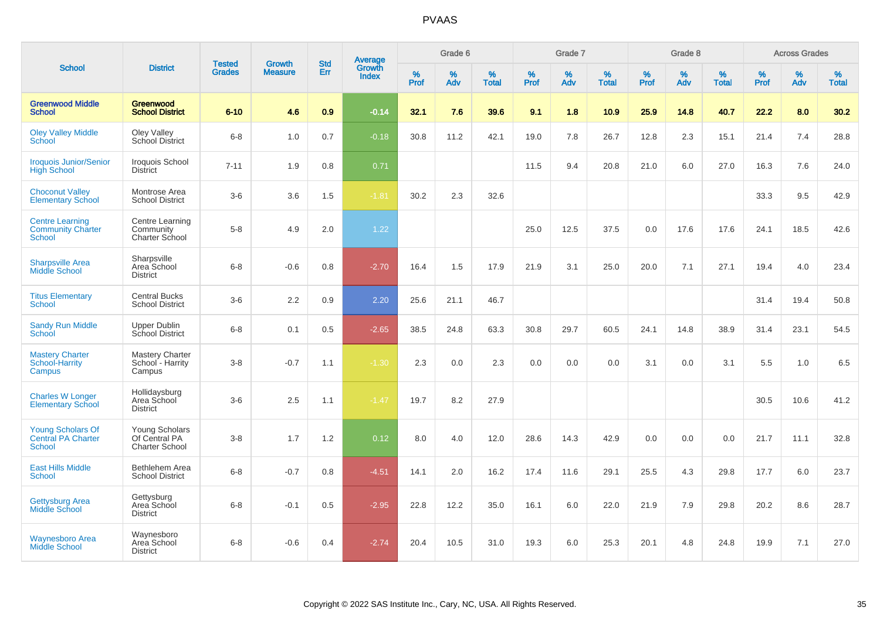# PVAAS

| School | District | Tested Grades | Growth Measure | Std Err | Average Growth Index | Grade 6 | | | Grade 7 | | | Grade 8 | | | Across Grades | | |
|---|---|---|---|---|---|---|---|---|---|---|---|---|---|---|---|---|---|
| | | | | | | % Prof | % Adv | % Total | % Prof | % Adv | % Total | % Prof | % Adv | % Total | % Prof | % Adv | % Total |
| **Greenwood Middle School** | **Greenwood School District** | **6-10** | **4.6** | **0.9** | **-0.14** | **32.1** | **7.6** | **39.6** | **9.1** | **1.8** | **10.9** | **25.9** | **14.8** | **40.7** | **22.2** | **8.0** | **30.2** |
| Oley Valley Middle School | Oley Valley School District | 6-8 | 1.0 | 0.7 | -0.18 | 30.8 | 11.2 | 42.1 | 19.0 | 7.8 | 26.7 | 12.8 | 2.3 | 15.1 | 21.4 | 7.4 | 28.8 |
| Iroquois Junior/Senior High School | Iroquois School District | 7-11 | 1.9 | 0.8 | 0.71 | | | | 11.5 | 9.4 | 20.8 | 21.0 | 6.0 | 27.0 | 16.3 | 7.6 | 24.0 |
| Choconut Valley Elementary School | Montrose Area School District | 3-6 | 3.6 | 1.5 | -1.81 | 30.2 | 2.3 | 32.6 | | | | | | | 33.3 | 9.5 | 42.9 |
| Centre Learning Community Charter School | Centre Learning Community Charter School | 5-8 | 4.9 | 2.0 | 1.22 | | | | 25.0 | 12.5 | 37.5 | 0.0 | 17.6 | 17.6 | 24.1 | 18.5 | 42.6 |
| Sharpsville Area Middle School | Sharpsville Area School District | 6-8 | -0.6 | 0.8 | -2.70 | 16.4 | 1.5 | 17.9 | 21.9 | 3.1 | 25.0 | 20.0 | 7.1 | 27.1 | 19.4 | 4.0 | 23.4 |
| Titus Elementary School | Central Bucks School District | 3-6 | 2.2 | 0.9 | 2.20 | 25.6 | 21.1 | 46.7 | | | | | | | 31.4 | 19.4 | 50.8 |
| Sandy Run Middle School | Upper Dublin School District | 6-8 | 0.1 | 0.5 | -2.65 | 38.5 | 24.8 | 63.3 | 30.8 | 29.7 | 60.5 | 24.1 | 14.8 | 38.9 | 31.4 | 23.1 | 54.5 |
| Mastery Charter School-Harrity Campus | Mastery Charter School - Harrity Campus | 3-8 | -0.7 | 1.1 | -1.30 | 2.3 | 0.0 | 2.3 | 0.0 | 0.0 | 0.0 | 3.1 | 0.0 | 3.1 | 5.5 | 1.0 | 6.5 |
| Charles W Longer Elementary School | Hollidaysburg Area School District | 3-6 | 2.5 | 1.1 | -1.47 | 19.7 | 8.2 | 27.9 | | | | | | | 30.5 | 10.6 | 41.2 |
| Young Scholars Of Central PA Charter School | Young Scholars Of Central PA Charter School | 3-8 | 1.7 | 1.2 | 0.12 | 8.0 | 4.0 | 12.0 | 28.6 | 14.3 | 42.9 | 0.0 | 0.0 | 0.0 | 21.7 | 11.1 | 32.8 |
| East Hills Middle School | Bethlehem Area School District | 6-8 | -0.7 | 0.8 | -4.51 | 14.1 | 2.0 | 16.2 | 17.4 | 11.6 | 29.1 | 25.5 | 4.3 | 29.8 | 17.7 | 6.0 | 23.7 |
| Gettysburg Area Middle School | Gettysburg Area School District | 6-8 | -0.1 | 0.5 | -2.95 | 22.8 | 12.2 | 35.0 | 16.1 | 6.0 | 22.0 | 21.9 | 7.9 | 29.8 | 20.2 | 8.6 | 28.7 |
| Waynesboro Area Middle School | Waynesboro Area School District | 6-8 | -0.6 | 0.4 | -2.74 | 20.4 | 10.5 | 31.0 | 19.3 | 6.0 | 25.3 | 20.1 | 4.8 | 24.8 | 19.9 | 7.1 | 27.0 |

Copyright © 2022 SAS Institute Inc., Cary, NC, USA. All Rights Reserved.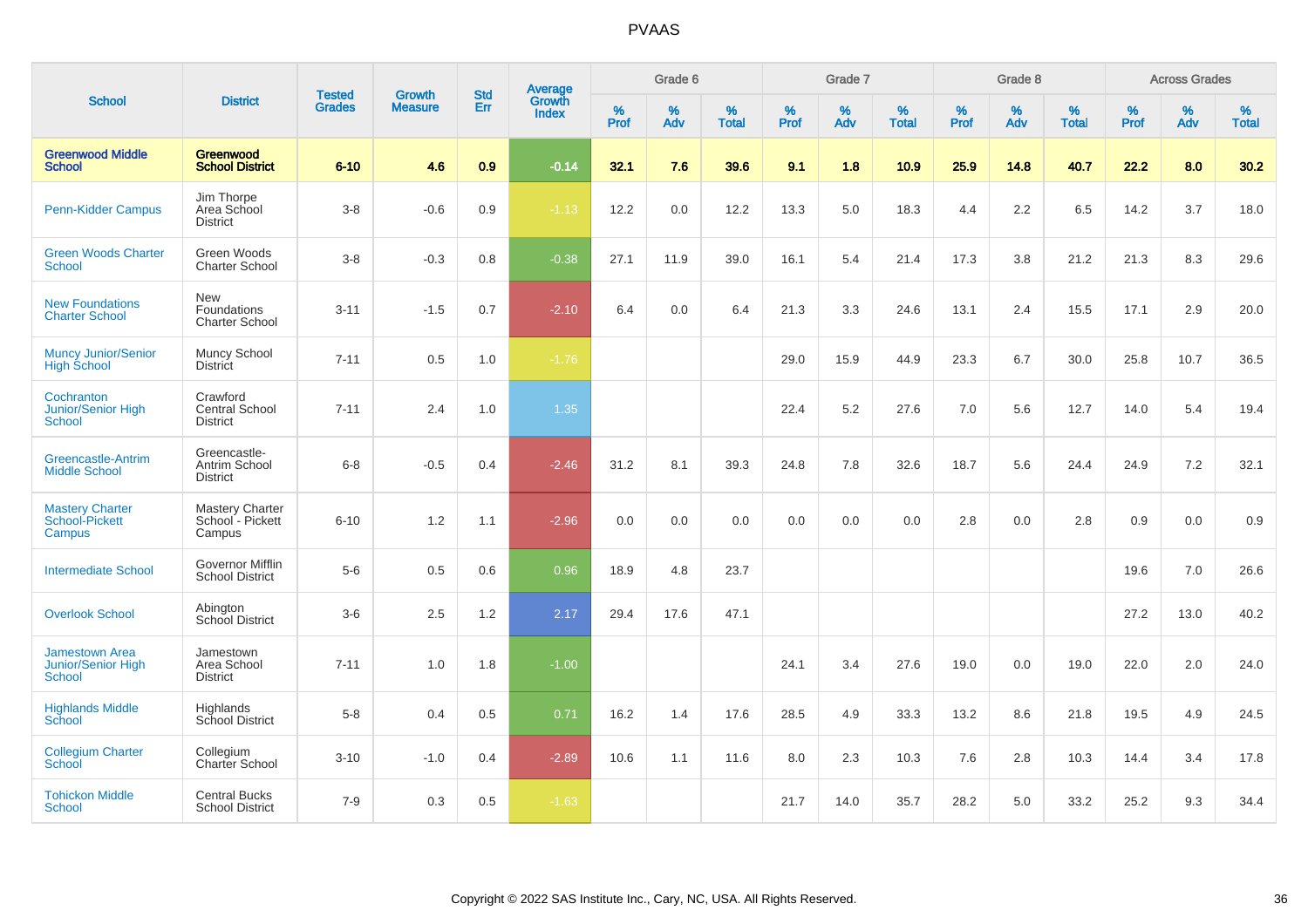# PVAAS

| School | District | Tested Grades | Growth Measure | Std Err | Average Growth Index | Grade 6 | | | Grade 7 | | | Grade 8 | | | Across Grades | | |
|---|---|---|---|---|---|---|---|---|---|---|---|---|---|---|---|---|---|
| | | | | | | % Prof | % Adv | % Total | % Prof | % Adv | % Total | % Prof | % Adv | % Total | % Prof | % Adv | % Total |
| **Greenwood Middle School** | **Greenwood School District** | **6-10** | **4.6** | **0.9** | **-0.14** | **32.1** | **7.6** | **39.6** | **9.1** | **1.8** | **10.9** | **25.9** | **14.8** | **40.7** | **22.2** | **8.0** | **30.2** |
| Penn-Kidder Campus | Jim Thorpe Area School District | 3-8 | -0.6 | 0.9 | -1.13 | 12.2 | 0.0 | 12.2 | 13.3 | 5.0 | 18.3 | 4.4 | 2.2 | 6.5 | 14.2 | 3.7 | 18.0 |
| Green Woods Charter School | Green Woods Charter School | 3-8 | -0.3 | 0.8 | -0.38 | 27.1 | 11.9 | 39.0 | 16.1 | 5.4 | 21.4 | 17.3 | 3.8 | 21.2 | 21.3 | 8.3 | 29.6 |
| New Foundations Charter School | New Foundations Charter School | 3-11 | -1.5 | 0.7 | -2.10 | 6.4 | 0.0 | 6.4 | 21.3 | 3.3 | 24.6 | 13.1 | 2.4 | 15.5 | 17.1 | 2.9 | 20.0 |
| Muncy Junior/Senior High School | Muncy School District | 7-11 | 0.5 | 1.0 | -1.76 | | | | 29.0 | 15.9 | 44.9 | 23.3 | 6.7 | 30.0 | 25.8 | 10.7 | 36.5 |
| Cochranton Junior/Senior High School | Crawford Central School District | 7-11 | 2.4 | 1.0 | 1.35 | | | | 22.4 | 5.2 | 27.6 | 7.0 | 5.6 | 12.7 | 14.0 | 5.4 | 19.4 |
| Greencastle-Antrim Middle School | Greencastle-Antrim School District | 6-8 | -0.5 | 0.4 | -2.46 | 31.2 | 8.1 | 39.3 | 24.8 | 7.8 | 32.6 | 18.7 | 5.6 | 24.4 | 24.9 | 7.2 | 32.1 |
| Mastery Charter School-Pickett Campus | Mastery Charter School - Pickett Campus | 6-10 | 1.2 | 1.1 | -2.96 | 0.0 | 0.0 | 0.0 | 0.0 | 0.0 | 0.0 | 2.8 | 0.0 | 2.8 | 0.9 | 0.0 | 0.9 |
| Intermediate School | Governor Mifflin School District | 5-6 | 0.5 | 0.6 | 0.96 | 18.9 | 4.8 | 23.7 | | | | | | | 19.6 | 7.0 | 26.6 |
| Overlook School | Abington School District | 3-6 | 2.5 | 1.2 | 2.17 | 29.4 | 17.6 | 47.1 | | | | | | | 27.2 | 13.0 | 40.2 |
| Jamestown Area Junior/Senior High School | Jamestown Area School District | 7-11 | 1.0 | 1.8 | -1.00 | | | | 24.1 | 3.4 | 27.6 | 19.0 | 0.0 | 19.0 | 22.0 | 2.0 | 24.0 |
| Highlands Middle School | Highlands School District | 5-8 | 0.4 | 0.5 | 0.71 | 16.2 | 1.4 | 17.6 | 28.5 | 4.9 | 33.3 | 13.2 | 8.6 | 21.8 | 19.5 | 4.9 | 24.5 |
| Collegium Charter School | Collegium Charter School | 3-10 | -1.0 | 0.4 | -2.89 | 10.6 | 1.1 | 11.6 | 8.0 | 2.3 | 10.3 | 7.6 | 2.8 | 10.3 | 14.4 | 3.4 | 17.8 |
| Tohickon Middle School | Central Bucks School District | 7-9 | 0.3 | 0.5 | -1.63 | | | | 21.7 | 14.0 | 35.7 | 28.2 | 5.0 | 33.2 | 25.2 | 9.3 | 34.4 |

Copyright © 2022 SAS Institute Inc., Cary, NC, USA. All Rights Reserved.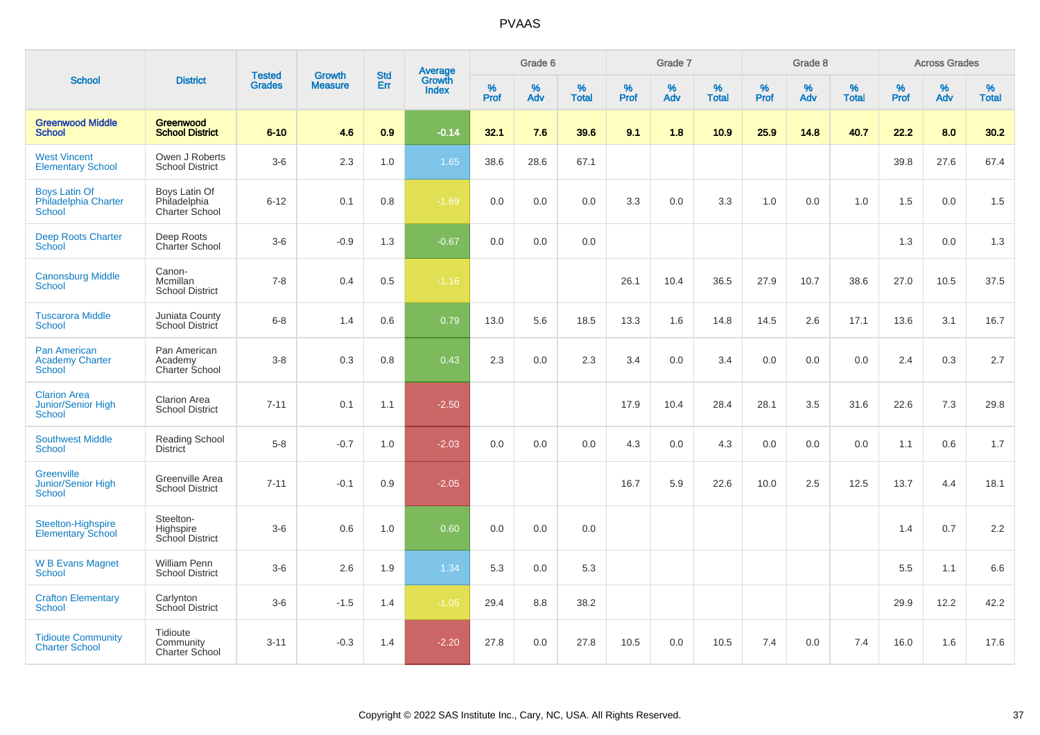# PVAAS

| School | District | Tested Grades | Growth Measure | Std Err | Average Growth Index | Grade 6 | | | Grade 7 | | | Grade 8 | | | Across Grades | | |
|---|---|---|---|---|---|---|---|---|---|---|---|---|---|---|---|---|---|
| | | | | | | % Prof | % Adv | % Total | % Prof | % Adv | % Total | % Prof | % Adv | % Total | % Prof | % Adv | % Total |
| **Greenwood Middle School** | **Greenwood School District** | **6-10** | **4.6** | **0.9** | **-0.14** | **32.1** | **7.6** | **39.6** | **9.1** | **1.8** | **10.9** | **25.9** | **14.8** | **40.7** | **22.2** | **8.0** | **30.2** |
| West Vincent Elementary School | Owen J Roberts School District | 3-6 | 2.3 | 1.0 | 1.65 | 38.6 | 28.6 | 67.1 | | | | | | | 39.8 | 27.6 | 67.4 |
| Boys Latin Of Philadelphia Charter School | Boys Latin Of Philadelphia Charter School | 6-12 | 0.1 | 0.8 | -1.69 | 0.0 | 0.0 | 0.0 | 3.3 | 0.0 | 3.3 | 1.0 | 0.0 | 1.0 | 1.5 | 0.0 | 1.5 |
| Deep Roots Charter School | Deep Roots Charter School | 3-6 | -0.9 | 1.3 | -0.67 | 0.0 | 0.0 | 0.0 | | | | | | | 1.3 | 0.0 | 1.3 |
| Canonsburg Middle School | Canon-Mcmillan School District | 7-8 | 0.4 | 0.5 | -1.16 | | | | 26.1 | 10.4 | 36.5 | 27.9 | 10.7 | 38.6 | 27.0 | 10.5 | 37.5 |
| Tuscarora Middle School | Juniata County School District | 6-8 | 1.4 | 0.6 | 0.79 | 13.0 | 5.6 | 18.5 | 13.3 | 1.6 | 14.8 | 14.5 | 2.6 | 17.1 | 13.6 | 3.1 | 16.7 |
| Pan American Academy Charter School | Pan American Academy Charter School | 3-8 | 0.3 | 0.8 | 0.43 | 2.3 | 0.0 | 2.3 | 3.4 | 0.0 | 3.4 | 0.0 | 0.0 | 0.0 | 2.4 | 0.3 | 2.7 |
| Clarion Area Junior/Senior High School | Clarion Area School District | 7-11 | 0.1 | 1.1 | -2.50 | | | | 17.9 | 10.4 | 28.4 | 28.1 | 3.5 | 31.6 | 22.6 | 7.3 | 29.8 |
| Southwest Middle School | Reading School District | 5-8 | -0.7 | 1.0 | -2.03 | 0.0 | 0.0 | 0.0 | 4.3 | 0.0 | 4.3 | 0.0 | 0.0 | 0.0 | 1.1 | 0.6 | 1.7 |
| Greenville Junior/Senior High School | Greenville Area School District | 7-11 | -0.1 | 0.9 | -2.05 | | | | 16.7 | 5.9 | 22.6 | 10.0 | 2.5 | 12.5 | 13.7 | 4.4 | 18.1 |
| Steelton-Highspire Elementary School | Steelton-Highspire School District | 3-6 | 0.6 | 1.0 | 0.60 | 0.0 | 0.0 | 0.0 | | | | | | | 1.4 | 0.7 | 2.2 |
| W B Evans Magnet School | William Penn School District | 3-6 | 2.6 | 1.9 | 1.34 | 5.3 | 0.0 | 5.3 | | | | | | | 5.5 | 1.1 | 6.6 |
| Crafton Elementary School | Carlynton School District | 3-6 | -1.5 | 1.4 | -1.05 | 29.4 | 8.8 | 38.2 | | | | | | | 29.9 | 12.2 | 42.2 |
| Tidioute Community Charter School | Tidioute Community Charter School | 3-11 | -0.3 | 1.4 | -2.20 | 27.8 | 0.0 | 27.8 | 10.5 | 0.0 | 10.5 | 7.4 | 0.0 | 7.4 | 16.0 | 1.6 | 17.6 |

Copyright © 2022 SAS Institute Inc., Cary, NC, USA. All Rights Reserved.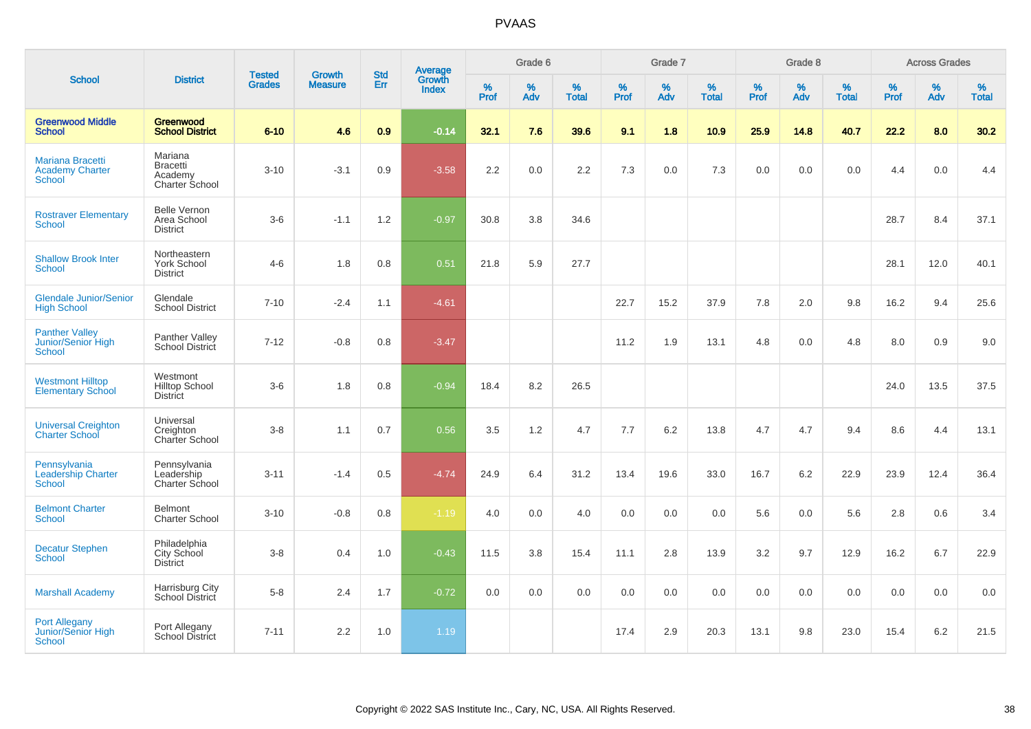# PVAAS

| School | District | Tested Grades | Growth Measure | Std Err | Average Growth Index | Grade 6 | | | Grade 7 | | | Grade 8 | | | Across Grades | | |
|---|---|---|---|---|---|---|---|---|---|---|---|---|---|---|---|---|---|
| | | | | | | % Prof | % Adv | % Total | % Prof | % Adv | % Total | % Prof | % Adv | % Total | % Prof | % Adv | % Total |
| **Greenwood Middle School** | **Greenwood School District** | **6-10** | **4.6** | **0.9** | **-0.14** | **32.1** | **7.6** | **39.6** | **9.1** | **1.8** | **10.9** | **25.9** | **14.8** | **40.7** | **22.2** | **8.0** | **30.2** |
| Mariana Bracetti Academy Charter School | Mariana Bracetti Academy Charter School | 3-10 | -3.1 | 0.9 | -3.58 | 2.2 | 0.0 | 2.2 | 7.3 | 0.0 | 7.3 | 0.0 | 0.0 | 0.0 | 4.4 | 0.0 | 4.4 |
| Rostraver Elementary School | Belle Vernon Area School District | 3-6 | -1.1 | 1.2 | -0.97 | 30.8 | 3.8 | 34.6 | | | | | | | 28.7 | 8.4 | 37.1 |
| Shallow Brook Inter School | Northeastern York School District | 4-6 | 1.8 | 0.8 | 0.51 | 21.8 | 5.9 | 27.7 | | | | | | | 28.1 | 12.0 | 40.1 |
| Glendale Junior/Senior High School | Glendale School District | 7-10 | -2.4 | 1.1 | -4.61 | | | | 22.7 | 15.2 | 37.9 | 7.8 | 2.0 | 9.8 | 16.2 | 9.4 | 25.6 |
| Panther Valley Junior/Senior High School | Panther Valley School District | 7-12 | -0.8 | 0.8 | -3.47 | | | | 11.2 | 1.9 | 13.1 | 4.8 | 0.0 | 4.8 | 8.0 | 0.9 | 9.0 |
| Westmont Hilltop Elementary School | Westmont Hilltop School District | 3-6 | 1.8 | 0.8 | -0.94 | 18.4 | 8.2 | 26.5 | | | | | | | 24.0 | 13.5 | 37.5 |
| Universal Creighton Charter School | Universal Creighton Charter School | 3-8 | 1.1 | 0.7 | 0.56 | 3.5 | 1.2 | 4.7 | 7.7 | 6.2 | 13.8 | 4.7 | 4.7 | 9.4 | 8.6 | 4.4 | 13.1 |
| Pennsylvania Leadership Charter School | Pennsylvania Leadership Charter School | 3-11 | -1.4 | 0.5 | -4.74 | 24.9 | 6.4 | 31.2 | 13.4 | 19.6 | 33.0 | 16.7 | 6.2 | 22.9 | 23.9 | 12.4 | 36.4 |
| Belmont Charter School | Belmont Charter School | 3-10 | -0.8 | 0.8 | -1.19 | 4.0 | 0.0 | 4.0 | 0.0 | 0.0 | 0.0 | 5.6 | 0.0 | 5.6 | 2.8 | 0.6 | 3.4 |
| Decatur Stephen School | Philadelphia City School District | 3-8 | 0.4 | 1.0 | -0.43 | 11.5 | 3.8 | 15.4 | 11.1 | 2.8 | 13.9 | 3.2 | 9.7 | 12.9 | 16.2 | 6.7 | 22.9 |
| Marshall Academy | Harrisburg City School District | 5-8 | 2.4 | 1.7 | -0.72 | 0.0 | 0.0 | 0.0 | 0.0 | 0.0 | 0.0 | 0.0 | 0.0 | 0.0 | 0.0 | 0.0 | 0.0 |
| Port Allegany Junior/Senior High School | Port Allegany School District | 7-11 | 2.2 | 1.0 | 1.19 | | | | 17.4 | 2.9 | 20.3 | 13.1 | 9.8 | 23.0 | 15.4 | 6.2 | 21.5 |

Copyright © 2022 SAS Institute Inc., Cary, NC, USA. All Rights Reserved.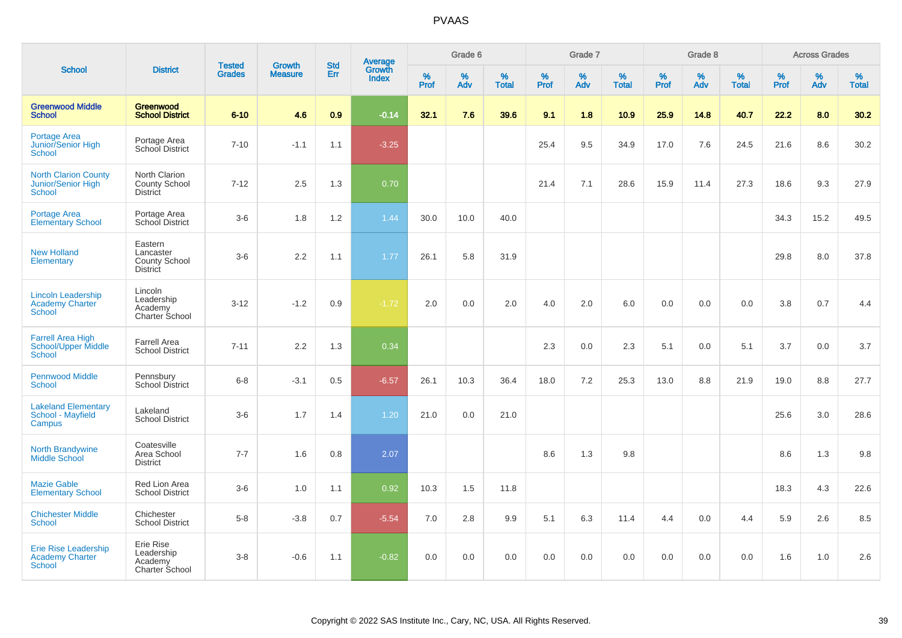PVAAS

| School | District | Tested Grades | Growth Measure | Std Err | Average Growth Index | Grade 6 | | | Grade 7 | | | Grade 8 | | | Across Grades | | |
|---|---|---|---|---|---|---|---|---|---|---|---|---|---|---|---|---|---|
| | | | | | | % Prof | % Adv | % Total | % Prof | % Adv | % Total | % Prof | % Adv | % Total | % Prof | % Adv | % Total |
| **Greenwood Middle School** | **Greenwood School District** | **6-10** | **4.6** | **0.9** | **-0.14** | **32.1** | **7.6** | **39.6** | **9.1** | **1.8** | **10.9** | **25.9** | **14.8** | **40.7** | **22.2** | **8.0** | **30.2** |
| Portage Area Junior/Senior High School | Portage Area School District | 7-10 | -1.1 | 1.1 | -3.25 | | | | 25.4 | 9.5 | 34.9 | 17.0 | 7.6 | 24.5 | 21.6 | 8.6 | 30.2 |
| North Clarion County Junior/Senior High School | North Clarion County School District | 7-12 | 2.5 | 1.3 | 0.70 | | | | 21.4 | 7.1 | 28.6 | 15.9 | 11.4 | 27.3 | 18.6 | 9.3 | 27.9 |
| Portage Area Elementary School | Portage Area School District | 3-6 | 1.8 | 1.2 | 1.44 | 30.0 | 10.0 | 40.0 | | | | | | | 34.3 | 15.2 | 49.5 |
| New Holland Elementary | Eastern Lancaster County School District | 3-6 | 2.2 | 1.1 | 1.77 | 26.1 | 5.8 | 31.9 | | | | | | | 29.8 | 8.0 | 37.8 |
| Lincoln Leadership Academy Charter School | Lincoln Leadership Academy Charter School | 3-12 | -1.2 | 0.9 | -1.72 | 2.0 | 0.0 | 2.0 | 4.0 | 2.0 | 6.0 | 0.0 | 0.0 | 0.0 | 3.8 | 0.7 | 4.4 |
| Farrell Area High School/Upper Middle School | Farrell Area School District | 7-11 | 2.2 | 1.3 | 0.34 | | | | 2.3 | 0.0 | 2.3 | 5.1 | 0.0 | 5.1 | 3.7 | 0.0 | 3.7 |
| Pennwood Middle School | Pennsbury School District | 6-8 | -3.1 | 0.5 | -6.57 | 26.1 | 10.3 | 36.4 | 18.0 | 7.2 | 25.3 | 13.0 | 8.8 | 21.9 | 19.0 | 8.8 | 27.7 |
| Lakeland Elementary School - Mayfield Campus | Lakeland School District | 3-6 | 1.7 | 1.4 | 1.20 | 21.0 | 0.0 | 21.0 | | | | | | | 25.6 | 3.0 | 28.6 |
| North Brandywine Middle School | Coatesville Area School District | 7-7 | 1.6 | 0.8 | 2.07 | | | | 8.6 | 1.3 | 9.8 | | | | 8.6 | 1.3 | 9.8 |
| Mazie Gable Elementary School | Red Lion Area School District | 3-6 | 1.0 | 1.1 | 0.92 | 10.3 | 1.5 | 11.8 | | | | | | | 18.3 | 4.3 | 22.6 |
| Chichester Middle School | Chichester School District | 5-8 | -3.8 | 0.7 | -5.54 | 7.0 | 2.8 | 9.9 | 5.1 | 6.3 | 11.4 | 4.4 | 0.0 | 4.4 | 5.9 | 2.6 | 8.5 |
| Erie Rise Leadership Academy Charter School | Erie Rise Leadership Academy Charter School | 3-8 | -0.6 | 1.1 | -0.82 | 0.0 | 0.0 | 0.0 | 0.0 | 0.0 | 0.0 | 0.0 | 0.0 | 0.0 | 1.6 | 1.0 | 2.6 |

Copyright © 2022 SAS Institute Inc., Cary, NC, USA. All Rights Reserved.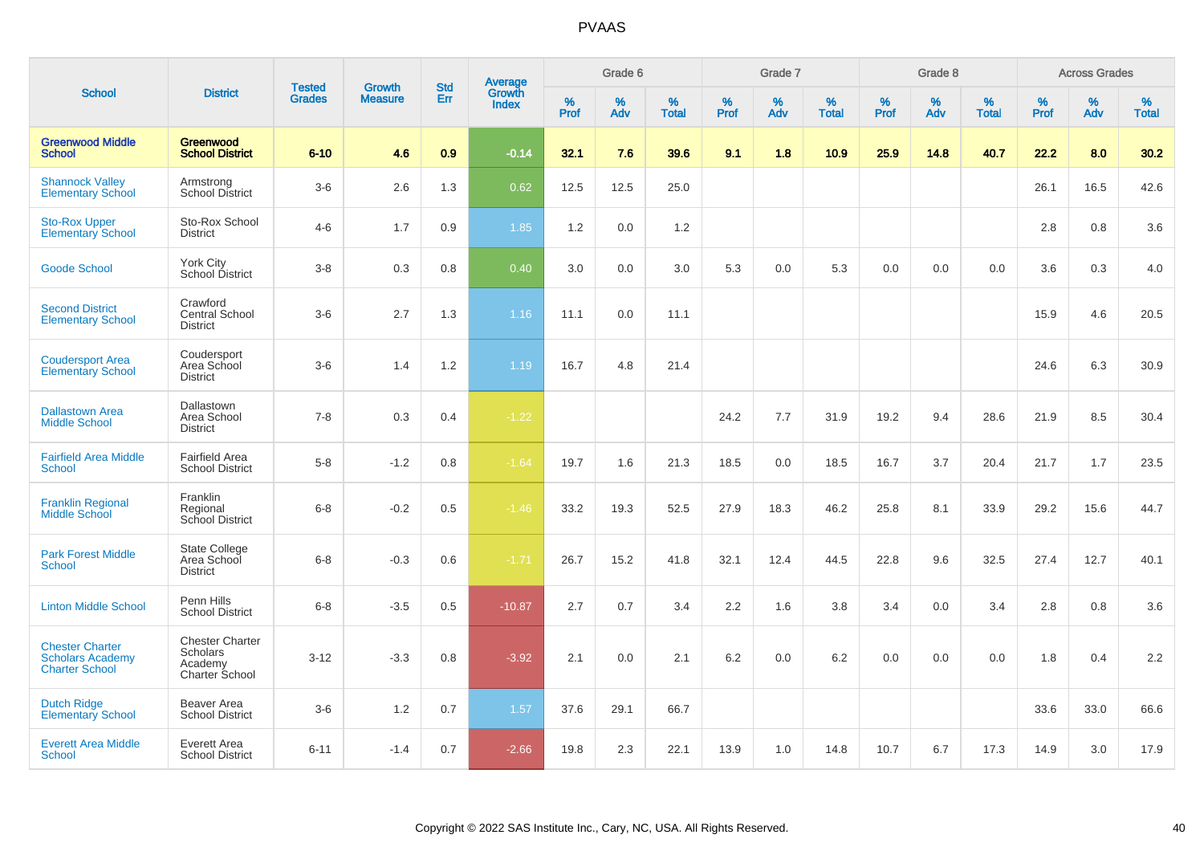# PVAAS

| School | District | Tested Grades | Growth Measure | Std Err | Average Growth Index | Grade 6 | | | Grade 7 | | | Grade 8 | | | Across Grades | | |
|---|---|---|---|---|---|---|---|---|---|---|---|---|---|---|---|---|---|
| | | | | | | % Prof | % Adv | % Total | % Prof | % Adv | % Total | % Prof | % Adv | % Total | % Prof | % Adv | % Total |
| **Greenwood Middle School** | **Greenwood School District** | **6-10** | **4.6** | **0.9** | **-0.14** | **32.1** | **7.6** | **39.6** | **9.1** | **1.8** | **10.9** | **25.9** | **14.8** | **40.7** | **22.2** | **8.0** | **30.2** |
| Shannock Valley Elementary School | Armstrong School District | 3-6 | 2.6 | 1.3 | 0.62 | 12.5 | 12.5 | 25.0 | | | | | | | 26.1 | 16.5 | 42.6 |
| Sto-Rox Upper Elementary School | Sto-Rox School District | 4-6 | 1.7 | 0.9 | 1.85 | 1.2 | 0.0 | 1.2 | | | | | | | 2.8 | 0.8 | 3.6 |
| Goode School | York City School District | 3-8 | 0.3 | 0.8 | 0.40 | 3.0 | 0.0 | 3.0 | 5.3 | 0.0 | 5.3 | 0.0 | 0.0 | 0.0 | 3.6 | 0.3 | 4.0 |
| Second District Elementary School | Crawford Central School District | 3-6 | 2.7 | 1.3 | 1.16 | 11.1 | 0.0 | 11.1 | | | | | | | 15.9 | 4.6 | 20.5 |
| Coudersport Area Elementary School | Coudersport Area School District | 3-6 | 1.4 | 1.2 | 1.19 | 16.7 | 4.8 | 21.4 | | | | | | | 24.6 | 6.3 | 30.9 |
| Dallastown Area Middle School | Dallastown Area School District | 7-8 | 0.3 | 0.4 | -1.22 | | | | 24.2 | 7.7 | 31.9 | 19.2 | 9.4 | 28.6 | 21.9 | 8.5 | 30.4 |
| Fairfield Area Middle School | Fairfield Area School District | 5-8 | -1.2 | 0.8 | -1.64 | 19.7 | 1.6 | 21.3 | 18.5 | 0.0 | 18.5 | 16.7 | 3.7 | 20.4 | 21.7 | 1.7 | 23.5 |
| Franklin Regional Middle School | Franklin Regional School District | 6-8 | -0.2 | 0.5 | -1.46 | 33.2 | 19.3 | 52.5 | 27.9 | 18.3 | 46.2 | 25.8 | 8.1 | 33.9 | 29.2 | 15.6 | 44.7 |
| Park Forest Middle School | State College Area School District | 6-8 | -0.3 | 0.6 | -1.71 | 26.7 | 15.2 | 41.8 | 32.1 | 12.4 | 44.5 | 22.8 | 9.6 | 32.5 | 27.4 | 12.7 | 40.1 |
| Linton Middle School | Penn Hills School District | 6-8 | -3.5 | 0.5 | -10.87 | 2.7 | 0.7 | 3.4 | 2.2 | 1.6 | 3.8 | 3.4 | 0.0 | 3.4 | 2.8 | 0.8 | 3.6 |
| Chester Charter Scholars Academy Charter School | Chester Charter Scholars Academy Charter School | 3-12 | -3.3 | 0.8 | -3.92 | 2.1 | 0.0 | 2.1 | 6.2 | 0.0 | 6.2 | 0.0 | 0.0 | 0.0 | 1.8 | 0.4 | 2.2 |
| Dutch Ridge Elementary School | Beaver Area School District | 3-6 | 1.2 | 0.7 | 1.57 | 37.6 | 29.1 | 66.7 | | | | | | | 33.6 | 33.0 | 66.6 |
| Everett Area Middle School | Everett Area School District | 6-11 | -1.4 | 0.7 | -2.66 | 19.8 | 2.3 | 22.1 | 13.9 | 1.0 | 14.8 | 10.7 | 6.7 | 17.3 | 14.9 | 3.0 | 17.9 |

Copyright © 2022 SAS Institute Inc., Cary, NC, USA. All Rights Reserved.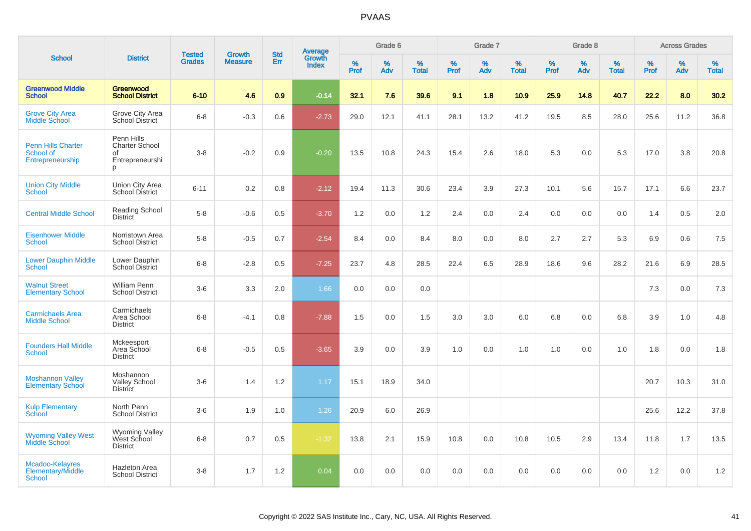# PVAAS

| School | District | Tested Grades | Growth Measure | Std Err | Average Growth Index | Grade 6 | | | Grade 7 | | | Grade 8 | | | Across Grades | | |
|---|---|---|---|---|---|---|---|---|---|---|---|---|---|---|---|---|---|
| | | | | | | % Prof | % Adv | % Total | % Prof | % Adv | % Total | % Prof | % Adv | % Total | % Prof | % Adv | % Total |
| **Greenwood Middle School** | **Greenwood School District** | **6-10** | **4.6** | **0.9** | **-0.14** | **32.1** | **7.6** | **39.6** | **9.1** | **1.8** | **10.9** | **25.9** | **14.8** | **40.7** | **22.2** | **8.0** | **30.2** |
| Grove City Area Middle School | Grove City Area School District | 6-8 | -0.3 | 0.6 | -2.73 | 29.0 | 12.1 | 41.1 | 28.1 | 13.2 | 41.2 | 19.5 | 8.5 | 28.0 | 25.6 | 11.2 | 36.8 |
| Penn Hills Charter School of Entrepreneurship | Penn Hills Charter School of Entrepreneurship | 3-8 | -0.2 | 0.9 | -0.20 | 13.5 | 10.8 | 24.3 | 15.4 | 2.6 | 18.0 | 5.3 | 0.0 | 5.3 | 17.0 | 3.8 | 20.8 |
| Union City Middle School | Union City Area School District | 6-11 | 0.2 | 0.8 | -2.12 | 19.4 | 11.3 | 30.6 | 23.4 | 3.9 | 27.3 | 10.1 | 5.6 | 15.7 | 17.1 | 6.6 | 23.7 |
| Central Middle School | Reading School District | 5-8 | -0.6 | 0.5 | -3.70 | 1.2 | 0.0 | 1.2 | 2.4 | 0.0 | 2.4 | 0.0 | 0.0 | 0.0 | 1.4 | 0.5 | 2.0 |
| Eisenhower Middle School | Norristown Area School District | 5-8 | -0.5 | 0.7 | -2.54 | 8.4 | 0.0 | 8.4 | 8.0 | 0.0 | 8.0 | 2.7 | 2.7 | 5.3 | 6.9 | 0.6 | 7.5 |
| Lower Dauphin Middle School | Lower Dauphin School District | 6-8 | -2.8 | 0.5 | -7.25 | 23.7 | 4.8 | 28.5 | 22.4 | 6.5 | 28.9 | 18.6 | 9.6 | 28.2 | 21.6 | 6.9 | 28.5 |
| Walnut Street Elementary School | William Penn School District | 3-6 | 3.3 | 2.0 | 1.66 | 0.0 | 0.0 | 0.0 | | | | | | | 7.3 | 0.0 | 7.3 |
| Carmichaels Area Middle School | Carmichaels Area School District | 6-8 | -4.1 | 0.8 | -7.88 | 1.5 | 0.0 | 1.5 | 3.0 | 3.0 | 6.0 | 6.8 | 0.0 | 6.8 | 3.9 | 1.0 | 4.8 |
| Founders Hall Middle School | Mckeesport Area School District | 6-8 | -0.5 | 0.5 | -3.65 | 3.9 | 0.0 | 3.9 | 1.0 | 0.0 | 1.0 | 1.0 | 0.0 | 1.0 | 1.8 | 0.0 | 1.8 |
| Moshannon Valley Elementary School | Moshannon Valley School District | 3-6 | 1.4 | 1.2 | 1.17 | 15.1 | 18.9 | 34.0 | | | | | | | 20.7 | 10.3 | 31.0 |
| Kulp Elementary School | North Penn School District | 3-6 | 1.9 | 1.0 | 1.26 | 20.9 | 6.0 | 26.9 | | | | | | | 25.6 | 12.2 | 37.8 |
| Wyoming Valley West Middle School | Wyoming Valley West School District | 6-8 | 0.7 | 0.5 | -1.32 | 13.8 | 2.1 | 15.9 | 10.8 | 0.0 | 10.8 | 10.5 | 2.9 | 13.4 | 11.8 | 1.7 | 13.5 |
| Mcadoo-Kelayres Elementary/Middle School | Hazleton Area School District | 3-8 | 1.7 | 1.2 | 0.04 | 0.0 | 0.0 | 0.0 | 0.0 | 0.0 | 0.0 | 0.0 | 0.0 | 0.0 | 1.2 | 0.0 | 1.2 |

Copyright © 2022 SAS Institute Inc., Cary, NC, USA. All Rights Reserved.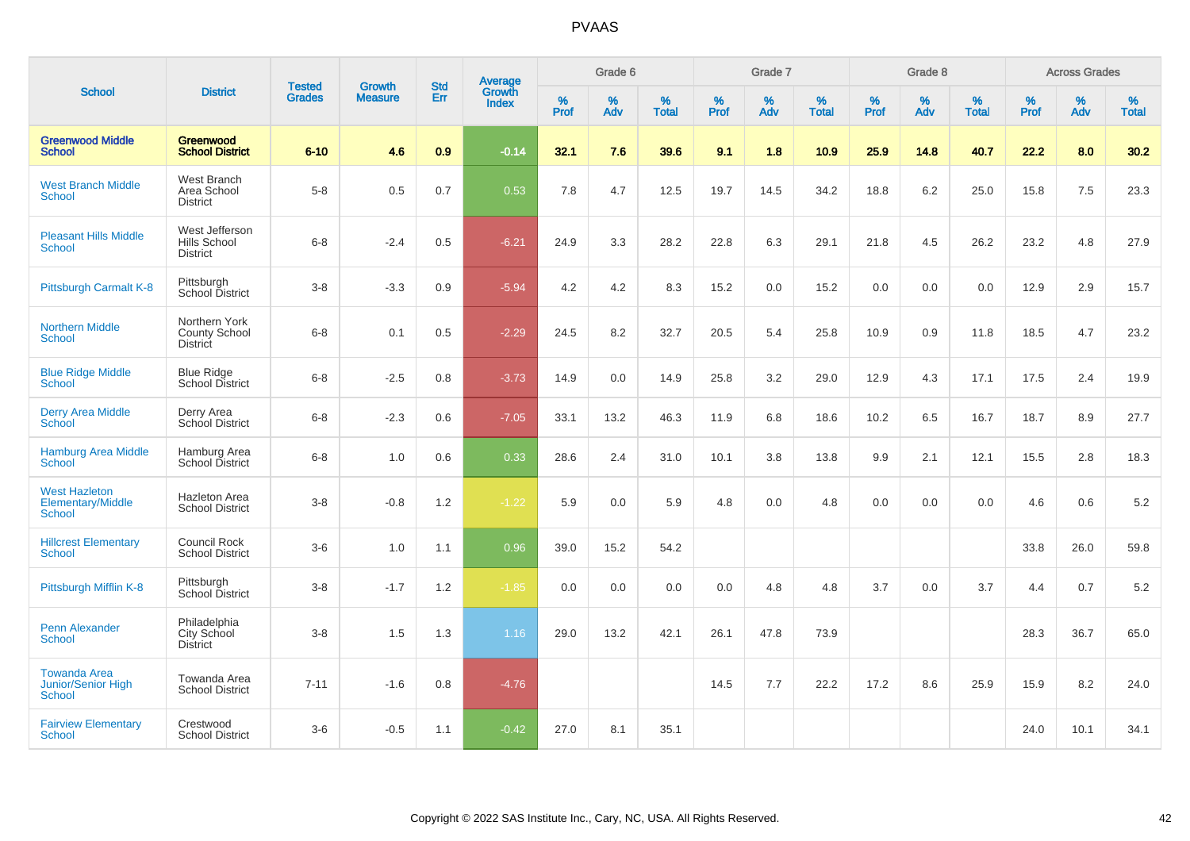# PVAAS

| School | District | Tested Grades | Growth Measure | Std Err | Average Growth Index | Grade 6 | | | Grade 7 | | | Grade 8 | | | Across Grades | | |
|---|---|---|---|---|---|---|---|---|---|---|---|---|---|---|---|---|---|
| | | | | | | % Prof | % Adv | % Total | % Prof | % Adv | % Total | % Prof | % Adv | % Total | % Prof | % Adv | % Total |
| **Greenwood Middle School** | **Greenwood School District** | **6-10** | **4.6** | **0.9** | **-0.14** | **32.1** | **7.6** | **39.6** | **9.1** | **1.8** | **10.9** | **25.9** | **14.8** | **40.7** | **22.2** | **8.0** | **30.2** |
| West Branch Middle School | West Branch Area School District | 5-8 | 0.5 | 0.7 | 0.53 | 7.8 | 4.7 | 12.5 | 19.7 | 14.5 | 34.2 | 18.8 | 6.2 | 25.0 | 15.8 | 7.5 | 23.3 |
| Pleasant Hills Middle School | West Jefferson Hills School District | 6-8 | -2.4 | 0.5 | -6.21 | 24.9 | 3.3 | 28.2 | 22.8 | 6.3 | 29.1 | 21.8 | 4.5 | 26.2 | 23.2 | 4.8 | 27.9 |
| Pittsburgh Carmalt K-8 | Pittsburgh School District | 3-8 | -3.3 | 0.9 | -5.94 | 4.2 | 4.2 | 8.3 | 15.2 | 0.0 | 15.2 | 0.0 | 0.0 | 0.0 | 12.9 | 2.9 | 15.7 |
| Northern Middle School | Northern York County School District | 6-8 | 0.1 | 0.5 | -2.29 | 24.5 | 8.2 | 32.7 | 20.5 | 5.4 | 25.8 | 10.9 | 0.9 | 11.8 | 18.5 | 4.7 | 23.2 |
| Blue Ridge Middle School | Blue Ridge School District | 6-8 | -2.5 | 0.8 | -3.73 | 14.9 | 0.0 | 14.9 | 25.8 | 3.2 | 29.0 | 12.9 | 4.3 | 17.1 | 17.5 | 2.4 | 19.9 |
| Derry Area Middle School | Derry Area School District | 6-8 | -2.3 | 0.6 | -7.05 | 33.1 | 13.2 | 46.3 | 11.9 | 6.8 | 18.6 | 10.2 | 6.5 | 16.7 | 18.7 | 8.9 | 27.7 |
| Hamburg Area Middle School | Hamburg Area School District | 6-8 | 1.0 | 0.6 | 0.33 | 28.6 | 2.4 | 31.0 | 10.1 | 3.8 | 13.8 | 9.9 | 2.1 | 12.1 | 15.5 | 2.8 | 18.3 |
| West Hazleton Elementary/Middle School | Hazleton Area School District | 3-8 | -0.8 | 1.2 | -1.22 | 5.9 | 0.0 | 5.9 | 4.8 | 0.0 | 4.8 | 0.0 | 0.0 | 0.0 | 4.6 | 0.6 | 5.2 |
| Hillcrest Elementary School | Council Rock School District | 3-6 | 1.0 | 1.1 | 0.96 | 39.0 | 15.2 | 54.2 | | | | | | | 33.8 | 26.0 | 59.8 |
| Pittsburgh Mifflin K-8 | Pittsburgh School District | 3-8 | -1.7 | 1.2 | -1.85 | 0.0 | 0.0 | 0.0 | 0.0 | 4.8 | 4.8 | 3.7 | 0.0 | 3.7 | 4.4 | 0.7 | 5.2 |
| Penn Alexander School | Philadelphia City School District | 3-8 | 1.5 | 1.3 | 1.16 | 29.0 | 13.2 | 42.1 | 26.1 | 47.8 | 73.9 | | | | 28.3 | 36.7 | 65.0 |
| Towanda Area Junior/Senior High School | Towanda Area School District | 7-11 | -1.6 | 0.8 | -4.76 | | | | 14.5 | 7.7 | 22.2 | 17.2 | 8.6 | 25.9 | 15.9 | 8.2 | 24.0 |
| Fairview Elementary School | Crestwood School District | 3-6 | -0.5 | 1.1 | -0.42 | 27.0 | 8.1 | 35.1 | | | | | | | 24.0 | 10.1 | 34.1 |

Copyright © 2022 SAS Institute Inc., Cary, NC, USA. All Rights Reserved.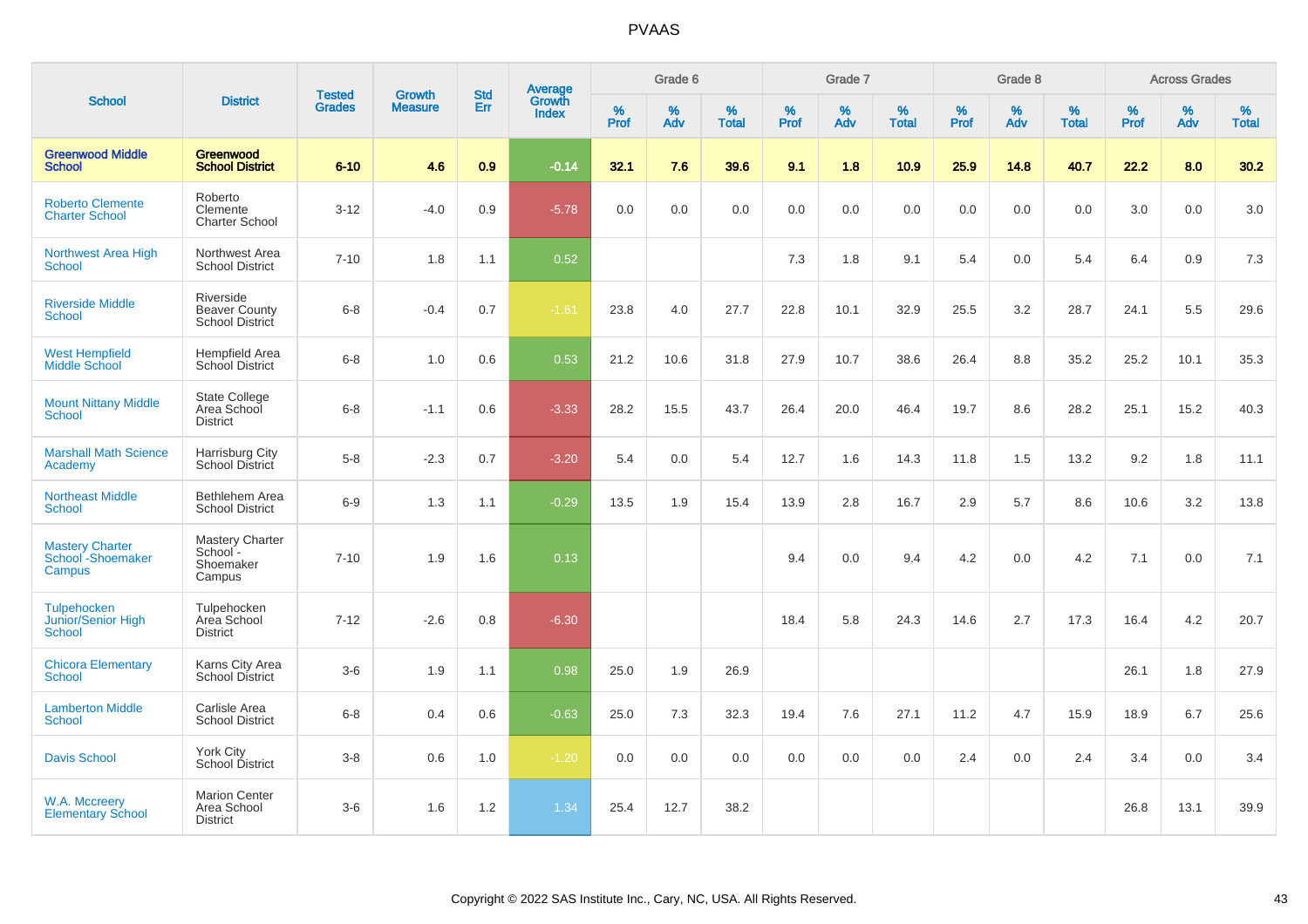# PVAAS

| School | District | Tested Grades | Growth Measure | Std Err | Average Growth Index | Grade 6 | | | Grade 7 | | | Grade 8 | | | Across Grades | | |
|---|---|---|---|---|---|---|---|---|---|---|---|---|---|---|---|---|---|
| | | | | | | % Prof | % Adv | % Total | % Prof | % Adv | % Total | % Prof | % Adv | % Total | % Prof | % Adv | % Total |
| **Greenwood Middle School** | **Greenwood School District** | **6-10** | **4.6** | **0.9** | **-0.14** | **32.1** | **7.6** | **39.6** | **9.1** | **1.8** | **10.9** | **25.9** | **14.8** | **40.7** | **22.2** | **8.0** | **30.2** |
| Roberto Clemente Charter School | Roberto Clemente Charter School | 3-12 | -4.0 | 0.9 | -5.78 | 0.0 | 0.0 | 0.0 | 0.0 | 0.0 | 0.0 | 0.0 | 0.0 | 0.0 | 3.0 | 0.0 | 3.0 |
| Northwest Area High School | Northwest Area School District | 7-10 | 1.8 | 1.1 | 0.52 | | | | 7.3 | 1.8 | 9.1 | 5.4 | 0.0 | 5.4 | 6.4 | 0.9 | 7.3 |
| Riverside Middle School | Riverside Beaver County School District | 6-8 | -0.4 | 0.7 | -1.61 | 23.8 | 4.0 | 27.7 | 22.8 | 10.1 | 32.9 | 25.5 | 3.2 | 28.7 | 24.1 | 5.5 | 29.6 |
| West Hempfield Middle School | Hempfield Area School District | 6-8 | 1.0 | 0.6 | 0.53 | 21.2 | 10.6 | 31.8 | 27.9 | 10.7 | 38.6 | 26.4 | 8.8 | 35.2 | 25.2 | 10.1 | 35.3 |
| Mount Nittany Middle School | State College Area School District | 6-8 | -1.1 | 0.6 | -3.33 | 28.2 | 15.5 | 43.7 | 26.4 | 20.0 | 46.4 | 19.7 | 8.6 | 28.2 | 25.1 | 15.2 | 40.3 |
| Marshall Math Science Academy | Harrisburg City School District | 5-8 | -2.3 | 0.7 | -3.20 | 5.4 | 0.0 | 5.4 | 12.7 | 1.6 | 14.3 | 11.8 | 1.5 | 13.2 | 9.2 | 1.8 | 11.1 |
| Northeast Middle School | Bethlehem Area School District | 6-9 | 1.3 | 1.1 | -0.29 | 13.5 | 1.9 | 15.4 | 13.9 | 2.8 | 16.7 | 2.9 | 5.7 | 8.6 | 10.6 | 3.2 | 13.8 |
| Mastery Charter School -Shoemaker Campus | Mastery Charter School - Shoemaker Campus | 7-10 | 1.9 | 1.6 | 0.13 | | | | 9.4 | 0.0 | 9.4 | 4.2 | 0.0 | 4.2 | 7.1 | 0.0 | 7.1 |
| Tulpehocken Junior/Senior High School | Tulpehocken Area School District | 7-12 | -2.6 | 0.8 | -6.30 | | | | 18.4 | 5.8 | 24.3 | 14.6 | 2.7 | 17.3 | 16.4 | 4.2 | 20.7 |
| Chicora Elementary School | Karns City Area School District | 3-6 | 1.9 | 1.1 | 0.98 | 25.0 | 1.9 | 26.9 | | | | | | | 26.1 | 1.8 | 27.9 |
| Lamberton Middle School | Carlisle Area School District | 6-8 | 0.4 | 0.6 | -0.63 | 25.0 | 7.3 | 32.3 | 19.4 | 7.6 | 27.1 | 11.2 | 4.7 | 15.9 | 18.9 | 6.7 | 25.6 |
| Davis School | York City School District | 3-8 | 0.6 | 1.0 | -1.20 | 0.0 | 0.0 | 0.0 | 0.0 | 0.0 | 0.0 | 2.4 | 0.0 | 2.4 | 3.4 | 0.0 | 3.4 |
| W.A. Mccreery Elementary School | Marion Center Area School District | 3-6 | 1.6 | 1.2 | 1.34 | 25.4 | 12.7 | 38.2 | | | | | | | 26.8 | 13.1 | 39.9 |

Copyright © 2022 SAS Institute Inc., Cary, NC, USA. All Rights Reserved.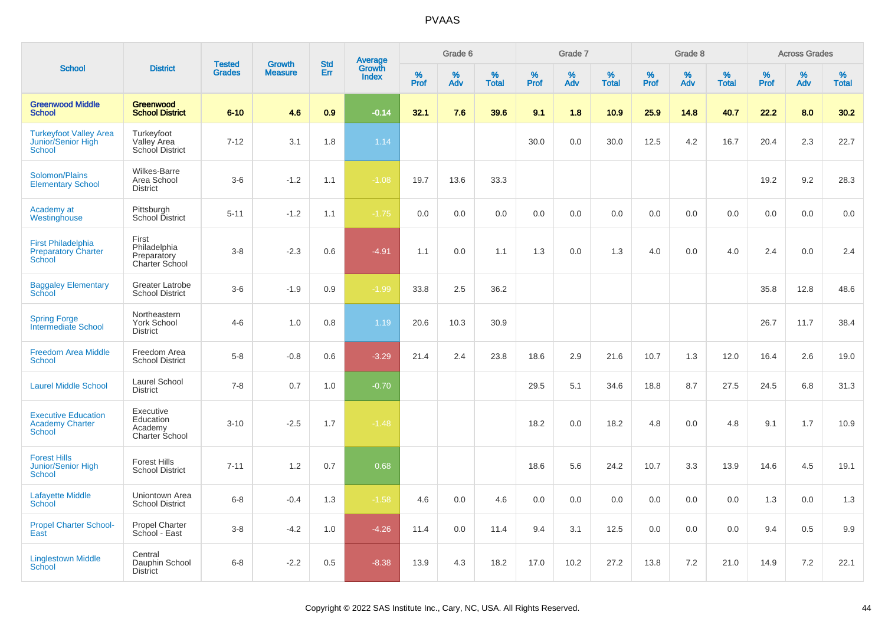# PVAAS

| School | District | Tested Grades | Growth Measure | Std Err | Average Growth Index | Grade 6 | | | Grade 7 | | | Grade 8 | | | Across Grades | | |
|---|---|---|---|---|---|---|---|---|---|---|---|---|---|---|---|---|---|
| | | | | | | % Prof | % Adv | % Total | % Prof | % Adv | % Total | % Prof | % Adv | % Total | % Prof | % Adv | % Total |
| **Greenwood Middle School** | **Greenwood School District** | **6-10** | **4.6** | **0.9** | **-0.14** | **32.1** | **7.6** | **39.6** | **9.1** | **1.8** | **10.9** | **25.9** | **14.8** | **40.7** | **22.2** | **8.0** | **30.2** |
| Turkeyfoot Valley Area Junior/Senior High School | Turkeyfoot Valley Area School District | 7-12 | 3.1 | 1.8 | 1.14 | | | | 30.0 | 0.0 | 30.0 | 12.5 | 4.2 | 16.7 | 20.4 | 2.3 | 22.7 |
| Solomon/Plains Elementary School | Wilkes-Barre Area School District | 3-6 | -1.2 | 1.1 | -1.08 | 19.7 | 13.6 | 33.3 | | | | | | | 19.2 | 9.2 | 28.3 |
| Academy at Westinghouse | Pittsburgh School District | 5-11 | -1.2 | 1.1 | -1.75 | 0.0 | 0.0 | 0.0 | 0.0 | 0.0 | 0.0 | 0.0 | 0.0 | 0.0 | 0.0 | 0.0 | 0.0 |
| First Philadelphia Preparatory Charter School | First Philadelphia Preparatory Charter School | 3-8 | -2.3 | 0.6 | -4.91 | 1.1 | 0.0 | 1.1 | 1.3 | 0.0 | 1.3 | 4.0 | 0.0 | 4.0 | 2.4 | 0.0 | 2.4 |
| Baggaley Elementary School | Greater Latrobe School District | 3-6 | -1.9 | 0.9 | -1.99 | 33.8 | 2.5 | 36.2 | | | | | | | 35.8 | 12.8 | 48.6 |
| Spring Forge Intermediate School | Northeastern York School District | 4-6 | 1.0 | 0.8 | 1.19 | 20.6 | 10.3 | 30.9 | | | | | | | 26.7 | 11.7 | 38.4 |
| Freedom Area Middle School | Freedom Area School District | 5-8 | -0.8 | 0.6 | -3.29 | 21.4 | 2.4 | 23.8 | 18.6 | 2.9 | 21.6 | 10.7 | 1.3 | 12.0 | 16.4 | 2.6 | 19.0 |
| Laurel Middle School | Laurel School District | 7-8 | 0.7 | 1.0 | -0.70 | | | | 29.5 | 5.1 | 34.6 | 18.8 | 8.7 | 27.5 | 24.5 | 6.8 | 31.3 |
| Executive Education Academy Charter School | Executive Education Academy Charter School | 3-10 | -2.5 | 1.7 | -1.48 | | | | 18.2 | 0.0 | 18.2 | 4.8 | 0.0 | 4.8 | 9.1 | 1.7 | 10.9 |
| Forest Hills Junior/Senior High School | Forest Hills School District | 7-11 | 1.2 | 0.7 | 0.68 | | | | 18.6 | 5.6 | 24.2 | 10.7 | 3.3 | 13.9 | 14.6 | 4.5 | 19.1 |
| Lafayette Middle School | Uniontown Area School District | 6-8 | -0.4 | 1.3 | -1.58 | 4.6 | 0.0 | 4.6 | 0.0 | 0.0 | 0.0 | 0.0 | 0.0 | 0.0 | 1.3 | 0.0 | 1.3 |
| Propel Charter School-East | Propel Charter School - East | 3-8 | -4.2 | 1.0 | -4.26 | 11.4 | 0.0 | 11.4 | 9.4 | 3.1 | 12.5 | 0.0 | 0.0 | 0.0 | 9.4 | 0.5 | 9.9 |
| Linglestown Middle School | Central Dauphin School District | 6-8 | -2.2 | 0.5 | -8.38 | 13.9 | 4.3 | 18.2 | 17.0 | 10.2 | 27.2 | 13.8 | 7.2 | 21.0 | 14.9 | 7.2 | 22.1 |

Copyright © 2022 SAS Institute Inc., Cary, NC, USA. All Rights Reserved.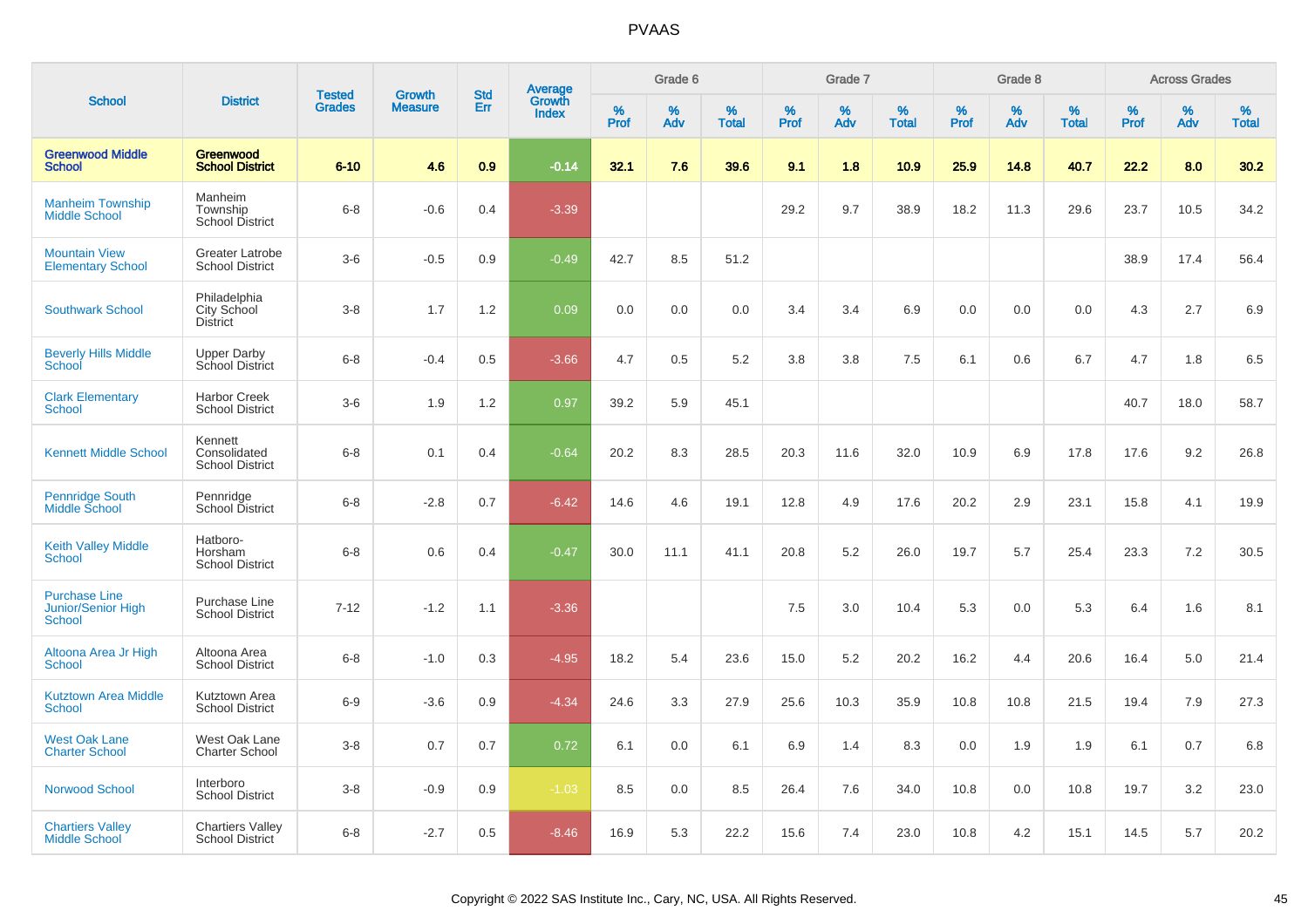# PVAAS

| School | District | Tested Grades | Growth Measure | Std Err | Average Growth Index | Grade 6 | | | Grade 7 | | | Grade 8 | | | Across Grades | | |
|---|---|---|---|---|---|---|---|---|---|---|---|---|---|---|---|---|---|
| | | | | | | % Prof | % Adv | % Total | % Prof | % Adv | % Total | % Prof | % Adv | % Total | % Prof | % Adv | % Total |
| **Greenwood Middle School** | **Greenwood School District** | **6-10** | **4.6** | **0.9** | **-0.14** | **32.1** | **7.6** | **39.6** | **9.1** | **1.8** | **10.9** | **25.9** | **14.8** | **40.7** | **22.2** | **8.0** | **30.2** |
| Manheim Township Middle School | Manheim Township School District | 6-8 | -0.6 | 0.4 | -3.39 | | | | 29.2 | 9.7 | 38.9 | 18.2 | 11.3 | 29.6 | 23.7 | 10.5 | 34.2 |
| Mountain View Elementary School | Greater Latrobe School District | 3-6 | -0.5 | 0.9 | -0.49 | 42.7 | 8.5 | 51.2 | | | | | | | 38.9 | 17.4 | 56.4 |
| Southwark School | Philadelphia City School District | 3-8 | 1.7 | 1.2 | 0.09 | 0.0 | 0.0 | 0.0 | 3.4 | 3.4 | 6.9 | 0.0 | 0.0 | 0.0 | 4.3 | 2.7 | 6.9 |
| Beverly Hills Middle School | Upper Darby School District | 6-8 | -0.4 | 0.5 | -3.66 | 4.7 | 0.5 | 5.2 | 3.8 | 3.8 | 7.5 | 6.1 | 0.6 | 6.7 | 4.7 | 1.8 | 6.5 |
| Clark Elementary School | Harbor Creek School District | 3-6 | 1.9 | 1.2 | 0.97 | 39.2 | 5.9 | 45.1 | | | | | | | 40.7 | 18.0 | 58.7 |
| Kennett Middle School | Kennett Consolidated School District | 6-8 | 0.1 | 0.4 | -0.64 | 20.2 | 8.3 | 28.5 | 20.3 | 11.6 | 32.0 | 10.9 | 6.9 | 17.8 | 17.6 | 9.2 | 26.8 |
| Pennridge South Middle School | Pennridge School District | 6-8 | -2.8 | 0.7 | -6.42 | 14.6 | 4.6 | 19.1 | 12.8 | 4.9 | 17.6 | 20.2 | 2.9 | 23.1 | 15.8 | 4.1 | 19.9 |
| Keith Valley Middle School | Hatboro-Horsham School District | 6-8 | 0.6 | 0.4 | -0.47 | 30.0 | 11.1 | 41.1 | 20.8 | 5.2 | 26.0 | 19.7 | 5.7 | 25.4 | 23.3 | 7.2 | 30.5 |
| Purchase Line Junior/Senior High School | Purchase Line School District | 7-12 | -1.2 | 1.1 | -3.36 | | | | 7.5 | 3.0 | 10.4 | 5.3 | 0.0 | 5.3 | 6.4 | 1.6 | 8.1 |
| Altoona Area Jr High School | Altoona Area School District | 6-8 | -1.0 | 0.3 | -4.95 | 18.2 | 5.4 | 23.6 | 15.0 | 5.2 | 20.2 | 16.2 | 4.4 | 20.6 | 16.4 | 5.0 | 21.4 |
| Kutztown Area Middle School | Kutztown Area School District | 6-9 | -3.6 | 0.9 | -4.34 | 24.6 | 3.3 | 27.9 | 25.6 | 10.3 | 35.9 | 10.8 | 10.8 | 21.5 | 19.4 | 7.9 | 27.3 |
| West Oak Lane Charter School | West Oak Lane Charter School | 3-8 | 0.7 | 0.7 | 0.72 | 6.1 | 0.0 | 6.1 | 6.9 | 1.4 | 8.3 | 0.0 | 1.9 | 1.9 | 6.1 | 0.7 | 6.8 |
| Norwood School | Interboro School District | 3-8 | -0.9 | 0.9 | -1.03 | 8.5 | 0.0 | 8.5 | 26.4 | 7.6 | 34.0 | 10.8 | 0.0 | 10.8 | 19.7 | 3.2 | 23.0 |
| Chartiers Valley Middle School | Chartiers Valley School District | 6-8 | -2.7 | 0.5 | -8.46 | 16.9 | 5.3 | 22.2 | 15.6 | 7.4 | 23.0 | 10.8 | 4.2 | 15.1 | 14.5 | 5.7 | 20.2 |

Copyright © 2022 SAS Institute Inc., Cary, NC, USA. All Rights Reserved.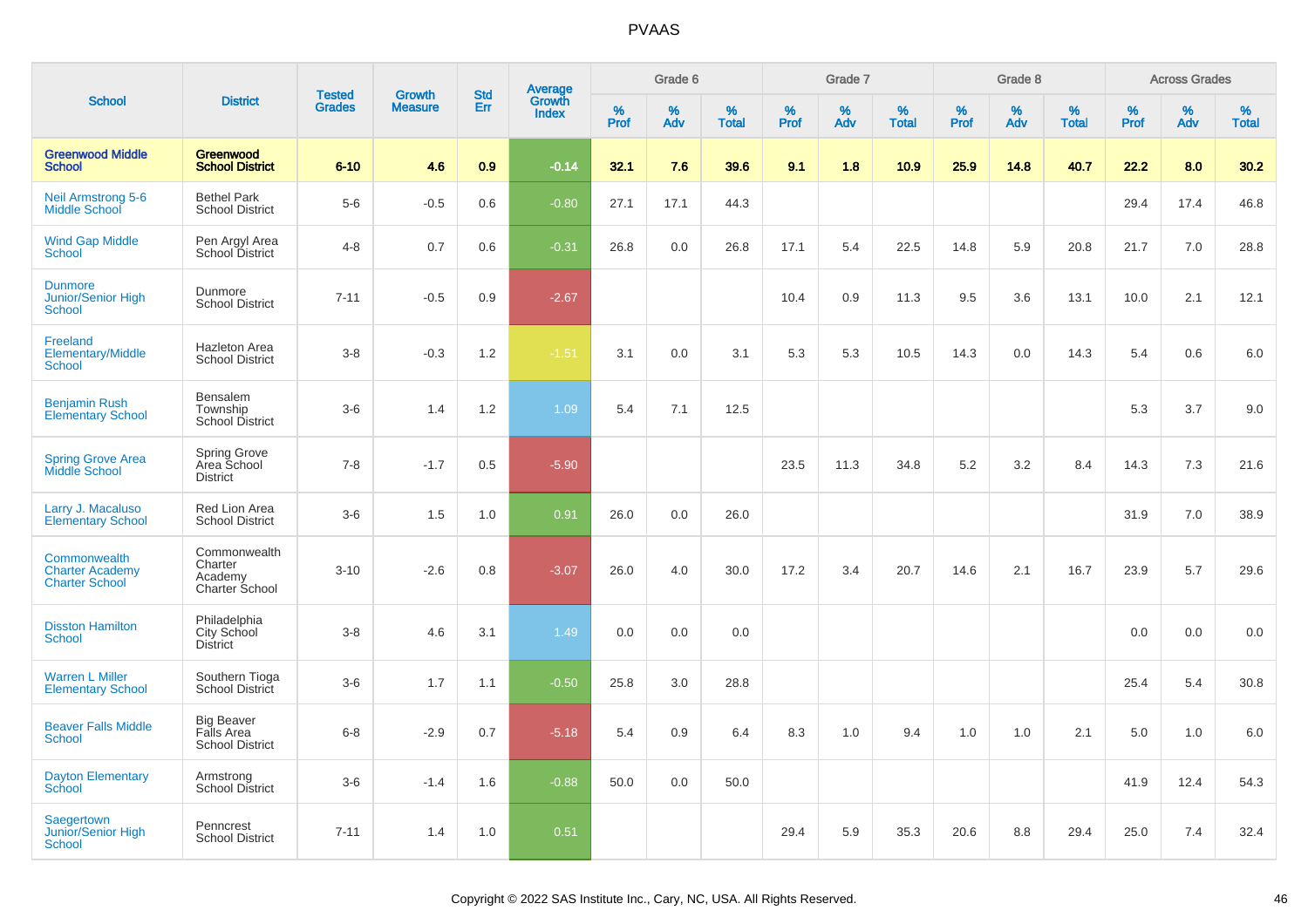# PVAAS

| School | District | Tested Grades | Growth Measure | Std Err | Average Growth Index | Grade 6 | | | Grade 7 | | | Grade 8 | | | Across Grades | | |
|---|---|---|---|---|---|---|---|---|---|---|---|---|---|---|---|---|---|
| | | | | | | % Prof | % Adv | % Total | % Prof | % Adv | % Total | % Prof | % Adv | % Total | % Prof | % Adv | % Total |
| **Greenwood Middle School** | **Greenwood School District** | **6-10** | **4.6** | **0.9** | **-0.14** | **32.1** | **7.6** | **39.6** | **9.1** | **1.8** | **10.9** | **25.9** | **14.8** | **40.7** | **22.2** | **8.0** | **30.2** |
| Neil Armstrong 5-6 Middle School | Bethel Park School District | 5-6 | -0.5 | 0.6 | -0.80 | 27.1 | 17.1 | 44.3 | | | | | | | 29.4 | 17.4 | 46.8 |
| Wind Gap Middle School | Pen Argyl Area School District | 4-8 | 0.7 | 0.6 | -0.31 | 26.8 | 0.0 | 26.8 | 17.1 | 5.4 | 22.5 | 14.8 | 5.9 | 20.8 | 21.7 | 7.0 | 28.8 |
| Dunmore Junior/Senior High School | Dunmore School District | 7-11 | -0.5 | 0.9 | -2.67 | | | | 10.4 | 0.9 | 11.3 | 9.5 | 3.6 | 13.1 | 10.0 | 2.1 | 12.1 |
| Freeland Elementary/Middle School | Hazleton Area School District | 3-8 | -0.3 | 1.2 | -1.51 | 3.1 | 0.0 | 3.1 | 5.3 | 5.3 | 10.5 | 14.3 | 0.0 | 14.3 | 5.4 | 0.6 | 6.0 |
| Benjamin Rush Elementary School | Bensalem Township School District | 3-6 | 1.4 | 1.2 | 1.09 | 5.4 | 7.1 | 12.5 | | | | | | | 5.3 | 3.7 | 9.0 |
| Spring Grove Area Middle School | Spring Grove Area School District | 7-8 | -1.7 | 0.5 | -5.90 | | | | 23.5 | 11.3 | 34.8 | 5.2 | 3.2 | 8.4 | 14.3 | 7.3 | 21.6 |
| Larry J. Macaluso Elementary School | Red Lion Area School District | 3-6 | 1.5 | 1.0 | 0.91 | 26.0 | 0.0 | 26.0 | | | | | | | 31.9 | 7.0 | 38.9 |
| Commonwealth Charter Academy Charter School | Commonwealth Charter Academy Charter School | 3-10 | -2.6 | 0.8 | -3.07 | 26.0 | 4.0 | 30.0 | 17.2 | 3.4 | 20.7 | 14.6 | 2.1 | 16.7 | 23.9 | 5.7 | 29.6 |
| Disston Hamilton School | Philadelphia City School District | 3-8 | 4.6 | 3.1 | 1.49 | 0.0 | 0.0 | 0.0 | | | | | | | 0.0 | 0.0 | 0.0 |
| Warren L Miller Elementary School | Southern Tioga School District | 3-6 | 1.7 | 1.1 | -0.50 | 25.8 | 3.0 | 28.8 | | | | | | | 25.4 | 5.4 | 30.8 |
| Beaver Falls Middle School | Big Beaver Falls Area School District | 6-8 | -2.9 | 0.7 | -5.18 | 5.4 | 0.9 | 6.4 | 8.3 | 1.0 | 9.4 | 1.0 | 1.0 | 2.1 | 5.0 | 1.0 | 6.0 |
| Dayton Elementary School | Armstrong School District | 3-6 | -1.4 | 1.6 | -0.88 | 50.0 | 0.0 | 50.0 | | | | | | | 41.9 | 12.4 | 54.3 |
| Saegertown Junior/Senior High School | Penncrest School District | 7-11 | 1.4 | 1.0 | 0.51 | | | | 29.4 | 5.9 | 35.3 | 20.6 | 8.8 | 29.4 | 25.0 | 7.4 | 32.4 |

Copyright © 2022 SAS Institute Inc., Cary, NC, USA. All Rights Reserved.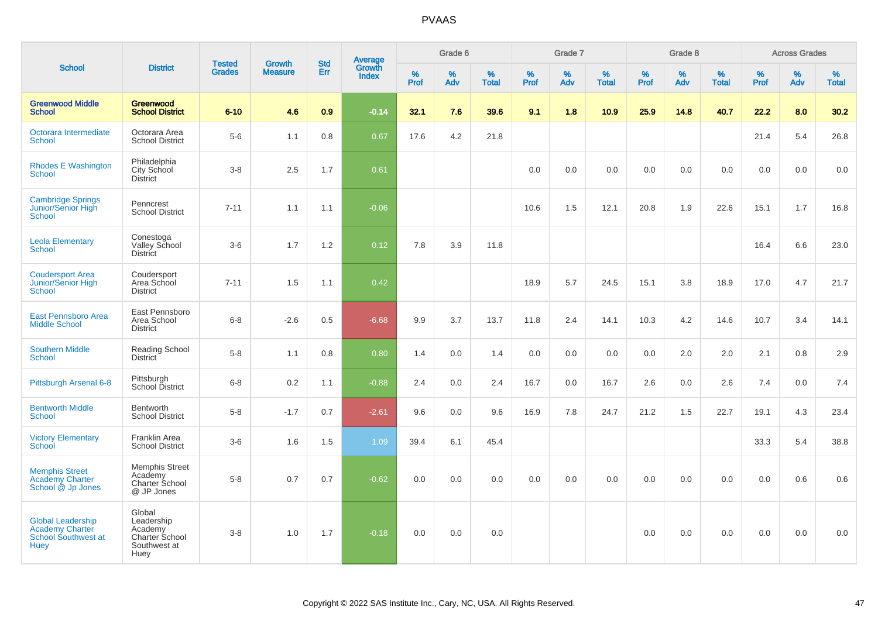# PVAAS

| School | District | Tested Grades | Growth Measure | Std Err | Average Growth Index | Grade 6 | | | Grade 7 | | | Grade 8 | | | Across Grades | | |
|---|---|---|---|---|---|---|---|---|---|---|---|---|---|---|---|---|---|
| | | | | | | % Prof | % Adv | % Total | % Prof | % Adv | % Total | % Prof | % Adv | % Total | % Prof | % Adv | % Total |
| **Greenwood Middle School** | **Greenwood School District** | **6-10** | **4.6** | **0.9** | **-0.14** | **32.1** | **7.6** | **39.6** | **9.1** | **1.8** | **10.9** | **25.9** | **14.8** | **40.7** | **22.2** | **8.0** | **30.2** |
| Octorara Intermediate School | Octorara Area School District | 5-6 | 1.1 | 0.8 | 0.67 | 17.6 | 4.2 | 21.8 | | | | | | | 21.4 | 5.4 | 26.8 |
| Rhodes E Washington School | Philadelphia City School District | 3-8 | 2.5 | 1.7 | 0.61 | | | | 0.0 | 0.0 | 0.0 | 0.0 | 0.0 | 0.0 | 0.0 | 0.0 | 0.0 |
| Cambridge Springs Junior/Senior High School | Penncrest School District | 7-11 | 1.1 | 1.1 | -0.06 | | | | 10.6 | 1.5 | 12.1 | 20.8 | 1.9 | 22.6 | 15.1 | 1.7 | 16.8 |
| Leola Elementary School | Conestoga Valley School District | 3-6 | 1.7 | 1.2 | 0.12 | 7.8 | 3.9 | 11.8 | | | | | | | 16.4 | 6.6 | 23.0 |
| Coudersport Area Junior/Senior High School | Coudersport Area School District | 7-11 | 1.5 | 1.1 | 0.42 | | | | 18.9 | 5.7 | 24.5 | 15.1 | 3.8 | 18.9 | 17.0 | 4.7 | 21.7 |
| East Pennsboro Area Middle School | East Pennsboro Area School District | 6-8 | -2.6 | 0.5 | -6.68 | 9.9 | 3.7 | 13.7 | 11.8 | 2.4 | 14.1 | 10.3 | 4.2 | 14.6 | 10.7 | 3.4 | 14.1 |
| Southern Middle School | Reading School District | 5-8 | 1.1 | 0.8 | 0.80 | 1.4 | 0.0 | 1.4 | 0.0 | 0.0 | 0.0 | 0.0 | 2.0 | 2.0 | 2.1 | 0.8 | 2.9 |
| Pittsburgh Arsenal 6-8 | Pittsburgh School District | 6-8 | 0.2 | 1.1 | -0.88 | 2.4 | 0.0 | 2.4 | 16.7 | 0.0 | 16.7 | 2.6 | 0.0 | 2.6 | 7.4 | 0.0 | 7.4 |
| Bentworth Middle School | Bentworth School District | 5-8 | -1.7 | 0.7 | -2.61 | 9.6 | 0.0 | 9.6 | 16.9 | 7.8 | 24.7 | 21.2 | 1.5 | 22.7 | 19.1 | 4.3 | 23.4 |
| Victory Elementary School | Franklin Area School District | 3-6 | 1.6 | 1.5 | 1.09 | 39.4 | 6.1 | 45.4 | | | | | | | 33.3 | 5.4 | 38.8 |
| Memphis Street Academy Charter School @ Jp Jones | Memphis Street Academy Charter School @ JP Jones | 5-8 | 0.7 | 0.7 | -0.62 | 0.0 | 0.0 | 0.0 | 0.0 | 0.0 | 0.0 | 0.0 | 0.0 | 0.0 | 0.0 | 0.6 | 0.6 |
| Global Leadership Academy Charter School Southwest at Huey | Global Leadership Academy Charter School Southwest at Huey | 3-8 | 1.0 | 1.7 | -0.18 | 0.0 | 0.0 | 0.0 | | | | 0.0 | 0.0 | 0.0 | 0.0 | 0.0 | 0.0 |

Copyright © 2022 SAS Institute Inc., Cary, NC, USA. All Rights Reserved.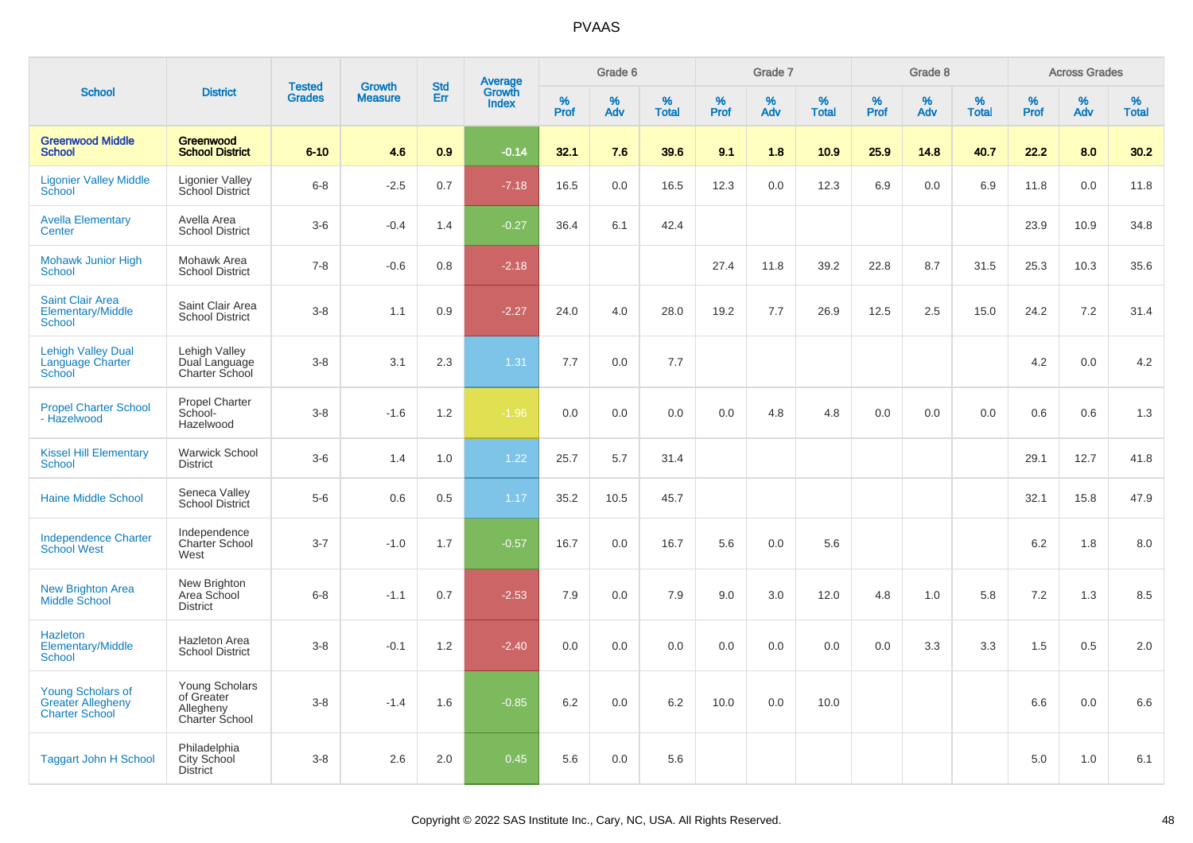# PVAAS

| School | District | Tested Grades | Growth Measure | Std Err | Average Growth Index | Grade 6 | | | Grade 7 | | | Grade 8 | | | Across Grades | | |
|---|---|---|---|---|---|---|---|---|---|---|---|---|---|---|---|---|---|
| | | | | | | % Prof | % Adv | % Total | % Prof | % Adv | % Total | % Prof | % Adv | % Total | % Prof | % Adv | % Total |
| **Greenwood Middle School** | **Greenwood School District** | **6-10** | **4.6** | **0.9** | **-0.14** | **32.1** | **7.6** | **39.6** | **9.1** | **1.8** | **10.9** | **25.9** | **14.8** | **40.7** | **22.2** | **8.0** | **30.2** |
| Ligonier Valley Middle School | Ligonier Valley School District | 6-8 | -2.5 | 0.7 | -7.18 | 16.5 | 0.0 | 16.5 | 12.3 | 0.0 | 12.3 | 6.9 | 0.0 | 6.9 | 11.8 | 0.0 | 11.8 |
| Avella Elementary Center | Avella Area School District | 3-6 | -0.4 | 1.4 | -0.27 | 36.4 | 6.1 | 42.4 | | | | | | | 23.9 | 10.9 | 34.8 |
| Mohawk Junior High School | Mohawk Area School District | 7-8 | -0.6 | 0.8 | -2.18 | | | | 27.4 | 11.8 | 39.2 | 22.8 | 8.7 | 31.5 | 25.3 | 10.3 | 35.6 |
| Saint Clair Area Elementary/Middle School | Saint Clair Area School District | 3-8 | 1.1 | 0.9 | -2.27 | 24.0 | 4.0 | 28.0 | 19.2 | 7.7 | 26.9 | 12.5 | 2.5 | 15.0 | 24.2 | 7.2 | 31.4 |
| Lehigh Valley Dual Language Charter School | Lehigh Valley Dual Language Charter School | 3-8 | 3.1 | 2.3 | 1.31 | 7.7 | 0.0 | 7.7 | | | | | | | 4.2 | 0.0 | 4.2 |
| Propel Charter School - Hazelwood | Propel Charter School-Hazelwood | 3-8 | -1.6 | 1.2 | -1.96 | 0.0 | 0.0 | 0.0 | 0.0 | 4.8 | 4.8 | 0.0 | 0.0 | 0.0 | 0.6 | 0.6 | 1.3 |
| Kissel Hill Elementary School | Warwick School District | 3-6 | 1.4 | 1.0 | 1.22 | 25.7 | 5.7 | 31.4 | | | | | | | 29.1 | 12.7 | 41.8 |
| Haine Middle School | Seneca Valley School District | 5-6 | 0.6 | 0.5 | 1.17 | 35.2 | 10.5 | 45.7 | | | | | | | 32.1 | 15.8 | 47.9 |
| Independence Charter School West | Independence Charter School West | 3-7 | -1.0 | 1.7 | -0.57 | 16.7 | 0.0 | 16.7 | 5.6 | 0.0 | 5.6 | | | | 6.2 | 1.8 | 8.0 |
| New Brighton Area Middle School | New Brighton Area School District | 6-8 | -1.1 | 0.7 | -2.53 | 7.9 | 0.0 | 7.9 | 9.0 | 3.0 | 12.0 | 4.8 | 1.0 | 5.8 | 7.2 | 1.3 | 8.5 |
| Hazleton Elementary/Middle School | Hazleton Area School District | 3-8 | -0.1 | 1.2 | -2.40 | 0.0 | 0.0 | 0.0 | 0.0 | 0.0 | 0.0 | 0.0 | 3.3 | 3.3 | 1.5 | 0.5 | 2.0 |
| Young Scholars of Greater Allegheny Charter School | Young Scholars of Greater Allegheny Charter School | 3-8 | -1.4 | 1.6 | -0.85 | 6.2 | 0.0 | 6.2 | 10.0 | 0.0 | 10.0 | | | | 6.6 | 0.0 | 6.6 |
| Taggart John H School | Philadelphia City School District | 3-8 | 2.6 | 2.0 | 0.45 | 5.6 | 0.0 | 5.6 | | | | | | | 5.0 | 1.0 | 6.1 |

Copyright © 2022 SAS Institute Inc., Cary, NC, USA. All Rights Reserved.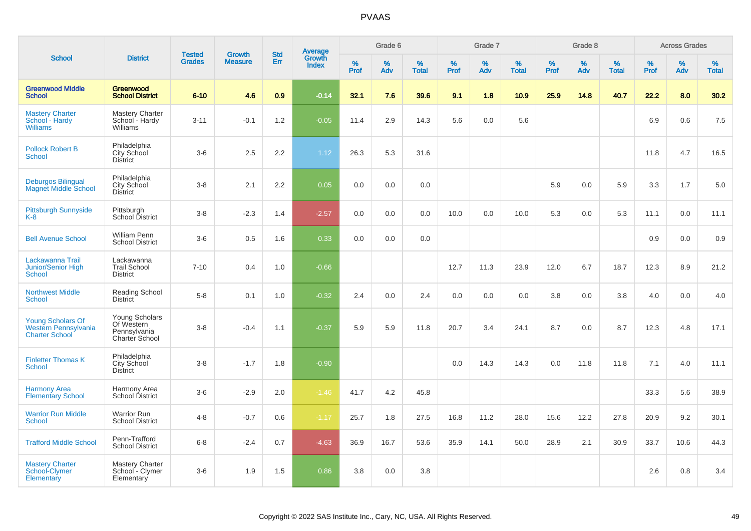# PVAAS

| School | District | Tested Grades | Growth Measure | Std Err | Average Growth Index | Grade 6 | | | Grade 7 | | | Grade 8 | | | Across Grades | | |
|---|---|---|---|---|---|---|---|---|---|---|---|---|---|---|---|---|---|
| | | | | | | % Prof | % Adv | % Total | % Prof | % Adv | % Total | % Prof | % Adv | % Total | % Prof | % Adv | % Total |
| **Greenwood Middle School** | **Greenwood School District** | **6-10** | **4.6** | **0.9** | **-0.14** | **32.1** | **7.6** | **39.6** | **9.1** | **1.8** | **10.9** | **25.9** | **14.8** | **40.7** | **22.2** | **8.0** | **30.2** |
| Mastery Charter School - Hardy Williams | Mastery Charter School - Hardy Williams | 3-11 | -0.1 | 1.2 | -0.05 | 11.4 | 2.9 | 14.3 | 5.6 | 0.0 | 5.6 | | | | 6.9 | 0.6 | 7.5 |
| Pollock Robert B School | Philadelphia City School District | 3-6 | 2.5 | 2.2 | 1.12 | 26.3 | 5.3 | 31.6 | | | | | | | 11.8 | 4.7 | 16.5 |
| Deburgos Bilingual Magnet Middle School | Philadelphia City School District | 3-8 | 2.1 | 2.2 | 0.05 | 0.0 | 0.0 | 0.0 | | | | 5.9 | 0.0 | 5.9 | 3.3 | 1.7 | 5.0 |
| Pittsburgh Sunnyside K-8 | Pittsburgh School District | 3-8 | -2.3 | 1.4 | -2.57 | 0.0 | 0.0 | 0.0 | 10.0 | 0.0 | 10.0 | 5.3 | 0.0 | 5.3 | 11.1 | 0.0 | 11.1 |
| Bell Avenue School | William Penn School District | 3-6 | 0.5 | 1.6 | 0.33 | 0.0 | 0.0 | 0.0 | | | | | | | 0.9 | 0.0 | 0.9 |
| Lackawanna Trail Junior/Senior High School | Lackawanna Trail School District | 7-10 | 0.4 | 1.0 | -0.66 | | | | 12.7 | 11.3 | 23.9 | 12.0 | 6.7 | 18.7 | 12.3 | 8.9 | 21.2 |
| Northwest Middle School | Reading School District | 5-8 | 0.1 | 1.0 | -0.32 | 2.4 | 0.0 | 2.4 | 0.0 | 0.0 | 0.0 | 3.8 | 0.0 | 3.8 | 4.0 | 0.0 | 4.0 |
| Young Scholars Of Western Pennsylvania Charter School | Young Scholars Of Western Pennsylvania Charter School | 3-8 | -0.4 | 1.1 | -0.37 | 5.9 | 5.9 | 11.8 | 20.7 | 3.4 | 24.1 | 8.7 | 0.0 | 8.7 | 12.3 | 4.8 | 17.1 |
| Finletter Thomas K School | Philadelphia City School District | 3-8 | -1.7 | 1.8 | -0.90 | | | | 0.0 | 14.3 | 14.3 | 0.0 | 11.8 | 11.8 | 7.1 | 4.0 | 11.1 |
| Harmony Area Elementary School | Harmony Area School District | 3-6 | -2.9 | 2.0 | -1.46 | 41.7 | 4.2 | 45.8 | | | | | | | 33.3 | 5.6 | 38.9 |
| Warrior Run Middle School | Warrior Run School District | 4-8 | -0.7 | 0.6 | -1.17 | 25.7 | 1.8 | 27.5 | 16.8 | 11.2 | 28.0 | 15.6 | 12.2 | 27.8 | 20.9 | 9.2 | 30.1 |
| Trafford Middle School | Penn-Trafford School District | 6-8 | -2.4 | 0.7 | -4.63 | 36.9 | 16.7 | 53.6 | 35.9 | 14.1 | 50.0 | 28.9 | 2.1 | 30.9 | 33.7 | 10.6 | 44.3 |
| Mastery Charter School-Clymer Elementary | Mastery Charter School - Clymer Elementary | 3-6 | 1.9 | 1.5 | 0.86 | 3.8 | 0.0 | 3.8 | | | | | | | 2.6 | 0.8 | 3.4 |

Copyright © 2022 SAS Institute Inc., Cary, NC, USA. All Rights Reserved.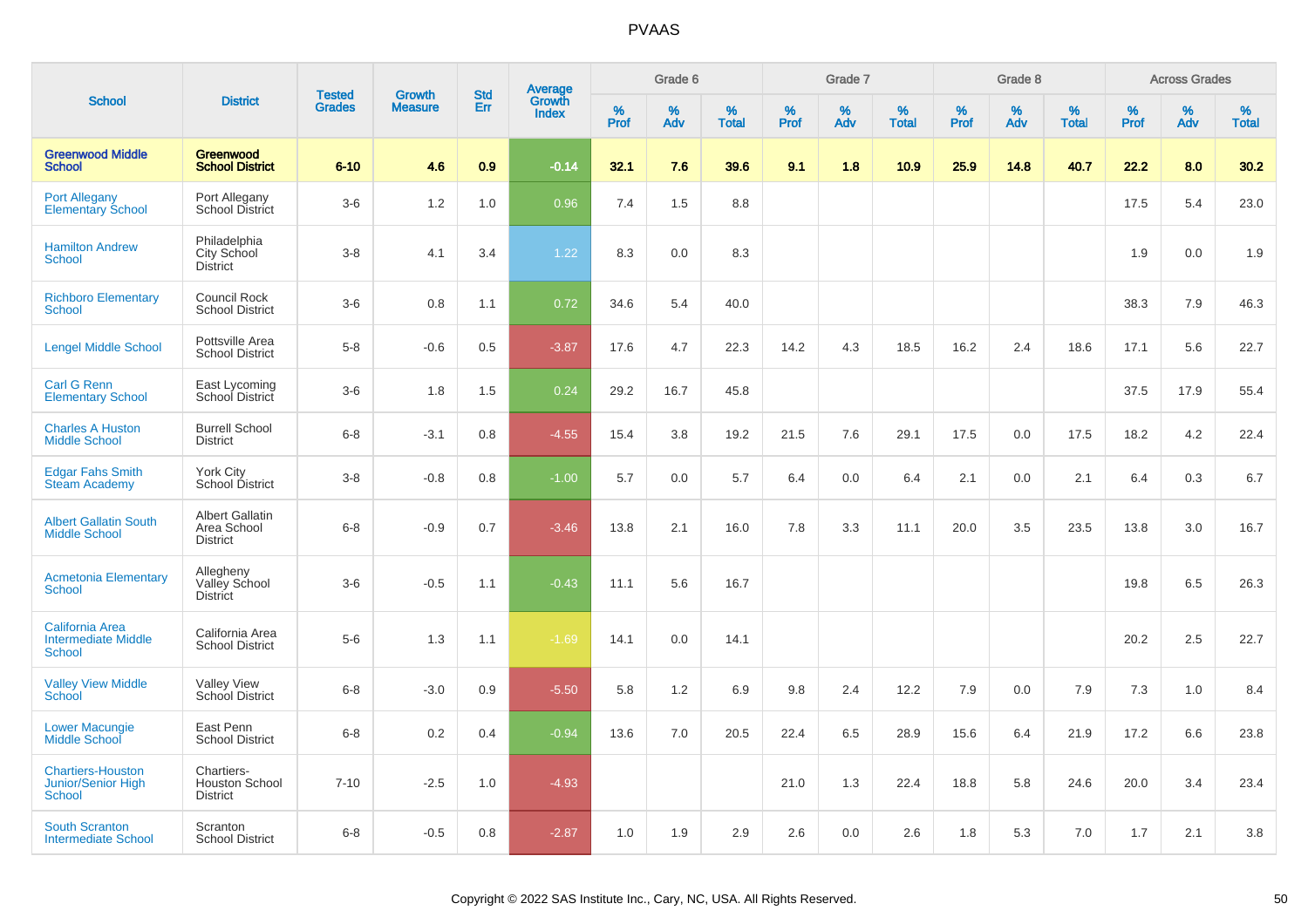# PVAAS

| School | District | Tested Grades | Growth Measure | Std Err | Average Growth Index | Grade 6 | | | Grade 7 | | | Grade 8 | | | Across Grades | | |
|---|---|---|---|---|---|---|---|---|---|---|---|---|---|---|---|---|---|
| | | | | | | % Prof | % Adv | % Total | % Prof | % Adv | % Total | % Prof | % Adv | % Total | % Prof | % Adv | % Total |
| **Greenwood Middle School** | **Greenwood School District** | **6-10** | **4.6** | **0.9** | **-0.14** | **32.1** | **7.6** | **39.6** | **9.1** | **1.8** | **10.9** | **25.9** | **14.8** | **40.7** | **22.2** | **8.0** | **30.2** |
| Port Allegany Elementary School | Port Allegany School District | 3-6 | 1.2 | 1.0 | 0.96 | 7.4 | 1.5 | 8.8 | | | | | | | 17.5 | 5.4 | 23.0 |
| Hamilton Andrew School | Philadelphia City School District | 3-8 | 4.1 | 3.4 | 1.22 | 8.3 | 0.0 | 8.3 | | | | | | | 1.9 | 0.0 | 1.9 |
| Richboro Elementary School | Council Rock School District | 3-6 | 0.8 | 1.1 | 0.72 | 34.6 | 5.4 | 40.0 | | | | | | | 38.3 | 7.9 | 46.3 |
| Lengel Middle School | Pottsville Area School District | 5-8 | -0.6 | 0.5 | -3.87 | 17.6 | 4.7 | 22.3 | 14.2 | 4.3 | 18.5 | 16.2 | 2.4 | 18.6 | 17.1 | 5.6 | 22.7 |
| Carl G Renn Elementary School | East Lycoming School District | 3-6 | 1.8 | 1.5 | 0.24 | 29.2 | 16.7 | 45.8 | | | | | | | 37.5 | 17.9 | 55.4 |
| Charles A Huston Middle School | Burrell School District | 6-8 | -3.1 | 0.8 | -4.55 | 15.4 | 3.8 | 19.2 | 21.5 | 7.6 | 29.1 | 17.5 | 0.0 | 17.5 | 18.2 | 4.2 | 22.4 |
| Edgar Fahs Smith Steam Academy | York City School District | 3-8 | -0.8 | 0.8 | -1.00 | 5.7 | 0.0 | 5.7 | 6.4 | 0.0 | 6.4 | 2.1 | 0.0 | 2.1 | 6.4 | 0.3 | 6.7 |
| Albert Gallatin South Middle School | Albert Gallatin Area School District | 6-8 | -0.9 | 0.7 | -3.46 | 13.8 | 2.1 | 16.0 | 7.8 | 3.3 | 11.1 | 20.0 | 3.5 | 23.5 | 13.8 | 3.0 | 16.7 |
| Acmetonia Elementary School | Allegheny Valley School District | 3-6 | -0.5 | 1.1 | -0.43 | 11.1 | 5.6 | 16.7 | | | | | | | 19.8 | 6.5 | 26.3 |
| California Area Intermediate Middle School | California Area School District | 5-6 | 1.3 | 1.1 | -1.69 | 14.1 | 0.0 | 14.1 | | | | | | | 20.2 | 2.5 | 22.7 |
| Valley View Middle School | Valley View School District | 6-8 | -3.0 | 0.9 | -5.50 | 5.8 | 1.2 | 6.9 | 9.8 | 2.4 | 12.2 | 7.9 | 0.0 | 7.9 | 7.3 | 1.0 | 8.4 |
| Lower Macungie Middle School | East Penn School District | 6-8 | 0.2 | 0.4 | -0.94 | 13.6 | 7.0 | 20.5 | 22.4 | 6.5 | 28.9 | 15.6 | 6.4 | 21.9 | 17.2 | 6.6 | 23.8 |
| Chartiers-Houston Junior/Senior High School | Chartiers-Houston School District | 7-10 | -2.5 | 1.0 | -4.93 | | | | 21.0 | 1.3 | 22.4 | 18.8 | 5.8 | 24.6 | 20.0 | 3.4 | 23.4 |
| South Scranton Intermediate School | Scranton School District | 6-8 | -0.5 | 0.8 | -2.87 | 1.0 | 1.9 | 2.9 | 2.6 | 0.0 | 2.6 | 1.8 | 5.3 | 7.0 | 1.7 | 2.1 | 3.8 |

Copyright © 2022 SAS Institute Inc., Cary, NC, USA. All Rights Reserved.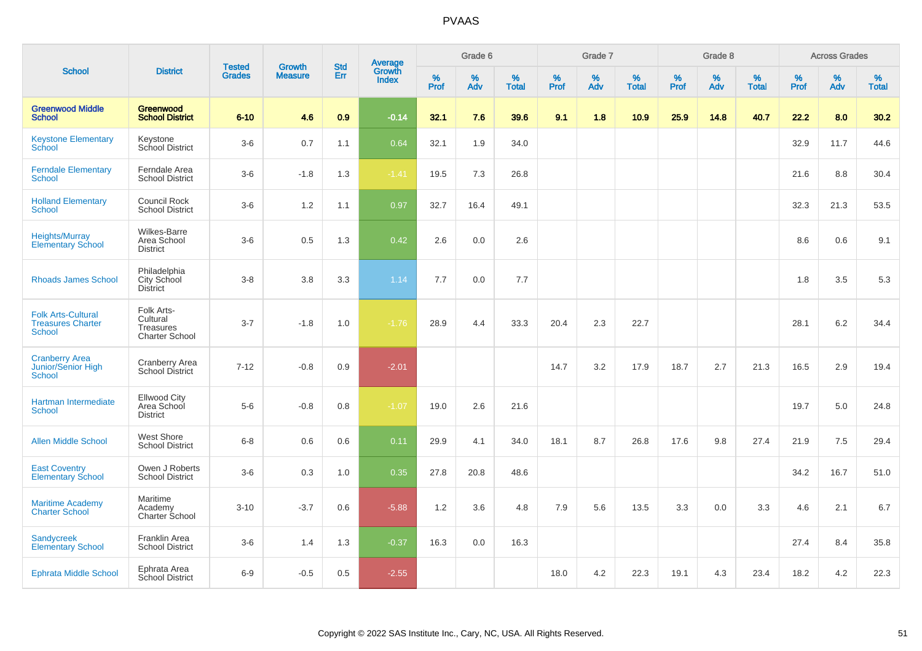# PVAAS

| School | District | Tested Grades | Growth Measure | Std Err | Average Growth Index | Grade 6 | | | Grade 7 | | | Grade 8 | | | Across Grades | | |
|---|---|---|---|---|---|---|---|---|---|---|---|---|---|---|---|---|---|
| | | | | | | % Prof | % Adv | % Total | % Prof | % Adv | % Total | % Prof | % Adv | % Total | % Prof | % Adv | % Total |
| **Greenwood Middle School** | **Greenwood School District** | **6-10** | **4.6** | **0.9** | **-0.14** | **32.1** | **7.6** | **39.6** | **9.1** | **1.8** | **10.9** | **25.9** | **14.8** | **40.7** | **22.2** | **8.0** | **30.2** |
| Keystone Elementary School | Keystone School District | 3-6 | 0.7 | 1.1 | 0.64 | 32.1 | 1.9 | 34.0 | | | | | | | 32.9 | 11.7 | 44.6 |
| Ferndale Elementary School | Ferndale Area School District | 3-6 | -1.8 | 1.3 | -1.41 | 19.5 | 7.3 | 26.8 | | | | | | | 21.6 | 8.8 | 30.4 |
| Holland Elementary School | Council Rock School District | 3-6 | 1.2 | 1.1 | 0.97 | 32.7 | 16.4 | 49.1 | | | | | | | 32.3 | 21.3 | 53.5 |
| Heights/Murray Elementary School | Wilkes-Barre Area School District | 3-6 | 0.5 | 1.3 | 0.42 | 2.6 | 0.0 | 2.6 | | | | | | | 8.6 | 0.6 | 9.1 |
| Rhoads James School | Philadelphia City School District | 3-8 | 3.8 | 3.3 | 1.14 | 7.7 | 0.0 | 7.7 | | | | | | | 1.8 | 3.5 | 5.3 |
| Folk Arts-Cultural Treasures Charter School | Folk Arts-Cultural Treasures Charter School | 3-7 | -1.8 | 1.0 | -1.76 | 28.9 | 4.4 | 33.3 | 20.4 | 2.3 | 22.7 | | | | 28.1 | 6.2 | 34.4 |
| Cranberry Area Junior/Senior High School | Cranberry Area School District | 7-12 | -0.8 | 0.9 | -2.01 | | | | 14.7 | 3.2 | 17.9 | 18.7 | 2.7 | 21.3 | 16.5 | 2.9 | 19.4 |
| Hartman Intermediate School | Ellwood City Area School District | 5-6 | -0.8 | 0.8 | -1.07 | 19.0 | 2.6 | 21.6 | | | | | | | 19.7 | 5.0 | 24.8 |
| Allen Middle School | West Shore School District | 6-8 | 0.6 | 0.6 | 0.11 | 29.9 | 4.1 | 34.0 | 18.1 | 8.7 | 26.8 | 17.6 | 9.8 | 27.4 | 21.9 | 7.5 | 29.4 |
| East Coventry Elementary School | Owen J Roberts School District | 3-6 | 0.3 | 1.0 | 0.35 | 27.8 | 20.8 | 48.6 | | | | | | | 34.2 | 16.7 | 51.0 |
| Maritime Academy Charter School | Maritime Academy Charter School | 3-10 | -3.7 | 0.6 | -5.88 | 1.2 | 3.6 | 4.8 | 7.9 | 5.6 | 13.5 | 3.3 | 0.0 | 3.3 | 4.6 | 2.1 | 6.7 |
| Sandycreek Elementary School | Franklin Area School District | 3-6 | 1.4 | 1.3 | -0.37 | 16.3 | 0.0 | 16.3 | | | | | | | 27.4 | 8.4 | 35.8 |
| Ephrata Middle School | Ephrata Area School District | 6-9 | -0.5 | 0.5 | -2.55 | | | | 18.0 | 4.2 | 22.3 | 19.1 | 4.3 | 23.4 | 18.2 | 4.2 | 22.3 |

Copyright © 2022 SAS Institute Inc., Cary, NC, USA. All Rights Reserved.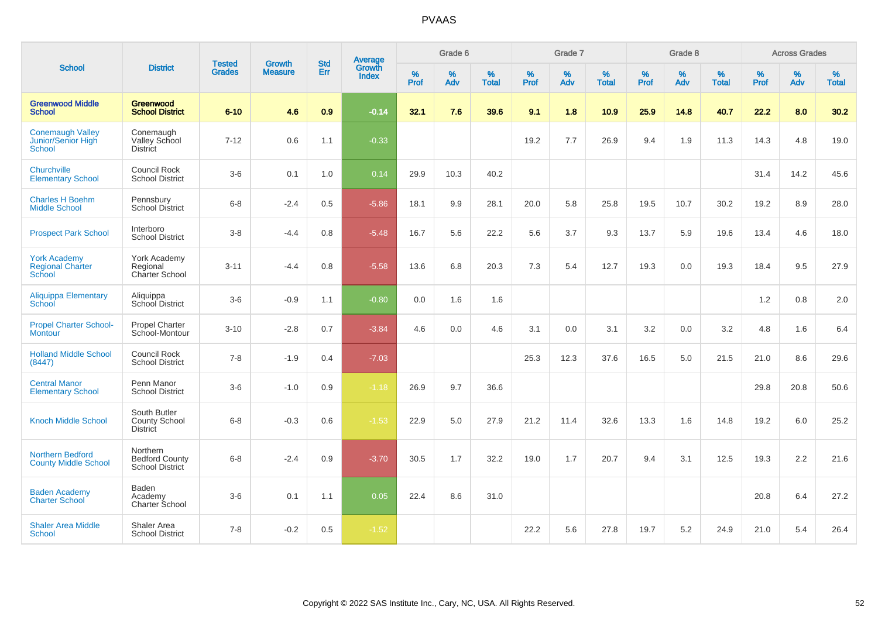# PVAAS

| School | District | Tested Grades | Growth Measure | Std Err | Average Growth Index | Grade 6 | | | Grade 7 | | | Grade 8 | | | Across Grades | | |
|---|---|---|---|---|---|---|---|---|---|---|---|---|---|---|---|---|---|
| | | | | | | % Prof | % Adv | % Total | % Prof | % Adv | % Total | % Prof | % Adv | % Total | % Prof | % Adv | % Total |
| **Greenwood Middle School** | **Greenwood School District** | **6-10** | **4.6** | **0.9** | **-0.14** | **32.1** | **7.6** | **39.6** | **9.1** | **1.8** | **10.9** | **25.9** | **14.8** | **40.7** | **22.2** | **8.0** | **30.2** |
| Conemaugh Valley Junior/Senior High School | Conemaugh Valley School District | 7-12 | 0.6 | 1.1 | -0.33 | | | | 19.2 | 7.7 | 26.9 | 9.4 | 1.9 | 11.3 | 14.3 | 4.8 | 19.0 |
| Churchville Elementary School | Council Rock School District | 3-6 | 0.1 | 1.0 | 0.14 | 29.9 | 10.3 | 40.2 | | | | | | | 31.4 | 14.2 | 45.6 |
| Charles H Boehm Middle School | Pennsbury School District | 6-8 | -2.4 | 0.5 | -5.86 | 18.1 | 9.9 | 28.1 | 20.0 | 5.8 | 25.8 | 19.5 | 10.7 | 30.2 | 19.2 | 8.9 | 28.0 |
| Prospect Park School | Interboro School District | 3-8 | -4.4 | 0.8 | -5.48 | 16.7 | 5.6 | 22.2 | 5.6 | 3.7 | 9.3 | 13.7 | 5.9 | 19.6 | 13.4 | 4.6 | 18.0 |
| York Academy Regional Charter School | York Academy Regional Charter School | 3-11 | -4.4 | 0.8 | -5.58 | 13.6 | 6.8 | 20.3 | 7.3 | 5.4 | 12.7 | 19.3 | 0.0 | 19.3 | 18.4 | 9.5 | 27.9 |
| Aliquippa Elementary School | Aliquippa School District | 3-6 | -0.9 | 1.1 | -0.80 | 0.0 | 1.6 | 1.6 | | | | | | | 1.2 | 0.8 | 2.0 |
| Propel Charter School-Montour | Propel Charter School-Montour | 3-10 | -2.8 | 0.7 | -3.84 | 4.6 | 0.0 | 4.6 | 3.1 | 0.0 | 3.1 | 3.2 | 0.0 | 3.2 | 4.8 | 1.6 | 6.4 |
| Holland Middle School (8447) | Council Rock School District | 7-8 | -1.9 | 0.4 | -7.03 | | | | 25.3 | 12.3 | 37.6 | 16.5 | 5.0 | 21.5 | 21.0 | 8.6 | 29.6 |
| Central Manor Elementary School | Penn Manor School District | 3-6 | -1.0 | 0.9 | -1.18 | 26.9 | 9.7 | 36.6 | | | | | | | 29.8 | 20.8 | 50.6 |
| Knoch Middle School | South Butler County School District | 6-8 | -0.3 | 0.6 | -1.53 | 22.9 | 5.0 | 27.9 | 21.2 | 11.4 | 32.6 | 13.3 | 1.6 | 14.8 | 19.2 | 6.0 | 25.2 |
| Northern Bedford County Middle School | Northern Bedford County School District | 6-8 | -2.4 | 0.9 | -3.70 | 30.5 | 1.7 | 32.2 | 19.0 | 1.7 | 20.7 | 9.4 | 3.1 | 12.5 | 19.3 | 2.2 | 21.6 |
| Baden Academy Charter School | Baden Academy Charter School | 3-6 | 0.1 | 1.1 | 0.05 | 22.4 | 8.6 | 31.0 | | | | | | | 20.8 | 6.4 | 27.2 |
| Shaler Area Middle School | Shaler Area School District | 7-8 | -0.2 | 0.5 | -1.52 | | | | 22.2 | 5.6 | 27.8 | 19.7 | 5.2 | 24.9 | 21.0 | 5.4 | 26.4 |

Copyright © 2022 SAS Institute Inc., Cary, NC, USA. All Rights Reserved.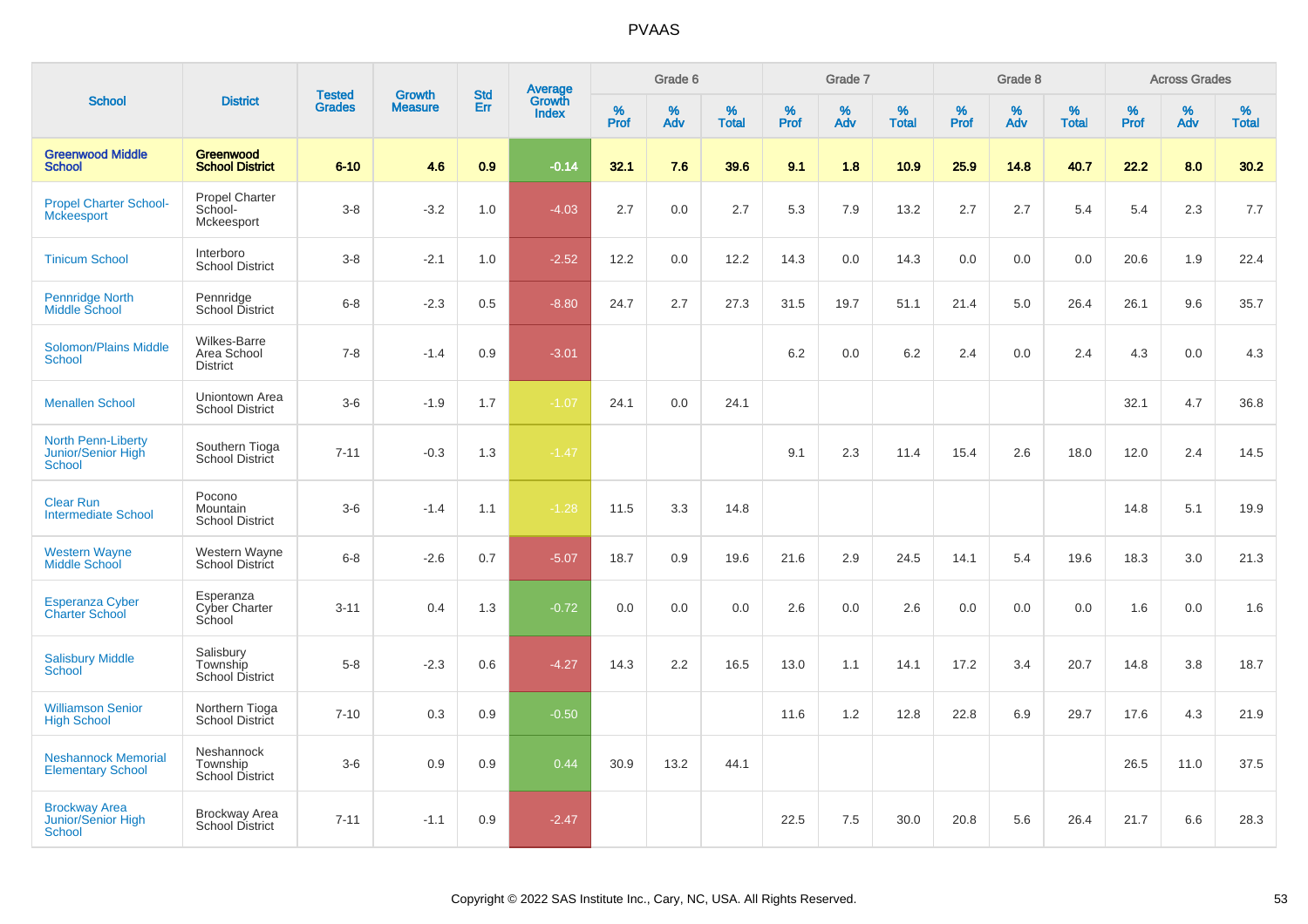# PVAAS

| School | District | Tested Grades | Growth Measure | Std Err | Average Growth Index | Grade 6 | | | Grade 7 | | | Grade 8 | | | Across Grades | | |
|---|---|---|---|---|---|---|---|---|---|---|---|---|---|---|---|---|---|
| | | | | | | % Prof | % Adv | % Total | % Prof | % Adv | % Total | % Prof | % Adv | % Total | % Prof | % Adv | % Total |
| **Greenwood Middle School** | **Greenwood School District** | **6-10** | **4.6** | **0.9** | **-0.14** | **32.1** | **7.6** | **39.6** | **9.1** | **1.8** | **10.9** | **25.9** | **14.8** | **40.7** | **22.2** | **8.0** | **30.2** |
| Propel Charter School-Mckeesport | Propel Charter School-Mckeesport | 3-8 | -3.2 | 1.0 | -4.03 | 2.7 | 0.0 | 2.7 | 5.3 | 7.9 | 13.2 | 2.7 | 2.7 | 5.4 | 5.4 | 2.3 | 7.7 |
| Tinicum School | Interboro School District | 3-8 | -2.1 | 1.0 | -2.52 | 12.2 | 0.0 | 12.2 | 14.3 | 0.0 | 14.3 | 0.0 | 0.0 | 0.0 | 20.6 | 1.9 | 22.4 |
| Pennridge North Middle School | Pennridge School District | 6-8 | -2.3 | 0.5 | -8.80 | 24.7 | 2.7 | 27.3 | 31.5 | 19.7 | 51.1 | 21.4 | 5.0 | 26.4 | 26.1 | 9.6 | 35.7 |
| Solomon/Plains Middle School | Wilkes-Barre Area School District | 7-8 | -1.4 | 0.9 | -3.01 | | | | 6.2 | 0.0 | 6.2 | 2.4 | 0.0 | 2.4 | 4.3 | 0.0 | 4.3 |
| Menallen School | Uniontown Area School District | 3-6 | -1.9 | 1.7 | -1.07 | 24.1 | 0.0 | 24.1 | | | | | | | 32.1 | 4.7 | 36.8 |
| North Penn-Liberty Junior/Senior High School | Southern Tioga School District | 7-11 | -0.3 | 1.3 | -1.47 | | | | 9.1 | 2.3 | 11.4 | 15.4 | 2.6 | 18.0 | 12.0 | 2.4 | 14.5 |
| Clear Run Intermediate School | Pocono Mountain School District | 3-6 | -1.4 | 1.1 | -1.28 | 11.5 | 3.3 | 14.8 | | | | | | | 14.8 | 5.1 | 19.9 |
| Western Wayne Middle School | Western Wayne School District | 6-8 | -2.6 | 0.7 | -5.07 | 18.7 | 0.9 | 19.6 | 21.6 | 2.9 | 24.5 | 14.1 | 5.4 | 19.6 | 18.3 | 3.0 | 21.3 |
| Esperanza Cyber Charter School | Esperanza Cyber Charter School | 3-11 | 0.4 | 1.3 | -0.72 | 0.0 | 0.0 | 0.0 | 2.6 | 0.0 | 2.6 | 0.0 | 0.0 | 0.0 | 1.6 | 0.0 | 1.6 |
| Salisbury Middle School | Salisbury Township School District | 5-8 | -2.3 | 0.6 | -4.27 | 14.3 | 2.2 | 16.5 | 13.0 | 1.1 | 14.1 | 17.2 | 3.4 | 20.7 | 14.8 | 3.8 | 18.7 |
| Williamson Senior High School | Northern Tioga School District | 7-10 | 0.3 | 0.9 | -0.50 | | | | 11.6 | 1.2 | 12.8 | 22.8 | 6.9 | 29.7 | 17.6 | 4.3 | 21.9 |
| Neshannock Memorial Elementary School | Neshannock Township School District | 3-6 | 0.9 | 0.9 | 0.44 | 30.9 | 13.2 | 44.1 | | | | | | | 26.5 | 11.0 | 37.5 |
| Brockway Area Junior/Senior High School | Brockway Area School District | 7-11 | -1.1 | 0.9 | -2.47 | | | | 22.5 | 7.5 | 30.0 | 20.8 | 5.6 | 26.4 | 21.7 | 6.6 | 28.3 |

Copyright © 2022 SAS Institute Inc., Cary, NC, USA. All Rights Reserved.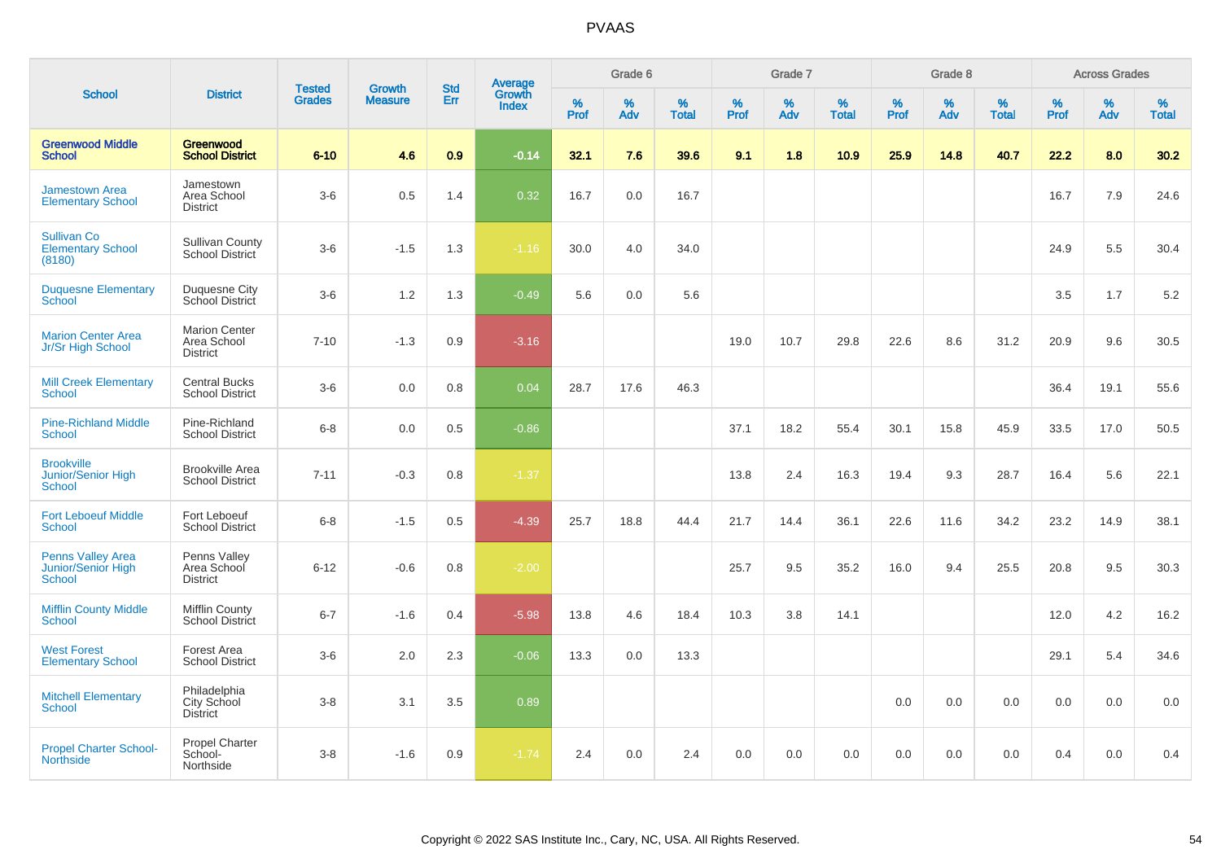| School | District | Tested Grades | Growth Measure | Std Err | Average Growth Index | Grade 6 | | | Grade 7 | | | Grade 8 | | | Across Grades | | |
|---|---|---|---|---|---|---|---|---|---|---|---|---|---|---|---|---|---|
| | | | | | | % Prof | % Adv | % Total | % Prof | % Adv | % Total | % Prof | % Adv | % Total | % Prof | % Adv | % Total |
| **Greenwood Middle School** | **Greenwood School District** | **6-10** | **4.6** | **0.9** | **-0.14** | **32.1** | **7.6** | **39.6** | **9.1** | **1.8** | **10.9** | **25.9** | **14.8** | **40.7** | **22.2** | **8.0** | **30.2** |
| Jamestown Area Elementary School | Jamestown Area School District | 3-6 | 0.5 | 1.4 | 0.32 | 16.7 | 0.0 | 16.7 | | | | | | | 16.7 | 7.9 | 24.6 |
| Sullivan Co Elementary School (8180) | Sullivan County School District | 3-6 | -1.5 | 1.3 | -1.16 | 30.0 | 4.0 | 34.0 | | | | | | | 24.9 | 5.5 | 30.4 |
| Duquesne Elementary School | Duquesne City School District | 3-6 | 1.2 | 1.3 | -0.49 | 5.6 | 0.0 | 5.6 | | | | | | | 3.5 | 1.7 | 5.2 |
| Marion Center Area Jr/Sr High School | Marion Center Area School District | 7-10 | -1.3 | 0.9 | -3.16 | | | | 19.0 | 10.7 | 29.8 | 22.6 | 8.6 | 31.2 | 20.9 | 9.6 | 30.5 |
| Mill Creek Elementary School | Central Bucks School District | 3-6 | 0.0 | 0.8 | 0.04 | 28.7 | 17.6 | 46.3 | | | | | | | 36.4 | 19.1 | 55.6 |
| Pine-Richland Middle School | Pine-Richland School District | 6-8 | 0.0 | 0.5 | -0.86 | | | | 37.1 | 18.2 | 55.4 | 30.1 | 15.8 | 45.9 | 33.5 | 17.0 | 50.5 |
| Brookville Junior/Senior High School | Brookville Area School District | 7-11 | -0.3 | 0.8 | -1.37 | | | | 13.8 | 2.4 | 16.3 | 19.4 | 9.3 | 28.7 | 16.4 | 5.6 | 22.1 |
| Fort Leboeuf Middle School | Fort Leboeuf School District | 6-8 | -1.5 | 0.5 | -4.39 | 25.7 | 18.8 | 44.4 | 21.7 | 14.4 | 36.1 | 22.6 | 11.6 | 34.2 | 23.2 | 14.9 | 38.1 |
| Penns Valley Area Junior/Senior High School | Penns Valley Area School District | 6-12 | -0.6 | 0.8 | -2.00 | | | | 25.7 | 9.5 | 35.2 | 16.0 | 9.4 | 25.5 | 20.8 | 9.5 | 30.3 |
| Mifflin County Middle School | Mifflin County School District | 6-7 | -1.6 | 0.4 | -5.98 | 13.8 | 4.6 | 18.4 | 10.3 | 3.8 | 14.1 | | | | 12.0 | 4.2 | 16.2 |
| West Forest Elementary School | Forest Area School District | 3-6 | 2.0 | 2.3 | -0.06 | 13.3 | 0.0 | 13.3 | | | | | | | 29.1 | 5.4 | 34.6 |
| Mitchell Elementary School | Philadelphia City School District | 3-8 | 3.1 | 3.5 | 0.89 | | | | | | | 0.0 | 0.0 | 0.0 | 0.0 | 0.0 | 0.0 |
| Propel Charter School-Northside | Propel Charter School-Northside | 3-8 | -1.6 | 0.9 | -1.74 | 2.4 | 0.0 | 2.4 | 0.0 | 0.0 | 0.0 | 0.0 | 0.0 | 0.0 | 0.4 | 0.0 | 0.4 |

Copyright © 2022 SAS Institute Inc., Cary, NC, USA. All Rights Reserved.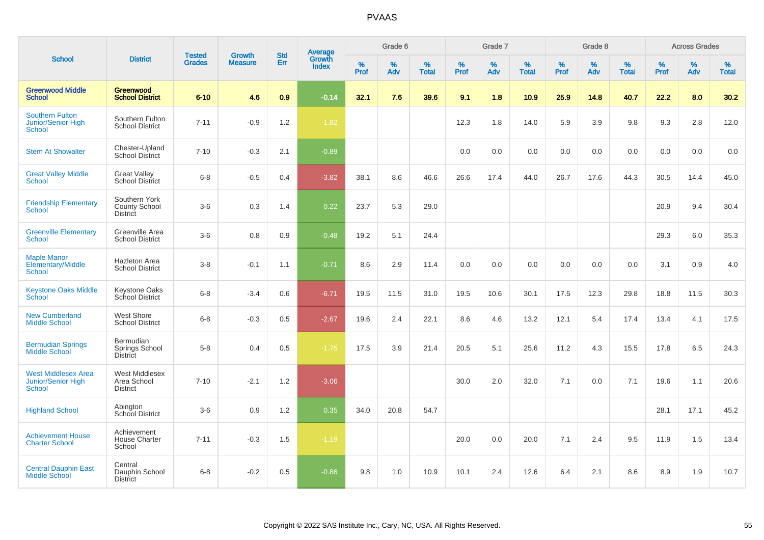# PVAAS

| School | District | Tested Grades | Growth Measure | Std Err | Average Growth Index | Grade 6 | | | Grade 7 | | | Grade 8 | | | Across Grades | | |
|---|---|---|---|---|---|---|---|---|---|---|---|---|---|---|---|---|---|
| | | | | | | % Prof | % Adv | % Total | % Prof | % Adv | % Total | % Prof | % Adv | % Total | % Prof | % Adv | % Total |
| **Greenwood Middle School** | **Greenwood School District** | **6-10** | **4.6** | **0.9** | **-0.14** | **32.1** | **7.6** | **39.6** | **9.1** | **1.8** | **10.9** | **25.9** | **14.8** | **40.7** | **22.2** | **8.0** | **30.2** |
| Southern Fulton Junior/Senior High School | Southern Fulton School District | 7-11 | -0.9 | 1.2 | -1.82 | | | | 12.3 | 1.8 | 14.0 | 5.9 | 3.9 | 9.8 | 9.3 | 2.8 | 12.0 |
| Stem At Showalter | Chester-Upland School District | 7-10 | -0.3 | 2.1 | -0.89 | | | | 0.0 | 0.0 | 0.0 | 0.0 | 0.0 | 0.0 | 0.0 | 0.0 | 0.0 |
| Great Valley Middle School | Great Valley School District | 6-8 | -0.5 | 0.4 | -3.82 | 38.1 | 8.6 | 46.6 | 26.6 | 17.4 | 44.0 | 26.7 | 17.6 | 44.3 | 30.5 | 14.4 | 45.0 |
| Friendship Elementary School | Southern York County School District | 3-6 | 0.3 | 1.4 | 0.22 | 23.7 | 5.3 | 29.0 | | | | | | | 20.9 | 9.4 | 30.4 |
| Greenville Elementary School | Greenville Area School District | 3-6 | 0.8 | 0.9 | -0.48 | 19.2 | 5.1 | 24.4 | | | | | | | 29.3 | 6.0 | 35.3 |
| Maple Manor Elementary/Middle School | Hazleton Area School District | 3-8 | -0.1 | 1.1 | -0.71 | 8.6 | 2.9 | 11.4 | 0.0 | 0.0 | 0.0 | 0.0 | 0.0 | 0.0 | 3.1 | 0.9 | 4.0 |
| Keystone Oaks Middle School | Keystone Oaks School District | 6-8 | -3.4 | 0.6 | -6.71 | 19.5 | 11.5 | 31.0 | 19.5 | 10.6 | 30.1 | 17.5 | 12.3 | 29.8 | 18.8 | 11.5 | 30.3 |
| New Cumberland Middle School | West Shore School District | 6-8 | -0.3 | 0.5 | -2.67 | 19.6 | 2.4 | 22.1 | 8.6 | 4.6 | 13.2 | 12.1 | 5.4 | 17.4 | 13.4 | 4.1 | 17.5 |
| Bermudian Springs Middle School | Bermudian Springs School District | 5-8 | 0.4 | 0.5 | -1.75 | 17.5 | 3.9 | 21.4 | 20.5 | 5.1 | 25.6 | 11.2 | 4.3 | 15.5 | 17.8 | 6.5 | 24.3 |
| West Middlesex Area Junior/Senior High School | West Middlesex Area School District | 7-10 | -2.1 | 1.2 | -3.06 | | | | 30.0 | 2.0 | 32.0 | 7.1 | 0.0 | 7.1 | 19.6 | 1.1 | 20.6 |
| Highland School | Abington School District | 3-6 | 0.9 | 1.2 | 0.35 | 34.0 | 20.8 | 54.7 | | | | | | | 28.1 | 17.1 | 45.2 |
| Achievement House Charter School | Achievement House Charter School | 7-11 | -0.3 | 1.5 | -1.19 | | | | 20.0 | 0.0 | 20.0 | 7.1 | 2.4 | 9.5 | 11.9 | 1.5 | 13.4 |
| Central Dauphin East Middle School | Central Dauphin School District | 6-8 | -0.2 | 0.5 | -0.86 | 9.8 | 1.0 | 10.9 | 10.1 | 2.4 | 12.6 | 6.4 | 2.1 | 8.6 | 8.9 | 1.9 | 10.7 |

Copyright © 2022 SAS Institute Inc., Cary, NC, USA. All Rights Reserved.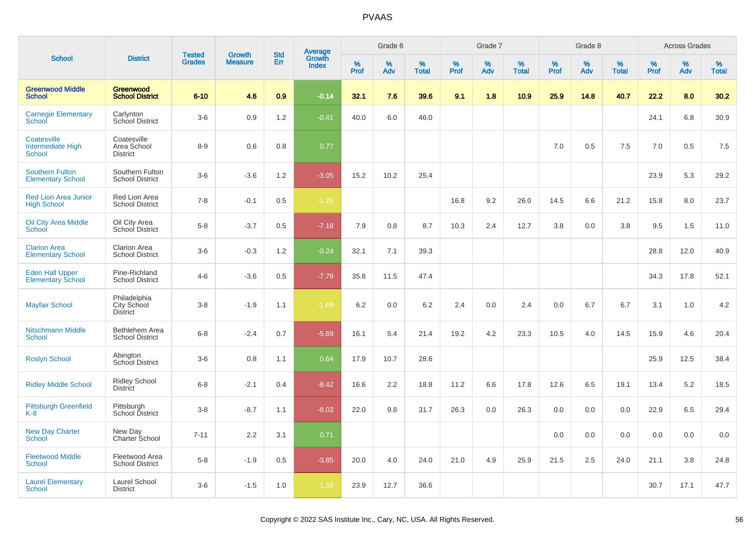# PVAAS

| School | District | Tested Grades | Growth Measure | Std Err | Average Growth Index | Grade 6 | | | Grade 7 | | | Grade 8 | | | Across Grades | | |
|---|---|---|---|---|---|---|---|---|---|---|---|---|---|---|---|---|---|
| | | | | | | % Prof | % Adv | % Total | % Prof | % Adv | % Total | % Prof | % Adv | % Total | % Prof | % Adv | % Total |
| **Greenwood Middle School** | **Greenwood School District** | **6-10** | **4.6** | **0.9** | **-0.14** | **32.1** | **7.6** | **39.6** | **9.1** | **1.8** | **10.9** | **25.9** | **14.8** | **40.7** | **22.2** | **8.0** | **30.2** |
| Carnegie Elementary School | Carlynton School District | 3-6 | 0.9 | 1.2 | -0.41 | 40.0 | 6.0 | 46.0 | | | | | | | 24.1 | 6.8 | 30.9 |
| Coatesville Intermediate High School | Coatesville Area School District | 8-9 | 0.6 | 0.8 | 0.77 | | | | | | | 7.0 | 0.5 | 7.5 | 7.0 | 0.5 | 7.5 |
| Southern Fulton Elementary School | Southern Fulton School District | 3-6 | -3.6 | 1.2 | -3.05 | 15.2 | 10.2 | 25.4 | | | | | | | 23.9 | 5.3 | 29.2 |
| Red Lion Area Junior High School | Red Lion Area School District | 7-8 | -0.1 | 0.5 | -1.25 | | | | 16.8 | 9.2 | 26.0 | 14.5 | 6.6 | 21.2 | 15.8 | 8.0 | 23.7 |
| Oil City Area Middle School | Oil City Area School District | 5-8 | -3.7 | 0.5 | -7.18 | 7.9 | 0.8 | 8.7 | 10.3 | 2.4 | 12.7 | 3.8 | 0.0 | 3.8 | 9.5 | 1.5 | 11.0 |
| Clarion Area Elementary School | Clarion Area School District | 3-6 | -0.3 | 1.2 | -0.24 | 32.1 | 7.1 | 39.3 | | | | | | | 28.8 | 12.0 | 40.9 |
| Eden Hall Upper Elementary School | Pine-Richland School District | 4-6 | -3.6 | 0.5 | -7.79 | 35.8 | 11.5 | 47.4 | | | | | | | 34.3 | 17.8 | 52.1 |
| Mayfair School | Philadelphia City School District | 3-8 | -1.9 | 1.1 | -1.69 | 6.2 | 0.0 | 6.2 | 2.4 | 0.0 | 2.4 | 0.0 | 6.7 | 6.7 | 3.1 | 1.0 | 4.2 |
| Nitschmann Middle School | Bethlehem Area School District | 6-8 | -2.4 | 0.7 | -5.69 | 16.1 | 5.4 | 21.4 | 19.2 | 4.2 | 23.3 | 10.5 | 4.0 | 14.5 | 15.9 | 4.6 | 20.4 |
| Roslyn School | Abington School District | 3-6 | 0.8 | 1.1 | 0.64 | 17.9 | 10.7 | 28.6 | | | | | | | 25.9 | 12.5 | 38.4 |
| Ridley Middle School | Ridley School District | 6-8 | -2.1 | 0.4 | -8.42 | 16.6 | 2.2 | 18.8 | 11.2 | 6.6 | 17.8 | 12.6 | 6.5 | 19.1 | 13.4 | 5.2 | 18.5 |
| Pittsburgh Greenfield K-8 | Pittsburgh School District | 3-8 | -8.7 | 1.1 | -8.03 | 22.0 | 9.8 | 31.7 | 26.3 | 0.0 | 26.3 | 0.0 | 0.0 | 0.0 | 22.9 | 6.5 | 29.4 |
| New Day Charter School | New Day Charter School | 7-11 | 2.2 | 3.1 | 0.71 | | | | | | | 0.0 | 0.0 | 0.0 | 0.0 | 0.0 | 0.0 |
| Fleetwood Middle School | Fleetwood Area School District | 5-8 | -1.9 | 0.5 | -3.85 | 20.0 | 4.0 | 24.0 | 21.0 | 4.9 | 25.9 | 21.5 | 2.5 | 24.0 | 21.1 | 3.8 | 24.8 |
| Laurel Elementary School | Laurel School District | 3-6 | -1.5 | 1.0 | -1.53 | 23.9 | 12.7 | 36.6 | | | | | | | 30.7 | 17.1 | 47.7 |

Copyright © 2022 SAS Institute Inc., Cary, NC, USA. All Rights Reserved.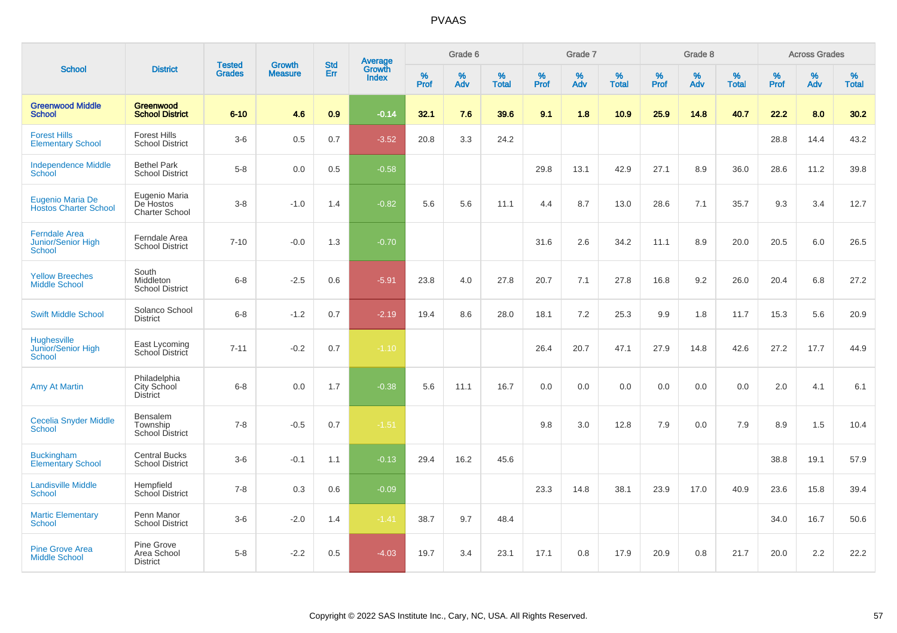# PVAAS

| School | District | Tested Grades | Growth Measure | Std Err | Average Growth Index | Grade 6 | | | Grade 7 | | | Grade 8 | | | Across Grades | | |
|---|---|---|---|---|---|---|---|---|---|---|---|---|---|---|---|---|---|
| | | | | | | % Prof | % Adv | % Total | % Prof | % Adv | % Total | % Prof | % Adv | % Total | % Prof | % Adv | % Total |
| **Greenwood Middle School** | **Greenwood School District** | **6-10** | **4.6** | **0.9** | **-0.14** | **32.1** | **7.6** | **39.6** | **9.1** | **1.8** | **10.9** | **25.9** | **14.8** | **40.7** | **22.2** | **8.0** | **30.2** |
| Forest Hills Elementary School | Forest Hills School District | 3-6 | 0.5 | 0.7 | -3.52 | 20.8 | 3.3 | 24.2 | | | | | | | 28.8 | 14.4 | 43.2 |
| Independence Middle School | Bethel Park School District | 5-8 | 0.0 | 0.5 | -0.58 | | | | 29.8 | 13.1 | 42.9 | 27.1 | 8.9 | 36.0 | 28.6 | 11.2 | 39.8 |
| Eugenio Maria De Hostos Charter School | Eugenio Maria De Hostos Charter School | 3-8 | -1.0 | 1.4 | -0.82 | 5.6 | 5.6 | 11.1 | 4.4 | 8.7 | 13.0 | 28.6 | 7.1 | 35.7 | 9.3 | 3.4 | 12.7 |
| Ferndale Area Junior/Senior High School | Ferndale Area School District | 7-10 | -0.0 | 1.3 | -0.70 | | | | 31.6 | 2.6 | 34.2 | 11.1 | 8.9 | 20.0 | 20.5 | 6.0 | 26.5 |
| Yellow Breeches Middle School | South Middleton School District | 6-8 | -2.5 | 0.6 | -5.91 | 23.8 | 4.0 | 27.8 | 20.7 | 7.1 | 27.8 | 16.8 | 9.2 | 26.0 | 20.4 | 6.8 | 27.2 |
| Swift Middle School | Solanco School District | 6-8 | -1.2 | 0.7 | -2.19 | 19.4 | 8.6 | 28.0 | 18.1 | 7.2 | 25.3 | 9.9 | 1.8 | 11.7 | 15.3 | 5.6 | 20.9 |
| Hughesville Junior/Senior High School | East Lycoming School District | 7-11 | -0.2 | 0.7 | -1.10 | | | | 26.4 | 20.7 | 47.1 | 27.9 | 14.8 | 42.6 | 27.2 | 17.7 | 44.9 |
| Amy At Martin | Philadelphia City School District | 6-8 | 0.0 | 1.7 | -0.38 | 5.6 | 11.1 | 16.7 | 0.0 | 0.0 | 0.0 | 0.0 | 0.0 | 0.0 | 2.0 | 4.1 | 6.1 |
| Cecelia Snyder Middle School | Bensalem Township School District | 7-8 | -0.5 | 0.7 | -1.51 | | | | 9.8 | 3.0 | 12.8 | 7.9 | 0.0 | 7.9 | 8.9 | 1.5 | 10.4 |
| Buckingham Elementary School | Central Bucks School District | 3-6 | -0.1 | 1.1 | -0.13 | 29.4 | 16.2 | 45.6 | | | | | | | 38.8 | 19.1 | 57.9 |
| Landisville Middle School | Hempfield School District | 7-8 | 0.3 | 0.6 | -0.09 | | | | 23.3 | 14.8 | 38.1 | 23.9 | 17.0 | 40.9 | 23.6 | 15.8 | 39.4 |
| Martic Elementary School | Penn Manor School District | 3-6 | -2.0 | 1.4 | -1.41 | 38.7 | 9.7 | 48.4 | | | | | | | 34.0 | 16.7 | 50.6 |
| Pine Grove Area Middle School | Pine Grove Area School District | 5-8 | -2.2 | 0.5 | -4.03 | 19.7 | 3.4 | 23.1 | 17.1 | 0.8 | 17.9 | 20.9 | 0.8 | 21.7 | 20.0 | 2.2 | 22.2 |

Copyright © 2022 SAS Institute Inc., Cary, NC, USA. All Rights Reserved.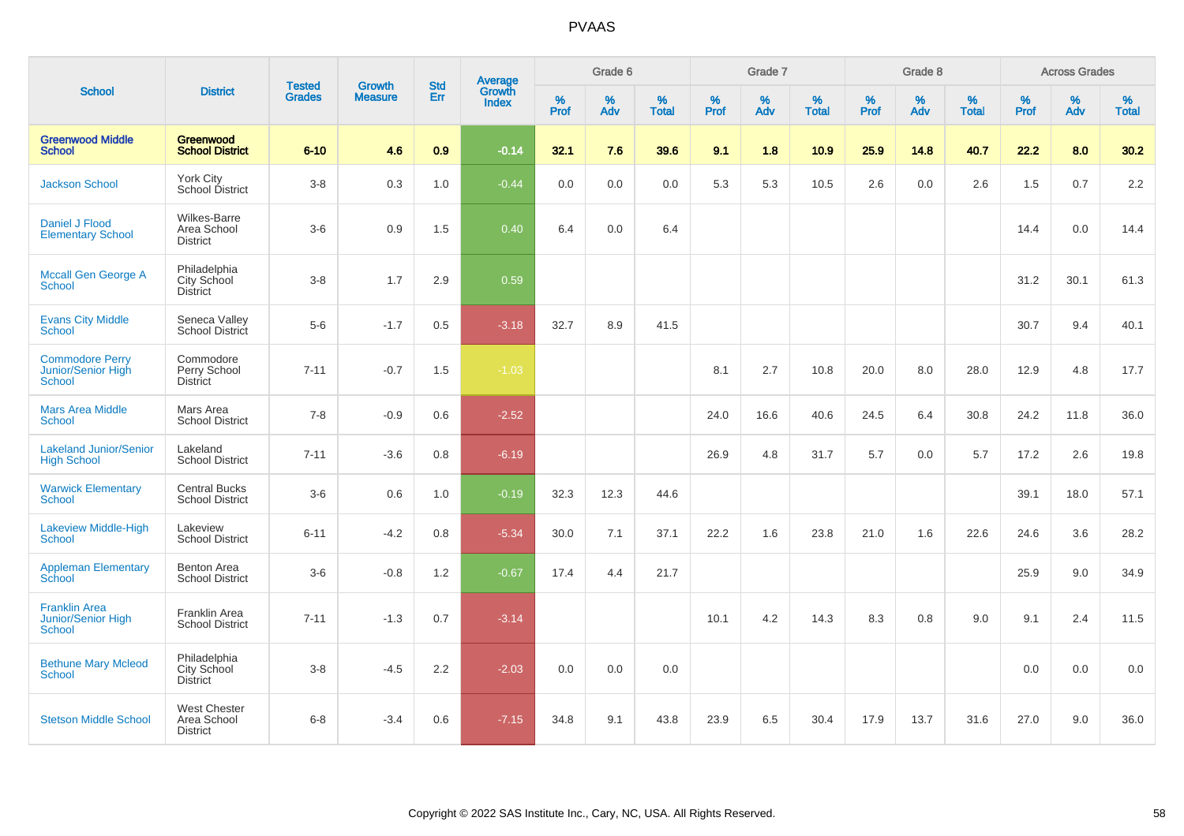PVAAS

| School | District | Tested Grades | Growth Measure | Std Err | Average Growth Index | Grade 6 | | | Grade 7 | | | Grade 8 | | | Across Grades | | |
|---|---|---|---|---|---|---|---|---|---|---|---|---|---|---|---|---|---|
| | | | | | | % Prof | % Adv | % Total | % Prof | % Adv | % Total | % Prof | % Adv | % Total | % Prof | % Adv | % Total |
| **Greenwood Middle School** | **Greenwood School District** | **6-10** | **4.6** | **0.9** | **-0.14** | **32.1** | **7.6** | **39.6** | **9.1** | **1.8** | **10.9** | **25.9** | **14.8** | **40.7** | **22.2** | **8.0** | **30.2** |
| Jackson School | York City School District | 3-8 | 0.3 | 1.0 | -0.44 | 0.0 | 0.0 | 0.0 | 5.3 | 5.3 | 10.5 | 2.6 | 0.0 | 2.6 | 1.5 | 0.7 | 2.2 |
| Daniel J Flood Elementary School | Wilkes-Barre Area School District | 3-6 | 0.9 | 1.5 | 0.40 | 6.4 | 0.0 | 6.4 | | | | | | | 14.4 | 0.0 | 14.4 |
| Mccall Gen George A School | Philadelphia City School District | 3-8 | 1.7 | 2.9 | 0.59 | | | | | | | | | | 31.2 | 30.1 | 61.3 |
| Evans City Middle School | Seneca Valley School District | 5-6 | -1.7 | 0.5 | -3.18 | 32.7 | 8.9 | 41.5 | | | | | | | 30.7 | 9.4 | 40.1 |
| Commodore Perry Junior/Senior High School | Commodore Perry School District | 7-11 | -0.7 | 1.5 | -1.03 | | | | 8.1 | 2.7 | 10.8 | 20.0 | 8.0 | 28.0 | 12.9 | 4.8 | 17.7 |
| Mars Area Middle School | Mars Area School District | 7-8 | -0.9 | 0.6 | -2.52 | | | | 24.0 | 16.6 | 40.6 | 24.5 | 6.4 | 30.8 | 24.2 | 11.8 | 36.0 |
| Lakeland Junior/Senior High School | Lakeland School District | 7-11 | -3.6 | 0.8 | -6.19 | | | | 26.9 | 4.8 | 31.7 | 5.7 | 0.0 | 5.7 | 17.2 | 2.6 | 19.8 |
| Warwick Elementary School | Central Bucks School District | 3-6 | 0.6 | 1.0 | -0.19 | 32.3 | 12.3 | 44.6 | | | | | | | 39.1 | 18.0 | 57.1 |
| Lakeview Middle-High School | Lakeview School District | 6-11 | -4.2 | 0.8 | -5.34 | 30.0 | 7.1 | 37.1 | 22.2 | 1.6 | 23.8 | 21.0 | 1.6 | 22.6 | 24.6 | 3.6 | 28.2 |
| Appleman Elementary School | Benton Area School District | 3-6 | -0.8 | 1.2 | -0.67 | 17.4 | 4.4 | 21.7 | | | | | | | 25.9 | 9.0 | 34.9 |
| Franklin Area Junior/Senior High School | Franklin Area School District | 7-11 | -1.3 | 0.7 | -3.14 | | | | 10.1 | 4.2 | 14.3 | 8.3 | 0.8 | 9.0 | 9.1 | 2.4 | 11.5 |
| Bethune Mary Mcleod School | Philadelphia City School District | 3-8 | -4.5 | 2.2 | -2.03 | 0.0 | 0.0 | 0.0 | | | | | | | 0.0 | 0.0 | 0.0 |
| Stetson Middle School | West Chester Area School District | 6-8 | -3.4 | 0.6 | -7.15 | 34.8 | 9.1 | 43.8 | 23.9 | 6.5 | 30.4 | 17.9 | 13.7 | 31.6 | 27.0 | 9.0 | 36.0 |

Copyright © 2022 SAS Institute Inc., Cary, NC, USA. All Rights Reserved.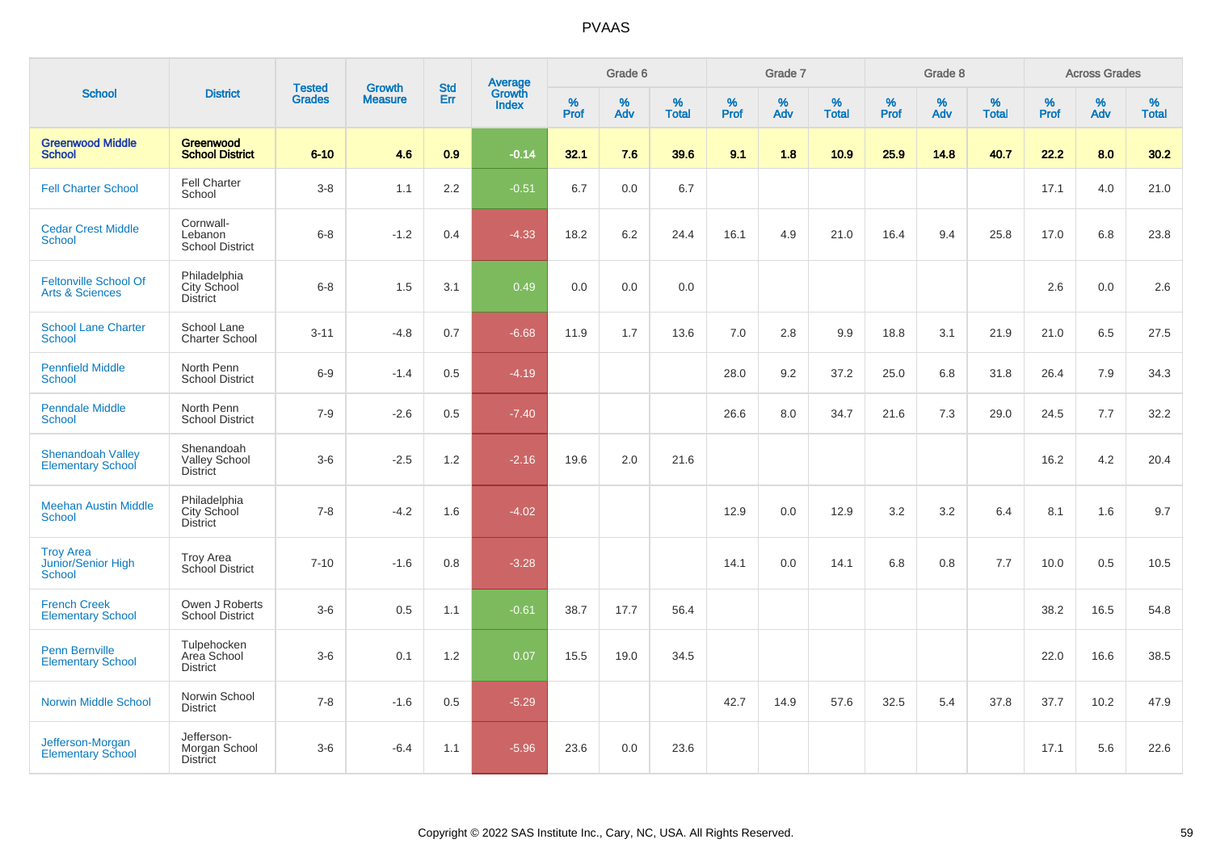# PVAAS

| School | District | Tested Grades | Growth Measure | Std Err | Average Growth Index | Grade 6 | | | Grade 7 | | | Grade 8 | | | Across Grades | | |
|---|---|---|---|---|---|---|---|---|---|---|---|---|---|---|---|---|---|
| | | | | | | % Prof | % Adv | % Total | % Prof | % Adv | % Total | % Prof | % Adv | % Total | % Prof | % Adv | % Total |
| **Greenwood Middle School** | **Greenwood School District** | **6-10** | **4.6** | **0.9** | **-0.14** | **32.1** | **7.6** | **39.6** | **9.1** | **1.8** | **10.9** | **25.9** | **14.8** | **40.7** | **22.2** | **8.0** | **30.2** |
| Fell Charter School | Fell Charter School | 3-8 | 1.1 | 2.2 | -0.51 | 6.7 | 0.0 | 6.7 | | | | | | | 17.1 | 4.0 | 21.0 |
| Cedar Crest Middle School | Cornwall-Lebanon School District | 6-8 | -1.2 | 0.4 | -4.33 | 18.2 | 6.2 | 24.4 | 16.1 | 4.9 | 21.0 | 16.4 | 9.4 | 25.8 | 17.0 | 6.8 | 23.8 |
| Feltonville School Of Arts & Sciences | Philadelphia City School District | 6-8 | 1.5 | 3.1 | 0.49 | 0.0 | 0.0 | 0.0 | | | | | | | 2.6 | 0.0 | 2.6 |
| School Lane Charter School | School Lane Charter School | 3-11 | -4.8 | 0.7 | -6.68 | 11.9 | 1.7 | 13.6 | 7.0 | 2.8 | 9.9 | 18.8 | 3.1 | 21.9 | 21.0 | 6.5 | 27.5 |
| Pennfield Middle School | North Penn School District | 6-9 | -1.4 | 0.5 | -4.19 | | | | 28.0 | 9.2 | 37.2 | 25.0 | 6.8 | 31.8 | 26.4 | 7.9 | 34.3 |
| Penndale Middle School | North Penn School District | 7-9 | -2.6 | 0.5 | -7.40 | | | | 26.6 | 8.0 | 34.7 | 21.6 | 7.3 | 29.0 | 24.5 | 7.7 | 32.2 |
| Shenandoah Valley Elementary School | Shenandoah Valley School District | 3-6 | -2.5 | 1.2 | -2.16 | 19.6 | 2.0 | 21.6 | | | | | | | 16.2 | 4.2 | 20.4 |
| Meehan Austin Middle School | Philadelphia City School District | 7-8 | -4.2 | 1.6 | -4.02 | | | | 12.9 | 0.0 | 12.9 | 3.2 | 3.2 | 6.4 | 8.1 | 1.6 | 9.7 |
| Troy Area Junior/Senior High School | Troy Area School District | 7-10 | -1.6 | 0.8 | -3.28 | | | | 14.1 | 0.0 | 14.1 | 6.8 | 0.8 | 7.7 | 10.0 | 0.5 | 10.5 |
| French Creek Elementary School | Owen J Roberts School District | 3-6 | 0.5 | 1.1 | -0.61 | 38.7 | 17.7 | 56.4 | | | | | | | 38.2 | 16.5 | 54.8 |
| Penn Bernville Elementary School | Tulpehocken Area School District | 3-6 | 0.1 | 1.2 | 0.07 | 15.5 | 19.0 | 34.5 | | | | | | | 22.0 | 16.6 | 38.5 |
| Norwin Middle School | Norwin School District | 7-8 | -1.6 | 0.5 | -5.29 | | | | 42.7 | 14.9 | 57.6 | 32.5 | 5.4 | 37.8 | 37.7 | 10.2 | 47.9 |
| Jefferson-Morgan Elementary School | Jefferson-Morgan School District | 3-6 | -6.4 | 1.1 | -5.96 | 23.6 | 0.0 | 23.6 | | | | | | | 17.1 | 5.6 | 22.6 |

Copyright © 2022 SAS Institute Inc., Cary, NC, USA. All Rights Reserved.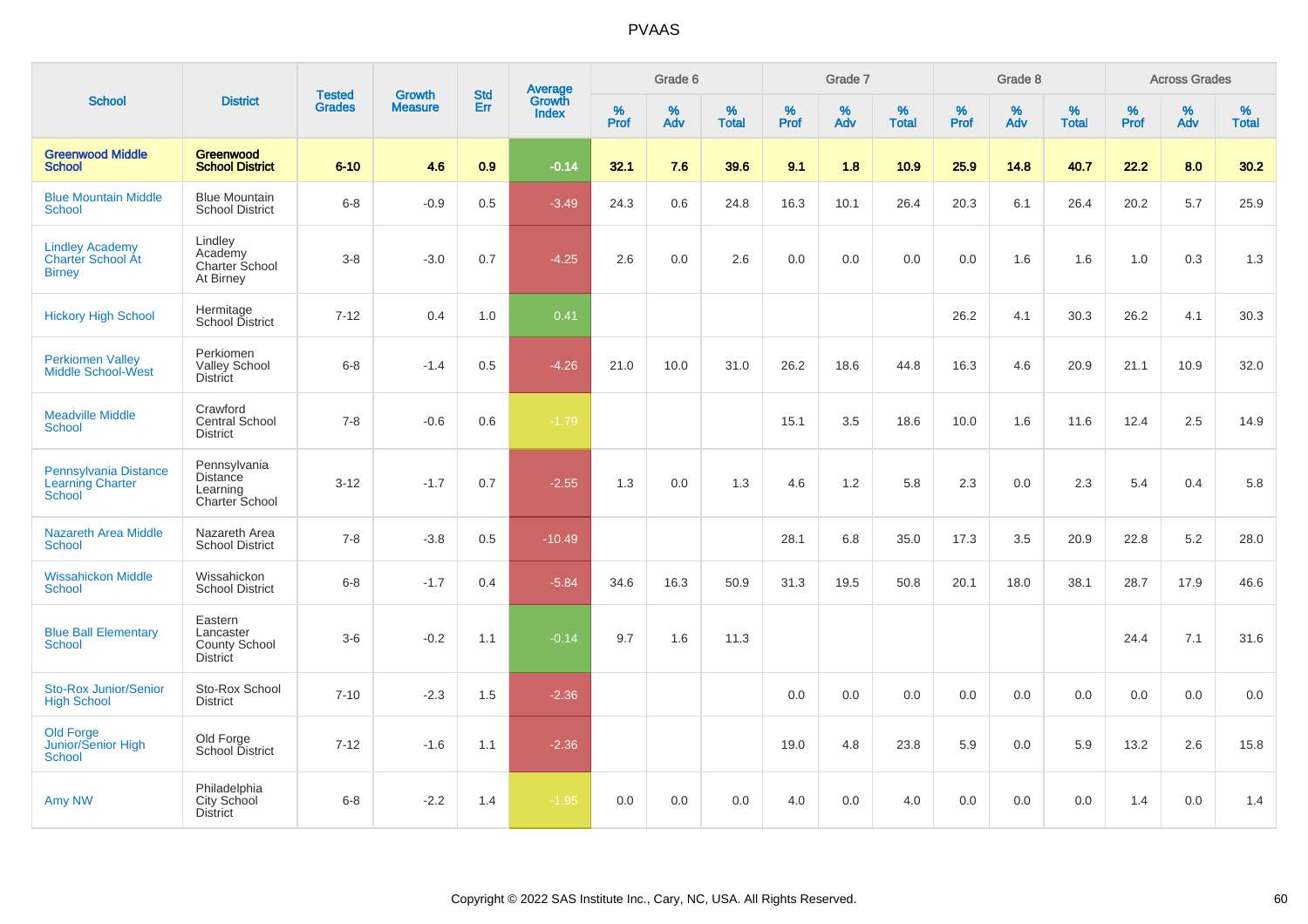| School | District | Tested Grades | Growth Measure | Std Err | Average Growth Index | Grade 6 | | | Grade 7 | | | Grade 8 | | | Across Grades | | |
|---|---|---|---|---|---|---|---|---|---|---|---|---|---|---|---|---|---|
| | | | | | | % Prof | % Adv | % Total | % Prof | % Adv | % Total | % Prof | % Adv | % Total | % Prof | % Adv | % Total |
| **Greenwood Middle School** | **Greenwood School District** | **6-10** | **4.6** | **0.9** | **-0.14** | **32.1** | **7.6** | **39.6** | **9.1** | **1.8** | **10.9** | **25.9** | **14.8** | **40.7** | **22.2** | **8.0** | **30.2** |
| Blue Mountain Middle School | Blue Mountain School District | 6-8 | -0.9 | 0.5 | -3.49 | 24.3 | 0.6 | 24.8 | 16.3 | 10.1 | 26.4 | 20.3 | 6.1 | 26.4 | 20.2 | 5.7 | 25.9 |
| Lindley Academy Charter School At Birney | Lindley Academy Charter School At Birney | 3-8 | -3.0 | 0.7 | -4.25 | 2.6 | 0.0 | 2.6 | 0.0 | 0.0 | 0.0 | 0.0 | 1.6 | 1.6 | 1.0 | 0.3 | 1.3 |
| Hickory High School | Hermitage School District | 7-12 | 0.4 | 1.0 | 0.41 | | | | | | | 26.2 | 4.1 | 30.3 | 26.2 | 4.1 | 30.3 |
| Perkiomen Valley Middle School-West | Perkiomen Valley School District | 6-8 | -1.4 | 0.5 | -4.26 | 21.0 | 10.0 | 31.0 | 26.2 | 18.6 | 44.8 | 16.3 | 4.6 | 20.9 | 21.1 | 10.9 | 32.0 |
| Meadville Middle School | Crawford Central School District | 7-8 | -0.6 | 0.6 | -1.79 | | | | 15.1 | 3.5 | 18.6 | 10.0 | 1.6 | 11.6 | 12.4 | 2.5 | 14.9 |
| Pennsylvania Distance Learning Charter School | Pennsylvania Distance Learning Charter School | 3-12 | -1.7 | 0.7 | -2.55 | 1.3 | 0.0 | 1.3 | 4.6 | 1.2 | 5.8 | 2.3 | 0.0 | 2.3 | 5.4 | 0.4 | 5.8 |
| Nazareth Area Middle School | Nazareth Area School District | 7-8 | -3.8 | 0.5 | -10.49 | | | | 28.1 | 6.8 | 35.0 | 17.3 | 3.5 | 20.9 | 22.8 | 5.2 | 28.0 |
| Wissahickon Middle School | Wissahickon School District | 6-8 | -1.7 | 0.4 | -5.84 | 34.6 | 16.3 | 50.9 | 31.3 | 19.5 | 50.8 | 20.1 | 18.0 | 38.1 | 28.7 | 17.9 | 46.6 |
| Blue Ball Elementary School | Eastern Lancaster County School District | 3-6 | -0.2 | 1.1 | -0.14 | 9.7 | 1.6 | 11.3 | | | | | | | 24.4 | 7.1 | 31.6 |
| Sto-Rox Junior/Senior High School | Sto-Rox School District | 7-10 | -2.3 | 1.5 | -2.36 | | | | 0.0 | 0.0 | 0.0 | 0.0 | 0.0 | 0.0 | 0.0 | 0.0 | 0.0 |
| Old Forge Junior/Senior High School | Old Forge School District | 7-12 | -1.6 | 1.1 | -2.36 | | | | 19.0 | 4.8 | 23.8 | 5.9 | 0.0 | 5.9 | 13.2 | 2.6 | 15.8 |
| Amy NW | Philadelphia City School District | 6-8 | -2.2 | 1.4 | -1.95 | 0.0 | 0.0 | 0.0 | 4.0 | 0.0 | 4.0 | 0.0 | 0.0 | 0.0 | 1.4 | 0.0 | 1.4 |

Copyright © 2022 SAS Institute Inc., Cary, NC, USA. All Rights Reserved.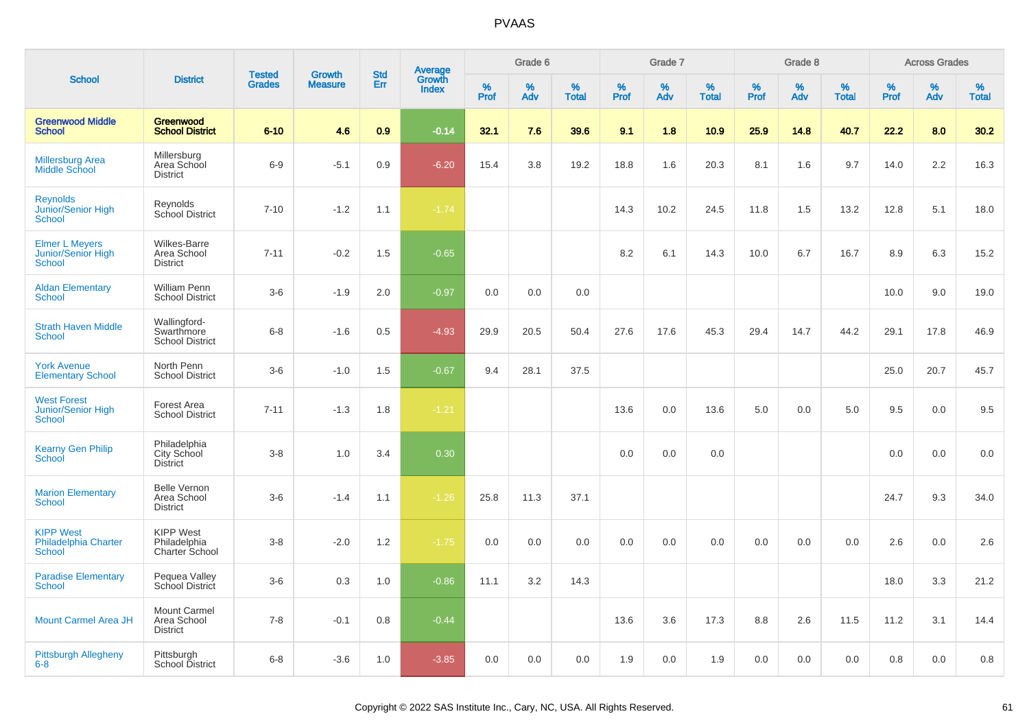| School | District | Tested Grades | Growth Measure | Std Err | Average Growth Index | Grade 6 | | | Grade 7 | | | Grade 8 | | | Across Grades | | |
|---|---|---|---|---|---|---|---|---|---|---|---|---|---|---|---|---|---|
| | | | | | | % Prof | % Adv | % Total | % Prof | % Adv | % Total | % Prof | % Adv | % Total | % Prof | % Adv | % Total |
| **Greenwood Middle School** | **Greenwood School District** | **6-10** | **4.6** | **0.9** | **-0.14** | **32.1** | **7.6** | **39.6** | **9.1** | **1.8** | **10.9** | **25.9** | **14.8** | **40.7** | **22.2** | **8.0** | **30.2** |
| Millersburg Area Middle School | Millersburg Area School District | 6-9 | -5.1 | 0.9 | -6.20 | 15.4 | 3.8 | 19.2 | 18.8 | 1.6 | 20.3 | 8.1 | 1.6 | 9.7 | 14.0 | 2.2 | 16.3 |
| Reynolds Junior/Senior High School | Reynolds School District | 7-10 | -1.2 | 1.1 | -1.74 | | | | 14.3 | 10.2 | 24.5 | 11.8 | 1.5 | 13.2 | 12.8 | 5.1 | 18.0 |
| Elmer L Meyers Junior/Senior High School | Wilkes-Barre Area School District | 7-11 | -0.2 | 1.5 | -0.65 | | | | 8.2 | 6.1 | 14.3 | 10.0 | 6.7 | 16.7 | 8.9 | 6.3 | 15.2 |
| Aldan Elementary School | William Penn School District | 3-6 | -1.9 | 2.0 | -0.97 | 0.0 | 0.0 | 0.0 | | | | | | | 10.0 | 9.0 | 19.0 |
| Strath Haven Middle School | Wallingford-Swarthmore School District | 6-8 | -1.6 | 0.5 | -4.93 | 29.9 | 20.5 | 50.4 | 27.6 | 17.6 | 45.3 | 29.4 | 14.7 | 44.2 | 29.1 | 17.8 | 46.9 |
| York Avenue Elementary School | North Penn School District | 3-6 | -1.0 | 1.5 | -0.67 | 9.4 | 28.1 | 37.5 | | | | | | | 25.0 | 20.7 | 45.7 |
| West Forest Junior/Senior High School | Forest Area School District | 7-11 | -1.3 | 1.8 | -1.21 | | | | 13.6 | 0.0 | 13.6 | 5.0 | 0.0 | 5.0 | 9.5 | 0.0 | 9.5 |
| Kearny Gen Philip School | Philadelphia City School District | 3-8 | 1.0 | 3.4 | 0.30 | | | | 0.0 | 0.0 | 0.0 | | | | 0.0 | 0.0 | 0.0 |
| Marion Elementary School | Belle Vernon Area School District | 3-6 | -1.4 | 1.1 | -1.26 | 25.8 | 11.3 | 37.1 | | | | | | | 24.7 | 9.3 | 34.0 |
| KIPP West Philadelphia Charter School | KIPP West Philadelphia Charter School | 3-8 | -2.0 | 1.2 | -1.75 | 0.0 | 0.0 | 0.0 | 0.0 | 0.0 | 0.0 | 0.0 | 0.0 | 0.0 | 2.6 | 0.0 | 2.6 |
| Paradise Elementary School | Pequea Valley School District | 3-6 | 0.3 | 1.0 | -0.86 | 11.1 | 3.2 | 14.3 | | | | | | | 18.0 | 3.3 | 21.2 |
| Mount Carmel Area JH | Mount Carmel Area School District | 7-8 | -0.1 | 0.8 | -0.44 | | | | 13.6 | 3.6 | 17.3 | 8.8 | 2.6 | 11.5 | 11.2 | 3.1 | 14.4 |
| Pittsburgh Allegheny 6-8 | Pittsburgh School District | 6-8 | -3.6 | 1.0 | -3.85 | 0.0 | 0.0 | 0.0 | 1.9 | 0.0 | 1.9 | 0.0 | 0.0 | 0.0 | 0.8 | 0.0 | 0.8 |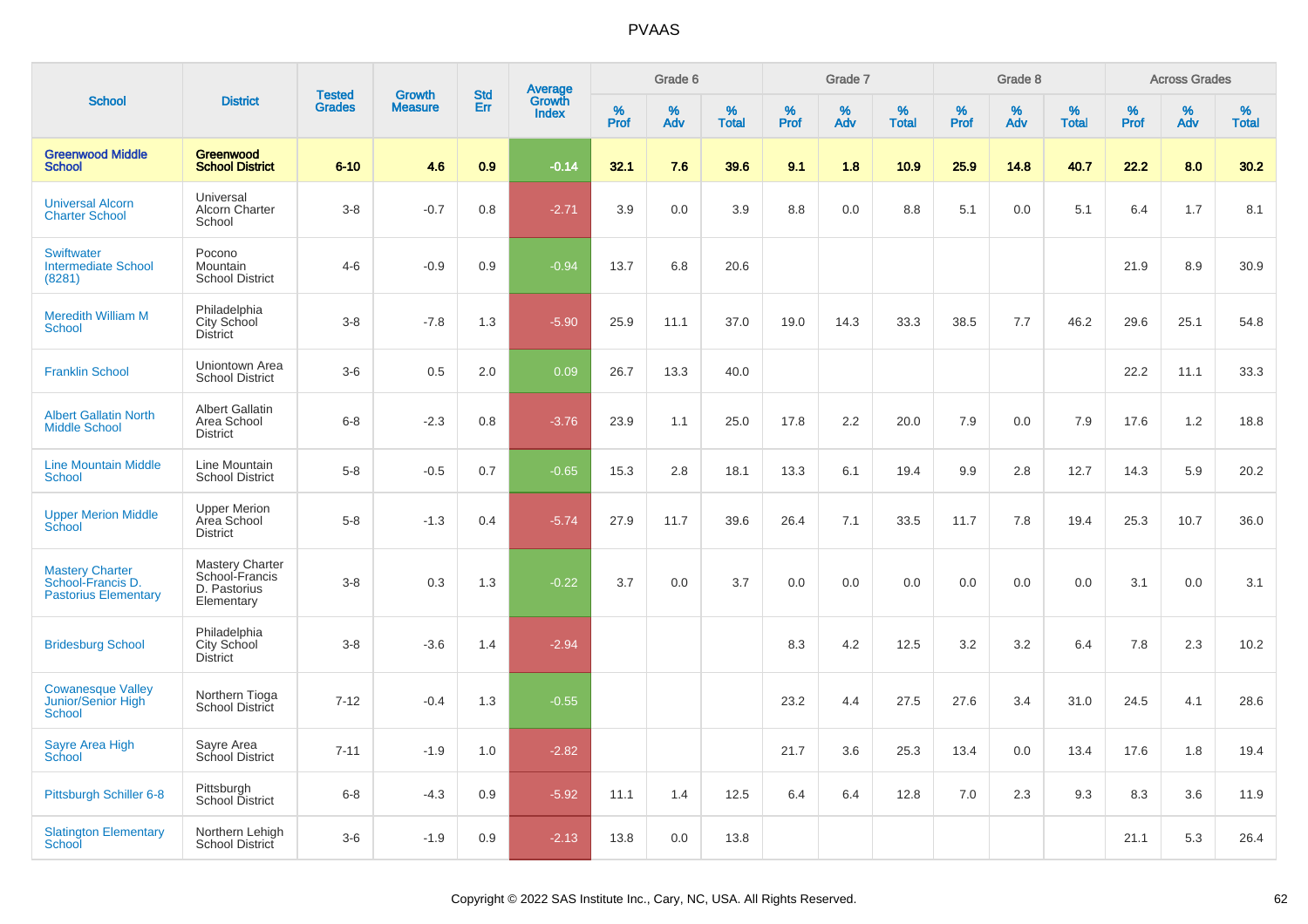| School | District | Tested Grades | Growth Measure | Std Err | Average Growth Index | Grade 6 | | | Grade 7 | | | Grade 8 | | | Across Grades | | |
|---|---|---|---|---|---|---|---|---|---|---|---|---|---|---|---|---|---|
| | | | | | | % Prof | % Adv | % Total | % Prof | % Adv | % Total | % Prof | % Adv | % Total | % Prof | % Adv | % Total |
| **Greenwood Middle School** | **Greenwood School District** | **6-10** | **4.6** | **0.9** | **-0.14** | **32.1** | **7.6** | **39.6** | **9.1** | **1.8** | **10.9** | **25.9** | **14.8** | **40.7** | **22.2** | **8.0** | **30.2** |
| Universal Alcorn Charter School | Universal Alcorn Charter School | 3-8 | -0.7 | 0.8 | -2.71 | 3.9 | 0.0 | 3.9 | 8.8 | 0.0 | 8.8 | 5.1 | 0.0 | 5.1 | 6.4 | 1.7 | 8.1 |
| Swiftwater Intermediate School (8281) | Pocono Mountain School District | 4-6 | -0.9 | 0.9 | -0.94 | 13.7 | 6.8 | 20.6 | | | | | | | 21.9 | 8.9 | 30.9 |
| Meredith William M School | Philadelphia City School District | 3-8 | -7.8 | 1.3 | -5.90 | 25.9 | 11.1 | 37.0 | 19.0 | 14.3 | 33.3 | 38.5 | 7.7 | 46.2 | 29.6 | 25.1 | 54.8 |
| Franklin School | Uniontown Area School District | 3-6 | 0.5 | 2.0 | 0.09 | 26.7 | 13.3 | 40.0 | | | | | | | 22.2 | 11.1 | 33.3 |
| Albert Gallatin North Middle School | Albert Gallatin Area School District | 6-8 | -2.3 | 0.8 | -3.76 | 23.9 | 1.1 | 25.0 | 17.8 | 2.2 | 20.0 | 7.9 | 0.0 | 7.9 | 17.6 | 1.2 | 18.8 |
| Line Mountain Middle School | Line Mountain School District | 5-8 | -0.5 | 0.7 | -0.65 | 15.3 | 2.8 | 18.1 | 13.3 | 6.1 | 19.4 | 9.9 | 2.8 | 12.7 | 14.3 | 5.9 | 20.2 |
| Upper Merion Middle School | Upper Merion Area School District | 5-8 | -1.3 | 0.4 | -5.74 | 27.9 | 11.7 | 39.6 | 26.4 | 7.1 | 33.5 | 11.7 | 7.8 | 19.4 | 25.3 | 10.7 | 36.0 |
| Mastery Charter School-Francis D. Pastorius Elementary | Mastery Charter School-Francis D. Pastorius Elementary | 3-8 | 0.3 | 1.3 | -0.22 | 3.7 | 0.0 | 3.7 | 0.0 | 0.0 | 0.0 | 0.0 | 0.0 | 0.0 | 3.1 | 0.0 | 3.1 |
| Bridesburg School | Philadelphia City School District | 3-8 | -3.6 | 1.4 | -2.94 | | | | 8.3 | 4.2 | 12.5 | 3.2 | 3.2 | 6.4 | 7.8 | 2.3 | 10.2 |
| Cowanesque Valley Junior/Senior High School | Northern Tioga School District | 7-12 | -0.4 | 1.3 | -0.55 | | | | 23.2 | 4.4 | 27.5 | 27.6 | 3.4 | 31.0 | 24.5 | 4.1 | 28.6 |
| Sayre Area High School | Sayre Area School District | 7-11 | -1.9 | 1.0 | -2.82 | | | | 21.7 | 3.6 | 25.3 | 13.4 | 0.0 | 13.4 | 17.6 | 1.8 | 19.4 |
| Pittsburgh Schiller 6-8 | Pittsburgh School District | 6-8 | -4.3 | 0.9 | -5.92 | 11.1 | 1.4 | 12.5 | 6.4 | 6.4 | 12.8 | 7.0 | 2.3 | 9.3 | 8.3 | 3.6 | 11.9 |
| Slatington Elementary School | Northern Lehigh School District | 3-6 | -1.9 | 0.9 | -2.13 | 13.8 | 0.0 | 13.8 | | | | | | | 21.1 | 5.3 | 26.4 |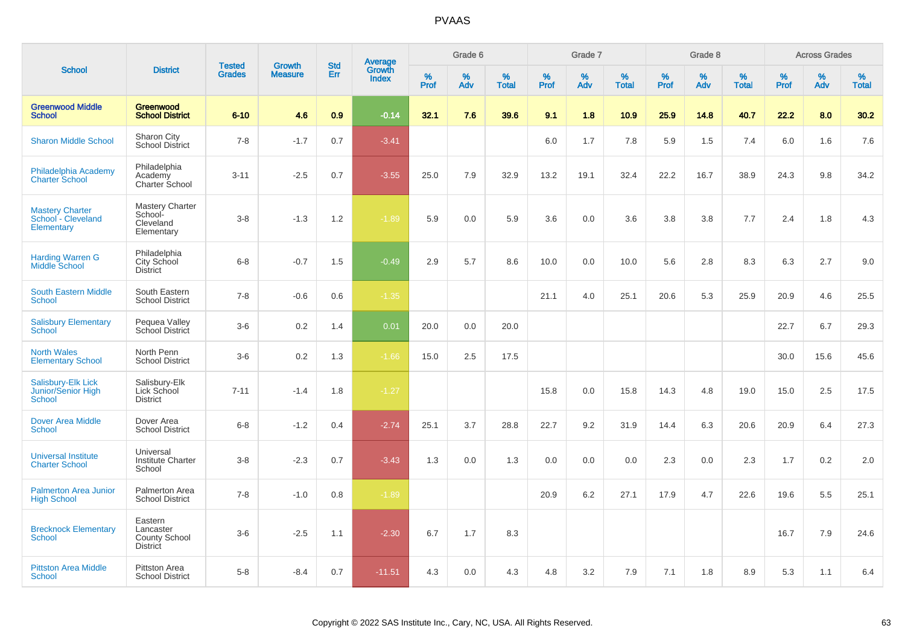# PVAAS

| School | District | Tested Grades | Growth Measure | Std Err | Average Growth Index | Grade 6 | | | Grade 7 | | | Grade 8 | | | Across Grades | | |
|---|---|---|---|---|---|---|---|---|---|---|---|---|---|---|---|---|---|
| | | | | | | % Prof | % Adv | % Total | % Prof | % Adv | % Total | % Prof | % Adv | % Total | % Prof | % Adv | % Total |
| **Greenwood Middle School** | **Greenwood School District** | **6-10** | **4.6** | **0.9** | **-0.14** | **32.1** | **7.6** | **39.6** | **9.1** | **1.8** | **10.9** | **25.9** | **14.8** | **40.7** | **22.2** | **8.0** | **30.2** |
| Sharon Middle School | Sharon City School District | 7-8 | -1.7 | 0.7 | -3.41 | | | | 6.0 | 1.7 | 7.8 | 5.9 | 1.5 | 7.4 | 6.0 | 1.6 | 7.6 |
| Philadelphia Academy Charter School | Philadelphia Academy Charter School | 3-11 | -2.5 | 0.7 | -3.55 | 25.0 | 7.9 | 32.9 | 13.2 | 19.1 | 32.4 | 22.2 | 16.7 | 38.9 | 24.3 | 9.8 | 34.2 |
| Mastery Charter School - Cleveland Elementary | Mastery Charter School-Cleveland Elementary | 3-8 | -1.3 | 1.2 | -1.89 | 5.9 | 0.0 | 5.9 | 3.6 | 0.0 | 3.6 | 3.8 | 3.8 | 7.7 | 2.4 | 1.8 | 4.3 |
| Harding Warren G Middle School | Philadelphia City School District | 6-8 | -0.7 | 1.5 | -0.49 | 2.9 | 5.7 | 8.6 | 10.0 | 0.0 | 10.0 | 5.6 | 2.8 | 8.3 | 6.3 | 2.7 | 9.0 |
| South Eastern Middle School | South Eastern School District | 7-8 | -0.6 | 0.6 | -1.35 | | | | 21.1 | 4.0 | 25.1 | 20.6 | 5.3 | 25.9 | 20.9 | 4.6 | 25.5 |
| Salisbury Elementary School | Pequea Valley School District | 3-6 | 0.2 | 1.4 | 0.01 | 20.0 | 0.0 | 20.0 | | | | | | | 22.7 | 6.7 | 29.3 |
| North Wales Elementary School | North Penn School District | 3-6 | 0.2 | 1.3 | -1.66 | 15.0 | 2.5 | 17.5 | | | | | | | 30.0 | 15.6 | 45.6 |
| Salisbury-Elk Lick Junior/Senior High School | Salisbury-Elk Lick School District | 7-11 | -1.4 | 1.8 | -1.27 | | | | 15.8 | 0.0 | 15.8 | 14.3 | 4.8 | 19.0 | 15.0 | 2.5 | 17.5 |
| Dover Area Middle School | Dover Area School District | 6-8 | -1.2 | 0.4 | -2.74 | 25.1 | 3.7 | 28.8 | 22.7 | 9.2 | 31.9 | 14.4 | 6.3 | 20.6 | 20.9 | 6.4 | 27.3 |
| Universal Institute Charter School | Universal Institute Charter School | 3-8 | -2.3 | 0.7 | -3.43 | 1.3 | 0.0 | 1.3 | 0.0 | 0.0 | 0.0 | 2.3 | 0.0 | 2.3 | 1.7 | 0.2 | 2.0 |
| Palmerton Area Junior High School | Palmerton Area School District | 7-8 | -1.0 | 0.8 | -1.89 | | | | 20.9 | 6.2 | 27.1 | 17.9 | 4.7 | 22.6 | 19.6 | 5.5 | 25.1 |
| Brecknock Elementary School | Eastern Lancaster County School District | 3-6 | -2.5 | 1.1 | -2.30 | 6.7 | 1.7 | 8.3 | | | | | | | 16.7 | 7.9 | 24.6 |
| Pittston Area Middle School | Pittston Area School District | 5-8 | -8.4 | 0.7 | -11.51 | 4.3 | 0.0 | 4.3 | 4.8 | 3.2 | 7.9 | 7.1 | 1.8 | 8.9 | 5.3 | 1.1 | 6.4 |

Copyright © 2022 SAS Institute Inc., Cary, NC, USA. All Rights Reserved.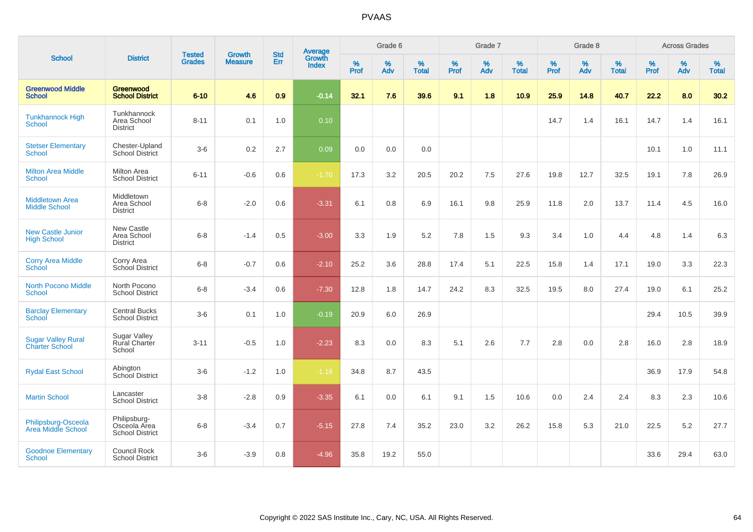# PVAAS

| School | District | Tested Grades | Growth Measure | Std Err | Average Growth Index | Grade 6 | | | Grade 7 | | | Grade 8 | | | Across Grades | | |
|---|---|---|---|---|---|---|---|---|---|---|---|---|---|---|---|---|---|
| | | | | | | % Prof | % Adv | % Total | % Prof | % Adv | % Total | % Prof | % Adv | % Total | % Prof | % Adv | % Total |
| **Greenwood Middle School** | **Greenwood School District** | **6-10** | **4.6** | **0.9** | **-0.14** | **32.1** | **7.6** | **39.6** | **9.1** | **1.8** | **10.9** | **25.9** | **14.8** | **40.7** | **22.2** | **8.0** | **30.2** |
| Tunkhannock High School | Tunkhannock Area School District | 8-11 | 0.1 | 1.0 | 0.10 | | | | | | | 14.7 | 1.4 | 16.1 | 14.7 | 1.4 | 16.1 |
| Stetser Elementary School | Chester-Upland School District | 3-6 | 0.2 | 2.7 | 0.09 | 0.0 | 0.0 | 0.0 | | | | | | | 10.1 | 1.0 | 11.1 |
| Milton Area Middle School | Milton Area School District | 6-11 | -0.6 | 0.6 | -1.70 | 17.3 | 3.2 | 20.5 | 20.2 | 7.5 | 27.6 | 19.8 | 12.7 | 32.5 | 19.1 | 7.8 | 26.9 |
| Middletown Area Middle School | Middletown Area School District | 6-8 | -2.0 | 0.6 | -3.31 | 6.1 | 0.8 | 6.9 | 16.1 | 9.8 | 25.9 | 11.8 | 2.0 | 13.7 | 11.4 | 4.5 | 16.0 |
| New Castle Junior High School | New Castle Area School District | 6-8 | -1.4 | 0.5 | -3.00 | 3.3 | 1.9 | 5.2 | 7.8 | 1.5 | 9.3 | 3.4 | 1.0 | 4.4 | 4.8 | 1.4 | 6.3 |
| Corry Area Middle School | Corry Area School District | 6-8 | -0.7 | 0.6 | -2.10 | 25.2 | 3.6 | 28.8 | 17.4 | 5.1 | 22.5 | 15.8 | 1.4 | 17.1 | 19.0 | 3.3 | 22.3 |
| North Pocono Middle School | North Pocono School District | 6-8 | -3.4 | 0.6 | -7.30 | 12.8 | 1.8 | 14.7 | 24.2 | 8.3 | 32.5 | 19.5 | 8.0 | 27.4 | 19.0 | 6.1 | 25.2 |
| Barclay Elementary School | Central Bucks School District | 3-6 | 0.1 | 1.0 | -0.19 | 20.9 | 6.0 | 26.9 | | | | | | | 29.4 | 10.5 | 39.9 |
| Sugar Valley Rural Charter School | Sugar Valley Rural Charter School | 3-11 | -0.5 | 1.0 | -2.23 | 8.3 | 0.0 | 8.3 | 5.1 | 2.6 | 7.7 | 2.8 | 0.0 | 2.8 | 16.0 | 2.8 | 18.9 |
| Rydal East School | Abington School District | 3-6 | -1.2 | 1.0 | -1.16 | 34.8 | 8.7 | 43.5 | | | | | | | 36.9 | 17.9 | 54.8 |
| Martin School | Lancaster School District | 3-8 | -2.8 | 0.9 | -3.35 | 6.1 | 0.0 | 6.1 | 9.1 | 1.5 | 10.6 | 0.0 | 2.4 | 2.4 | 8.3 | 2.3 | 10.6 |
| Philipsburg-Osceola Area Middle School | Philipsburg-Osceola Area School District | 6-8 | -3.4 | 0.7 | -5.15 | 27.8 | 7.4 | 35.2 | 23.0 | 3.2 | 26.2 | 15.8 | 5.3 | 21.0 | 22.5 | 5.2 | 27.7 |
| Goodnoe Elementary School | Council Rock School District | 3-6 | -3.9 | 0.8 | -4.96 | 35.8 | 19.2 | 55.0 | | | | | | | 33.6 | 29.4 | 63.0 |

Copyright © 2022 SAS Institute Inc., Cary, NC, USA. All Rights Reserved.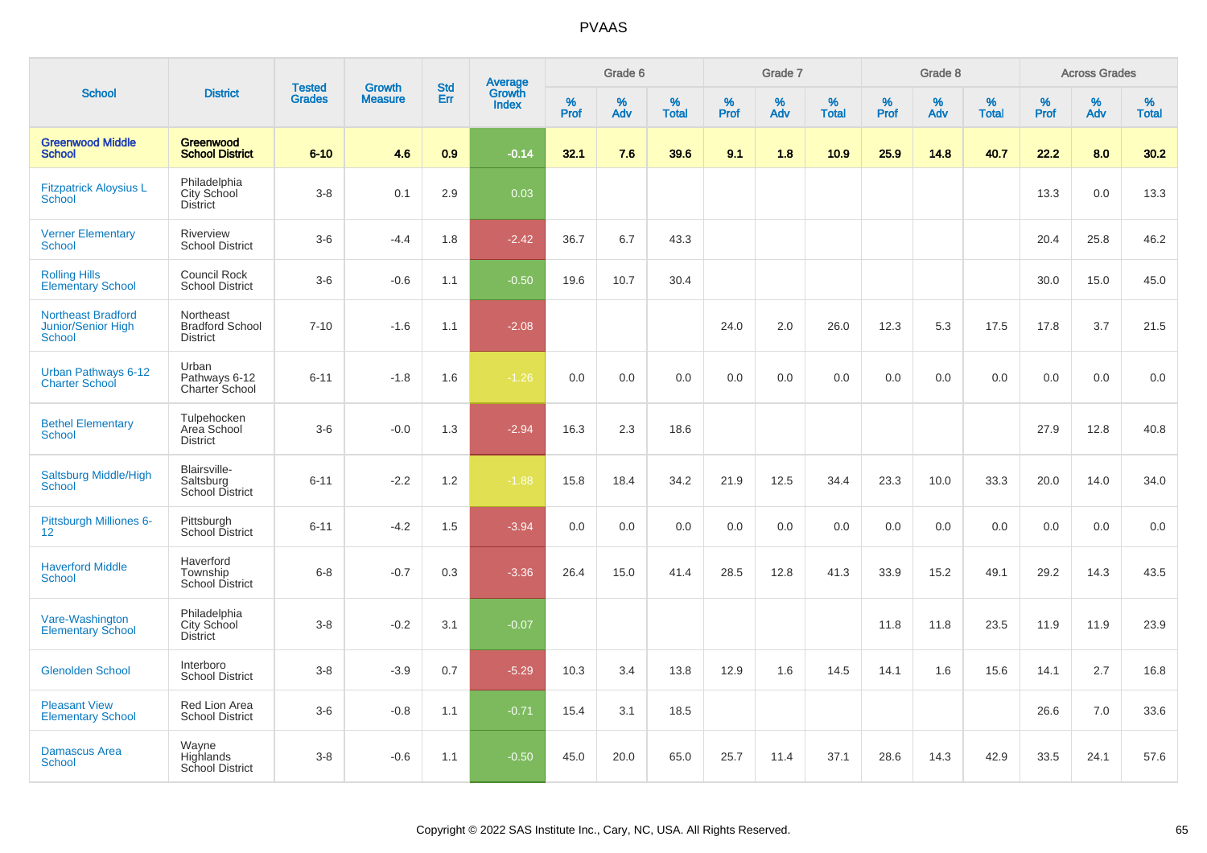# PVAAS

| School | District | Tested Grades | Growth Measure | Std Err | Average Growth Index | Grade 6 | | | Grade 7 | | | Grade 8 | | | Across Grades | | |
|---|---|---|---|---|---|---|---|---|---|---|---|---|---|---|---|---|---|
| | | | | | | % Prof | % Adv | % Total | % Prof | % Adv | % Total | % Prof | % Adv | % Total | % Prof | % Adv | % Total |
| **Greenwood Middle School** | **Greenwood School District** | **6-10** | **4.6** | **0.9** | **-0.14** | **32.1** | **7.6** | **39.6** | **9.1** | **1.8** | **10.9** | **25.9** | **14.8** | **40.7** | **22.2** | **8.0** | **30.2** |
| Fitzpatrick Aloysius L School | Philadelphia City School District | 3-8 | 0.1 | 2.9 | 0.03 | | | | | | | | | | 13.3 | 0.0 | 13.3 |
| Verner Elementary School | Riverview School District | 3-6 | -4.4 | 1.8 | -2.42 | 36.7 | 6.7 | 43.3 | | | | | | | 20.4 | 25.8 | 46.2 |
| Rolling Hills Elementary School | Council Rock School District | 3-6 | -0.6 | 1.1 | -0.50 | 19.6 | 10.7 | 30.4 | | | | | | | 30.0 | 15.0 | 45.0 |
| Northeast Bradford Junior/Senior High School | Northeast Bradford School District | 7-10 | -1.6 | 1.1 | -2.08 | | | | 24.0 | 2.0 | 26.0 | 12.3 | 5.3 | 17.5 | 17.8 | 3.7 | 21.5 |
| Urban Pathways 6-12 Charter School | Urban Pathways 6-12 Charter School | 6-11 | -1.8 | 1.6 | -1.26 | 0.0 | 0.0 | 0.0 | 0.0 | 0.0 | 0.0 | 0.0 | 0.0 | 0.0 | 0.0 | 0.0 | 0.0 |
| Bethel Elementary School | Tulpehocken Area School District | 3-6 | -0.0 | 1.3 | -2.94 | 16.3 | 2.3 | 18.6 | | | | | | | 27.9 | 12.8 | 40.8 |
| Saltsburg Middle/High School | Blairsville-Saltsburg School District | 6-11 | -2.2 | 1.2 | -1.88 | 15.8 | 18.4 | 34.2 | 21.9 | 12.5 | 34.4 | 23.3 | 10.0 | 33.3 | 20.0 | 14.0 | 34.0 |
| Pittsburgh Milliones 6-12 | Pittsburgh School District | 6-11 | -4.2 | 1.5 | -3.94 | 0.0 | 0.0 | 0.0 | 0.0 | 0.0 | 0.0 | 0.0 | 0.0 | 0.0 | 0.0 | 0.0 | 0.0 |
| Haverford Middle School | Haverford Township School District | 6-8 | -0.7 | 0.3 | -3.36 | 26.4 | 15.0 | 41.4 | 28.5 | 12.8 | 41.3 | 33.9 | 15.2 | 49.1 | 29.2 | 14.3 | 43.5 |
| Vare-Washington Elementary School | Philadelphia City School District | 3-8 | -0.2 | 3.1 | -0.07 | | | | | | | 11.8 | 11.8 | 23.5 | 11.9 | 11.9 | 23.9 |
| Glenolden School | Interboro School District | 3-8 | -3.9 | 0.7 | -5.29 | 10.3 | 3.4 | 13.8 | 12.9 | 1.6 | 14.5 | 14.1 | 1.6 | 15.6 | 14.1 | 2.7 | 16.8 |
| Pleasant View Elementary School | Red Lion Area School District | 3-6 | -0.8 | 1.1 | -0.71 | 15.4 | 3.1 | 18.5 | | | | | | | 26.6 | 7.0 | 33.6 |
| Damascus Area School | Wayne Highlands School District | 3-8 | -0.6 | 1.1 | -0.50 | 45.0 | 20.0 | 65.0 | 25.7 | 11.4 | 37.1 | 28.6 | 14.3 | 42.9 | 33.5 | 24.1 | 57.6 |

Copyright © 2022 SAS Institute Inc., Cary, NC, USA. All Rights Reserved.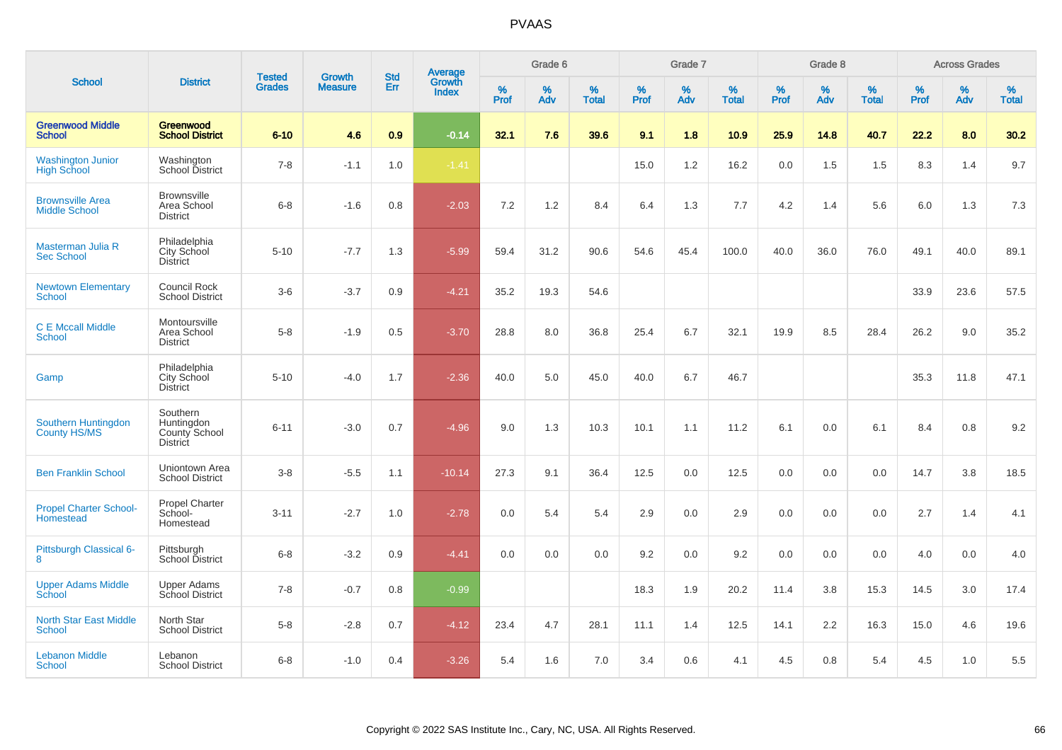| School | District | Tested Grades | Growth Measure | Std Err | Average Growth Index | Grade 6 | | | Grade 7 | | | Grade 8 | | | Across Grades | | |
|---|---|---|---|---|---|---|---|---|---|---|---|---|---|---|---|---|---|
| | | | | | | % Prof | % Adv | % Total | % Prof | % Adv | % Total | % Prof | % Adv | % Total | % Prof | % Adv | % Total |
| **Greenwood Middle School** | **Greenwood School District** | **6-10** | **4.6** | **0.9** | **-0.14** | **32.1** | **7.6** | **39.6** | **9.1** | **1.8** | **10.9** | **25.9** | **14.8** | **40.7** | **22.2** | **8.0** | **30.2** |
| Washington Junior High School | Washington School District | 7-8 | -1.1 | 1.0 | -1.41 | | | | 15.0 | 1.2 | 16.2 | 0.0 | 1.5 | 1.5 | 8.3 | 1.4 | 9.7 |
| Brownsville Area Middle School | Brownsville Area School District | 6-8 | -1.6 | 0.8 | -2.03 | 7.2 | 1.2 | 8.4 | 6.4 | 1.3 | 7.7 | 4.2 | 1.4 | 5.6 | 6.0 | 1.3 | 7.3 |
| Masterman Julia R Sec School | Philadelphia City School District | 5-10 | -7.7 | 1.3 | -5.99 | 59.4 | 31.2 | 90.6 | 54.6 | 45.4 | 100.0 | 40.0 | 36.0 | 76.0 | 49.1 | 40.0 | 89.1 |
| Newtown Elementary School | Council Rock School District | 3-6 | -3.7 | 0.9 | -4.21 | 35.2 | 19.3 | 54.6 | | | | | | | 33.9 | 23.6 | 57.5 |
| C E Mccall Middle School | Montoursville Area School District | 5-8 | -1.9 | 0.5 | -3.70 | 28.8 | 8.0 | 36.8 | 25.4 | 6.7 | 32.1 | 19.9 | 8.5 | 28.4 | 26.2 | 9.0 | 35.2 |
| Gamp | Philadelphia City School District | 5-10 | -4.0 | 1.7 | -2.36 | 40.0 | 5.0 | 45.0 | 40.0 | 6.7 | 46.7 | | | | 35.3 | 11.8 | 47.1 |
| Southern Huntingdon County HS/MS | Southern Huntingdon County School District | 6-11 | -3.0 | 0.7 | -4.96 | 9.0 | 1.3 | 10.3 | 10.1 | 1.1 | 11.2 | 6.1 | 0.0 | 6.1 | 8.4 | 0.8 | 9.2 |
| Ben Franklin School | Uniontown Area School District | 3-8 | -5.5 | 1.1 | -10.14 | 27.3 | 9.1 | 36.4 | 12.5 | 0.0 | 12.5 | 0.0 | 0.0 | 0.0 | 14.7 | 3.8 | 18.5 |
| Propel Charter School-Homestead | Propel Charter School-Homestead | 3-11 | -2.7 | 1.0 | -2.78 | 0.0 | 5.4 | 5.4 | 2.9 | 0.0 | 2.9 | 0.0 | 0.0 | 0.0 | 2.7 | 1.4 | 4.1 |
| Pittsburgh Classical 6-8 | Pittsburgh School District | 6-8 | -3.2 | 0.9 | -4.41 | 0.0 | 0.0 | 0.0 | 9.2 | 0.0 | 9.2 | 0.0 | 0.0 | 0.0 | 4.0 | 0.0 | 4.0 |
| Upper Adams Middle School | Upper Adams School District | 7-8 | -0.7 | 0.8 | -0.99 | | | | 18.3 | 1.9 | 20.2 | 11.4 | 3.8 | 15.3 | 14.5 | 3.0 | 17.4 |
| North Star East Middle School | North Star School District | 5-8 | -2.8 | 0.7 | -4.12 | 23.4 | 4.7 | 28.1 | 11.1 | 1.4 | 12.5 | 14.1 | 2.2 | 16.3 | 15.0 | 4.6 | 19.6 |
| Lebanon Middle School | Lebanon School District | 6-8 | -1.0 | 0.4 | -3.26 | 5.4 | 1.6 | 7.0 | 3.4 | 0.6 | 4.1 | 4.5 | 0.8 | 5.4 | 4.5 | 1.0 | 5.5 |

Copyright © 2022 SAS Institute Inc., Cary, NC, USA. All Rights Reserved.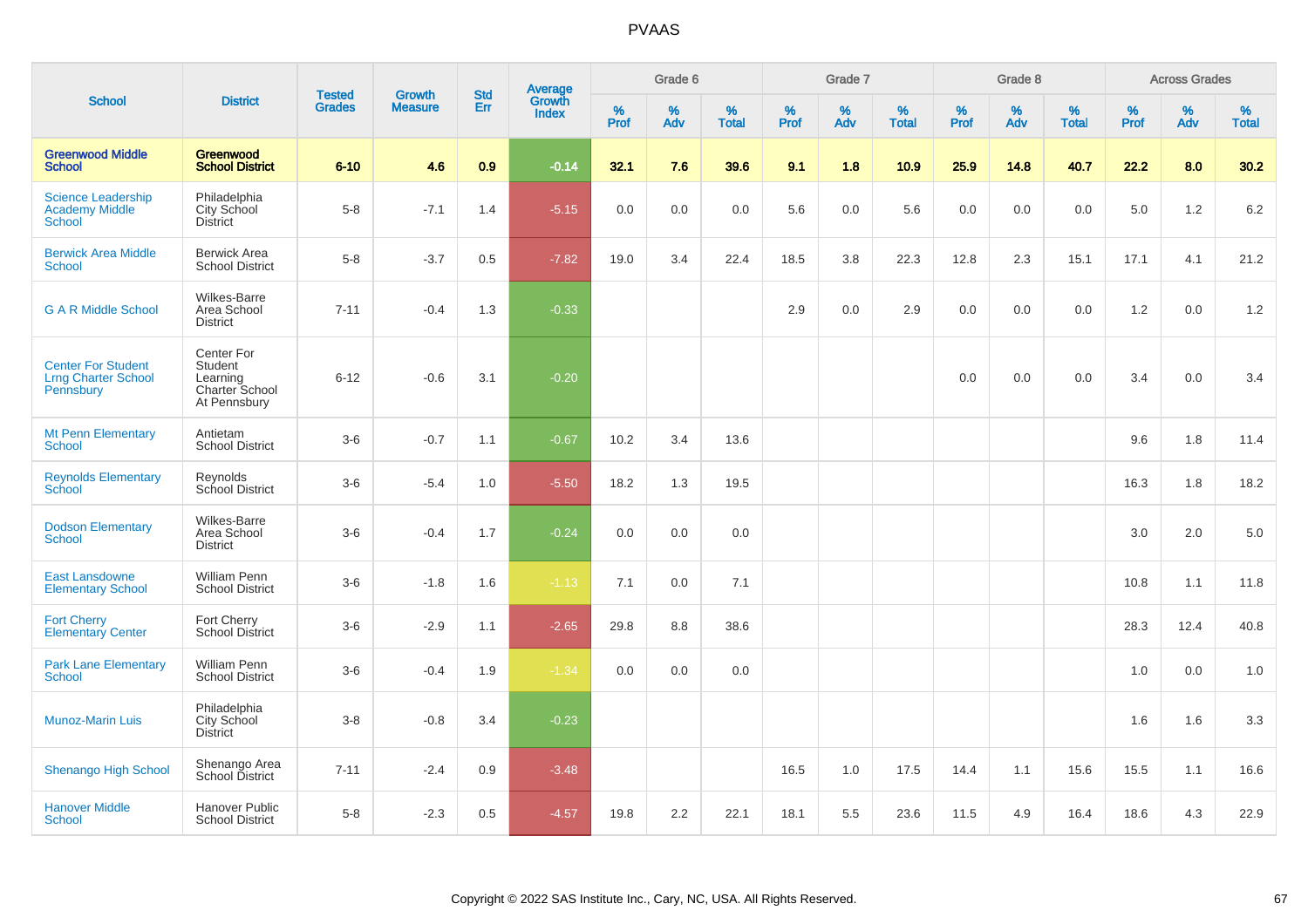# PVAAS

| School | District | Tested Grades | Growth Measure | Std Err | Average Growth Index | Grade 6 | | | Grade 7 | | | Grade 8 | | | Across Grades | | |
|---|---|---|---|---|---|---|---|---|---|---|---|---|---|---|---|---|---|
| | | | | | | % Prof | % Adv | % Total | % Prof | % Adv | % Total | % Prof | % Adv | % Total | % Prof | % Adv | % Total |
| **Greenwood Middle School** | **Greenwood School District** | **6-10** | **4.6** | **0.9** | **-0.14** | **32.1** | **7.6** | **39.6** | **9.1** | **1.8** | **10.9** | **25.9** | **14.8** | **40.7** | **22.2** | **8.0** | **30.2** |
| Science Leadership Academy Middle School | Philadelphia City School District | 5-8 | -7.1 | 1.4 | -5.15 | 0.0 | 0.0 | 0.0 | 5.6 | 0.0 | 5.6 | 0.0 | 0.0 | 0.0 | 5.0 | 1.2 | 6.2 |
| Berwick Area Middle School | Berwick Area School District | 5-8 | -3.7 | 0.5 | -7.82 | 19.0 | 3.4 | 22.4 | 18.5 | 3.8 | 22.3 | 12.8 | 2.3 | 15.1 | 17.1 | 4.1 | 21.2 |
| G A R Middle School | Wilkes-Barre Area School District | 7-11 | -0.4 | 1.3 | -0.33 | | | | 2.9 | 0.0 | 2.9 | 0.0 | 0.0 | 0.0 | 1.2 | 0.0 | 1.2 |
| Center For Student Lrng Charter School Pennsbury | Center For Student Learning Charter School At Pennsbury | 6-12 | -0.6 | 3.1 | -0.20 | | | | | | | 0.0 | 0.0 | 0.0 | 3.4 | 0.0 | 3.4 |
| Mt Penn Elementary School | Antietam School District | 3-6 | -0.7 | 1.1 | -0.67 | 10.2 | 3.4 | 13.6 | | | | | | | 9.6 | 1.8 | 11.4 |
| Reynolds Elementary School | Reynolds School District | 3-6 | -5.4 | 1.0 | -5.50 | 18.2 | 1.3 | 19.5 | | | | | | | 16.3 | 1.8 | 18.2 |
| Dodson Elementary School | Wilkes-Barre Area School District | 3-6 | -0.4 | 1.7 | -0.24 | 0.0 | 0.0 | 0.0 | | | | | | | 3.0 | 2.0 | 5.0 |
| East Lansdowne Elementary School | William Penn School District | 3-6 | -1.8 | 1.6 | -1.13 | 7.1 | 0.0 | 7.1 | | | | | | | 10.8 | 1.1 | 11.8 |
| Fort Cherry Elementary Center | Fort Cherry School District | 3-6 | -2.9 | 1.1 | -2.65 | 29.8 | 8.8 | 38.6 | | | | | | | 28.3 | 12.4 | 40.8 |
| Park Lane Elementary School | William Penn School District | 3-6 | -0.4 | 1.9 | -1.34 | 0.0 | 0.0 | 0.0 | | | | | | | 1.0 | 0.0 | 1.0 |
| Munoz-Marin Luis | Philadelphia City School District | 3-8 | -0.8 | 3.4 | -0.23 | | | | | | | | | | 1.6 | 1.6 | 3.3 |
| Shenango High School | Shenango Area School District | 7-11 | -2.4 | 0.9 | -3.48 | | | | 16.5 | 1.0 | 17.5 | 14.4 | 1.1 | 15.6 | 15.5 | 1.1 | 16.6 |
| Hanover Middle School | Hanover Public School District | 5-8 | -2.3 | 0.5 | -4.57 | 19.8 | 2.2 | 22.1 | 18.1 | 5.5 | 23.6 | 11.5 | 4.9 | 16.4 | 18.6 | 4.3 | 22.9 |

Copyright © 2022 SAS Institute Inc., Cary, NC, USA. All Rights Reserved.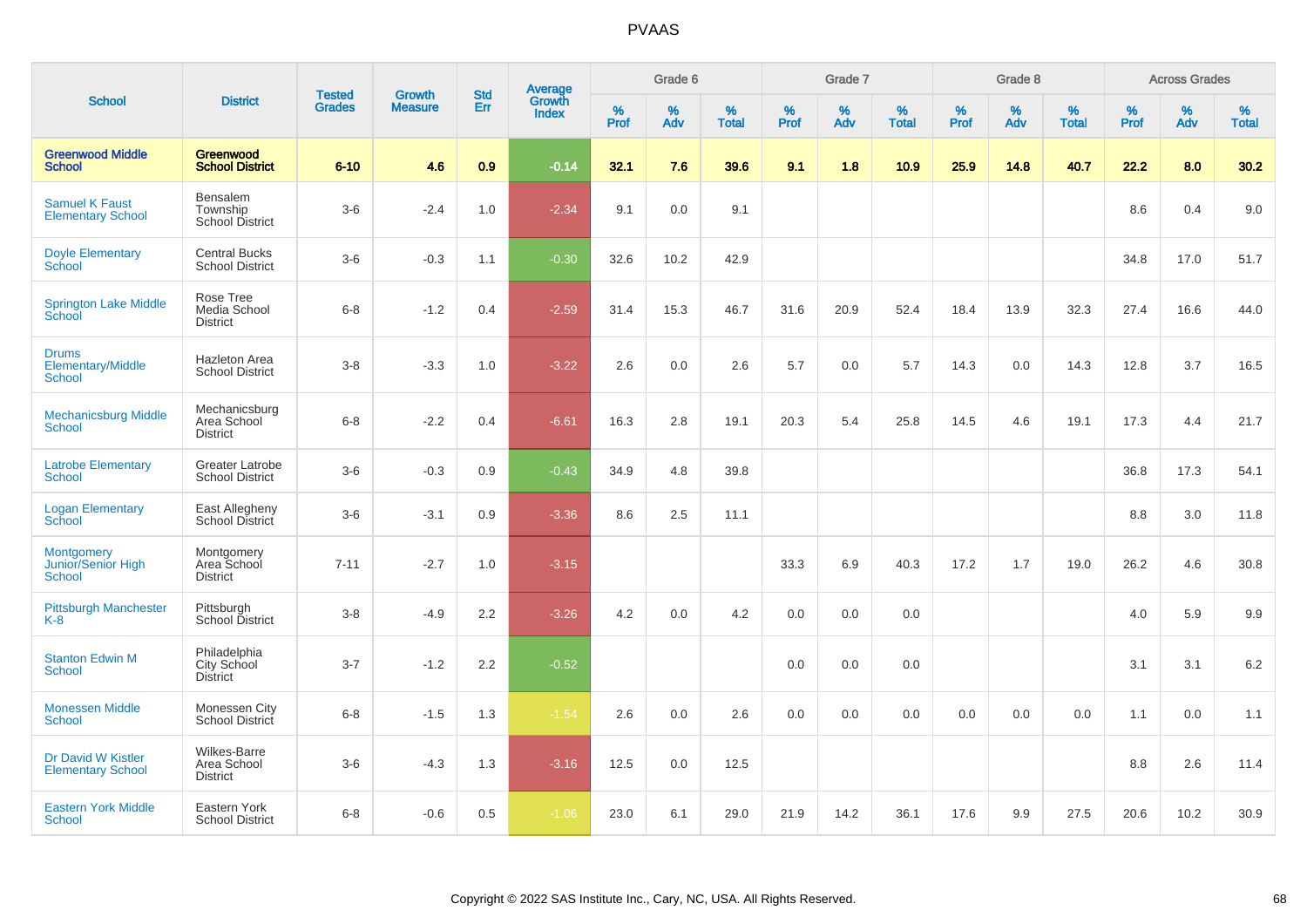| School | District | Tested Grades | Growth Measure | Std Err | Average Growth Index | Grade 6 | | | Grade 7 | | | Grade 8 | | | Across Grades | | |
|---|---|---|---|---|---|---|---|---|---|---|---|---|---|---|---|---|---|
| | | | | | | % Prof | % Adv | % Total | % Prof | % Adv | % Total | % Prof | % Adv | % Total | % Prof | % Adv | % Total |
| **Greenwood Middle School** | **Greenwood School District** | **6-10** | **4.6** | **0.9** | **-0.14** | **32.1** | **7.6** | **39.6** | **9.1** | **1.8** | **10.9** | **25.9** | **14.8** | **40.7** | **22.2** | **8.0** | **30.2** |
| Samuel K Faust Elementary School | Bensalem Township School District | 3-6 | -2.4 | 1.0 | -2.34 | 9.1 | 0.0 | 9.1 | | | | | | | 8.6 | 0.4 | 9.0 |
| Doyle Elementary School | Central Bucks School District | 3-6 | -0.3 | 1.1 | -0.30 | 32.6 | 10.2 | 42.9 | | | | | | | 34.8 | 17.0 | 51.7 |
| Springton Lake Middle School | Rose Tree Media School District | 6-8 | -1.2 | 0.4 | -2.59 | 31.4 | 15.3 | 46.7 | 31.6 | 20.9 | 52.4 | 18.4 | 13.9 | 32.3 | 27.4 | 16.6 | 44.0 |
| Drums Elementary/Middle School | Hazleton Area School District | 3-8 | -3.3 | 1.0 | -3.22 | 2.6 | 0.0 | 2.6 | 5.7 | 0.0 | 5.7 | 14.3 | 0.0 | 14.3 | 12.8 | 3.7 | 16.5 |
| Mechanicsburg Middle School | Mechanicsburg Area School District | 6-8 | -2.2 | 0.4 | -6.61 | 16.3 | 2.8 | 19.1 | 20.3 | 5.4 | 25.8 | 14.5 | 4.6 | 19.1 | 17.3 | 4.4 | 21.7 |
| Latrobe Elementary School | Greater Latrobe School District | 3-6 | -0.3 | 0.9 | -0.43 | 34.9 | 4.8 | 39.8 | | | | | | | 36.8 | 17.3 | 54.1 |
| Logan Elementary School | East Allegheny School District | 3-6 | -3.1 | 0.9 | -3.36 | 8.6 | 2.5 | 11.1 | | | | | | | 8.8 | 3.0 | 11.8 |
| Montgomery Junior/Senior High School | Montgomery Area School District | 7-11 | -2.7 | 1.0 | -3.15 | | | | 33.3 | 6.9 | 40.3 | 17.2 | 1.7 | 19.0 | 26.2 | 4.6 | 30.8 |
| Pittsburgh Manchester K-8 | Pittsburgh School District | 3-8 | -4.9 | 2.2 | -3.26 | 4.2 | 0.0 | 4.2 | 0.0 | 0.0 | 0.0 | | | | 4.0 | 5.9 | 9.9 |
| Stanton Edwin M School | Philadelphia City School District | 3-7 | -1.2 | 2.2 | -0.52 | | | | 0.0 | 0.0 | 0.0 | | | | 3.1 | 3.1 | 6.2 |
| Monessen Middle School | Monessen City School District | 6-8 | -1.5 | 1.3 | -1.54 | 2.6 | 0.0 | 2.6 | 0.0 | 0.0 | 0.0 | 0.0 | 0.0 | 0.0 | 1.1 | 0.0 | 1.1 |
| Dr David W Kistler Elementary School | Wilkes-Barre Area School District | 3-6 | -4.3 | 1.3 | -3.16 | 12.5 | 0.0 | 12.5 | | | | | | | 8.8 | 2.6 | 11.4 |
| Eastern York Middle School | Eastern York School District | 6-8 | -0.6 | 0.5 | -1.06 | 23.0 | 6.1 | 29.0 | 21.9 | 14.2 | 36.1 | 17.6 | 9.9 | 27.5 | 20.6 | 10.2 | 30.9 |

Copyright © 2022 SAS Institute Inc., Cary, NC, USA. All Rights Reserved.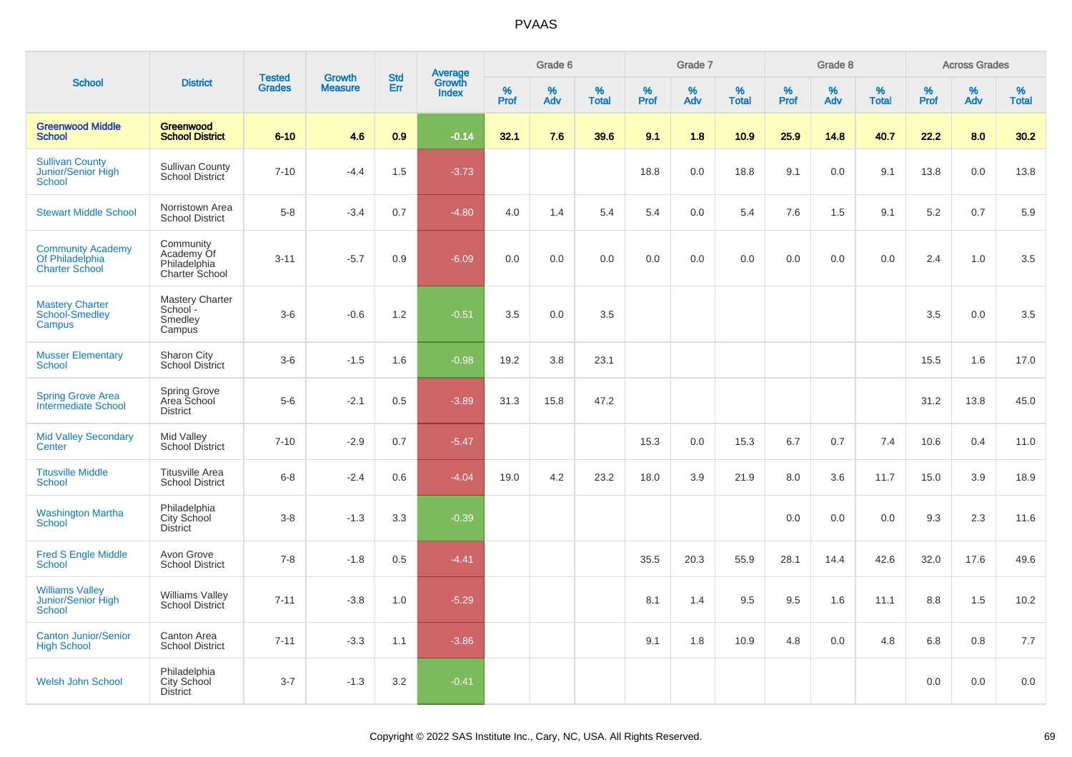# PVAAS

| School | District | Tested Grades | Growth Measure | Std Err | Average Growth Index | Grade 6 | | | Grade 7 | | | Grade 8 | | | Across Grades | | |
|---|---|---|---|---|---|---|---|---|---|---|---|---|---|---|---|---|---|
| | | | | | | % Prof | % Adv | % Total | % Prof | % Adv | % Total | % Prof | % Adv | % Total | % Prof | % Adv | % Total |
| **Greenwood Middle School** | **Greenwood School District** | **6-10** | **4.6** | **0.9** | **-0.14** | **32.1** | **7.6** | **39.6** | **9.1** | **1.8** | **10.9** | **25.9** | **14.8** | **40.7** | **22.2** | **8.0** | **30.2** |
| Sullivan County Junior/Senior High School | Sullivan County School District | 7-10 | -4.4 | 1.5 | -3.73 | | | | 18.8 | 0.0 | 18.8 | 9.1 | 0.0 | 9.1 | 13.8 | 0.0 | 13.8 |
| Stewart Middle School | Norristown Area School District | 5-8 | -3.4 | 0.7 | -4.80 | 4.0 | 1.4 | 5.4 | 5.4 | 0.0 | 5.4 | 7.6 | 1.5 | 9.1 | 5.2 | 0.7 | 5.9 |
| Community Academy Of Philadelphia Charter School | Community Academy Of Philadelphia Charter School | 3-11 | -5.7 | 0.9 | -6.09 | 0.0 | 0.0 | 0.0 | 0.0 | 0.0 | 0.0 | 0.0 | 0.0 | 0.0 | 2.4 | 1.0 | 3.5 |
| Mastery Charter School-Smedley Campus | Mastery Charter School - Smedley Campus | 3-6 | -0.6 | 1.2 | -0.51 | 3.5 | 0.0 | 3.5 | | | | | | | 3.5 | 0.0 | 3.5 |
| Musser Elementary School | Sharon City School District | 3-6 | -1.5 | 1.6 | -0.98 | 19.2 | 3.8 | 23.1 | | | | | | | 15.5 | 1.6 | 17.0 |
| Spring Grove Area Intermediate School | Spring Grove Area School District | 5-6 | -2.1 | 0.5 | -3.89 | 31.3 | 15.8 | 47.2 | | | | | | | 31.2 | 13.8 | 45.0 |
| Mid Valley Secondary Center | Mid Valley School District | 7-10 | -2.9 | 0.7 | -5.47 | | | | 15.3 | 0.0 | 15.3 | 6.7 | 0.7 | 7.4 | 10.6 | 0.4 | 11.0 |
| Titusville Middle School | Titusville Area School District | 6-8 | -2.4 | 0.6 | -4.04 | 19.0 | 4.2 | 23.2 | 18.0 | 3.9 | 21.9 | 8.0 | 3.6 | 11.7 | 15.0 | 3.9 | 18.9 |
| Washington Martha School | Philadelphia City School District | 3-8 | -1.3 | 3.3 | -0.39 | | | | | | | 0.0 | 0.0 | 0.0 | 9.3 | 2.3 | 11.6 |
| Fred S Engle Middle School | Avon Grove School District | 7-8 | -1.8 | 0.5 | -4.41 | | | | 35.5 | 20.3 | 55.9 | 28.1 | 14.4 | 42.6 | 32.0 | 17.6 | 49.6 |
| Williams Valley Junior/Senior High School | Williams Valley School District | 7-11 | -3.8 | 1.0 | -5.29 | | | | 8.1 | 1.4 | 9.5 | 9.5 | 1.6 | 11.1 | 8.8 | 1.5 | 10.2 |
| Canton Junior/Senior High School | Canton Area School District | 7-11 | -3.3 | 1.1 | -3.86 | | | | 9.1 | 1.8 | 10.9 | 4.8 | 0.0 | 4.8 | 6.8 | 0.8 | 7.7 |
| Welsh John School | Philadelphia City School District | 3-7 | -1.3 | 3.2 | -0.41 | | | | | | | | | | 0.0 | 0.0 | 0.0 |

Copyright © 2022 SAS Institute Inc., Cary, NC, USA. All Rights Reserved.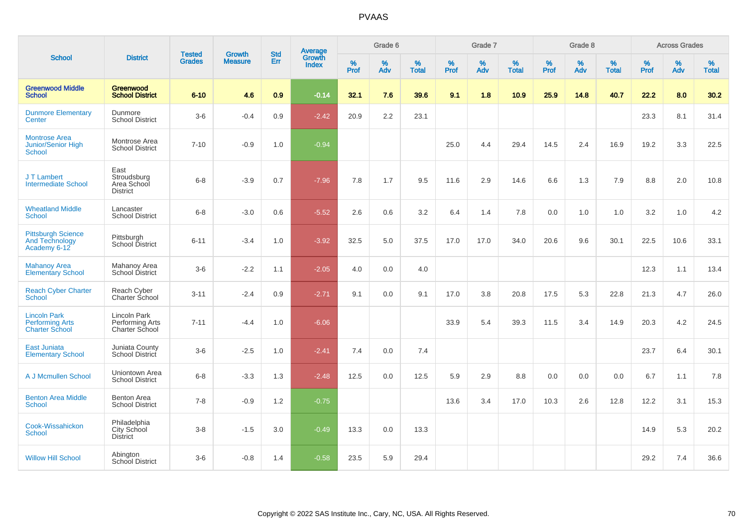# PVAAS

| School | District | Tested Grades | Growth Measure | Std Err | Average Growth Index | Grade 6 | | | Grade 7 | | | Grade 8 | | | Across Grades | | |
|---|---|---|---|---|---|---|---|---|---|---|---|---|---|---|---|---|---|
| | | | | | | % Prof | % Adv | % Total | % Prof | % Adv | % Total | % Prof | % Adv | % Total | % Prof | % Adv | % Total |
| **Greenwood Middle School** | **Greenwood School District** | **6-10** | **4.6** | **0.9** | **-0.14** | **32.1** | **7.6** | **39.6** | **9.1** | **1.8** | **10.9** | **25.9** | **14.8** | **40.7** | **22.2** | **8.0** | **30.2** |
| Dunmore Elementary Center | Dunmore School District | 3-6 | -0.4 | 0.9 | -2.42 | 20.9 | 2.2 | 23.1 | | | | | | | 23.3 | 8.1 | 31.4 |
| Montrose Area Junior/Senior High School | Montrose Area School District | 7-10 | -0.9 | 1.0 | -0.94 | | | | 25.0 | 4.4 | 29.4 | 14.5 | 2.4 | 16.9 | 19.2 | 3.3 | 22.5 |
| J T Lambert Intermediate School | East Stroudsburg Area School District | 6-8 | -3.9 | 0.7 | -7.96 | 7.8 | 1.7 | 9.5 | 11.6 | 2.9 | 14.6 | 6.6 | 1.3 | 7.9 | 8.8 | 2.0 | 10.8 |
| Wheatland Middle School | Lancaster School District | 6-8 | -3.0 | 0.6 | -5.52 | 2.6 | 0.6 | 3.2 | 6.4 | 1.4 | 7.8 | 0.0 | 1.0 | 1.0 | 3.2 | 1.0 | 4.2 |
| Pittsburgh Science And Technology Academy 6-12 | Pittsburgh School District | 6-11 | -3.4 | 1.0 | -3.92 | 32.5 | 5.0 | 37.5 | 17.0 | 17.0 | 34.0 | 20.6 | 9.6 | 30.1 | 22.5 | 10.6 | 33.1 |
| Mahanoy Area Elementary School | Mahanoy Area School District | 3-6 | -2.2 | 1.1 | -2.05 | 4.0 | 0.0 | 4.0 | | | | | | | 12.3 | 1.1 | 13.4 |
| Reach Cyber Charter School | Reach Cyber Charter School | 3-11 | -2.4 | 0.9 | -2.71 | 9.1 | 0.0 | 9.1 | 17.0 | 3.8 | 20.8 | 17.5 | 5.3 | 22.8 | 21.3 | 4.7 | 26.0 |
| Lincoln Park Performing Arts Charter School | Lincoln Park Performing Arts Charter School | 7-11 | -4.4 | 1.0 | -6.06 | | | | 33.9 | 5.4 | 39.3 | 11.5 | 3.4 | 14.9 | 20.3 | 4.2 | 24.5 |
| East Juniata Elementary School | Juniata County School District | 3-6 | -2.5 | 1.0 | -2.41 | 7.4 | 0.0 | 7.4 | | | | | | | 23.7 | 6.4 | 30.1 |
| A J Mcmullen School | Uniontown Area School District | 6-8 | -3.3 | 1.3 | -2.48 | 12.5 | 0.0 | 12.5 | 5.9 | 2.9 | 8.8 | 0.0 | 0.0 | 0.0 | 6.7 | 1.1 | 7.8 |
| Benton Area Middle School | Benton Area School District | 7-8 | -0.9 | 1.2 | -0.75 | | | | 13.6 | 3.4 | 17.0 | 10.3 | 2.6 | 12.8 | 12.2 | 3.1 | 15.3 |
| Cook-Wissahickon School | Philadelphia City School District | 3-8 | -1.5 | 3.0 | -0.49 | 13.3 | 0.0 | 13.3 | | | | | | | 14.9 | 5.3 | 20.2 |
| Willow Hill School | Abington School District | 3-6 | -0.8 | 1.4 | -0.58 | 23.5 | 5.9 | 29.4 | | | | | | | 29.2 | 7.4 | 36.6 |

Copyright © 2022 SAS Institute Inc., Cary, NC, USA. All Rights Reserved.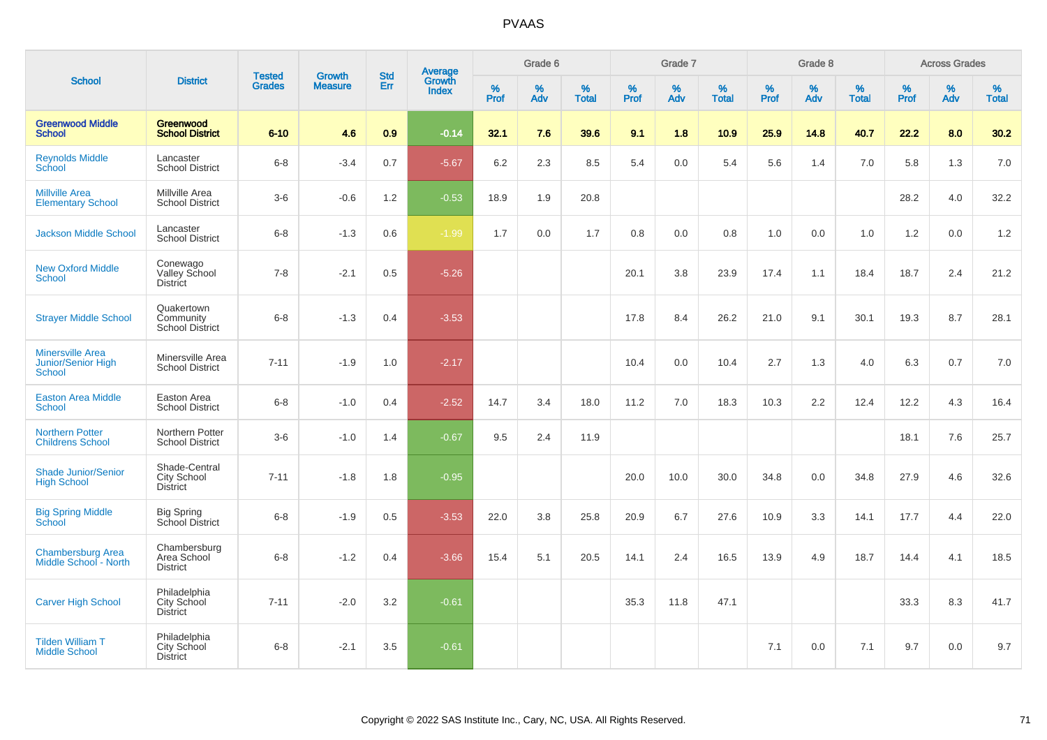# PVAAS

| School | District | Tested Grades | Growth Measure | Std Err | Average Growth Index | Grade 6 | | | Grade 7 | | | Grade 8 | | | Across Grades | | |
|---|---|---|---|---|---|---|---|---|---|---|---|---|---|---|---|---|---|
| | | | | | | % Prof | % Adv | % Total | % Prof | % Adv | % Total | % Prof | % Adv | % Total | % Prof | % Adv | % Total |
| **Greenwood Middle School** | **Greenwood School District** | **6-10** | **4.6** | **0.9** | **-0.14** | **32.1** | **7.6** | **39.6** | **9.1** | **1.8** | **10.9** | **25.9** | **14.8** | **40.7** | **22.2** | **8.0** | **30.2** |
| Reynolds Middle School | Lancaster School District | 6-8 | -3.4 | 0.7 | -5.67 | 6.2 | 2.3 | 8.5 | 5.4 | 0.0 | 5.4 | 5.6 | 1.4 | 7.0 | 5.8 | 1.3 | 7.0 |
| Millville Area Elementary School | Millville Area School District | 3-6 | -0.6 | 1.2 | -0.53 | 18.9 | 1.9 | 20.8 | | | | | | | 28.2 | 4.0 | 32.2 |
| Jackson Middle School | Lancaster School District | 6-8 | -1.3 | 0.6 | -1.99 | 1.7 | 0.0 | 1.7 | 0.8 | 0.0 | 0.8 | 1.0 | 0.0 | 1.0 | 1.2 | 0.0 | 1.2 |
| New Oxford Middle School | Conewago Valley School District | 7-8 | -2.1 | 0.5 | -5.26 | | | | 20.1 | 3.8 | 23.9 | 17.4 | 1.1 | 18.4 | 18.7 | 2.4 | 21.2 |
| Strayer Middle School | Quakertown Community School District | 6-8 | -1.3 | 0.4 | -3.53 | | | | 17.8 | 8.4 | 26.2 | 21.0 | 9.1 | 30.1 | 19.3 | 8.7 | 28.1 |
| Minersville Area Junior/Senior High School | Minersville Area School District | 7-11 | -1.9 | 1.0 | -2.17 | | | | 10.4 | 0.0 | 10.4 | 2.7 | 1.3 | 4.0 | 6.3 | 0.7 | 7.0 |
| Easton Area Middle School | Easton Area School District | 6-8 | -1.0 | 0.4 | -2.52 | 14.7 | 3.4 | 18.0 | 11.2 | 7.0 | 18.3 | 10.3 | 2.2 | 12.4 | 12.2 | 4.3 | 16.4 |
| Northern Potter Childrens School | Northern Potter School District | 3-6 | -1.0 | 1.4 | -0.67 | 9.5 | 2.4 | 11.9 | | | | | | | 18.1 | 7.6 | 25.7 |
| Shade Junior/Senior High School | Shade-Central City School District | 7-11 | -1.8 | 1.8 | -0.95 | | | | 20.0 | 10.0 | 30.0 | 34.8 | 0.0 | 34.8 | 27.9 | 4.6 | 32.6 |
| Big Spring Middle School | Big Spring School District | 6-8 | -1.9 | 0.5 | -3.53 | 22.0 | 3.8 | 25.8 | 20.9 | 6.7 | 27.6 | 10.9 | 3.3 | 14.1 | 17.7 | 4.4 | 22.0 |
| Chambersburg Area Middle School - North | Chambersburg Area School District | 6-8 | -1.2 | 0.4 | -3.66 | 15.4 | 5.1 | 20.5 | 14.1 | 2.4 | 16.5 | 13.9 | 4.9 | 18.7 | 14.4 | 4.1 | 18.5 |
| Carver High School | Philadelphia City School District | 7-11 | -2.0 | 3.2 | -0.61 | | | | 35.3 | 11.8 | 47.1 | | | | 33.3 | 8.3 | 41.7 |
| Tilden William T Middle School | Philadelphia City School District | 6-8 | -2.1 | 3.5 | -0.61 | | | | | | | 7.1 | 0.0 | 7.1 | 9.7 | 0.0 | 9.7 |

Copyright © 2022 SAS Institute Inc., Cary, NC, USA. All Rights Reserved.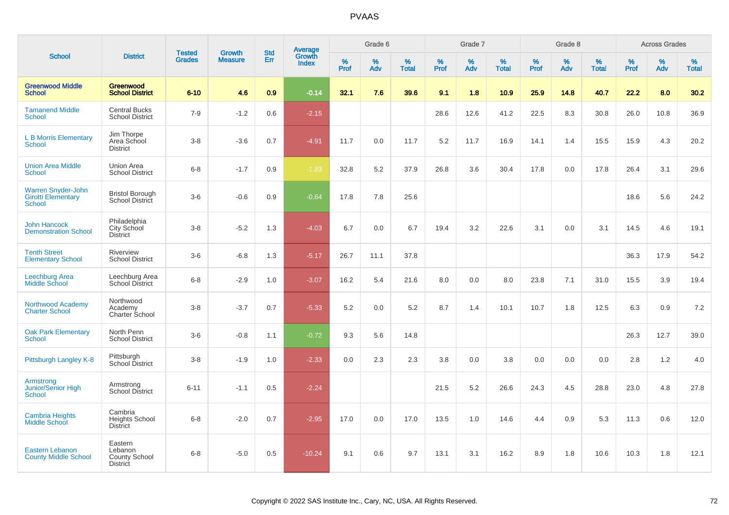# PVAAS

| School | District | Tested Grades | Growth Measure | Std Err | Average Growth Index | Grade 6 | | | Grade 7 | | | Grade 8 | | | Across Grades | | |
|---|---|---|---|---|---|---|---|---|---|---|---|---|---|---|---|---|---|
| | | | | | | % Prof | % Adv | % Total | % Prof | % Adv | % Total | % Prof | % Adv | % Total | % Prof | % Adv | % Total |
| **Greenwood Middle School** | **Greenwood School District** | **6-10** | **4.6** | **0.9** | **-0.14** | **32.1** | **7.6** | **39.6** | **9.1** | **1.8** | **10.9** | **25.9** | **14.8** | **40.7** | **22.2** | **8.0** | **30.2** |
| Tamanend Middle School | Central Bucks School District | 7-9 | -1.2 | 0.6 | -2.15 | | | | 28.6 | 12.6 | 41.2 | 22.5 | 8.3 | 30.8 | 26.0 | 10.8 | 36.9 |
| L B Morris Elementary School | Jim Thorpe Area School District | 3-8 | -3.6 | 0.7 | -4.91 | 11.7 | 0.0 | 11.7 | 5.2 | 11.7 | 16.9 | 14.1 | 1.4 | 15.5 | 15.9 | 4.3 | 20.2 |
| Union Area Middle School | Union Area School District | 6-8 | -1.7 | 0.9 | -1.83 | 32.8 | 5.2 | 37.9 | 26.8 | 3.6 | 30.4 | 17.8 | 0.0 | 17.8 | 26.4 | 3.1 | 29.6 |
| Warren Snyder-John Girotti Elementary School | Bristol Borough School District | 3-6 | -0.6 | 0.9 | -0.64 | 17.8 | 7.8 | 25.6 | | | | | | | 18.6 | 5.6 | 24.2 |
| John Hancock Demonstration School | Philadelphia City School District | 3-8 | -5.2 | 1.3 | -4.03 | 6.7 | 0.0 | 6.7 | 19.4 | 3.2 | 22.6 | 3.1 | 0.0 | 3.1 | 14.5 | 4.6 | 19.1 |
| Tenth Street Elementary School | Riverview School District | 3-6 | -6.8 | 1.3 | -5.17 | 26.7 | 11.1 | 37.8 | | | | | | | 36.3 | 17.9 | 54.2 |
| Leechburg Area Middle School | Leechburg Area School District | 6-8 | -2.9 | 1.0 | -3.07 | 16.2 | 5.4 | 21.6 | 8.0 | 0.0 | 8.0 | 23.8 | 7.1 | 31.0 | 15.5 | 3.9 | 19.4 |
| Northwood Academy Charter School | Northwood Academy Charter School | 3-8 | -3.7 | 0.7 | -5.33 | 5.2 | 0.0 | 5.2 | 8.7 | 1.4 | 10.1 | 10.7 | 1.8 | 12.5 | 6.3 | 0.9 | 7.2 |
| Oak Park Elementary School | North Penn School District | 3-6 | -0.8 | 1.1 | -0.72 | 9.3 | 5.6 | 14.8 | | | | | | | 26.3 | 12.7 | 39.0 |
| Pittsburgh Langley K-8 | Pittsburgh School District | 3-8 | -1.9 | 1.0 | -2.33 | 0.0 | 2.3 | 2.3 | 3.8 | 0.0 | 3.8 | 0.0 | 0.0 | 0.0 | 2.8 | 1.2 | 4.0 |
| Armstrong Junior/Senior High School | Armstrong School District | 6-11 | -1.1 | 0.5 | -2.24 | | | | 21.5 | 5.2 | 26.6 | 24.3 | 4.5 | 28.8 | 23.0 | 4.8 | 27.8 |
| Cambria Heights Middle School | Cambria Heights School District | 6-8 | -2.0 | 0.7 | -2.95 | 17.0 | 0.0 | 17.0 | 13.5 | 1.0 | 14.6 | 4.4 | 0.9 | 5.3 | 11.3 | 0.6 | 12.0 |
| Eastern Lebanon County Middle School | Eastern Lebanon County School District | 6-8 | -5.0 | 0.5 | -10.24 | 9.1 | 0.6 | 9.7 | 13.1 | 3.1 | 16.2 | 8.9 | 1.8 | 10.6 | 10.3 | 1.8 | 12.1 |

Copyright © 2022 SAS Institute Inc., Cary, NC, USA. All Rights Reserved.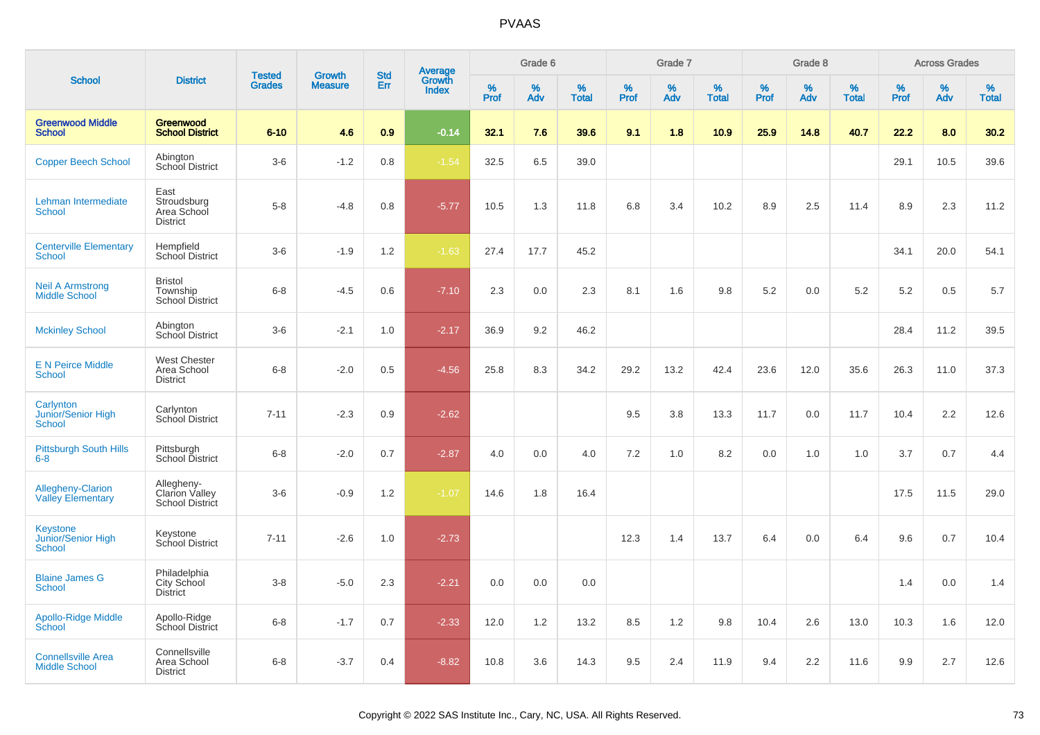# PVAAS

| School | District | Tested Grades | Growth Measure | Std Err | Average Growth Index | Grade 6 | | | Grade 7 | | | Grade 8 | | | Across Grades | | |
|---|---|---|---|---|---|---|---|---|---|---|---|---|---|---|---|---|---|
| | | | | | | % Prof | % Adv | % Total | % Prof | % Adv | % Total | % Prof | % Adv | % Total | % Prof | % Adv | % Total |
| **Greenwood Middle School** | **Greenwood School District** | **6-10** | **4.6** | **0.9** | **-0.14** | **32.1** | **7.6** | **39.6** | **9.1** | **1.8** | **10.9** | **25.9** | **14.8** | **40.7** | **22.2** | **8.0** | **30.2** |
| Copper Beech School | Abington School District | 3-6 | -1.2 | 0.8 | -1.54 | 32.5 | 6.5 | 39.0 | | | | | | | 29.1 | 10.5 | 39.6 |
| Lehman Intermediate School | East Stroudsburg Area School District | 5-8 | -4.8 | 0.8 | -5.77 | 10.5 | 1.3 | 11.8 | 6.8 | 3.4 | 10.2 | 8.9 | 2.5 | 11.4 | 8.9 | 2.3 | 11.2 |
| Centerville Elementary School | Hempfield School District | 3-6 | -1.9 | 1.2 | -1.63 | 27.4 | 17.7 | 45.2 | | | | | | | 34.1 | 20.0 | 54.1 |
| Neil A Armstrong Middle School | Bristol Township School District | 6-8 | -4.5 | 0.6 | -7.10 | 2.3 | 0.0 | 2.3 | 8.1 | 1.6 | 9.8 | 5.2 | 0.0 | 5.2 | 5.2 | 0.5 | 5.7 |
| Mckinley School | Abington School District | 3-6 | -2.1 | 1.0 | -2.17 | 36.9 | 9.2 | 46.2 | | | | | | | 28.4 | 11.2 | 39.5 |
| E N Peirce Middle School | West Chester Area School District | 6-8 | -2.0 | 0.5 | -4.56 | 25.8 | 8.3 | 34.2 | 29.2 | 13.2 | 42.4 | 23.6 | 12.0 | 35.6 | 26.3 | 11.0 | 37.3 |
| Carlynton Junior/Senior High School | Carlynton School District | 7-11 | -2.3 | 0.9 | -2.62 | | | | 9.5 | 3.8 | 13.3 | 11.7 | 0.0 | 11.7 | 10.4 | 2.2 | 12.6 |
| Pittsburgh South Hills 6-8 | Pittsburgh School District | 6-8 | -2.0 | 0.7 | -2.87 | 4.0 | 0.0 | 4.0 | 7.2 | 1.0 | 8.2 | 0.0 | 1.0 | 1.0 | 3.7 | 0.7 | 4.4 |
| Allegheny-Clarion Valley Elementary | Allegheny-Clarion Valley School District | 3-6 | -0.9 | 1.2 | -1.07 | 14.6 | 1.8 | 16.4 | | | | | | | 17.5 | 11.5 | 29.0 |
| Keystone Junior/Senior High School | Keystone School District | 7-11 | -2.6 | 1.0 | -2.73 | | | | 12.3 | 1.4 | 13.7 | 6.4 | 0.0 | 6.4 | 9.6 | 0.7 | 10.4 |
| Blaine James G School | Philadelphia City School District | 3-8 | -5.0 | 2.3 | -2.21 | 0.0 | 0.0 | 0.0 | | | | | | | 1.4 | 0.0 | 1.4 |
| Apollo-Ridge Middle School | Apollo-Ridge School District | 6-8 | -1.7 | 0.7 | -2.33 | 12.0 | 1.2 | 13.2 | 8.5 | 1.2 | 9.8 | 10.4 | 2.6 | 13.0 | 10.3 | 1.6 | 12.0 |
| Connellsville Area Middle School | Connellsville Area School District | 6-8 | -3.7 | 0.4 | -8.82 | 10.8 | 3.6 | 14.3 | 9.5 | 2.4 | 11.9 | 9.4 | 2.2 | 11.6 | 9.9 | 2.7 | 12.6 |

Copyright © 2022 SAS Institute Inc., Cary, NC, USA. All Rights Reserved.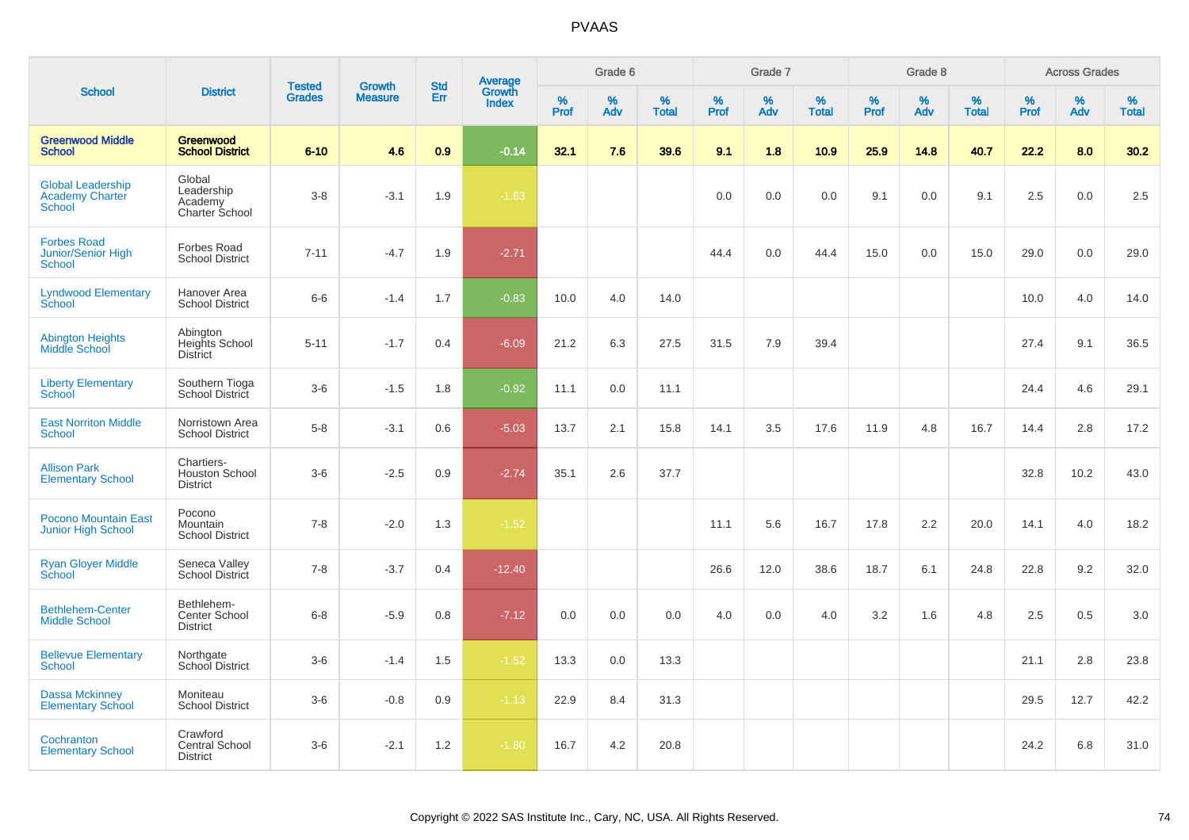# PVAAS

| School | District | Tested Grades | Growth Measure | Std Err | Average Growth Index | Grade 6 | | | Grade 7 | | | Grade 8 | | | Across Grades | | |
|---|---|---|---|---|---|---|---|---|---|---|---|---|---|---|---|---|---|
| | | | | | | % Prof | % Adv | % Total | % Prof | % Adv | % Total | % Prof | % Adv | % Total | % Prof | % Adv | % Total |
| **Greenwood Middle School** | **Greenwood School District** | **6-10** | **4.6** | **0.9** | **-0.14** | **32.1** | **7.6** | **39.6** | **9.1** | **1.8** | **10.9** | **25.9** | **14.8** | **40.7** | **22.2** | **8.0** | **30.2** |
| Global Leadership Academy Charter School | Global Leadership Academy Charter School | 3-8 | -3.1 | 1.9 | -1.63 | | | | 0.0 | 0.0 | 0.0 | 9.1 | 0.0 | 9.1 | 2.5 | 0.0 | 2.5 |
| Forbes Road Junior/Senior High School | Forbes Road School District | 7-11 | -4.7 | 1.9 | -2.71 | | | | 44.4 | 0.0 | 44.4 | 15.0 | 0.0 | 15.0 | 29.0 | 0.0 | 29.0 |
| Lyndwood Elementary School | Hanover Area School District | 6-6 | -1.4 | 1.7 | -0.83 | 10.0 | 4.0 | 14.0 | | | | | | | 10.0 | 4.0 | 14.0 |
| Abington Heights Middle School | Abington Heights School District | 5-11 | -1.7 | 0.4 | -6.09 | 21.2 | 6.3 | 27.5 | 31.5 | 7.9 | 39.4 | | | | 27.4 | 9.1 | 36.5 |
| Liberty Elementary School | Southern Tioga School District | 3-6 | -1.5 | 1.8 | -0.92 | 11.1 | 0.0 | 11.1 | | | | | | | 24.4 | 4.6 | 29.1 |
| East Norriton Middle School | Norristown Area School District | 5-8 | -3.1 | 0.6 | -5.03 | 13.7 | 2.1 | 15.8 | 14.1 | 3.5 | 17.6 | 11.9 | 4.8 | 16.7 | 14.4 | 2.8 | 17.2 |
| Allison Park Elementary School | Chartiers-Houston School District | 3-6 | -2.5 | 0.9 | -2.74 | 35.1 | 2.6 | 37.7 | | | | | | | 32.8 | 10.2 | 43.0 |
| Pocono Mountain East Junior High School | Pocono Mountain School District | 7-8 | -2.0 | 1.3 | -1.52 | | | | 11.1 | 5.6 | 16.7 | 17.8 | 2.2 | 20.0 | 14.1 | 4.0 | 18.2 |
| Ryan Gloyer Middle School | Seneca Valley School District | 7-8 | -3.7 | 0.4 | -12.40 | | | | 26.6 | 12.0 | 38.6 | 18.7 | 6.1 | 24.8 | 22.8 | 9.2 | 32.0 |
| Bethlehem-Center Middle School | Bethlehem-Center School District | 6-8 | -5.9 | 0.8 | -7.12 | 0.0 | 0.0 | 0.0 | 4.0 | 0.0 | 4.0 | 3.2 | 1.6 | 4.8 | 2.5 | 0.5 | 3.0 |
| Bellevue Elementary School | Northgate School District | 3-6 | -1.4 | 1.5 | -1.52 | 13.3 | 0.0 | 13.3 | | | | | | | 21.1 | 2.8 | 23.8 |
| Dassa Mckinney Elementary School | Moniteau School District | 3-6 | -0.8 | 0.9 | -1.13 | 22.9 | 8.4 | 31.3 | | | | | | | 29.5 | 12.7 | 42.2 |
| Cochranton Elementary School | Crawford Central School District | 3-6 | -2.1 | 1.2 | -1.80 | 16.7 | 4.2 | 20.8 | | | | | | | 24.2 | 6.8 | 31.0 |

Copyright © 2022 SAS Institute Inc., Cary, NC, USA. All Rights Reserved.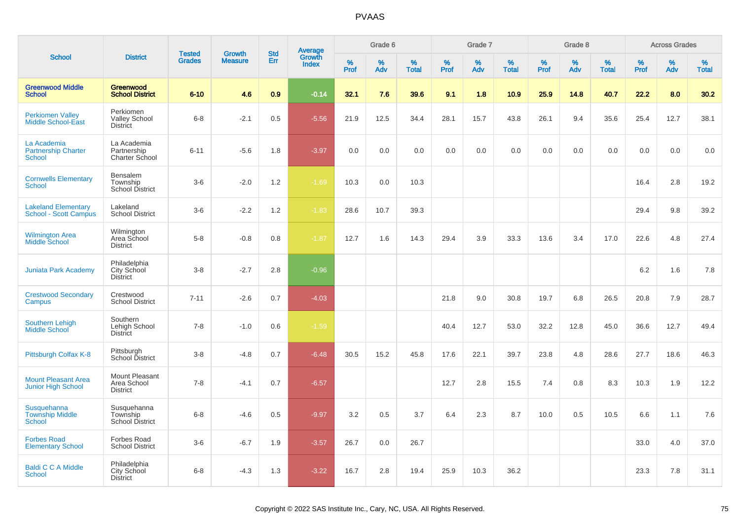# PVAAS

| School | District | Tested Grades | Growth Measure | Std Err | Average Growth Index | Grade 6 | | | Grade 7 | | | Grade 8 | | | Across Grades | | |
|---|---|---|---|---|---|---|---|---|---|---|---|---|---|---|---|---|---|
| | | | | | | % Prof | % Adv | % Total | % Prof | % Adv | % Total | % Prof | % Adv | % Total | % Prof | % Adv | % Total |
| **Greenwood Middle School** | **Greenwood School District** | **6-10** | **4.6** | **0.9** | **-0.14** | **32.1** | **7.6** | **39.6** | **9.1** | **1.8** | **10.9** | **25.9** | **14.8** | **40.7** | **22.2** | **8.0** | **30.2** |
| Perkiomen Valley Middle School-East | Perkiomen Valley School District | 6-8 | -2.1 | 0.5 | -5.56 | 21.9 | 12.5 | 34.4 | 28.1 | 15.7 | 43.8 | 26.1 | 9.4 | 35.6 | 25.4 | 12.7 | 38.1 |
| La Academia Partnership Charter School | La Academia Partnership Charter School | 6-11 | -5.6 | 1.8 | -3.97 | 0.0 | 0.0 | 0.0 | 0.0 | 0.0 | 0.0 | 0.0 | 0.0 | 0.0 | 0.0 | 0.0 | 0.0 |
| Cornwells Elementary School | Bensalem Township School District | 3-6 | -2.0 | 1.2 | -1.69 | 10.3 | 0.0 | 10.3 | | | | | | | 16.4 | 2.8 | 19.2 |
| Lakeland Elementary School - Scott Campus | Lakeland School District | 3-6 | -2.2 | 1.2 | -1.83 | 28.6 | 10.7 | 39.3 | | | | | | | 29.4 | 9.8 | 39.2 |
| Wilmington Area Middle School | Wilmington Area School District | 5-8 | -0.8 | 0.8 | -1.87 | 12.7 | 1.6 | 14.3 | 29.4 | 3.9 | 33.3 | 13.6 | 3.4 | 17.0 | 22.6 | 4.8 | 27.4 |
| Juniata Park Academy | Philadelphia City School District | 3-8 | -2.7 | 2.8 | -0.96 | | | | | | | | | | 6.2 | 1.6 | 7.8 |
| Crestwood Secondary Campus | Crestwood School District | 7-11 | -2.6 | 0.7 | -4.03 | | | | 21.8 | 9.0 | 30.8 | 19.7 | 6.8 | 26.5 | 20.8 | 7.9 | 28.7 |
| Southern Lehigh Middle School | Southern Lehigh School District | 7-8 | -1.0 | 0.6 | -1.59 | | | | 40.4 | 12.7 | 53.0 | 32.2 | 12.8 | 45.0 | 36.6 | 12.7 | 49.4 |
| Pittsburgh Colfax K-8 | Pittsburgh School District | 3-8 | -4.8 | 0.7 | -6.48 | 30.5 | 15.2 | 45.8 | 17.6 | 22.1 | 39.7 | 23.8 | 4.8 | 28.6 | 27.7 | 18.6 | 46.3 |
| Mount Pleasant Area Junior High School | Mount Pleasant Area School District | 7-8 | -4.1 | 0.7 | -6.57 | | | | 12.7 | 2.8 | 15.5 | 7.4 | 0.8 | 8.3 | 10.3 | 1.9 | 12.2 |
| Susquehanna Township Middle School | Susquehanna Township School District | 6-8 | -4.6 | 0.5 | -9.97 | 3.2 | 0.5 | 3.7 | 6.4 | 2.3 | 8.7 | 10.0 | 0.5 | 10.5 | 6.6 | 1.1 | 7.6 |
| Forbes Road Elementary School | Forbes Road School District | 3-6 | -6.7 | 1.9 | -3.57 | 26.7 | 0.0 | 26.7 | | | | | | | 33.0 | 4.0 | 37.0 |
| Baldi C C A Middle School | Philadelphia City School District | 6-8 | -4.3 | 1.3 | -3.22 | 16.7 | 2.8 | 19.4 | 25.9 | 10.3 | 36.2 | | | | 23.3 | 7.8 | 31.1 |

Copyright © 2022 SAS Institute Inc., Cary, NC, USA. All Rights Reserved.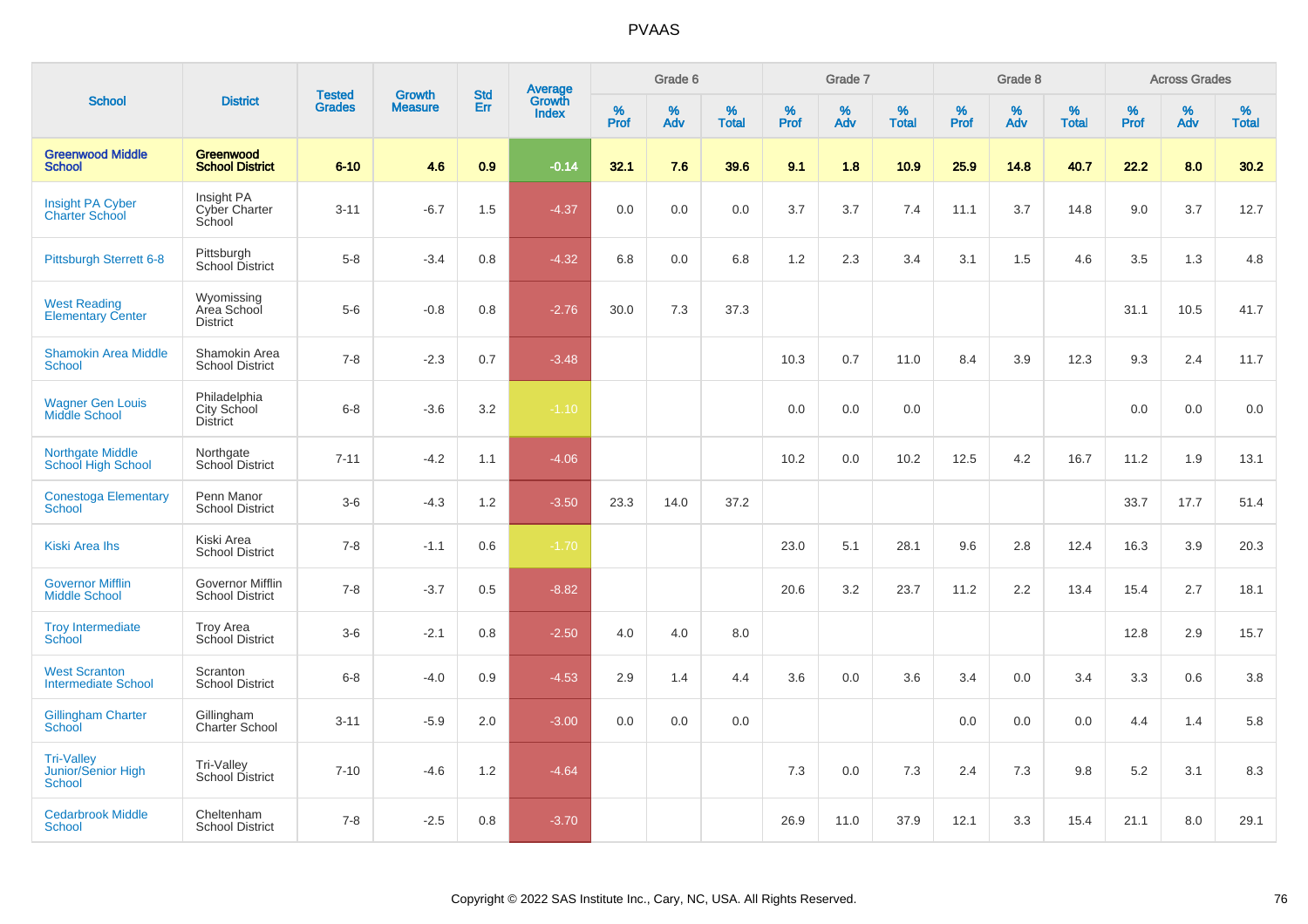# PVAAS

| School | District | Tested Grades | Growth Measure | Std Err | Average Growth Index | Grade 6 | | | Grade 7 | | | Grade 8 | | | Across Grades | | |
|---|---|---|---|---|---|---|---|---|---|---|---|---|---|---|---|---|---|
| | | | | | | % Prof | % Adv | % Total | % Prof | % Adv | % Total | % Prof | % Adv | % Total | % Prof | % Adv | % Total |
| **Greenwood Middle School** | **Greenwood School District** | **6-10** | **4.6** | **0.9** | **-0.14** | **32.1** | **7.6** | **39.6** | **9.1** | **1.8** | **10.9** | **25.9** | **14.8** | **40.7** | **22.2** | **8.0** | **30.2** |
| Insight PA Cyber Charter School | Insight PA Cyber Charter School | 3-11 | -6.7 | 1.5 | -4.37 | 0.0 | 0.0 | 0.0 | 3.7 | 3.7 | 7.4 | 11.1 | 3.7 | 14.8 | 9.0 | 3.7 | 12.7 |
| Pittsburgh Sterrett 6-8 | Pittsburgh School District | 5-8 | -3.4 | 0.8 | -4.32 | 6.8 | 0.0 | 6.8 | 1.2 | 2.3 | 3.4 | 3.1 | 1.5 | 4.6 | 3.5 | 1.3 | 4.8 |
| West Reading Elementary Center | Wyomissing Area School District | 5-6 | -0.8 | 0.8 | -2.76 | 30.0 | 7.3 | 37.3 | | | | | | | 31.1 | 10.5 | 41.7 |
| Shamokin Area Middle School | Shamokin Area School District | 7-8 | -2.3 | 0.7 | -3.48 | | | | 10.3 | 0.7 | 11.0 | 8.4 | 3.9 | 12.3 | 9.3 | 2.4 | 11.7 |
| Wagner Gen Louis Middle School | Philadelphia City School District | 6-8 | -3.6 | 3.2 | -1.10 | | | | 0.0 | 0.0 | 0.0 | | | | 0.0 | 0.0 | 0.0 |
| Northgate Middle School High School | Northgate School District | 7-11 | -4.2 | 1.1 | -4.06 | | | | 10.2 | 0.0 | 10.2 | 12.5 | 4.2 | 16.7 | 11.2 | 1.9 | 13.1 |
| Conestoga Elementary School | Penn Manor School District | 3-6 | -4.3 | 1.2 | -3.50 | 23.3 | 14.0 | 37.2 | | | | | | | 33.7 | 17.7 | 51.4 |
| Kiski Area Ihs | Kiski Area School District | 7-8 | -1.1 | 0.6 | -1.70 | | | | 23.0 | 5.1 | 28.1 | 9.6 | 2.8 | 12.4 | 16.3 | 3.9 | 20.3 |
| Governor Mifflin Middle School | Governor Mifflin School District | 7-8 | -3.7 | 0.5 | -8.82 | | | | 20.6 | 3.2 | 23.7 | 11.2 | 2.2 | 13.4 | 15.4 | 2.7 | 18.1 |
| Troy Intermediate School | Troy Area School District | 3-6 | -2.1 | 0.8 | -2.50 | 4.0 | 4.0 | 8.0 | | | | | | | 12.8 | 2.9 | 15.7 |
| West Scranton Intermediate School | Scranton School District | 6-8 | -4.0 | 0.9 | -4.53 | 2.9 | 1.4 | 4.4 | 3.6 | 0.0 | 3.6 | 3.4 | 0.0 | 3.4 | 3.3 | 0.6 | 3.8 |
| Gillingham Charter School | Gillingham Charter School | 3-11 | -5.9 | 2.0 | -3.00 | 0.0 | 0.0 | 0.0 | | | | 0.0 | 0.0 | 0.0 | 4.4 | 1.4 | 5.8 |
| Tri-Valley Junior/Senior High School | Tri-Valley School District | 7-10 | -4.6 | 1.2 | -4.64 | | | | 7.3 | 0.0 | 7.3 | 2.4 | 7.3 | 9.8 | 5.2 | 3.1 | 8.3 |
| Cedarbrook Middle School | Cheltenham School District | 7-8 | -2.5 | 0.8 | -3.70 | | | | 26.9 | 11.0 | 37.9 | 12.1 | 3.3 | 15.4 | 21.1 | 8.0 | 29.1 |

Copyright © 2022 SAS Institute Inc., Cary, NC, USA. All Rights Reserved.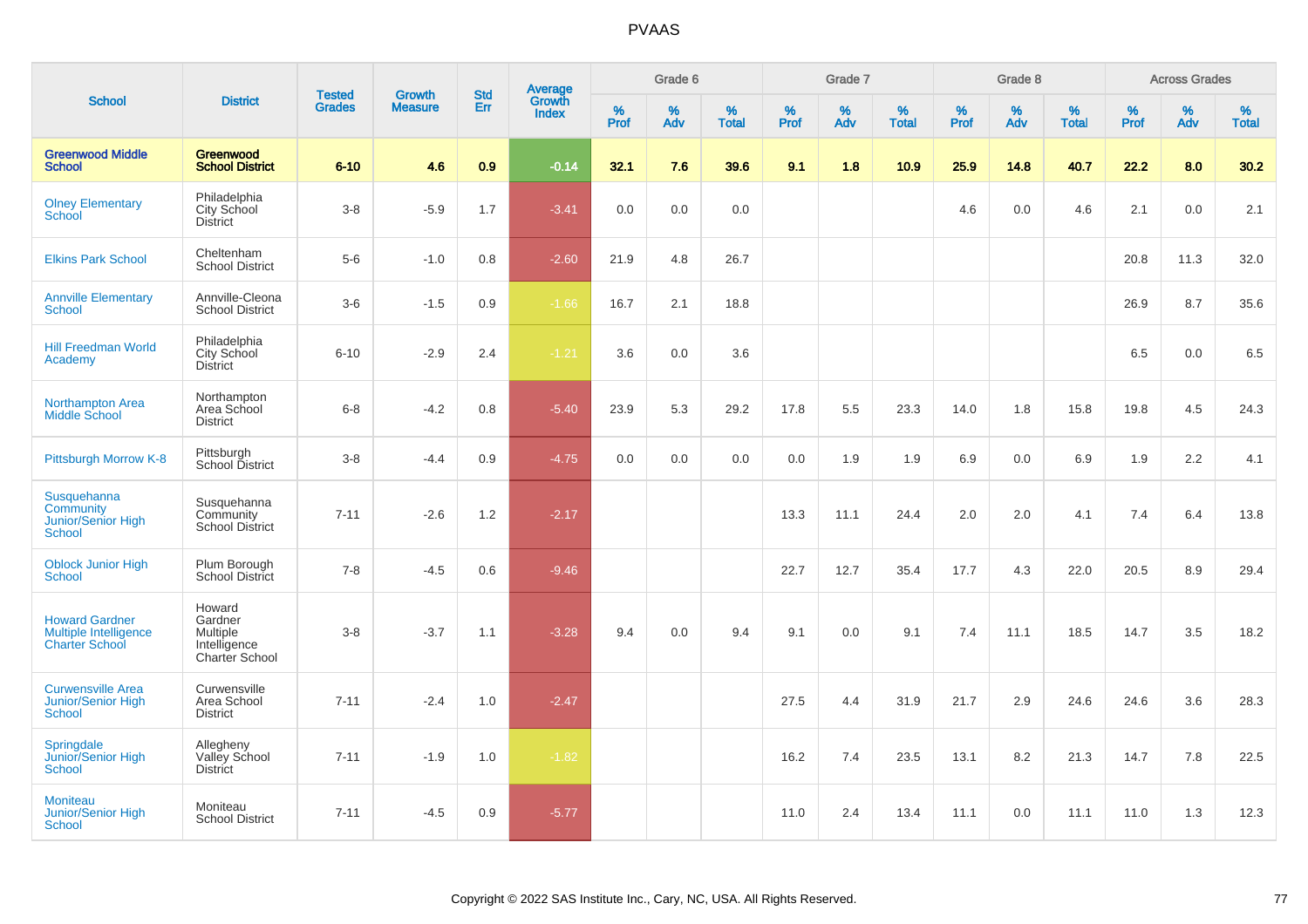# PVAAS

| School | District | Tested Grades | Growth Measure | Std Err | Average Growth Index | Grade 6 | | | Grade 7 | | | Grade 8 | | | Across Grades | | |
|---|---|---|---|---|---|---|---|---|---|---|---|---|---|---|---|---|---|
| | | | | | | % Prof | % Adv | % Total | % Prof | % Adv | % Total | % Prof | % Adv | % Total | % Prof | % Adv | % Total |
| **Greenwood Middle School** | **Greenwood School District** | **6-10** | **4.6** | **0.9** | **-0.14** | **32.1** | **7.6** | **39.6** | **9.1** | **1.8** | **10.9** | **25.9** | **14.8** | **40.7** | **22.2** | **8.0** | **30.2** |
| Olney Elementary School | Philadelphia City School District | 3-8 | -5.9 | 1.7 | -3.41 | 0.0 | 0.0 | 0.0 | | | | 4.6 | 0.0 | 4.6 | 2.1 | 0.0 | 2.1 |
| Elkins Park School | Cheltenham School District | 5-6 | -1.0 | 0.8 | -2.60 | 21.9 | 4.8 | 26.7 | | | | | | | 20.8 | 11.3 | 32.0 |
| Annville Elementary School | Annville-Cleona School District | 3-6 | -1.5 | 0.9 | -1.66 | 16.7 | 2.1 | 18.8 | | | | | | | 26.9 | 8.7 | 35.6 |
| Hill Freedman World Academy | Philadelphia City School District | 6-10 | -2.9 | 2.4 | -1.21 | 3.6 | 0.0 | 3.6 | | | | | | | 6.5 | 0.0 | 6.5 |
| Northampton Area Middle School | Northampton Area School District | 6-8 | -4.2 | 0.8 | -5.40 | 23.9 | 5.3 | 29.2 | 17.8 | 5.5 | 23.3 | 14.0 | 1.8 | 15.8 | 19.8 | 4.5 | 24.3 |
| Pittsburgh Morrow K-8 | Pittsburgh School District | 3-8 | -4.4 | 0.9 | -4.75 | 0.0 | 0.0 | 0.0 | 0.0 | 1.9 | 1.9 | 6.9 | 0.0 | 6.9 | 1.9 | 2.2 | 4.1 |
| Susquehanna Community Junior/Senior High School | Susquehanna Community School District | 7-11 | -2.6 | 1.2 | -2.17 | | | | 13.3 | 11.1 | 24.4 | 2.0 | 2.0 | 4.1 | 7.4 | 6.4 | 13.8 |
| Oblock Junior High School | Plum Borough School District | 7-8 | -4.5 | 0.6 | -9.46 | | | | 22.7 | 12.7 | 35.4 | 17.7 | 4.3 | 22.0 | 20.5 | 8.9 | 29.4 |
| Howard Gardner Multiple Intelligence Charter School | Howard Gardner Multiple Intelligence Charter School | 3-8 | -3.7 | 1.1 | -3.28 | 9.4 | 0.0 | 9.4 | 9.1 | 0.0 | 9.1 | 7.4 | 11.1 | 18.5 | 14.7 | 3.5 | 18.2 |
| Curwensville Area Junior/Senior High School | Curwensville Area School District | 7-11 | -2.4 | 1.0 | -2.47 | | | | 27.5 | 4.4 | 31.9 | 21.7 | 2.9 | 24.6 | 24.6 | 3.6 | 28.3 |
| Springdale Junior/Senior High School | Allegheny Valley School District | 7-11 | -1.9 | 1.0 | -1.82 | | | | 16.2 | 7.4 | 23.5 | 13.1 | 8.2 | 21.3 | 14.7 | 7.8 | 22.5 |
| Moniteau Junior/Senior High School | Moniteau School District | 7-11 | -4.5 | 0.9 | -5.77 | | | | 11.0 | 2.4 | 13.4 | 11.1 | 0.0 | 11.1 | 11.0 | 1.3 | 12.3 |

Copyright © 2022 SAS Institute Inc., Cary, NC, USA. All Rights Reserved.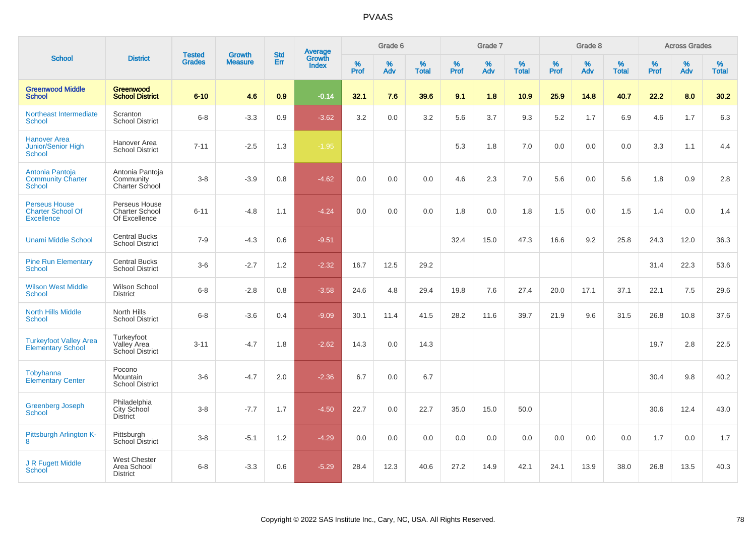# PVAAS

| School | District | Tested Grades | Growth Measure | Std Err | Average Growth Index | Grade 6 | | | Grade 7 | | | Grade 8 | | | Across Grades | | |
|---|---|---|---|---|---|---|---|---|---|---|---|---|---|---|---|---|---|
| | | | | | | % Prof | % Adv | % Total | % Prof | % Adv | % Total | % Prof | % Adv | % Total | % Prof | % Adv | % Total |
| **Greenwood Middle School** | **Greenwood School District** | **6-10** | **4.6** | **0.9** | **-0.14** | **32.1** | **7.6** | **39.6** | **9.1** | **1.8** | **10.9** | **25.9** | **14.8** | **40.7** | **22.2** | **8.0** | **30.2** |
| Northeast Intermediate School | Scranton School District | 6-8 | -3.3 | 0.9 | -3.62 | 3.2 | 0.0 | 3.2 | 5.6 | 3.7 | 9.3 | 5.2 | 1.7 | 6.9 | 4.6 | 1.7 | 6.3 |
| Hanover Area Junior/Senior High School | Hanover Area School District | 7-11 | -2.5 | 1.3 | -1.95 | | | | 5.3 | 1.8 | 7.0 | 0.0 | 0.0 | 0.0 | 3.3 | 1.1 | 4.4 |
| Antonia Pantoja Community Charter School | Antonia Pantoja Community Charter School | 3-8 | -3.9 | 0.8 | -4.62 | 0.0 | 0.0 | 0.0 | 4.6 | 2.3 | 7.0 | 5.6 | 0.0 | 5.6 | 1.8 | 0.9 | 2.8 |
| Perseus House Charter School Of Excellence | Perseus House Charter School Of Excellence | 6-11 | -4.8 | 1.1 | -4.24 | 0.0 | 0.0 | 0.0 | 1.8 | 0.0 | 1.8 | 1.5 | 0.0 | 1.5 | 1.4 | 0.0 | 1.4 |
| Unami Middle School | Central Bucks School District | 7-9 | -4.3 | 0.6 | -9.51 | | | | 32.4 | 15.0 | 47.3 | 16.6 | 9.2 | 25.8 | 24.3 | 12.0 | 36.3 |
| Pine Run Elementary School | Central Bucks School District | 3-6 | -2.7 | 1.2 | -2.32 | 16.7 | 12.5 | 29.2 | | | | | | | 31.4 | 22.3 | 53.6 |
| Wilson West Middle School | Wilson School District | 6-8 | -2.8 | 0.8 | -3.58 | 24.6 | 4.8 | 29.4 | 19.8 | 7.6 | 27.4 | 20.0 | 17.1 | 37.1 | 22.1 | 7.5 | 29.6 |
| North Hills Middle School | North Hills School District | 6-8 | -3.6 | 0.4 | -9.09 | 30.1 | 11.4 | 41.5 | 28.2 | 11.6 | 39.7 | 21.9 | 9.6 | 31.5 | 26.8 | 10.8 | 37.6 |
| Turkeyfoot Valley Area Elementary School | Turkeyfoot Valley Area School District | 3-11 | -4.7 | 1.8 | -2.62 | 14.3 | 0.0 | 14.3 | | | | | | | 19.7 | 2.8 | 22.5 |
| Tobyhanna Elementary Center | Pocono Mountain School District | 3-6 | -4.7 | 2.0 | -2.36 | 6.7 | 0.0 | 6.7 | | | | | | | 30.4 | 9.8 | 40.2 |
| Greenberg Joseph School | Philadelphia City School District | 3-8 | -7.7 | 1.7 | -4.50 | 22.7 | 0.0 | 22.7 | 35.0 | 15.0 | 50.0 | | | | 30.6 | 12.4 | 43.0 |
| Pittsburgh Arlington K-8 | Pittsburgh School District | 3-8 | -5.1 | 1.2 | -4.29 | 0.0 | 0.0 | 0.0 | 0.0 | 0.0 | 0.0 | 0.0 | 0.0 | 0.0 | 1.7 | 0.0 | 1.7 |
| J R Fugett Middle School | West Chester Area School District | 6-8 | -3.3 | 0.6 | -5.29 | 28.4 | 12.3 | 40.6 | 27.2 | 14.9 | 42.1 | 24.1 | 13.9 | 38.0 | 26.8 | 13.5 | 40.3 |

Copyright © 2022 SAS Institute Inc., Cary, NC, USA. All Rights Reserved.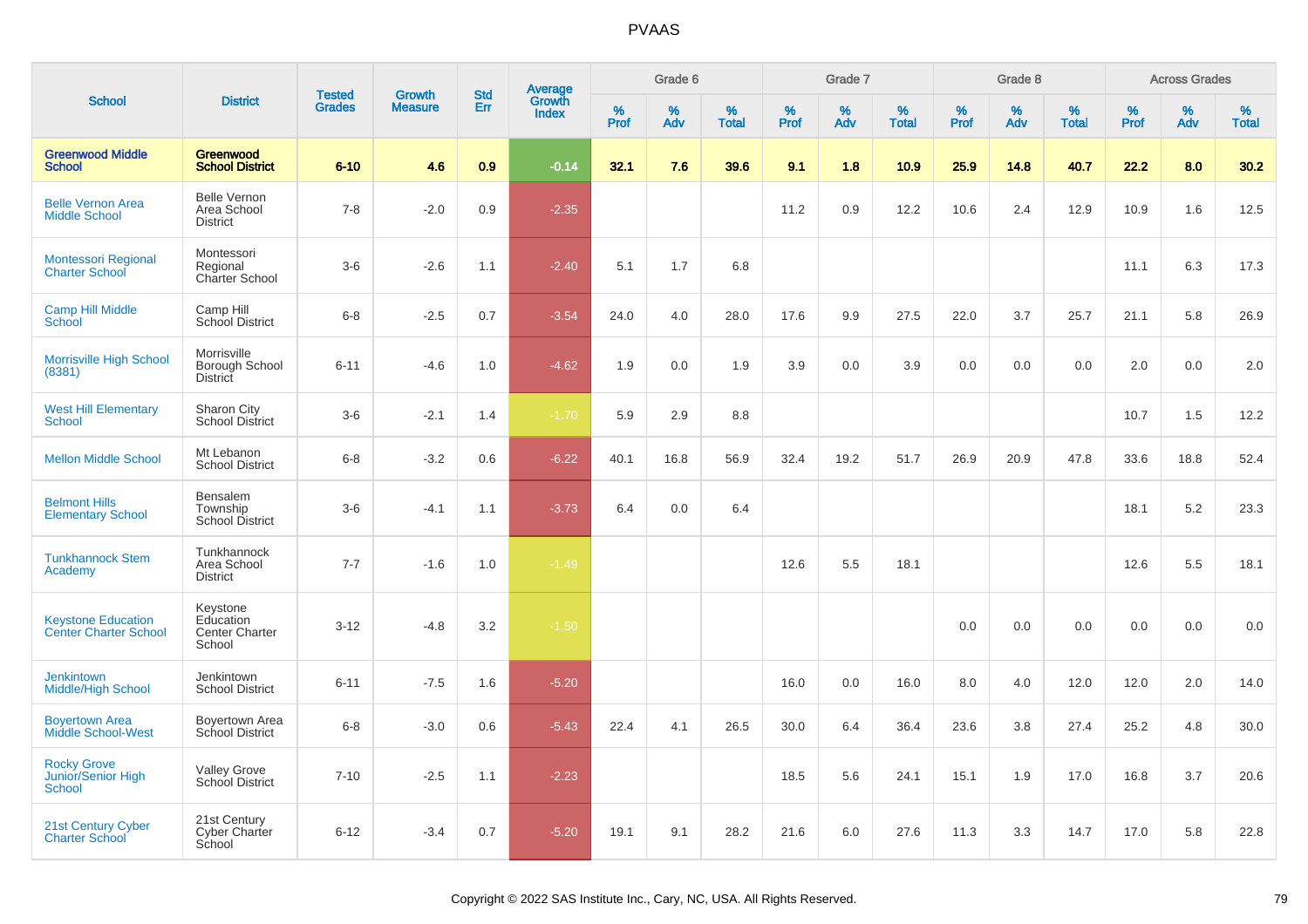# PVAAS

| School | District | Tested Grades | Growth Measure | Std Err | Average Growth Index | Grade 6 | | | Grade 7 | | | Grade 8 | | | Across Grades | | |
|---|---|---|---|---|---|---|---|---|---|---|---|---|---|---|---|---|---|
| | | | | | | % Prof | % Adv | % Total | % Prof | % Adv | % Total | % Prof | % Adv | % Total | % Prof | % Adv | % Total |
| **Greenwood Middle School** | **Greenwood School District** | **6-10** | **4.6** | **0.9** | **-0.14** | **32.1** | **7.6** | **39.6** | **9.1** | **1.8** | **10.9** | **25.9** | **14.8** | **40.7** | **22.2** | **8.0** | **30.2** |
| Belle Vernon Area Middle School | Belle Vernon Area School District | 7-8 | -2.0 | 0.9 | -2.35 | | | | 11.2 | 0.9 | 12.2 | 10.6 | 2.4 | 12.9 | 10.9 | 1.6 | 12.5 |
| Montessori Regional Charter School | Montessori Regional Charter School | 3-6 | -2.6 | 1.1 | -2.40 | 5.1 | 1.7 | 6.8 | | | | | | | 11.1 | 6.3 | 17.3 |
| Camp Hill Middle School | Camp Hill School District | 6-8 | -2.5 | 0.7 | -3.54 | 24.0 | 4.0 | 28.0 | 17.6 | 9.9 | 27.5 | 22.0 | 3.7 | 25.7 | 21.1 | 5.8 | 26.9 |
| Morrisville High School (8381) | Morrisville Borough School District | 6-11 | -4.6 | 1.0 | -4.62 | 1.9 | 0.0 | 1.9 | 3.9 | 0.0 | 3.9 | 0.0 | 0.0 | 0.0 | 2.0 | 0.0 | 2.0 |
| West Hill Elementary School | Sharon City School District | 3-6 | -2.1 | 1.4 | -1.70 | 5.9 | 2.9 | 8.8 | | | | | | | 10.7 | 1.5 | 12.2 |
| Mellon Middle School | Mt Lebanon School District | 6-8 | -3.2 | 0.6 | -6.22 | 40.1 | 16.8 | 56.9 | 32.4 | 19.2 | 51.7 | 26.9 | 20.9 | 47.8 | 33.6 | 18.8 | 52.4 |
| Belmont Hills Elementary School | Bensalem Township School District | 3-6 | -4.1 | 1.1 | -3.73 | 6.4 | 0.0 | 6.4 | | | | | | | 18.1 | 5.2 | 23.3 |
| Tunkhannock Stem Academy | Tunkhannock Area School District | 7-7 | -1.6 | 1.0 | -1.49 | | | | 12.6 | 5.5 | 18.1 | | | | 12.6 | 5.5 | 18.1 |
| Keystone Education Center Charter School | Keystone Education Center Charter School | 3-12 | -4.8 | 3.2 | -1.50 | | | | | | | 0.0 | 0.0 | 0.0 | 0.0 | 0.0 | 0.0 |
| Jenkintown Middle/High School | Jenkintown School District | 6-11 | -7.5 | 1.6 | -5.20 | | | | 16.0 | 0.0 | 16.0 | 8.0 | 4.0 | 12.0 | 12.0 | 2.0 | 14.0 |
| Boyertown Area Middle School-West | Boyertown Area School District | 6-8 | -3.0 | 0.6 | -5.43 | 22.4 | 4.1 | 26.5 | 30.0 | 6.4 | 36.4 | 23.6 | 3.8 | 27.4 | 25.2 | 4.8 | 30.0 |
| Rocky Grove Junior/Senior High School | Valley Grove School District | 7-10 | -2.5 | 1.1 | -2.23 | | | | 18.5 | 5.6 | 24.1 | 15.1 | 1.9 | 17.0 | 16.8 | 3.7 | 20.6 |
| 21st Century Cyber Charter School | 21st Century Cyber Charter School | 6-12 | -3.4 | 0.7 | -5.20 | 19.1 | 9.1 | 28.2 | 21.6 | 6.0 | 27.6 | 11.3 | 3.3 | 14.7 | 17.0 | 5.8 | 22.8 |

Copyright © 2022 SAS Institute Inc., Cary, NC, USA. All Rights Reserved.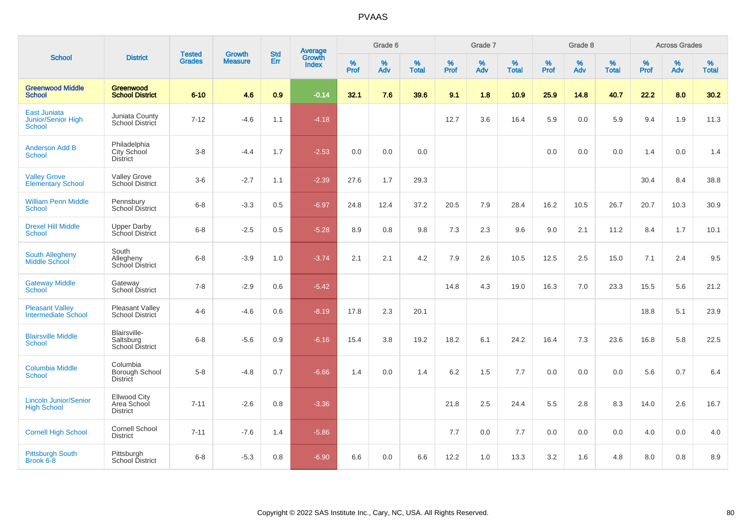# PVAAS

| School | District | Tested Grades | Growth Measure | Std Err | Average Growth Index | Grade 6 | | | Grade 7 | | | Grade 8 | | | Across Grades | | |
|---|---|---|---|---|---|---|---|---|---|---|---|---|---|---|---|---|---|
| | | | | | | % Prof | % Adv | % Total | % Prof | % Adv | % Total | % Prof | % Adv | % Total | % Prof | % Adv | % Total |
| **Greenwood Middle School** | **Greenwood School District** | **6-10** | **4.6** | **0.9** | **-0.14** | **32.1** | **7.6** | **39.6** | **9.1** | **1.8** | **10.9** | **25.9** | **14.8** | **40.7** | **22.2** | **8.0** | **30.2** |
| East Juniata Junior/Senior High School | Juniata County School District | 7-12 | -4.6 | 1.1 | -4.18 | | | | 12.7 | 3.6 | 16.4 | 5.9 | 0.0 | 5.9 | 9.4 | 1.9 | 11.3 |
| Anderson Add B School | Philadelphia City School District | 3-8 | -4.4 | 1.7 | -2.53 | 0.0 | 0.0 | 0.0 | | | | 0.0 | 0.0 | 0.0 | 1.4 | 0.0 | 1.4 |
| Valley Grove Elementary School | Valley Grove School District | 3-6 | -2.7 | 1.1 | -2.39 | 27.6 | 1.7 | 29.3 | | | | | | | 30.4 | 8.4 | 38.8 |
| William Penn Middle School | Pennsbury School District | 6-8 | -3.3 | 0.5 | -6.97 | 24.8 | 12.4 | 37.2 | 20.5 | 7.9 | 28.4 | 16.2 | 10.5 | 26.7 | 20.7 | 10.3 | 30.9 |
| Drexel Hill Middle School | Upper Darby School District | 6-8 | -2.5 | 0.5 | -5.28 | 8.9 | 0.8 | 9.8 | 7.3 | 2.3 | 9.6 | 9.0 | 2.1 | 11.2 | 8.4 | 1.7 | 10.1 |
| South Allegheny Middle School | South Allegheny School District | 6-8 | -3.9 | 1.0 | -3.74 | 2.1 | 2.1 | 4.2 | 7.9 | 2.6 | 10.5 | 12.5 | 2.5 | 15.0 | 7.1 | 2.4 | 9.5 |
| Gateway Middle School | Gateway School District | 7-8 | -2.9 | 0.6 | -5.42 | | | | 14.8 | 4.3 | 19.0 | 16.3 | 7.0 | 23.3 | 15.5 | 5.6 | 21.2 |
| Pleasant Valley Intermediate School | Pleasant Valley School District | 4-6 | -4.6 | 0.6 | -8.19 | 17.8 | 2.3 | 20.1 | | | | | | | 18.8 | 5.1 | 23.9 |
| Blairsville Middle School | Blairsville-Saltsburg School District | 6-8 | -5.6 | 0.9 | -6.16 | 15.4 | 3.8 | 19.2 | 18.2 | 6.1 | 24.2 | 16.4 | 7.3 | 23.6 | 16.8 | 5.8 | 22.5 |
| Columbia Middle School | Columbia Borough School District | 5-8 | -4.8 | 0.7 | -6.66 | 1.4 | 0.0 | 1.4 | 6.2 | 1.5 | 7.7 | 0.0 | 0.0 | 0.0 | 5.6 | 0.7 | 6.4 |
| Lincoln Junior/Senior High School | Ellwood City Area School District | 7-11 | -2.6 | 0.8 | -3.36 | | | | 21.8 | 2.5 | 24.4 | 5.5 | 2.8 | 8.3 | 14.0 | 2.6 | 16.7 |
| Cornell High School | Cornell School District | 7-11 | -7.6 | 1.4 | -5.86 | | | | 7.7 | 0.0 | 7.7 | 0.0 | 0.0 | 0.0 | 4.0 | 0.0 | 4.0 |
| Pittsburgh South Brook 6-8 | Pittsburgh School District | 6-8 | -5.3 | 0.8 | -6.90 | 6.6 | 0.0 | 6.6 | 12.2 | 1.0 | 13.3 | 3.2 | 1.6 | 4.8 | 8.0 | 0.8 | 8.9 |

Copyright © 2022 SAS Institute Inc., Cary, NC, USA. All Rights Reserved.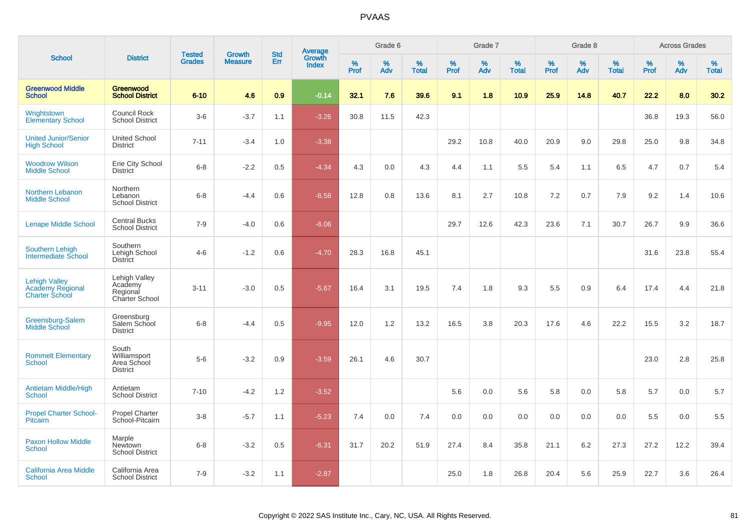# PVAAS

| School | District | Tested Grades | Growth Measure | Std Err | Average Growth Index | Grade 6 | | | Grade 7 | | | Grade 8 | | | Across Grades | | |
|---|---|---|---|---|---|---|---|---|---|---|---|---|---|---|---|---|---|
| | | | | | | % Prof | % Adv | % Total | % Prof | % Adv | % Total | % Prof | % Adv | % Total | % Prof | % Adv | % Total |
| **Greenwood Middle School** | **Greenwood School District** | **6-10** | **4.6** | **0.9** | **-0.14** | **32.1** | **7.6** | **39.6** | **9.1** | **1.8** | **10.9** | **25.9** | **14.8** | **40.7** | **22.2** | **8.0** | **30.2** |
| Wrightstown Elementary School | Council Rock School District | 3-6 | -3.7 | 1.1 | -3.26 | 30.8 | 11.5 | 42.3 | | | | | | | 36.8 | 19.3 | 56.0 |
| United Junior/Senior High School | United School District | 7-11 | -3.4 | 1.0 | -3.38 | | | | 29.2 | 10.8 | 40.0 | 20.9 | 9.0 | 29.8 | 25.0 | 9.8 | 34.8 |
| Woodrow Wilson Middle School | Erie City School District | 6-8 | -2.2 | 0.5 | -4.34 | 4.3 | 0.0 | 4.3 | 4.4 | 1.1 | 5.5 | 5.4 | 1.1 | 6.5 | 4.7 | 0.7 | 5.4 |
| Northern Lebanon Middle School | Northern Lebanon School District | 6-8 | -4.4 | 0.6 | -8.58 | 12.8 | 0.8 | 13.6 | 8.1 | 2.7 | 10.8 | 7.2 | 0.7 | 7.9 | 9.2 | 1.4 | 10.6 |
| Lenape Middle School | Central Bucks School District | 7-9 | -4.0 | 0.6 | -8.06 | | | | 29.7 | 12.6 | 42.3 | 23.6 | 7.1 | 30.7 | 26.7 | 9.9 | 36.6 |
| Southern Lehigh Intermediate School | Southern Lehigh School District | 4-6 | -1.2 | 0.6 | -4.70 | 28.3 | 16.8 | 45.1 | | | | | | | 31.6 | 23.8 | 55.4 |
| Lehigh Valley Academy Regional Charter School | Lehigh Valley Academy Regional Charter School | 3-11 | -3.0 | 0.5 | -5.67 | 16.4 | 3.1 | 19.5 | 7.4 | 1.8 | 9.3 | 5.5 | 0.9 | 6.4 | 17.4 | 4.4 | 21.8 |
| Greensburg-Salem Middle School | Greensburg Salem School District | 6-8 | -4.4 | 0.5 | -9.95 | 12.0 | 1.2 | 13.2 | 16.5 | 3.8 | 20.3 | 17.6 | 4.6 | 22.2 | 15.5 | 3.2 | 18.7 |
| Rommelt Elementary School | South Williamsport Area School District | 5-6 | -3.2 | 0.9 | -3.59 | 26.1 | 4.6 | 30.7 | | | | | | | 23.0 | 2.8 | 25.8 |
| Antietam Middle/High School | Antietam School District | 7-10 | -4.2 | 1.2 | -3.52 | | | | 5.6 | 0.0 | 5.6 | 5.8 | 0.0 | 5.8 | 5.7 | 0.0 | 5.7 |
| Propel Charter School-Pitcairn | Propel Charter School-Pitcairn | 3-8 | -5.7 | 1.1 | -5.23 | 7.4 | 0.0 | 7.4 | 0.0 | 0.0 | 0.0 | 0.0 | 0.0 | 0.0 | 5.5 | 0.0 | 5.5 |
| Paxon Hollow Middle School | Marple Newtown School District | 6-8 | -3.2 | 0.5 | -6.31 | 31.7 | 20.2 | 51.9 | 27.4 | 8.4 | 35.8 | 21.1 | 6.2 | 27.3 | 27.2 | 12.2 | 39.4 |
| California Area Middle School | California Area School District | 7-9 | -3.2 | 1.1 | -2.87 | | | | 25.0 | 1.8 | 26.8 | 20.4 | 5.6 | 25.9 | 22.7 | 3.6 | 26.4 |

Copyright © 2022 SAS Institute Inc., Cary, NC, USA. All Rights Reserved.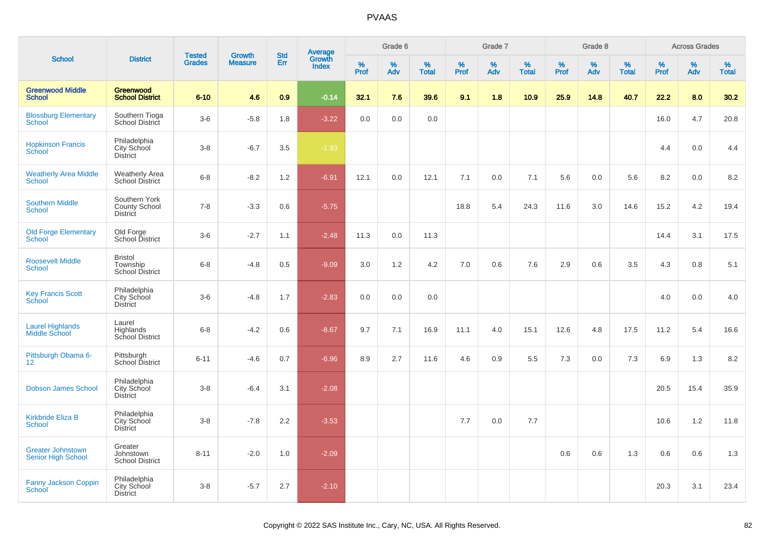# PVAAS

| School | District | Tested Grades | Growth Measure | Std Err | Average Growth Index | Grade 6 | | | Grade 7 | | | Grade 8 | | | Across Grades | | |
|---|---|---|---|---|---|---|---|---|---|---|---|---|---|---|---|---|---|
| | | | | | | % Prof | % Adv | % Total | % Prof | % Adv | % Total | % Prof | % Adv | % Total | % Prof | % Adv | % Total |
| **Greenwood Middle School** | **Greenwood School District** | **6-10** | **4.6** | **0.9** | **-0.14** | **32.1** | **7.6** | **39.6** | **9.1** | **1.8** | **10.9** | **25.9** | **14.8** | **40.7** | **22.2** | **8.0** | **30.2** |
| Blossburg Elementary School | Southern Tioga School District | 3-6 | -5.8 | 1.8 | -3.22 | 0.0 | 0.0 | 0.0 | | | | | | | 16.0 | 4.7 | 20.8 |
| Hopkinson Francis School | Philadelphia City School District | 3-8 | -6.7 | 3.5 | -1.93 | | | | | | | | | | 4.4 | 0.0 | 4.4 |
| Weatherly Area Middle School | Weatherly Area School District | 6-8 | -8.2 | 1.2 | -6.91 | 12.1 | 0.0 | 12.1 | 7.1 | 0.0 | 7.1 | 5.6 | 0.0 | 5.6 | 8.2 | 0.0 | 8.2 |
| Southern Middle School | Southern York County School District | 7-8 | -3.3 | 0.6 | -5.75 | | | | 18.8 | 5.4 | 24.3 | 11.6 | 3.0 | 14.6 | 15.2 | 4.2 | 19.4 |
| Old Forge Elementary School | Old Forge School District | 3-6 | -2.7 | 1.1 | -2.48 | 11.3 | 0.0 | 11.3 | | | | | | | 14.4 | 3.1 | 17.5 |
| Roosevelt Middle School | Bristol Township School District | 6-8 | -4.8 | 0.5 | -9.09 | 3.0 | 1.2 | 4.2 | 7.0 | 0.6 | 7.6 | 2.9 | 0.6 | 3.5 | 4.3 | 0.8 | 5.1 |
| Key Francis Scott School | Philadelphia City School District | 3-6 | -4.8 | 1.7 | -2.83 | 0.0 | 0.0 | 0.0 | | | | | | | 4.0 | 0.0 | 4.0 |
| Laurel Highlands Middle School | Laurel Highlands School District | 6-8 | -4.2 | 0.6 | -8.67 | 9.7 | 7.1 | 16.9 | 11.1 | 4.0 | 15.1 | 12.6 | 4.8 | 17.5 | 11.2 | 5.4 | 16.6 |
| Pittsburgh Obama 6-12 | Pittsburgh School District | 6-11 | -4.6 | 0.7 | -6.96 | 8.9 | 2.7 | 11.6 | 4.6 | 0.9 | 5.5 | 7.3 | 0.0 | 7.3 | 6.9 | 1.3 | 8.2 |
| Dobson James School | Philadelphia City School District | 3-8 | -6.4 | 3.1 | -2.08 | | | | | | | | | | 20.5 | 15.4 | 35.9 |
| Kirkbride Eliza B School | Philadelphia City School District | 3-8 | -7.8 | 2.2 | -3.53 | | | | 7.7 | 0.0 | 7.7 | | | | 10.6 | 1.2 | 11.8 |
| Greater Johnstown Senior High School | Greater Johnstown School District | 8-11 | -2.0 | 1.0 | -2.09 | | | | | | | 0.6 | 0.6 | 1.3 | 0.6 | 0.6 | 1.3 |
| Fanny Jackson Coppin School | Philadelphia City School District | 3-8 | -5.7 | 2.7 | -2.10 | | | | | | | | | | 20.3 | 3.1 | 23.4 |

Copyright © 2022 SAS Institute Inc., Cary, NC, USA. All Rights Reserved.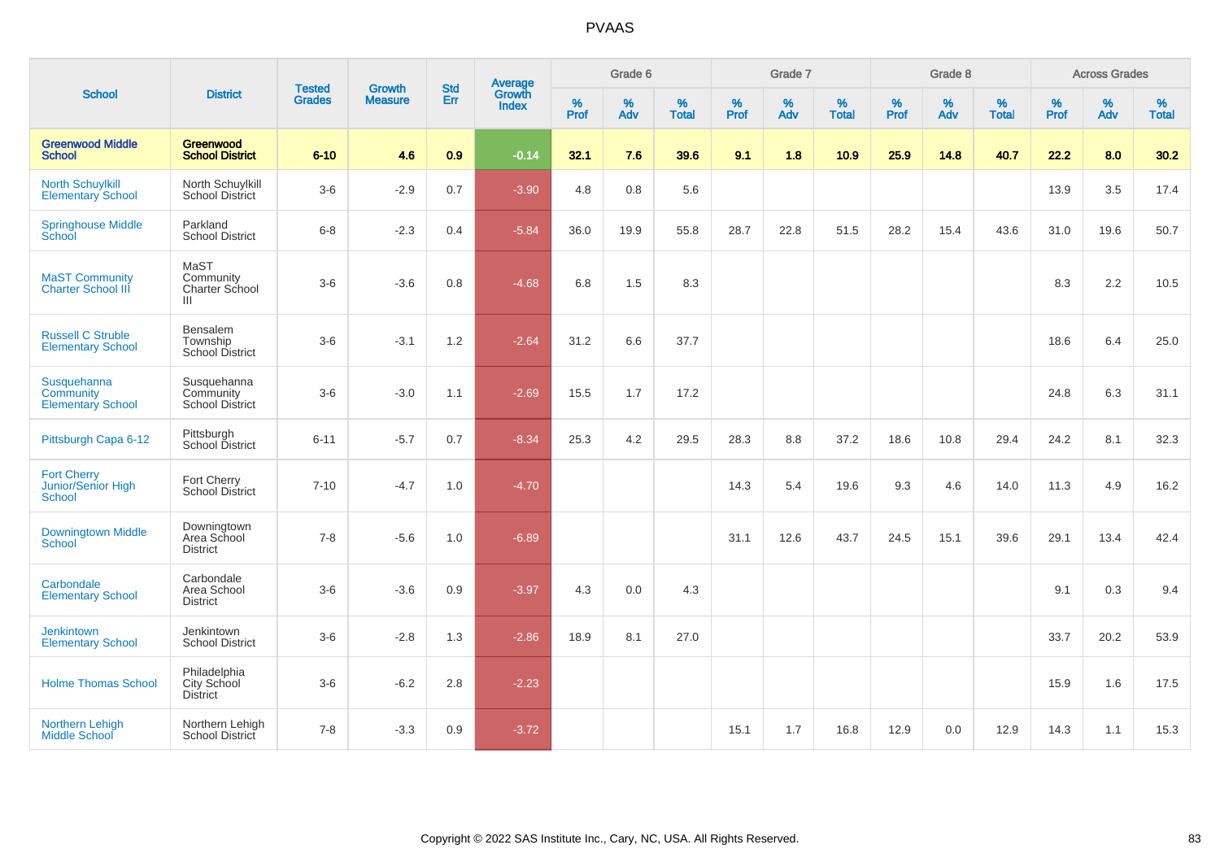# PVAAS

| School | District | Tested Grades | Growth Measure | Std Err | Average Growth Index | Grade 6 | | | Grade 7 | | | Grade 8 | | | Across Grades | | |
|---|---|---|---|---|---|---|---|---|---|---|---|---|---|---|---|---|---|
| | | | | | | % Prof | % Adv | % Total | % Prof | % Adv | % Total | % Prof | % Adv | % Total | % Prof | % Adv | % Total |
| **Greenwood Middle School** | **Greenwood School District** | **6-10** | **4.6** | **0.9** | **-0.14** | **32.1** | **7.6** | **39.6** | **9.1** | **1.8** | **10.9** | **25.9** | **14.8** | **40.7** | **22.2** | **8.0** | **30.2** |
| North Schuylkill Elementary School | North Schuylkill School District | 3-6 | -2.9 | 0.7 | -3.90 | 4.8 | 0.8 | 5.6 | | | | | | | 13.9 | 3.5 | 17.4 |
| Springhouse Middle School | Parkland School District | 6-8 | -2.3 | 0.4 | -5.84 | 36.0 | 19.9 | 55.8 | 28.7 | 22.8 | 51.5 | 28.2 | 15.4 | 43.6 | 31.0 | 19.6 | 50.7 |
| MaST Community Charter School III | MaST Community Charter School III | 3-6 | -3.6 | 0.8 | -4.68 | 6.8 | 1.5 | 8.3 | | | | | | | 8.3 | 2.2 | 10.5 |
| Russell C Struble Elementary School | Bensalem Township School District | 3-6 | -3.1 | 1.2 | -2.64 | 31.2 | 6.6 | 37.7 | | | | | | | 18.6 | 6.4 | 25.0 |
| Susquehanna Community Elementary School | Susquehanna Community School District | 3-6 | -3.0 | 1.1 | -2.69 | 15.5 | 1.7 | 17.2 | | | | | | | 24.8 | 6.3 | 31.1 |
| Pittsburgh Capa 6-12 | Pittsburgh School District | 6-11 | -5.7 | 0.7 | -8.34 | 25.3 | 4.2 | 29.5 | 28.3 | 8.8 | 37.2 | 18.6 | 10.8 | 29.4 | 24.2 | 8.1 | 32.3 |
| Fort Cherry Junior/Senior High School | Fort Cherry School District | 7-10 | -4.7 | 1.0 | -4.70 | | | | 14.3 | 5.4 | 19.6 | 9.3 | 4.6 | 14.0 | 11.3 | 4.9 | 16.2 |
| Downingtown Middle School | Downingtown Area School District | 7-8 | -5.6 | 1.0 | -6.89 | | | | 31.1 | 12.6 | 43.7 | 24.5 | 15.1 | 39.6 | 29.1 | 13.4 | 42.4 |
| Carbondale Elementary School | Carbondale Area School District | 3-6 | -3.6 | 0.9 | -3.97 | 4.3 | 0.0 | 4.3 | | | | | | | 9.1 | 0.3 | 9.4 |
| Jenkintown Elementary School | Jenkintown School District | 3-6 | -2.8 | 1.3 | -2.86 | 18.9 | 8.1 | 27.0 | | | | | | | 33.7 | 20.2 | 53.9 |
| Holme Thomas School | Philadelphia City School District | 3-6 | -6.2 | 2.8 | -2.23 | | | | | | | | | | 15.9 | 1.6 | 17.5 |
| Northern Lehigh Middle School | Northern Lehigh School District | 7-8 | -3.3 | 0.9 | -3.72 | | | | 15.1 | 1.7 | 16.8 | 12.9 | 0.0 | 12.9 | 14.3 | 1.1 | 15.3 |

Copyright © 2022 SAS Institute Inc., Cary, NC, USA. All Rights Reserved.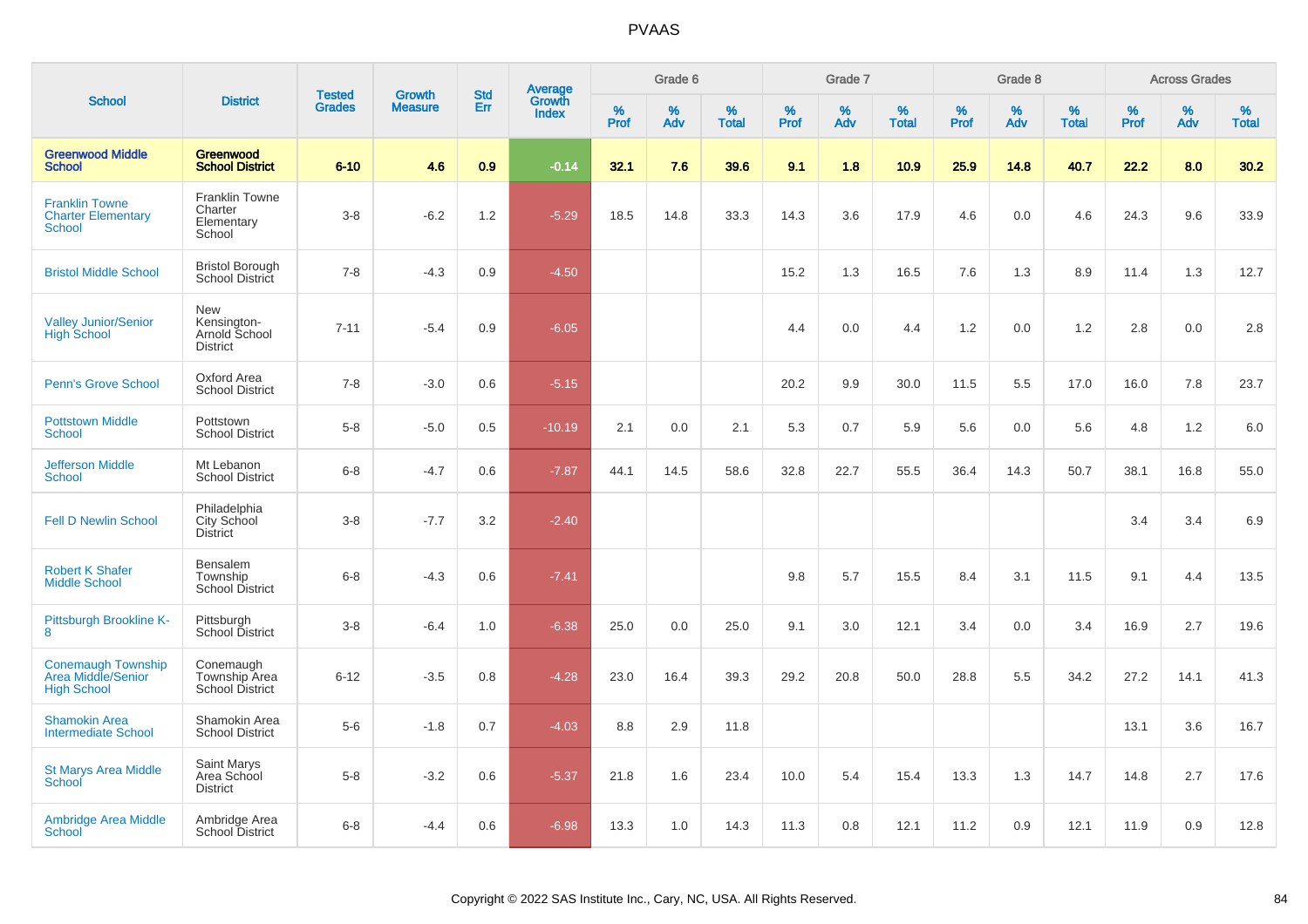# PVAAS

| School | District | Tested Grades | Growth Measure | Std Err | Average Growth Index | Grade 6 | | | Grade 7 | | | Grade 8 | | | Across Grades | | |
|---|---|---|---|---|---|---|---|---|---|---|---|---|---|---|---|---|---|
| | | | | | | % Prof | % Adv | % Total | % Prof | % Adv | % Total | % Prof | % Adv | % Total | % Prof | % Adv | % Total |
| **Greenwood Middle School** | **Greenwood School District** | **6-10** | **4.6** | **0.9** | **-0.14** | **32.1** | **7.6** | **39.6** | **9.1** | **1.8** | **10.9** | **25.9** | **14.8** | **40.7** | **22.2** | **8.0** | **30.2** |
| Franklin Towne Charter Elementary School | Franklin Towne Charter Elementary School | 3-8 | -6.2 | 1.2 | -5.29 | 18.5 | 14.8 | 33.3 | 14.3 | 3.6 | 17.9 | 4.6 | 0.0 | 4.6 | 24.3 | 9.6 | 33.9 |
| Bristol Middle School | Bristol Borough School District | 7-8 | -4.3 | 0.9 | -4.50 | | | | 15.2 | 1.3 | 16.5 | 7.6 | 1.3 | 8.9 | 11.4 | 1.3 | 12.7 |
| Valley Junior/Senior High School | New Kensington-Arnold School District | 7-11 | -5.4 | 0.9 | -6.05 | | | | 4.4 | 0.0 | 4.4 | 1.2 | 0.0 | 1.2 | 2.8 | 0.0 | 2.8 |
| Penn's Grove School | Oxford Area School District | 7-8 | -3.0 | 0.6 | -5.15 | | | | 20.2 | 9.9 | 30.0 | 11.5 | 5.5 | 17.0 | 16.0 | 7.8 | 23.7 |
| Pottstown Middle School | Pottstown School District | 5-8 | -5.0 | 0.5 | -10.19 | 2.1 | 0.0 | 2.1 | 5.3 | 0.7 | 5.9 | 5.6 | 0.0 | 5.6 | 4.8 | 1.2 | 6.0 |
| Jefferson Middle School | Mt Lebanon School District | 6-8 | -4.7 | 0.6 | -7.87 | 44.1 | 14.5 | 58.6 | 32.8 | 22.7 | 55.5 | 36.4 | 14.3 | 50.7 | 38.1 | 16.8 | 55.0 |
| Fell D Newlin School | Philadelphia City School District | 3-8 | -7.7 | 3.2 | -2.40 | | | | | | | | | | 3.4 | 3.4 | 6.9 |
| Robert K Shafer Middle School | Bensalem Township School District | 6-8 | -4.3 | 0.6 | -7.41 | | | | 9.8 | 5.7 | 15.5 | 8.4 | 3.1 | 11.5 | 9.1 | 4.4 | 13.5 |
| Pittsburgh Brookline K-8 | Pittsburgh School District | 3-8 | -6.4 | 1.0 | -6.38 | 25.0 | 0.0 | 25.0 | 9.1 | 3.0 | 12.1 | 3.4 | 0.0 | 3.4 | 16.9 | 2.7 | 19.6 |
| Conemaugh Township Area Middle/Senior High School | Conemaugh Township Area School District | 6-12 | -3.5 | 0.8 | -4.28 | 23.0 | 16.4 | 39.3 | 29.2 | 20.8 | 50.0 | 28.8 | 5.5 | 34.2 | 27.2 | 14.1 | 41.3 |
| Shamokin Area Intermediate School | Shamokin Area School District | 5-6 | -1.8 | 0.7 | -4.03 | 8.8 | 2.9 | 11.8 | | | | | | | 13.1 | 3.6 | 16.7 |
| St Marys Area Middle School | Saint Marys Area School District | 5-8 | -3.2 | 0.6 | -5.37 | 21.8 | 1.6 | 23.4 | 10.0 | 5.4 | 15.4 | 13.3 | 1.3 | 14.7 | 14.8 | 2.7 | 17.6 |
| Ambridge Area Middle School | Ambridge Area School District | 6-8 | -4.4 | 0.6 | -6.98 | 13.3 | 1.0 | 14.3 | 11.3 | 0.8 | 12.1 | 11.2 | 0.9 | 12.1 | 11.9 | 0.9 | 12.8 |

Copyright © 2022 SAS Institute Inc., Cary, NC, USA. All Rights Reserved.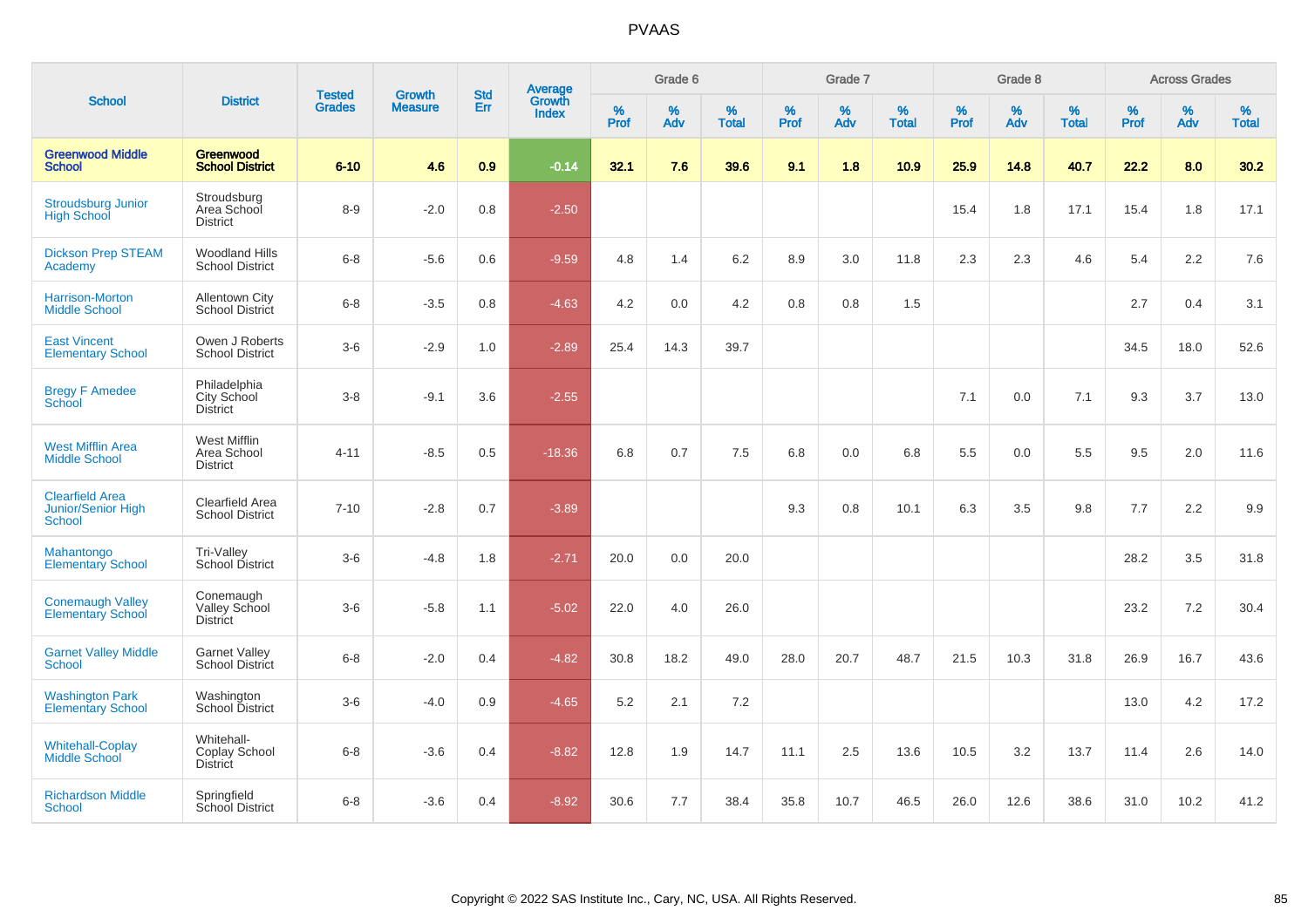# PVAAS

| School | District | Tested Grades | Growth Measure | Std Err | Average Growth Index | Grade 6 | | | Grade 7 | | | Grade 8 | | | Across Grades | | |
|---|---|---|---|---|---|---|---|---|---|---|---|---|---|---|---|---|---|
| | | | | | | % Prof | % Adv | % Total | % Prof | % Adv | % Total | % Prof | % Adv | % Total | % Prof | % Adv | % Total |
| **Greenwood Middle School** | **Greenwood School District** | **6-10** | **4.6** | **0.9** | **-0.14** | **32.1** | **7.6** | **39.6** | **9.1** | **1.8** | **10.9** | **25.9** | **14.8** | **40.7** | **22.2** | **8.0** | **30.2** |
| Stroudsburg Junior High School | Stroudsburg Area School District | 8-9 | -2.0 | 0.8 | -2.50 | | | | | | | 15.4 | 1.8 | 17.1 | 15.4 | 1.8 | 17.1 |
| Dickson Prep STEAM Academy | Woodland Hills School District | 6-8 | -5.6 | 0.6 | -9.59 | 4.8 | 1.4 | 6.2 | 8.9 | 3.0 | 11.8 | 2.3 | 2.3 | 4.6 | 5.4 | 2.2 | 7.6 |
| Harrison-Morton Middle School | Allentown City School District | 6-8 | -3.5 | 0.8 | -4.63 | 4.2 | 0.0 | 4.2 | 0.8 | 0.8 | 1.5 | | | | 2.7 | 0.4 | 3.1 |
| East Vincent Elementary School | Owen J Roberts School District | 3-6 | -2.9 | 1.0 | -2.89 | 25.4 | 14.3 | 39.7 | | | | | | | 34.5 | 18.0 | 52.6 |
| Bregy F Amedee School | Philadelphia City School District | 3-8 | -9.1 | 3.6 | -2.55 | | | | | | | 7.1 | 0.0 | 7.1 | 9.3 | 3.7 | 13.0 |
| West Mifflin Area Middle School | West Mifflin Area School District | 4-11 | -8.5 | 0.5 | -18.36 | 6.8 | 0.7 | 7.5 | 6.8 | 0.0 | 6.8 | 5.5 | 0.0 | 5.5 | 9.5 | 2.0 | 11.6 |
| Clearfield Area Junior/Senior High School | Clearfield Area School District | 7-10 | -2.8 | 0.7 | -3.89 | | | | 9.3 | 0.8 | 10.1 | 6.3 | 3.5 | 9.8 | 7.7 | 2.2 | 9.9 |
| Mahantongo Elementary School | Tri-Valley School District | 3-6 | -4.8 | 1.8 | -2.71 | 20.0 | 0.0 | 20.0 | | | | | | | 28.2 | 3.5 | 31.8 |
| Conemaugh Valley Elementary School | Conemaugh Valley School District | 3-6 | -5.8 | 1.1 | -5.02 | 22.0 | 4.0 | 26.0 | | | | | | | 23.2 | 7.2 | 30.4 |
| Garnet Valley Middle School | Garnet Valley School District | 6-8 | -2.0 | 0.4 | -4.82 | 30.8 | 18.2 | 49.0 | 28.0 | 20.7 | 48.7 | 21.5 | 10.3 | 31.8 | 26.9 | 16.7 | 43.6 |
| Washington Park Elementary School | Washington School District | 3-6 | -4.0 | 0.9 | -4.65 | 5.2 | 2.1 | 7.2 | | | | | | | 13.0 | 4.2 | 17.2 |
| Whitehall-Coplay Middle School | Whitehall-Coplay School District | 6-8 | -3.6 | 0.4 | -8.82 | 12.8 | 1.9 | 14.7 | 11.1 | 2.5 | 13.6 | 10.5 | 3.2 | 13.7 | 11.4 | 2.6 | 14.0 |
| Richardson Middle School | Springfield School District | 6-8 | -3.6 | 0.4 | -8.92 | 30.6 | 7.7 | 38.4 | 35.8 | 10.7 | 46.5 | 26.0 | 12.6 | 38.6 | 31.0 | 10.2 | 41.2 |

Copyright © 2022 SAS Institute Inc., Cary, NC, USA. All Rights Reserved.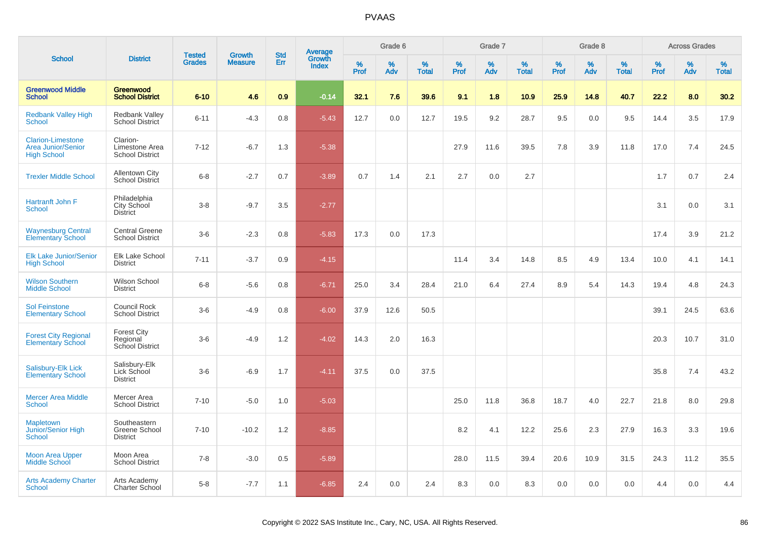# PVAAS

| School | District | Tested Grades | Growth Measure | Std Err | Average Growth Index | Grade 6 | | | Grade 7 | | | Grade 8 | | | Across Grades | | |
|---|---|---|---|---|---|---|---|---|---|---|---|---|---|---|---|---|---|
| | | | | | | % Prof | % Adv | % Total | % Prof | % Adv | % Total | % Prof | % Adv | % Total | % Prof | % Adv | % Total |
| **Greenwood Middle School** | **Greenwood School District** | **6-10** | **4.6** | **0.9** | **-0.14** | **32.1** | **7.6** | **39.6** | **9.1** | **1.8** | **10.9** | **25.9** | **14.8** | **40.7** | **22.2** | **8.0** | **30.2** |
| Redbank Valley High School | Redbank Valley School District | 6-11 | -4.3 | 0.8 | -5.43 | 12.7 | 0.0 | 12.7 | 19.5 | 9.2 | 28.7 | 9.5 | 0.0 | 9.5 | 14.4 | 3.5 | 17.9 |
| Clarion-Limestone Area Junior/Senior High School | Clarion-Limestone Area School District | 7-12 | -6.7 | 1.3 | -5.38 | | | | 27.9 | 11.6 | 39.5 | 7.8 | 3.9 | 11.8 | 17.0 | 7.4 | 24.5 |
| Trexler Middle School | Allentown City School District | 6-8 | -2.7 | 0.7 | -3.89 | 0.7 | 1.4 | 2.1 | 2.7 | 0.0 | 2.7 | | | | 1.7 | 0.7 | 2.4 |
| Hartranft John F School | Philadelphia City School District | 3-8 | -9.7 | 3.5 | -2.77 | | | | | | | | | | 3.1 | 0.0 | 3.1 |
| Waynesburg Central Elementary School | Central Greene School District | 3-6 | -2.3 | 0.8 | -5.83 | 17.3 | 0.0 | 17.3 | | | | | | | 17.4 | 3.9 | 21.2 |
| Elk Lake Junior/Senior High School | Elk Lake School District | 7-11 | -3.7 | 0.9 | -4.15 | | | | 11.4 | 3.4 | 14.8 | 8.5 | 4.9 | 13.4 | 10.0 | 4.1 | 14.1 |
| Wilson Southern Middle School | Wilson School District | 6-8 | -5.6 | 0.8 | -6.71 | 25.0 | 3.4 | 28.4 | 21.0 | 6.4 | 27.4 | 8.9 | 5.4 | 14.3 | 19.4 | 4.8 | 24.3 |
| Sol Feinstone Elementary School | Council Rock School District | 3-6 | -4.9 | 0.8 | -6.00 | 37.9 | 12.6 | 50.5 | | | | | | | 39.1 | 24.5 | 63.6 |
| Forest City Regional Elementary School | Forest City Regional School District | 3-6 | -4.9 | 1.2 | -4.02 | 14.3 | 2.0 | 16.3 | | | | | | | 20.3 | 10.7 | 31.0 |
| Salisbury-Elk Lick Elementary School | Salisbury-Elk Lick School District | 3-6 | -6.9 | 1.7 | -4.11 | 37.5 | 0.0 | 37.5 | | | | | | | 35.8 | 7.4 | 43.2 |
| Mercer Area Middle School | Mercer Area School District | 7-10 | -5.0 | 1.0 | -5.03 | | | | 25.0 | 11.8 | 36.8 | 18.7 | 4.0 | 22.7 | 21.8 | 8.0 | 29.8 |
| Mapletown Junior/Senior High School | Southeastern Greene School District | 7-10 | -10.2 | 1.2 | -8.85 | | | | 8.2 | 4.1 | 12.2 | 25.6 | 2.3 | 27.9 | 16.3 | 3.3 | 19.6 |
| Moon Area Upper Middle School | Moon Area School District | 7-8 | -3.0 | 0.5 | -5.89 | | | | 28.0 | 11.5 | 39.4 | 20.6 | 10.9 | 31.5 | 24.3 | 11.2 | 35.5 |
| Arts Academy Charter School | Arts Academy Charter School | 5-8 | -7.7 | 1.1 | -6.85 | 2.4 | 0.0 | 2.4 | 8.3 | 0.0 | 8.3 | 0.0 | 0.0 | 0.0 | 4.4 | 0.0 | 4.4 |

Copyright © 2022 SAS Institute Inc., Cary, NC, USA. All Rights Reserved.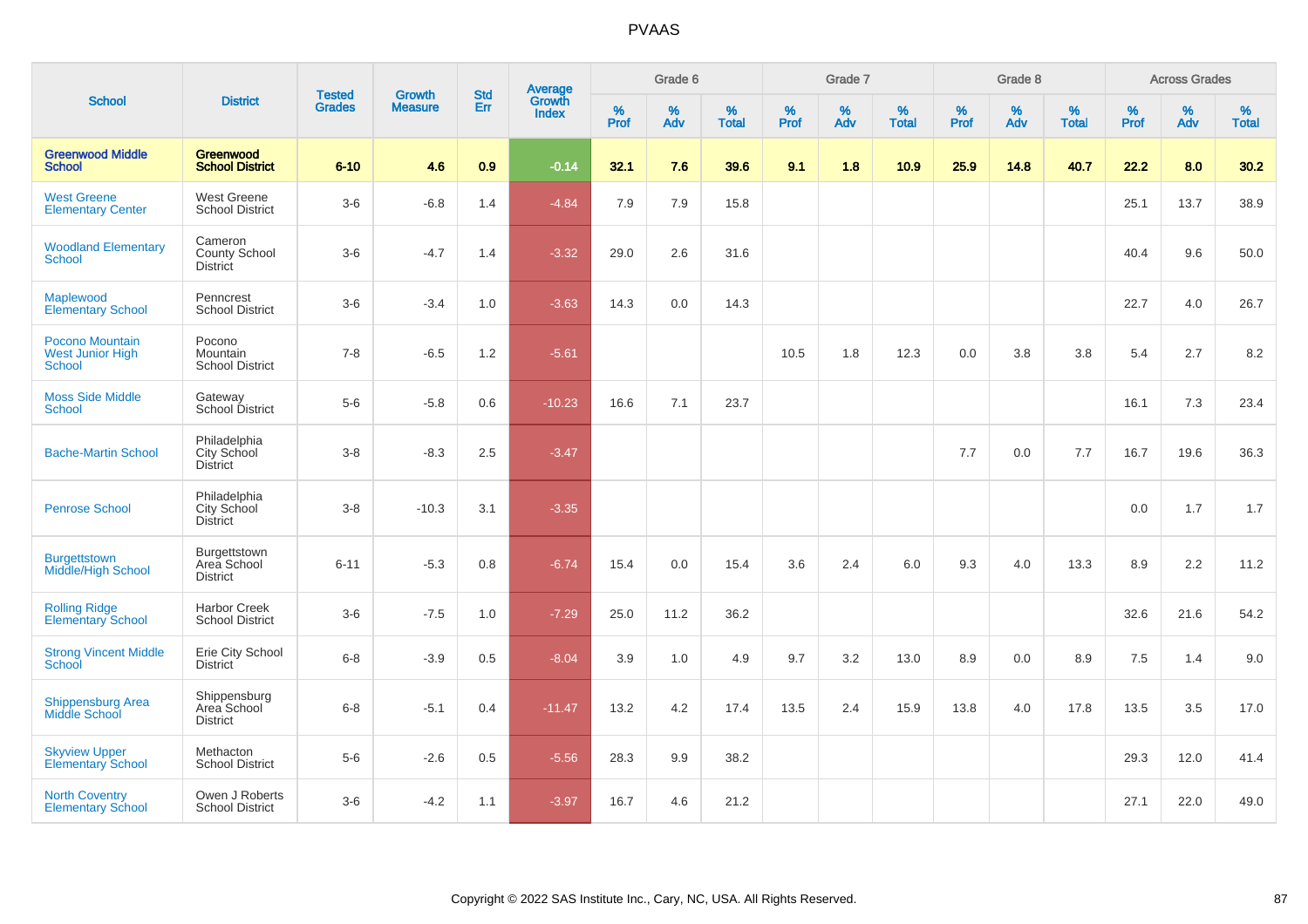# PVAAS

| School | District | Tested Grades | Growth Measure | Std Err | Average Growth Index | Grade 6 | | | Grade 7 | | | Grade 8 | | | Across Grades | | |
|---|---|---|---|---|---|---|---|---|---|---|---|---|---|---|---|---|---|
| | | | | | | % Prof | % Adv | % Total | % Prof | % Adv | % Total | % Prof | % Adv | % Total | % Prof | % Adv | % Total |
| **Greenwood Middle School** | **Greenwood School District** | **6-10** | **4.6** | **0.9** | **-0.14** | **32.1** | **7.6** | **39.6** | **9.1** | **1.8** | **10.9** | **25.9** | **14.8** | **40.7** | **22.2** | **8.0** | **30.2** |
| West Greene Elementary Center | West Greene School District | 3-6 | -6.8 | 1.4 | -4.84 | 7.9 | 7.9 | 15.8 | | | | | | | 25.1 | 13.7 | 38.9 |
| Woodland Elementary School | Cameron County School District | 3-6 | -4.7 | 1.4 | -3.32 | 29.0 | 2.6 | 31.6 | | | | | | | 40.4 | 9.6 | 50.0 |
| Maplewood Elementary School | Penncrest School District | 3-6 | -3.4 | 1.0 | -3.63 | 14.3 | 0.0 | 14.3 | | | | | | | 22.7 | 4.0 | 26.7 |
| Pocono Mountain West Junior High School | Pocono Mountain School District | 7-8 | -6.5 | 1.2 | -5.61 | | | | 10.5 | 1.8 | 12.3 | 0.0 | 3.8 | 3.8 | 5.4 | 2.7 | 8.2 |
| Moss Side Middle School | Gateway School District | 5-6 | -5.8 | 0.6 | -10.23 | 16.6 | 7.1 | 23.7 | | | | | | | 16.1 | 7.3 | 23.4 |
| Bache-Martin School | Philadelphia City School District | 3-8 | -8.3 | 2.5 | -3.47 | | | | | | | 7.7 | 0.0 | 7.7 | 16.7 | 19.6 | 36.3 |
| Penrose School | Philadelphia City School District | 3-8 | -10.3 | 3.1 | -3.35 | | | | | | | | | | 0.0 | 1.7 | 1.7 |
| Burgettstown Middle/High School | Burgettstown Area School District | 6-11 | -5.3 | 0.8 | -6.74 | 15.4 | 0.0 | 15.4 | 3.6 | 2.4 | 6.0 | 9.3 | 4.0 | 13.3 | 8.9 | 2.2 | 11.2 |
| Rolling Ridge Elementary School | Harbor Creek School District | 3-6 | -7.5 | 1.0 | -7.29 | 25.0 | 11.2 | 36.2 | | | | | | | 32.6 | 21.6 | 54.2 |
| Strong Vincent Middle School | Erie City School District | 6-8 | -3.9 | 0.5 | -8.04 | 3.9 | 1.0 | 4.9 | 9.7 | 3.2 | 13.0 | 8.9 | 0.0 | 8.9 | 7.5 | 1.4 | 9.0 |
| Shippensburg Area Middle School | Shippensburg Area School District | 6-8 | -5.1 | 0.4 | -11.47 | 13.2 | 4.2 | 17.4 | 13.5 | 2.4 | 15.9 | 13.8 | 4.0 | 17.8 | 13.5 | 3.5 | 17.0 |
| Skyview Upper Elementary School | Methacton School District | 5-6 | -2.6 | 0.5 | -5.56 | 28.3 | 9.9 | 38.2 | | | | | | | 29.3 | 12.0 | 41.4 |
| North Coventry Elementary School | Owen J Roberts School District | 3-6 | -4.2 | 1.1 | -3.97 | 16.7 | 4.6 | 21.2 | | | | | | | 27.1 | 22.0 | 49.0 |

Copyright © 2022 SAS Institute Inc., Cary, NC, USA. All Rights Reserved.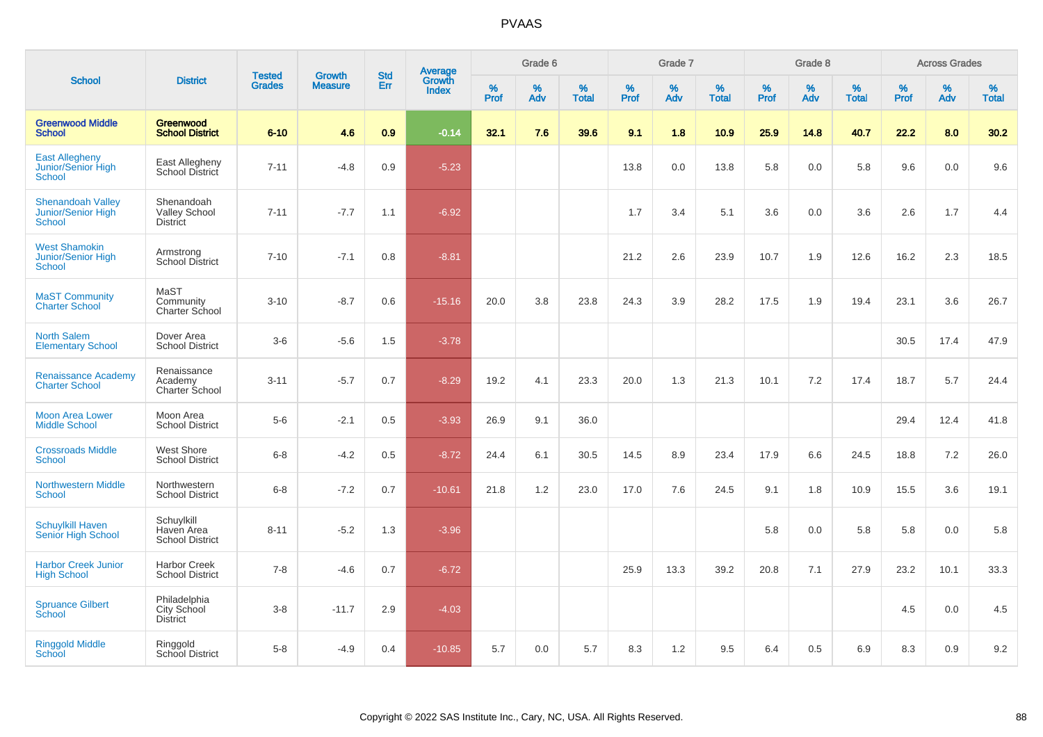# PVAAS

| School | District | Tested Grades | Growth Measure | Std Err | Average Growth Index | Grade 6 | | | Grade 7 | | | Grade 8 | | | Across Grades | | |
|---|---|---|---|---|---|---|---|---|---|---|---|---|---|---|---|---|---|
| | | | | | | % Prof | % Adv | % Total | % Prof | % Adv | % Total | % Prof | % Adv | % Total | % Prof | % Adv | % Total |
| **Greenwood Middle School** | **Greenwood School District** | **6-10** | **4.6** | **0.9** | **-0.14** | **32.1** | **7.6** | **39.6** | **9.1** | **1.8** | **10.9** | **25.9** | **14.8** | **40.7** | **22.2** | **8.0** | **30.2** |
| East Allegheny Junior/Senior High School | East Allegheny School District | 7-11 | -4.8 | 0.9 | -5.23 | | | | 13.8 | 0.0 | 13.8 | 5.8 | 0.0 | 5.8 | 9.6 | 0.0 | 9.6 |
| Shenandoah Valley Junior/Senior High School | Shenandoah Valley School District | 7-11 | -7.7 | 1.1 | -6.92 | | | | 1.7 | 3.4 | 5.1 | 3.6 | 0.0 | 3.6 | 2.6 | 1.7 | 4.4 |
| West Shamokin Junior/Senior High School | Armstrong School District | 7-10 | -7.1 | 0.8 | -8.81 | | | | 21.2 | 2.6 | 23.9 | 10.7 | 1.9 | 12.6 | 16.2 | 2.3 | 18.5 |
| MaST Community Charter School | MaST Community Charter School | 3-10 | -8.7 | 0.6 | -15.16 | 20.0 | 3.8 | 23.8 | 24.3 | 3.9 | 28.2 | 17.5 | 1.9 | 19.4 | 23.1 | 3.6 | 26.7 |
| North Salem Elementary School | Dover Area School District | 3-6 | -5.6 | 1.5 | -3.78 | | | | | | | | | | 30.5 | 17.4 | 47.9 |
| Renaissance Academy Charter School | Renaissance Academy Charter School | 3-11 | -5.7 | 0.7 | -8.29 | 19.2 | 4.1 | 23.3 | 20.0 | 1.3 | 21.3 | 10.1 | 7.2 | 17.4 | 18.7 | 5.7 | 24.4 |
| Moon Area Lower Middle School | Moon Area School District | 5-6 | -2.1 | 0.5 | -3.93 | 26.9 | 9.1 | 36.0 | | | | | | | 29.4 | 12.4 | 41.8 |
| Crossroads Middle School | West Shore School District | 6-8 | -4.2 | 0.5 | -8.72 | 24.4 | 6.1 | 30.5 | 14.5 | 8.9 | 23.4 | 17.9 | 6.6 | 24.5 | 18.8 | 7.2 | 26.0 |
| Northwestern Middle School | Northwestern School District | 6-8 | -7.2 | 0.7 | -10.61 | 21.8 | 1.2 | 23.0 | 17.0 | 7.6 | 24.5 | 9.1 | 1.8 | 10.9 | 15.5 | 3.6 | 19.1 |
| Schuylkill Haven Senior High School | Schuylkill Haven Area School District | 8-11 | -5.2 | 1.3 | -3.96 | | | | | | | 5.8 | 0.0 | 5.8 | 5.8 | 0.0 | 5.8 |
| Harbor Creek Junior High School | Harbor Creek School District | 7-8 | -4.6 | 0.7 | -6.72 | | | | 25.9 | 13.3 | 39.2 | 20.8 | 7.1 | 27.9 | 23.2 | 10.1 | 33.3 |
| Spruance Gilbert School | Philadelphia City School District | 3-8 | -11.7 | 2.9 | -4.03 | | | | | | | | | | 4.5 | 0.0 | 4.5 |
| Ringgold Middle School | Ringgold School District | 5-8 | -4.9 | 0.4 | -10.85 | 5.7 | 0.0 | 5.7 | 8.3 | 1.2 | 9.5 | 6.4 | 0.5 | 6.9 | 8.3 | 0.9 | 9.2 |

Copyright © 2022 SAS Institute Inc., Cary, NC, USA. All Rights Reserved.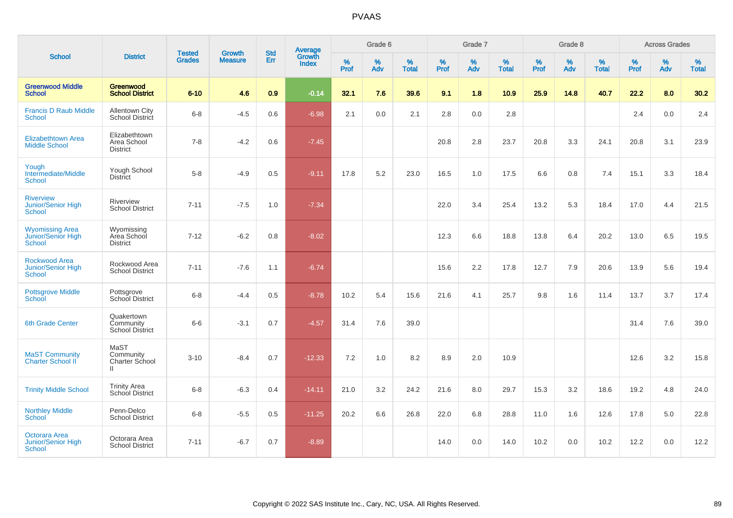# PVAAS

| School | District | Tested Grades | Growth Measure | Std Err | Average Growth Index | Grade 6 | | | Grade 7 | | | Grade 8 | | | Across Grades | | |
|---|---|---|---|---|---|---|---|---|---|---|---|---|---|---|---|---|---|
| | | | | | | % Prof | % Adv | % Total | % Prof | % Adv | % Total | % Prof | % Adv | % Total | % Prof | % Adv | % Total |
| **Greenwood Middle School** | **Greenwood School District** | **6-10** | **4.6** | **0.9** | **-0.14** | **32.1** | **7.6** | **39.6** | **9.1** | **1.8** | **10.9** | **25.9** | **14.8** | **40.7** | **22.2** | **8.0** | **30.2** |
| Francis D Raub Middle School | Allentown City School District | 6-8 | -4.5 | 0.6 | -6.98 | 2.1 | 0.0 | 2.1 | 2.8 | 0.0 | 2.8 | | | | 2.4 | 0.0 | 2.4 |
| Elizabethtown Area Middle School | Elizabethtown Area School District | 7-8 | -4.2 | 0.6 | -7.45 | | | | 20.8 | 2.8 | 23.7 | 20.8 | 3.3 | 24.1 | 20.8 | 3.1 | 23.9 |
| Yough Intermediate/Middle School | Yough School District | 5-8 | -4.9 | 0.5 | -9.11 | 17.8 | 5.2 | 23.0 | 16.5 | 1.0 | 17.5 | 6.6 | 0.8 | 7.4 | 15.1 | 3.3 | 18.4 |
| Riverview Junior/Senior High School | Riverview School District | 7-11 | -7.5 | 1.0 | -7.34 | | | | 22.0 | 3.4 | 25.4 | 13.2 | 5.3 | 18.4 | 17.0 | 4.4 | 21.5 |
| Wyomissing Area Junior/Senior High School | Wyomissing Area School District | 7-12 | -6.2 | 0.8 | -8.02 | | | | 12.3 | 6.6 | 18.8 | 13.8 | 6.4 | 20.2 | 13.0 | 6.5 | 19.5 |
| Rockwood Area Junior/Senior High School | Rockwood Area School District | 7-11 | -7.6 | 1.1 | -6.74 | | | | 15.6 | 2.2 | 17.8 | 12.7 | 7.9 | 20.6 | 13.9 | 5.6 | 19.4 |
| Pottsgrove Middle School | Pottsgrove School District | 6-8 | -4.4 | 0.5 | -8.78 | 10.2 | 5.4 | 15.6 | 21.6 | 4.1 | 25.7 | 9.8 | 1.6 | 11.4 | 13.7 | 3.7 | 17.4 |
| 6th Grade Center | Quakertown Community School District | 6-6 | -3.1 | 0.7 | -4.57 | 31.4 | 7.6 | 39.0 | | | | | | | 31.4 | 7.6 | 39.0 |
| MaST Community Charter School II | MaST Community Charter School II | 3-10 | -8.4 | 0.7 | -12.33 | 7.2 | 1.0 | 8.2 | 8.9 | 2.0 | 10.9 | | | | 12.6 | 3.2 | 15.8 |
| Trinity Middle School | Trinity Area School District | 6-8 | -6.3 | 0.4 | -14.11 | 21.0 | 3.2 | 24.2 | 21.6 | 8.0 | 29.7 | 15.3 | 3.2 | 18.6 | 19.2 | 4.8 | 24.0 |
| Northley Middle School | Penn-Delco School District | 6-8 | -5.5 | 0.5 | -11.25 | 20.2 | 6.6 | 26.8 | 22.0 | 6.8 | 28.8 | 11.0 | 1.6 | 12.6 | 17.8 | 5.0 | 22.8 |
| Octorara Area Junior/Senior High School | Octorara Area School District | 7-11 | -6.7 | 0.7 | -8.89 | | | | 14.0 | 0.0 | 14.0 | 10.2 | 0.0 | 10.2 | 12.2 | 0.0 | 12.2 |

Copyright © 2022 SAS Institute Inc., Cary, NC, USA. All Rights Reserved.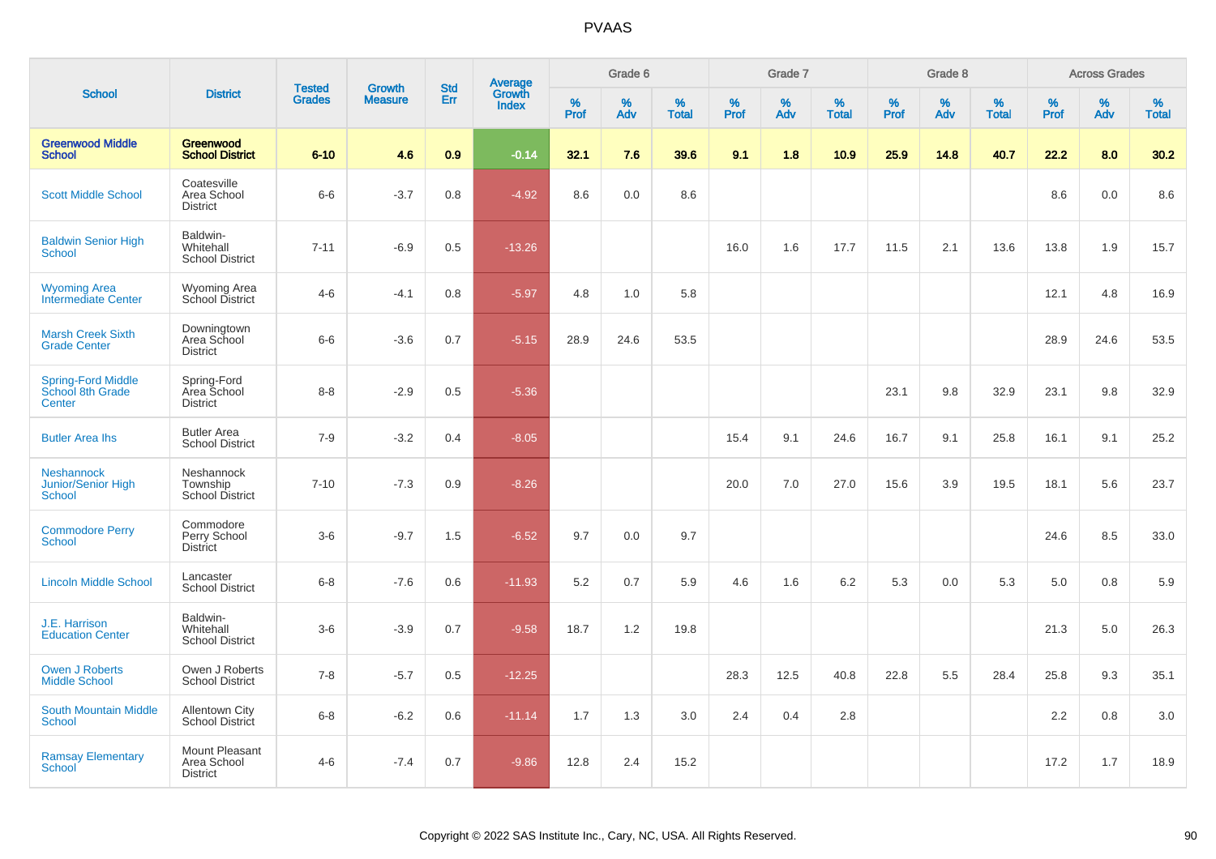# PVAAS

| School | District | Tested Grades | Growth Measure | Std Err | Average Growth Index | Grade 6 | | | Grade 7 | | | Grade 8 | | | Across Grades | | |
|---|---|---|---|---|---|---|---|---|---|---|---|---|---|---|---|---|---|
| | | | | | | % Prof | % Adv | % Total | % Prof | % Adv | % Total | % Prof | % Adv | % Total | % Prof | % Adv | % Total |
| **Greenwood Middle School** | **Greenwood School District** | **6-10** | **4.6** | **0.9** | **-0.14** | **32.1** | **7.6** | **39.6** | **9.1** | **1.8** | **10.9** | **25.9** | **14.8** | **40.7** | **22.2** | **8.0** | **30.2** |
| Scott Middle School | Coatesville Area School District | 6-6 | -3.7 | 0.8 | -4.92 | 8.6 | 0.0 | 8.6 | | | | | | | 8.6 | 0.0 | 8.6 |
| Baldwin Senior High School | Baldwin-Whitehall School District | 7-11 | -6.9 | 0.5 | -13.26 | | | | 16.0 | 1.6 | 17.7 | 11.5 | 2.1 | 13.6 | 13.8 | 1.9 | 15.7 |
| Wyoming Area Intermediate Center | Wyoming Area School District | 4-6 | -4.1 | 0.8 | -5.97 | 4.8 | 1.0 | 5.8 | | | | | | | 12.1 | 4.8 | 16.9 |
| Marsh Creek Sixth Grade Center | Downingtown Area School District | 6-6 | -3.6 | 0.7 | -5.15 | 28.9 | 24.6 | 53.5 | | | | | | | 28.9 | 24.6 | 53.5 |
| Spring-Ford Middle School 8th Grade Center | Spring-Ford Area School District | 8-8 | -2.9 | 0.5 | -5.36 | | | | | | | 23.1 | 9.8 | 32.9 | 23.1 | 9.8 | 32.9 |
| Butler Area Ihs | Butler Area School District | 7-9 | -3.2 | 0.4 | -8.05 | | | | 15.4 | 9.1 | 24.6 | 16.7 | 9.1 | 25.8 | 16.1 | 9.1 | 25.2 |
| Neshannock Junior/Senior High School | Neshannock Township School District | 7-10 | -7.3 | 0.9 | -8.26 | | | | 20.0 | 7.0 | 27.0 | 15.6 | 3.9 | 19.5 | 18.1 | 5.6 | 23.7 |
| Commodore Perry School | Commodore Perry School District | 3-6 | -9.7 | 1.5 | -6.52 | 9.7 | 0.0 | 9.7 | | | | | | | 24.6 | 8.5 | 33.0 |
| Lincoln Middle School | Lancaster School District | 6-8 | -7.6 | 0.6 | -11.93 | 5.2 | 0.7 | 5.9 | 4.6 | 1.6 | 6.2 | 5.3 | 0.0 | 5.3 | 5.0 | 0.8 | 5.9 |
| J.E. Harrison Education Center | Baldwin-Whitehall School District | 3-6 | -3.9 | 0.7 | -9.58 | 18.7 | 1.2 | 19.8 | | | | | | | 21.3 | 5.0 | 26.3 |
| Owen J Roberts Middle School | Owen J Roberts School District | 7-8 | -5.7 | 0.5 | -12.25 | | | | 28.3 | 12.5 | 40.8 | 22.8 | 5.5 | 28.4 | 25.8 | 9.3 | 35.1 |
| South Mountain Middle School | Allentown City School District | 6-8 | -6.2 | 0.6 | -11.14 | 1.7 | 1.3 | 3.0 | 2.4 | 0.4 | 2.8 | | | | 2.2 | 0.8 | 3.0 |
| Ramsay Elementary School | Mount Pleasant Area School District | 4-6 | -7.4 | 0.7 | -9.86 | 12.8 | 2.4 | 15.2 | | | | | | | 17.2 | 1.7 | 18.9 |

Copyright © 2022 SAS Institute Inc., Cary, NC, USA. All Rights Reserved.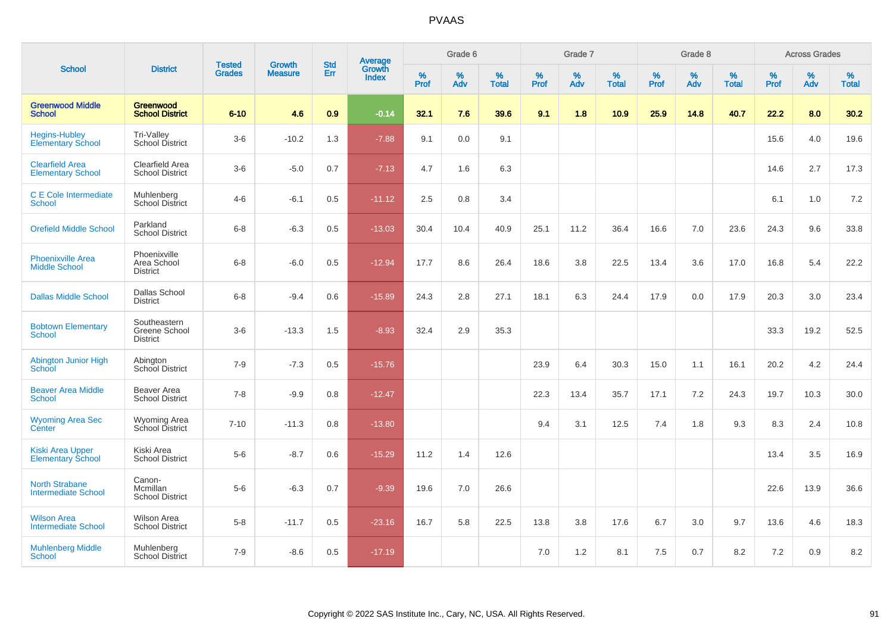# PVAAS

| School | District | Tested Grades | Growth Measure | Std Err | Average Growth Index | Grade 6 | | | Grade 7 | | | Grade 8 | | | Across Grades | | |
|---|---|---|---|---|---|---|---|---|---|---|---|---|---|---|---|---|---|
| | | | | | | % Prof | % Adv | % Total | % Prof | % Adv | % Total | % Prof | % Adv | % Total | % Prof | % Adv | % Total |
| **Greenwood Middle School** | **Greenwood School District** | **6-10** | **4.6** | **0.9** | **-0.14** | **32.1** | **7.6** | **39.6** | **9.1** | **1.8** | **10.9** | **25.9** | **14.8** | **40.7** | **22.2** | **8.0** | **30.2** |
| Hegins-Hubley Elementary School | Tri-Valley School District | 3-6 | -10.2 | 1.3 | -7.88 | 9.1 | 0.0 | 9.1 | | | | | | | 15.6 | 4.0 | 19.6 |
| Clearfield Area Elementary School | Clearfield Area School District | 3-6 | -5.0 | 0.7 | -7.13 | 4.7 | 1.6 | 6.3 | | | | | | | 14.6 | 2.7 | 17.3 |
| C E Cole Intermediate School | Muhlenberg School District | 4-6 | -6.1 | 0.5 | -11.12 | 2.5 | 0.8 | 3.4 | | | | | | | 6.1 | 1.0 | 7.2 |
| Orefield Middle School | Parkland School District | 6-8 | -6.3 | 0.5 | -13.03 | 30.4 | 10.4 | 40.9 | 25.1 | 11.2 | 36.4 | 16.6 | 7.0 | 23.6 | 24.3 | 9.6 | 33.8 |
| Phoenixville Area Middle School | Phoenixville Area School District | 6-8 | -6.0 | 0.5 | -12.94 | 17.7 | 8.6 | 26.4 | 18.6 | 3.8 | 22.5 | 13.4 | 3.6 | 17.0 | 16.8 | 5.4 | 22.2 |
| Dallas Middle School | Dallas School District | 6-8 | -9.4 | 0.6 | -15.89 | 24.3 | 2.8 | 27.1 | 18.1 | 6.3 | 24.4 | 17.9 | 0.0 | 17.9 | 20.3 | 3.0 | 23.4 |
| Bobtown Elementary School | Southeastern Greene School District | 3-6 | -13.3 | 1.5 | -8.93 | 32.4 | 2.9 | 35.3 | | | | | | | 33.3 | 19.2 | 52.5 |
| Abington Junior High School | Abington School District | 7-9 | -7.3 | 0.5 | -15.76 | | | | 23.9 | 6.4 | 30.3 | 15.0 | 1.1 | 16.1 | 20.2 | 4.2 | 24.4 |
| Beaver Area Middle School | Beaver Area School District | 7-8 | -9.9 | 0.8 | -12.47 | | | | 22.3 | 13.4 | 35.7 | 17.1 | 7.2 | 24.3 | 19.7 | 10.3 | 30.0 |
| Wyoming Area Sec Center | Wyoming Area School District | 7-10 | -11.3 | 0.8 | -13.80 | | | | 9.4 | 3.1 | 12.5 | 7.4 | 1.8 | 9.3 | 8.3 | 2.4 | 10.8 |
| Kiski Area Upper Elementary School | Kiski Area School District | 5-6 | -8.7 | 0.6 | -15.29 | 11.2 | 1.4 | 12.6 | | | | | | | 13.4 | 3.5 | 16.9 |
| North Strabane Intermediate School | Canon-Mcmillan School District | 5-6 | -6.3 | 0.7 | -9.39 | 19.6 | 7.0 | 26.6 | | | | | | | 22.6 | 13.9 | 36.6 |
| Wilson Area Intermediate School | Wilson Area School District | 5-8 | -11.7 | 0.5 | -23.16 | 16.7 | 5.8 | 22.5 | 13.8 | 3.8 | 17.6 | 6.7 | 3.0 | 9.7 | 13.6 | 4.6 | 18.3 |
| Muhlenberg Middle School | Muhlenberg School District | 7-9 | -8.6 | 0.5 | -17.19 | | | | 7.0 | 1.2 | 8.1 | 7.5 | 0.7 | 8.2 | 7.2 | 0.9 | 8.2 |

Copyright © 2022 SAS Institute Inc., Cary, NC, USA. All Rights Reserved.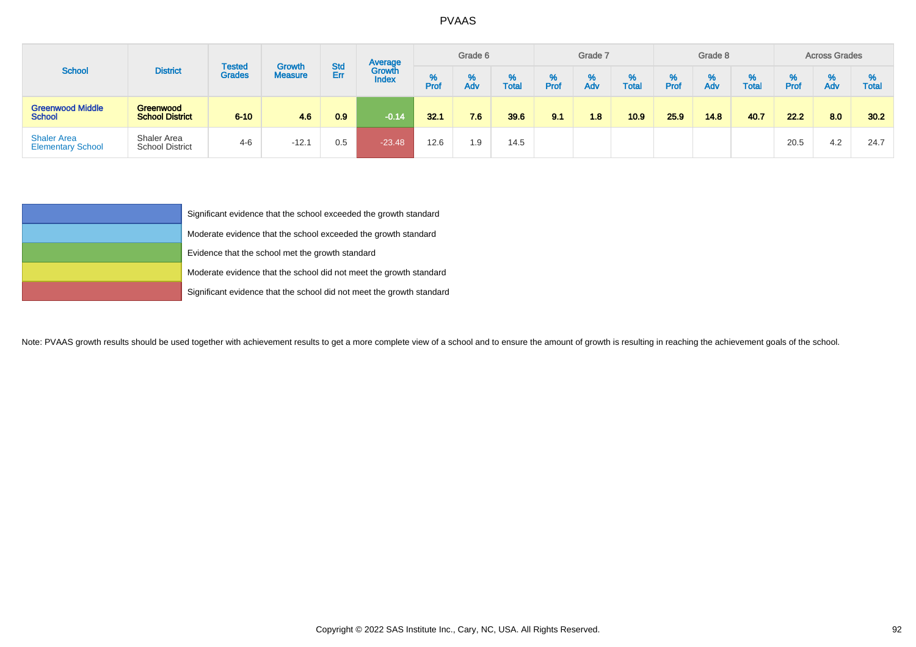# PVAAS

| School | District | Tested Grades | Growth Measure | Std Err | Average Growth Index | Grade 6 | | | Grade 7 | | | Grade 8 | | | Across Grades | | |
|---|---|---|---|---|---|---|---|---|---|---|---|---|---|---|---|---|---|
| | | | | | | % Prof | % Adv | % Total | % Prof | % Adv | % Total | % Prof | % Adv | % Total | % Prof | % Adv | % Total |
| **Greenwood Middle School** | **Greenwood School District** | **6-10** | **4.6** | **0.9** | **-0.14** | **32.1** | **7.6** | **39.6** | **9.1** | **1.8** | **10.9** | **25.9** | **14.8** | **40.7** | **22.2** | **8.0** | **30.2** |
| Shaler Area Elementary School | Shaler Area School District | 4-6 | -12.1 | 0.5 | -23.48 | 12.6 | 1.9 | 14.5 | | | | | | | 20.5 | 4.2 | 24.7 |

Significant evidence that the school exceeded the growth standard

Moderate evidence that the school exceeded the growth standard

Evidence that the school met the growth standard

Moderate evidence that the school did not meet the growth standard

Significant evidence that the school did not meet the growth standard

Note: PVAAS growth results should be used together with achievement results to get a more complete view of a school and to ensure the amount of growth is resulting in reaching the achievement goals of the school.

Copyright © 2022 SAS Institute Inc., Cary, NC, USA. All Rights Reserved.